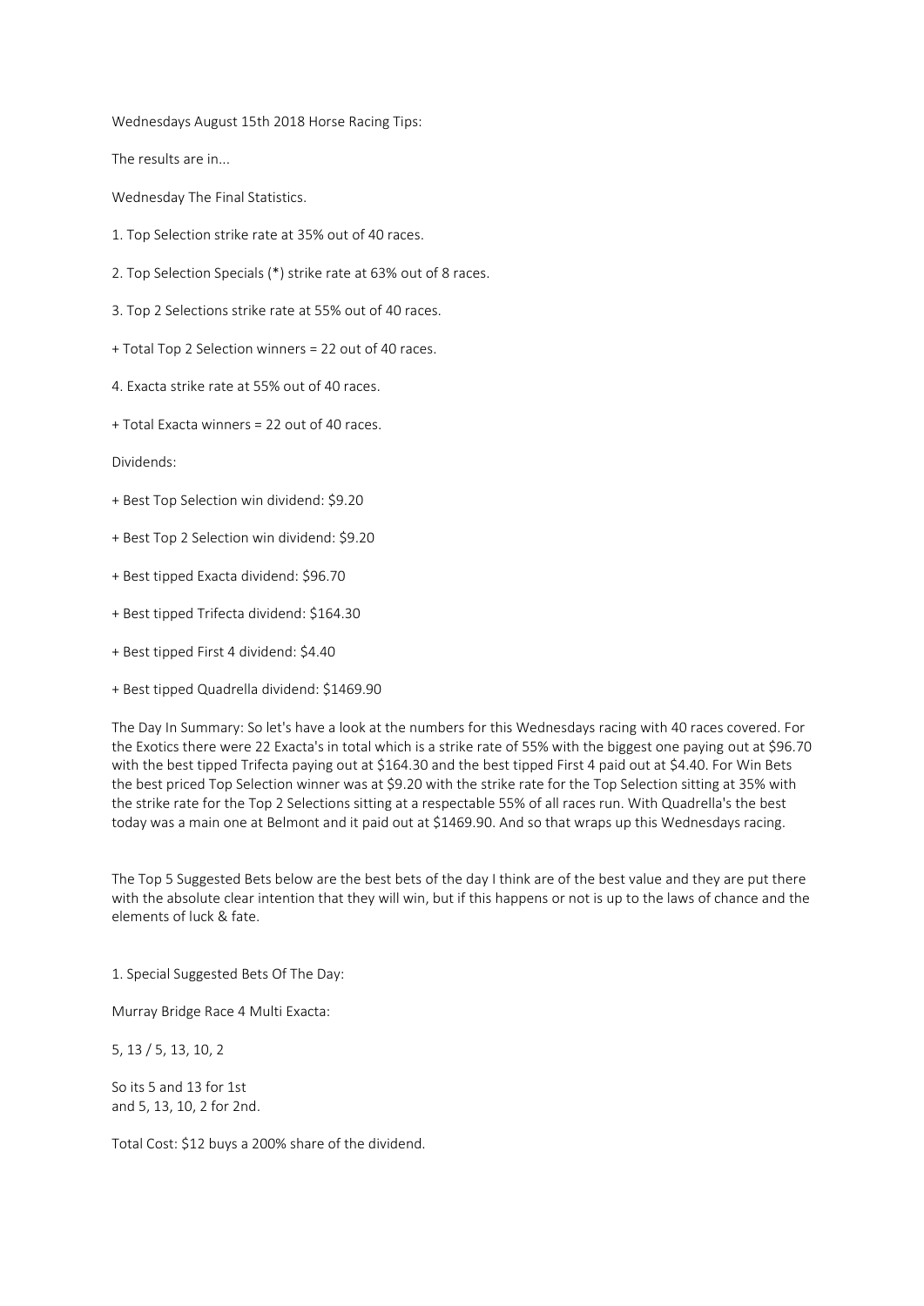Wednesdays August 15th 2018 Horse Racing Tips:

The results are in...

Wednesday The Final Statistics.

1. Top Selection strike rate at 35% out of 40 races.

2. Top Selection Specials (*) strike rate at 63% out of 8 races.

3. Top 2 Selections strike rate at 55% out of 40 races.

+ Total Top 2 Selection winners = 22 out of 40 races.

4. Exacta strike rate at 55% out of 40 races.

+ Total Exacta winners = 22 out of 40 races.

Dividends:

+ Best Top Selection win dividend: $9.20

+ Best Top 2 Selection win dividend: $9.20

+ Best tipped Exacta dividend: $96.70

+ Best tipped Trifecta dividend: $164.30

+ Best tipped First 4 dividend: $4.40

+ Best tipped Quadrella dividend: $1469.90

The Day In Summary: So let's have a look at the numbers for this Wednesdays racing with 40 races covered. For the Exotics there were 22 Exacta's in total which is a strike rate of 55% with the biggest one paying out at $96.70 with the best tipped Trifecta paying out at $164.30 and the best tipped First 4 paid out at $4.40. For Win Bets the best priced Top Selection winner was at $9.20 with the strike rate for the Top Selection sitting at 35% with the strike rate for the Top 2 Selections sitting at a respectable 55% of all races run. With Quadrella's the best today was a main one at Belmont and it paid out at $1469.90. And so that wraps up this Wednesdays racing.

The Top 5 Suggested Bets below are the best bets of the day I think are of the best value and they are put there with the absolute clear intention that they will win, but if this happens or not is up to the laws of chance and the elements of luck & fate.

1. Special Suggested Bets Of The Day:

Murray Bridge Race 4 Multi Exacta:

5, 13 / 5, 13, 10, 2

So its 5 and 13 for 1st
and 5, 13, 10, 2 for 2nd.

Total Cost: $12 buys a 200% share of the dividend.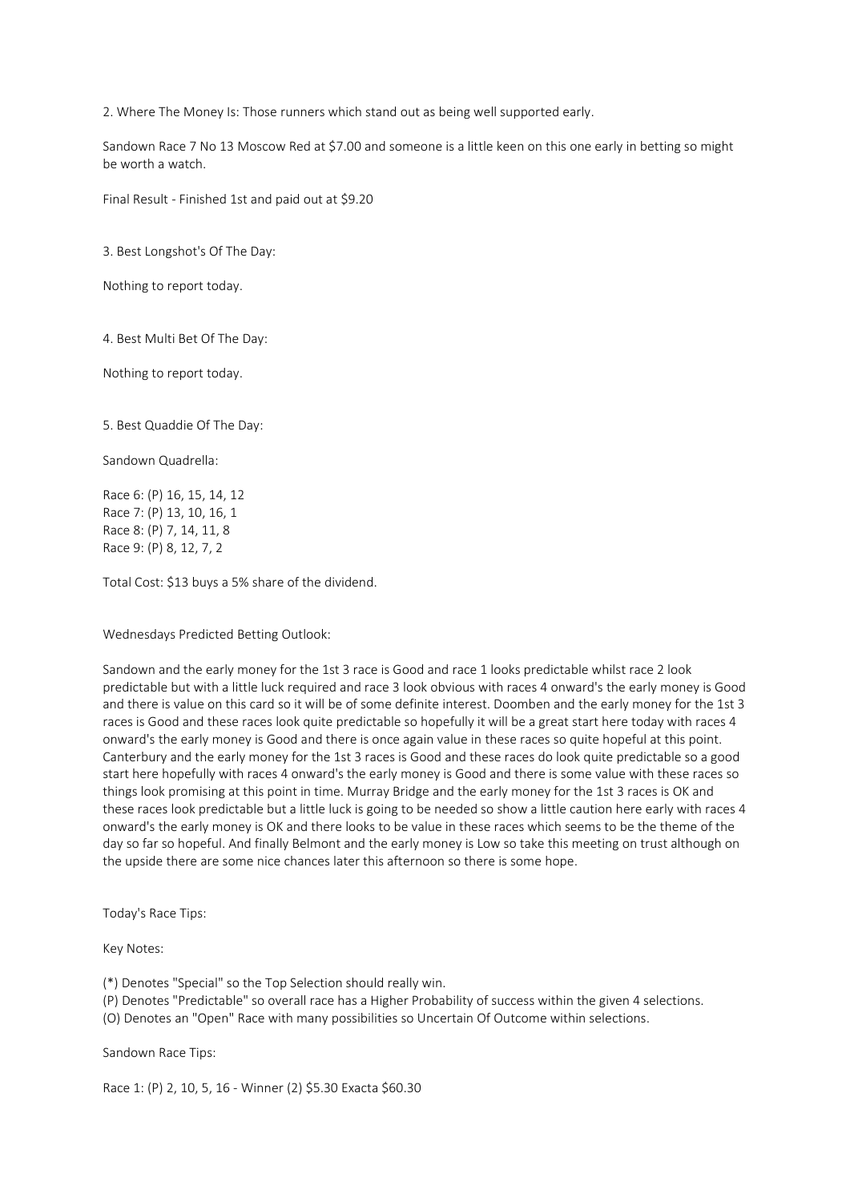2. Where The Money Is: Those runners which stand out as being well supported early.

Sandown Race 7 No 13 Moscow Red at $7.00 and someone is a little keen on this one early in betting so might be worth a watch.

Final Result - Finished 1st and paid out at $9.20

3. Best Longshot's Of The Day:

Nothing to report today.

4. Best Multi Bet Of The Day:

Nothing to report today.

5. Best Quaddie Of The Day:

Sandown Quadrella:

Race 6: (P) 16, 15, 14, 12
Race 7: (P) 13, 10, 16, 1
Race 8: (P) 7, 14, 11, 8
Race 9: (P) 8, 12, 7, 2

Total Cost: $13 buys a 5% share of the dividend.

Wednesdays Predicted Betting Outlook:

Sandown and the early money for the 1st 3 race is Good and race 1 looks predictable whilst race 2 look predictable but with a little luck required and race 3 look obvious with races 4 onward's the early money is Good and there is value on this card so it will be of some definite interest. Doomben and the early money for the 1st 3 races is Good and these races look quite predictable so hopefully it will be a great start here today with races 4 onward's the early money is Good and there is once again value in these races so quite hopeful at this point. Canterbury and the early money for the 1st 3 races is Good and these races do look quite predictable so a good start here hopefully with races 4 onward's the early money is Good and there is some value with these races so things look promising at this point in time. Murray Bridge and the early money for the 1st 3 races is OK and these races look predictable but a little luck is going to be needed so show a little caution here early with races 4 onward's the early money is OK and there looks to be value in these races which seems to be the theme of the day so far so hopeful. And finally Belmont and the early money is Low so take this meeting on trust although on the upside there are some nice chances later this afternoon so there is some hope.

Today's Race Tips:

Key Notes:

(*) Denotes "Special" so the Top Selection should really win.
(P) Denotes "Predictable" so overall race has a Higher Probability of success within the given 4 selections.
(O) Denotes an "Open" Race with many possibilities so Uncertain Of Outcome within selections.

Sandown Race Tips:

Race 1: (P) 2, 10, 5, 16 - Winner (2) $5.30 Exacta $60.30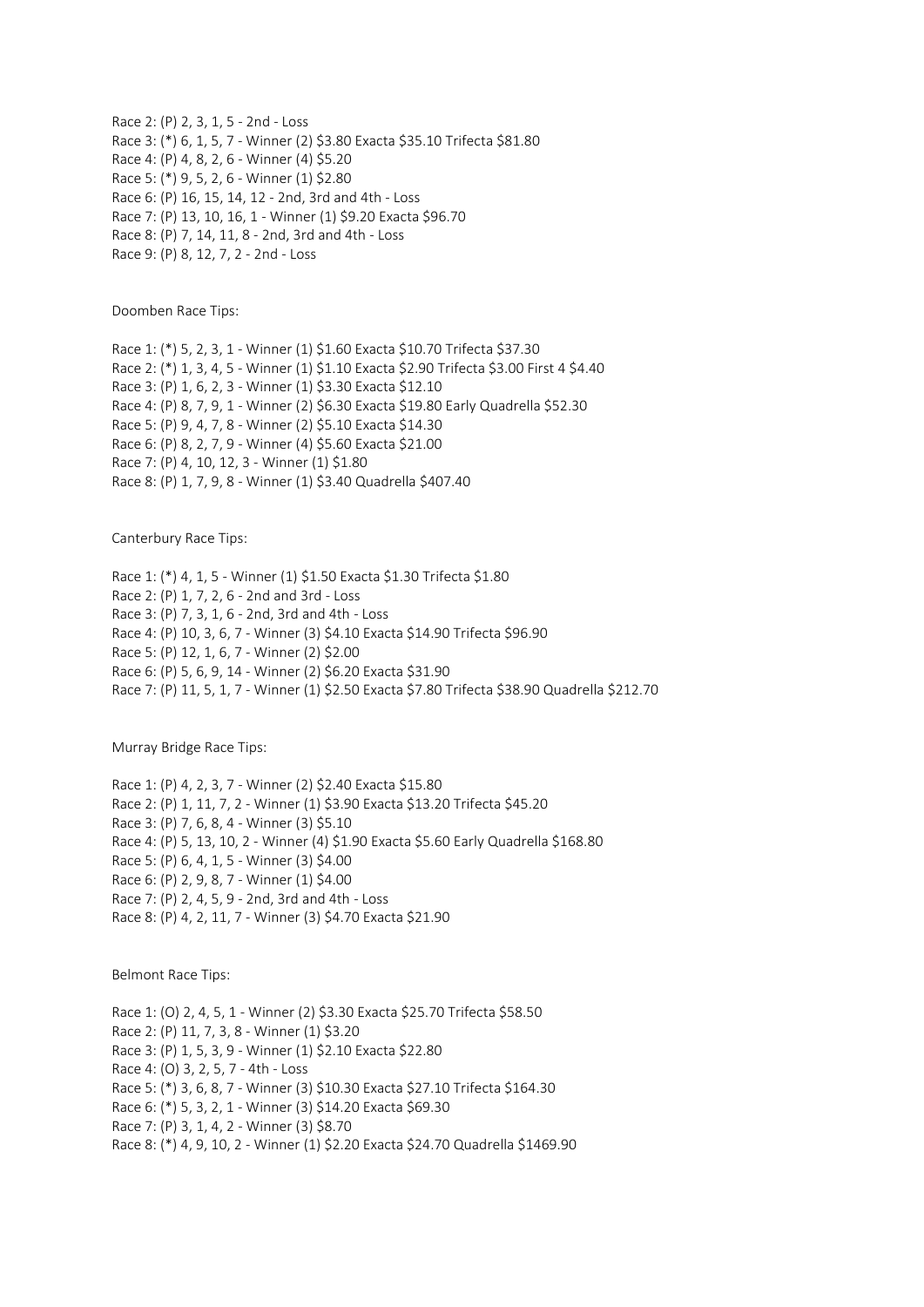Race 2: (P) 2, 3, 1, 5 - 2nd - Loss
Race 3: (*) 6, 1, 5, 7 - Winner (2) $3.80 Exacta $35.10 Trifecta $81.80
Race 4: (P) 4, 8, 2, 6 - Winner (4) $5.20
Race 5: (*) 9, 5, 2, 6 - Winner (1) $2.80
Race 6: (P) 16, 15, 14, 12 - 2nd, 3rd and 4th - Loss
Race 7: (P) 13, 10, 16, 1 - Winner (1) $9.20 Exacta $96.70
Race 8: (P) 7, 14, 11, 8 - 2nd, 3rd and 4th - Loss
Race 9: (P) 8, 12, 7, 2 - 2nd - Loss

Doomben Race Tips:

Race 1: (*) 5, 2, 3, 1 - Winner (1) $1.60 Exacta $10.70 Trifecta $37.30
Race 2: (*) 1, 3, 4, 5 - Winner (1) $1.10 Exacta $2.90 Trifecta $3.00 First 4 $4.40
Race 3: (P) 1, 6, 2, 3 - Winner (1) $3.30 Exacta $12.10
Race 4: (P) 8, 7, 9, 1 - Winner (2) $6.30 Exacta $19.80 Early Quadrella $52.30
Race 5: (P) 9, 4, 7, 8 - Winner (2) $5.10 Exacta $14.30
Race 6: (P) 8, 2, 7, 9 - Winner (4) $5.60 Exacta $21.00
Race 7: (P) 4, 10, 12, 3 - Winner (1) $1.80
Race 8: (P) 1, 7, 9, 8 - Winner (1) $3.40 Quadrella $407.40

Canterbury Race Tips:

Race 1: (*) 4, 1, 5 - Winner (1) $1.50 Exacta $1.30 Trifecta $1.80
Race 2: (P) 1, 7, 2, 6 - 2nd and 3rd - Loss
Race 3: (P) 7, 3, 1, 6 - 2nd, 3rd and 4th - Loss
Race 4: (P) 10, 3, 6, 7 - Winner (3) $4.10 Exacta $14.90 Trifecta $96.90
Race 5: (P) 12, 1, 6, 7 - Winner (2) $2.00
Race 6: (P) 5, 6, 9, 14 - Winner (2) $6.20 Exacta $31.90
Race 7: (P) 11, 5, 1, 7 - Winner (1) $2.50 Exacta $7.80 Trifecta $38.90 Quadrella $212.70

Murray Bridge Race Tips:

Race 1: (P) 4, 2, 3, 7 - Winner (2) $2.40 Exacta $15.80
Race 2: (P) 1, 11, 7, 2 - Winner (1) $3.90 Exacta $13.20 Trifecta $45.20
Race 3: (P) 7, 6, 8, 4 - Winner (3) $5.10
Race 4: (P) 5, 13, 10, 2 - Winner (4) $1.90 Exacta $5.60 Early Quadrella $168.80
Race 5: (P) 6, 4, 1, 5 - Winner (3) $4.00
Race 6: (P) 2, 9, 8, 7 - Winner (1) $4.00
Race 7: (P) 2, 4, 5, 9 - 2nd, 3rd and 4th - Loss
Race 8: (P) 4, 2, 11, 7 - Winner (3) $4.70 Exacta $21.90

Belmont Race Tips:

Race 1: (O) 2, 4, 5, 1 - Winner (2) $3.30 Exacta $25.70 Trifecta $58.50
Race 2: (P) 11, 7, 3, 8 - Winner (1) $3.20
Race 3: (P) 1, 5, 3, 9 - Winner (1) $2.10 Exacta $22.80
Race 4: (O) 3, 2, 5, 7 - 4th - Loss
Race 5: (*) 3, 6, 8, 7 - Winner (3) $10.30 Exacta $27.10 Trifecta $164.30
Race 6: (*) 5, 3, 2, 1 - Winner (3) $14.20 Exacta $69.30
Race 7: (P) 3, 1, 4, 2 - Winner (3) $8.70
Race 8: (*) 4, 9, 10, 2 - Winner (1) $2.20 Exacta $24.70 Quadrella $1469.90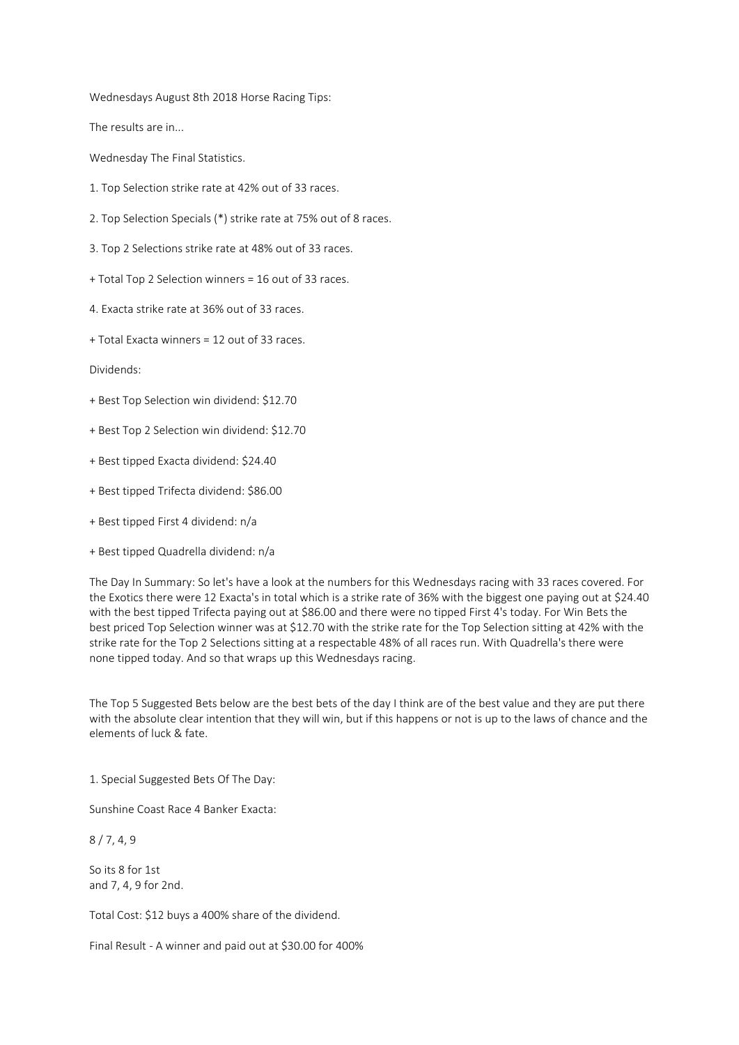Wednesdays August 8th 2018 Horse Racing Tips:

The results are in...

Wednesday The Final Statistics.

1. Top Selection strike rate at 42% out of 33 races.

2. Top Selection Specials (*) strike rate at 75% out of 8 races.

3. Top 2 Selections strike rate at 48% out of 33 races.

+ Total Top 2 Selection winners = 16 out of 33 races.

4. Exacta strike rate at 36% out of 33 races.

+ Total Exacta winners = 12 out of 33 races.

Dividends:

+ Best Top Selection win dividend: $12.70

+ Best Top 2 Selection win dividend: $12.70

+ Best tipped Exacta dividend: $24.40

+ Best tipped Trifecta dividend: $86.00

+ Best tipped First 4 dividend: n/a

+ Best tipped Quadrella dividend: n/a

The Day In Summary: So let's have a look at the numbers for this Wednesdays racing with 33 races covered. For the Exotics there were 12 Exacta's in total which is a strike rate of 36% with the biggest one paying out at $24.40 with the best tipped Trifecta paying out at $86.00 and there were no tipped First 4's today. For Win Bets the best priced Top Selection winner was at $12.70 with the strike rate for the Top Selection sitting at 42% with the strike rate for the Top 2 Selections sitting at a respectable 48% of all races run. With Quadrella's there were none tipped today. And so that wraps up this Wednesdays racing.

The Top 5 Suggested Bets below are the best bets of the day I think are of the best value and they are put there with the absolute clear intention that they will win, but if this happens or not is up to the laws of chance and the elements of luck & fate.

1. Special Suggested Bets Of The Day:

Sunshine Coast Race 4 Banker Exacta:

8 / 7, 4, 9

So its 8 for 1st
and 7, 4, 9 for 2nd.

Total Cost: $12 buys a 400% share of the dividend.

Final Result - A winner and paid out at $30.00 for 400%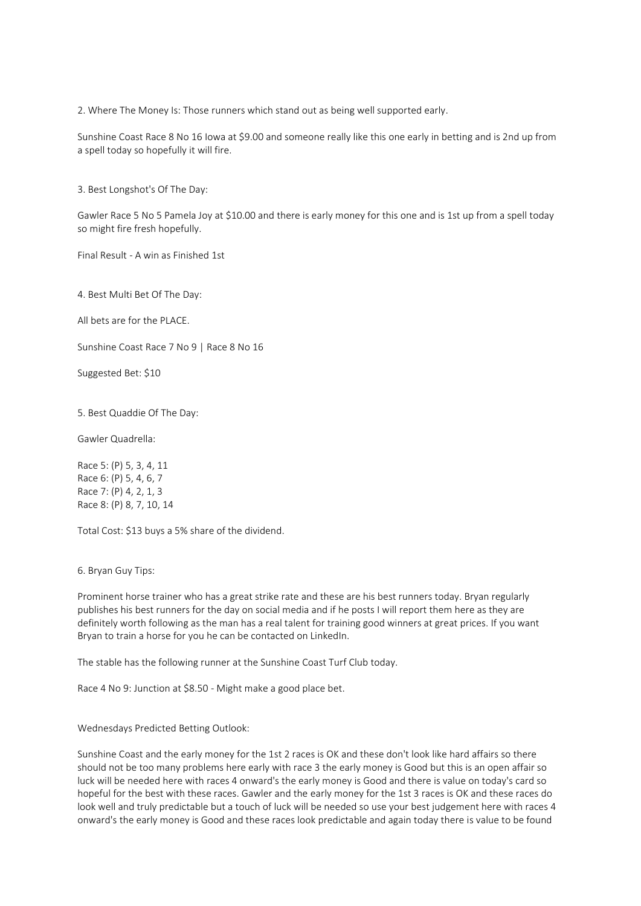2. Where The Money Is: Those runners which stand out as being well supported early.

Sunshine Coast Race 8 No 16 Iowa at $9.00 and someone really like this one early in betting and is 2nd up from a spell today so hopefully it will fire.

3. Best Longshot's Of The Day:

Gawler Race 5 No 5 Pamela Joy at $10.00 and there is early money for this one and is 1st up from a spell today so might fire fresh hopefully.

Final Result - A win as Finished 1st

4. Best Multi Bet Of The Day:

All bets are for the PLACE.

Sunshine Coast Race 7 No 9 | Race 8 No 16

Suggested Bet: $10

5. Best Quaddie Of The Day:

Gawler Quadrella:

Race 5: (P) 5, 3, 4, 11
Race 6: (P) 5, 4, 6, 7
Race 7: (P) 4, 2, 1, 3
Race 8: (P) 8, 7, 10, 14

Total Cost: $13 buys a 5% share of the dividend.

6. Bryan Guy Tips:

Prominent horse trainer who has a great strike rate and these are his best runners today. Bryan regularly publishes his best runners for the day on social media and if he posts I will report them here as they are definitely worth following as the man has a real talent for training good winners at great prices. If you want Bryan to train a horse for you he can be contacted on LinkedIn.

The stable has the following runner at the Sunshine Coast Turf Club today.

Race 4 No 9: Junction at $8.50 - Might make a good place bet.

Wednesdays Predicted Betting Outlook:

Sunshine Coast and the early money for the 1st 2 races is OK and these don't look like hard affairs so there should not be too many problems here early with race 3 the early money is Good but this is an open affair so luck will be needed here with races 4 onward's the early money is Good and there is value on today's card so hopeful for the best with these races. Gawler and the early money for the 1st 3 races is OK and these races do look well and truly predictable but a touch of luck will be needed so use your best judgement here with races 4 onward's the early money is Good and these races look predictable and again today there is value to be found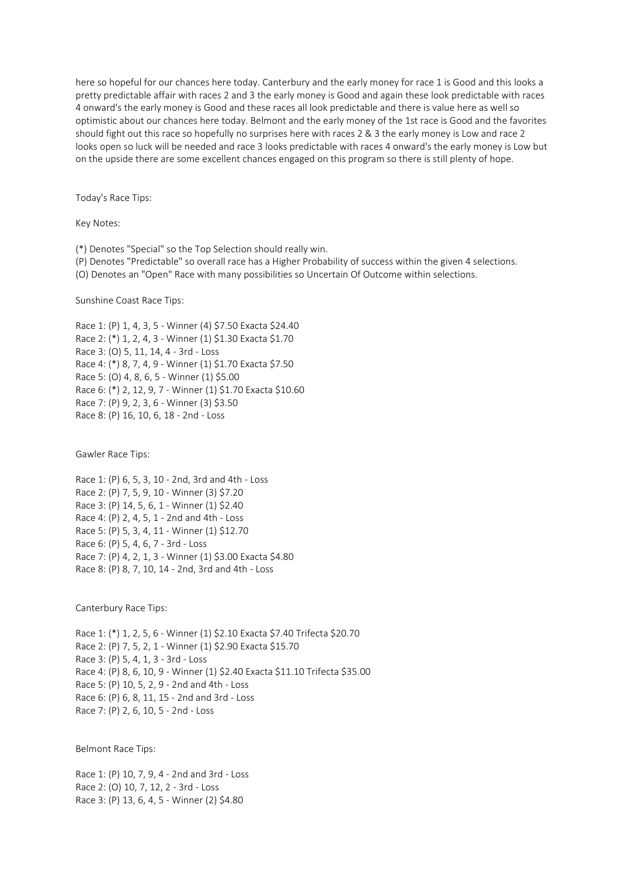here so hopeful for our chances here today. Canterbury and the early money for race 1 is Good and this looks a pretty predictable affair with races 2 and 3 the early money is Good and again these look predictable with races 4 onward's the early money is Good and these races all look predictable and there is value here as well so optimistic about our chances here today. Belmont and the early money of the 1st race is Good and the favorites should fight out this race so hopefully no surprises here with races 2 & 3 the early money is Low and race 2 looks open so luck will be needed and race 3 looks predictable with races 4 onward's the early money is Low but on the upside there are some excellent chances engaged on this program so there is still plenty of hope.

Today's Race Tips:

Key Notes:

(*) Denotes "Special" so the Top Selection should really win.
(P) Denotes "Predictable" so overall race has a Higher Probability of success within the given 4 selections.
(O) Denotes an "Open" Race with many possibilities so Uncertain Of Outcome within selections.

Sunshine Coast Race Tips:

Race 1: (P) 1, 4, 3, 5 - Winner (4) $7.50 Exacta $24.40
Race 2: (*) 1, 2, 4, 3 - Winner (1) $1.30 Exacta $1.70
Race 3: (O) 5, 11, 14, 4 - 3rd - Loss
Race 4: (*) 8, 7, 4, 9 - Winner (1) $1.70 Exacta $7.50
Race 5: (O) 4, 8, 6, 5 - Winner (1) $5.00
Race 6: (*) 2, 12, 9, 7 - Winner (1) $1.70 Exacta $10.60
Race 7: (P) 9, 2, 3, 6 - Winner (3) $3.50
Race 8: (P) 16, 10, 6, 18 - 2nd - Loss

Gawler Race Tips:

Race 1: (P) 6, 5, 3, 10 - 2nd, 3rd and 4th - Loss
Race 2: (P) 7, 5, 9, 10 - Winner (3) $7.20
Race 3: (P) 14, 5, 6, 1 - Winner (1) $2.40
Race 4: (P) 2, 4, 5, 1 - 2nd and 4th - Loss
Race 5: (P) 5, 3, 4, 11 - Winner (1) $12.70
Race 6: (P) 5, 4, 6, 7 - 3rd - Loss
Race 7: (P) 4, 2, 1, 3 - Winner (1) $3.00 Exacta $4.80
Race 8: (P) 8, 7, 10, 14 - 2nd, 3rd and 4th - Loss

Canterbury Race Tips:

Race 1: (*) 1, 2, 5, 6 - Winner (1) $2.10 Exacta $7.40 Trifecta $20.70
Race 2: (P) 7, 5, 2, 1 - Winner (1) $2.90 Exacta $15.70
Race 3: (P) 5, 4, 1, 3 - 3rd - Loss
Race 4: (P) 8, 6, 10, 9 - Winner (1) $2.40 Exacta $11.10 Trifecta $35.00
Race 5: (P) 10, 5, 2, 9 - 2nd and 4th - Loss
Race 6: (P) 6, 8, 11, 15 - 2nd and 3rd - Loss
Race 7: (P) 2, 6, 10, 5 - 2nd - Loss

Belmont Race Tips:

Race 1: (P) 10, 7, 9, 4 - 2nd and 3rd - Loss
Race 2: (O) 10, 7, 12, 2 - 3rd - Loss
Race 3: (P) 13, 6, 4, 5 - Winner (2) $4.80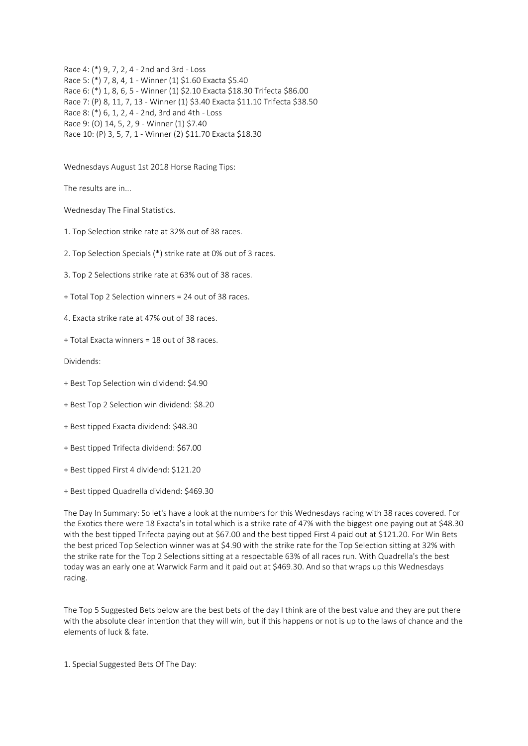Race 4: (*) 9, 7, 2, 4 - 2nd and 3rd - Loss
Race 5: (*) 7, 8, 4, 1 - Winner (1) $1.60 Exacta $5.40
Race 6: (*) 1, 8, 6, 5 - Winner (1) $2.10 Exacta $18.30 Trifecta $86.00
Race 7: (P) 8, 11, 7, 13 - Winner (1) $3.40 Exacta $11.10 Trifecta $38.50
Race 8: (*) 6, 1, 2, 4 - 2nd, 3rd and 4th - Loss
Race 9: (O) 14, 5, 2, 9 - Winner (1) $7.40
Race 10: (P) 3, 5, 7, 1 - Winner (2) $11.70 Exacta $18.30

Wednesdays August 1st 2018 Horse Racing Tips:

The results are in...

Wednesday The Final Statistics.

1. Top Selection strike rate at 32% out of 38 races.

2. Top Selection Specials (*) strike rate at 0% out of 3 races.

3. Top 2 Selections strike rate at 63% out of 38 races.

+ Total Top 2 Selection winners = 24 out of 38 races.

4. Exacta strike rate at 47% out of 38 races.

+ Total Exacta winners = 18 out of 38 races.

Dividends:

+ Best Top Selection win dividend: $4.90

+ Best Top 2 Selection win dividend: $8.20

+ Best tipped Exacta dividend: $48.30

+ Best tipped Trifecta dividend: $67.00

+ Best tipped First 4 dividend: $121.20

+ Best tipped Quadrella dividend: $469.30

The Day In Summary: So let's have a look at the numbers for this Wednesdays racing with 38 races covered. For the Exotics there were 18 Exacta's in total which is a strike rate of 47% with the biggest one paying out at $48.30 with the best tipped Trifecta paying out at $67.00 and the best tipped First 4 paid out at $121.20. For Win Bets the best priced Top Selection winner was at $4.90 with the strike rate for the Top Selection sitting at 32% with the strike rate for the Top 2 Selections sitting at a respectable 63% of all races run. With Quadrella's the best today was an early one at Warwick Farm and it paid out at $469.30. And so that wraps up this Wednesdays racing.

The Top 5 Suggested Bets below are the best bets of the day I think are of the best value and they are put there with the absolute clear intention that they will win, but if this happens or not is up to the laws of chance and the elements of luck & fate.

1. Special Suggested Bets Of The Day: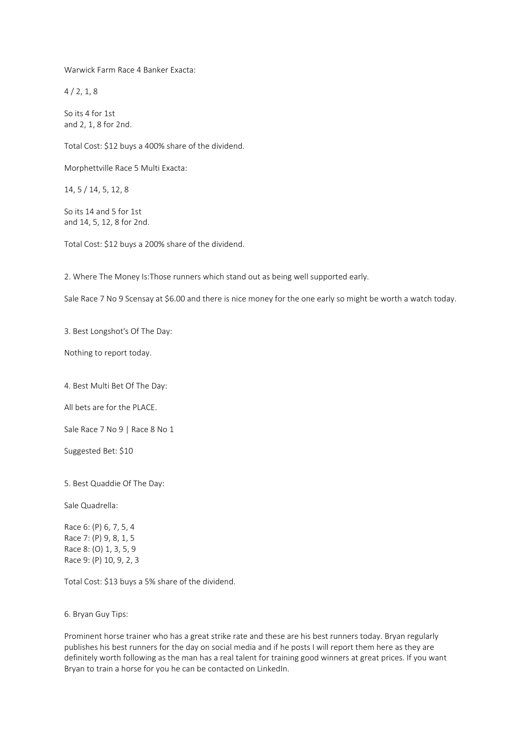Warwick Farm Race 4 Banker Exacta:

4 / 2, 1, 8

So its 4 for 1st
and 2, 1, 8 for 2nd.

Total Cost: $12 buys a 400% share of the dividend.

Morphettville Race 5 Multi Exacta:

14, 5 / 14, 5, 12, 8

So its 14 and 5 for 1st
and 14, 5, 12, 8 for 2nd.

Total Cost: $12 buys a 200% share of the dividend.

2. Where The Money Is:Those runners which stand out as being well supported early.

Sale Race 7 No 9 Scensay at $6.00 and there is nice money for the one early so might be worth a watch today.

3. Best Longshot's Of The Day:

Nothing to report today.

4. Best Multi Bet Of The Day:

All bets are for the PLACE.

Sale Race 7 No 9 | Race 8 No 1

Suggested Bet: $10

5. Best Quaddie Of The Day:

Sale Quadrella:

Race 6: (P) 6, 7, 5, 4
Race 7: (P) 9, 8, 1, 5
Race 8: (O) 1, 3, 5, 9
Race 9: (P) 10, 9, 2, 3

Total Cost: $13 buys a 5% share of the dividend.

6. Bryan Guy Tips:

Prominent horse trainer who has a great strike rate and these are his best runners today. Bryan regularly publishes his best runners for the day on social media and if he posts I will report them here as they are definitely worth following as the man has a real talent for training good winners at great prices. If you want Bryan to train a horse for you he can be contacted on LinkedIn.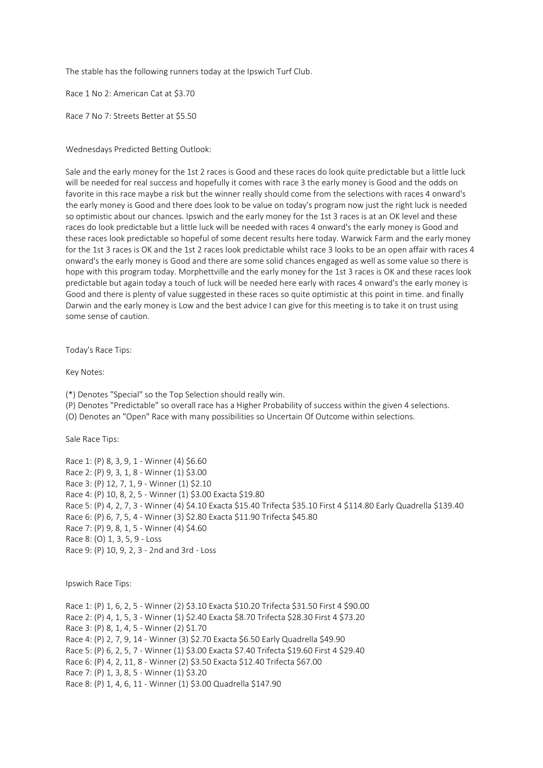The stable has the following runners today at the Ipswich Turf Club.

Race 1 No 2: American Cat at $3.70

Race 7 No 7: Streets Better at $5.50

Wednesdays Predicted Betting Outlook:

Sale and the early money for the 1st 2 races is Good and these races do look quite predictable but a little luck will be needed for real success and hopefully it comes with race 3 the early money is Good and the odds on favorite in this race maybe a risk but the winner really should come from the selections with races 4 onward's the early money is Good and there does look to be value on today's program now just the right luck is needed so optimistic about our chances. Ipswich and the early money for the 1st 3 races is at an OK level and these races do look predictable but a little luck will be needed with races 4 onward's the early money is Good and these races look predictable so hopeful of some decent results here today. Warwick Farm and the early money for the 1st 3 races is OK and the 1st 2 races look predictable whilst race 3 looks to be an open affair with races 4 onward's the early money is Good and there are some solid chances engaged as well as some value so there is hope with this program today. Morphettville and the early money for the 1st 3 races is OK and these races look predictable but again today a touch of luck will be needed here early with races 4 onward's the early money is Good and there is plenty of value suggested in these races so quite optimistic at this point in time. and finally Darwin and the early money is Low and the best advice I can give for this meeting is to take it on trust using some sense of caution.

Today's Race Tips:

Key Notes:

(*) Denotes "Special" so the Top Selection should really win.
(P) Denotes "Predictable" so overall race has a Higher Probability of success within the given 4 selections.
(O) Denotes an "Open" Race with many possibilities so Uncertain Of Outcome within selections.

Sale Race Tips:

Race 1: (P) 8, 3, 9, 1 - Winner (4) $6.60
Race 2: (P) 9, 3, 1, 8 - Winner (1) $3.00
Race 3: (P) 12, 7, 1, 9 - Winner (1) $2.10
Race 4: (P) 10, 8, 2, 5 - Winner (1) $3.00 Exacta $19.80
Race 5: (P) 4, 2, 7, 3 - Winner (4) $4.10 Exacta $15.40 Trifecta $35.10 First 4 $114.80 Early Quadrella $139.40
Race 6: (P) 6, 7, 5, 4 - Winner (3) $2.80 Exacta $11.90 Trifecta $45.80
Race 7: (P) 9, 8, 1, 5 - Winner (4) $4.60
Race 8: (O) 1, 3, 5, 9 - Loss
Race 9: (P) 10, 9, 2, 3 - 2nd and 3rd - Loss

Ipswich Race Tips:

Race 1: (P) 1, 6, 2, 5 - Winner (2) $3.10 Exacta $10.20 Trifecta $31.50 First 4 $90.00
Race 2: (P) 4, 1, 5, 3 - Winner (1) $2.40 Exacta $8.70 Trifecta $28.30 First 4 $73.20
Race 3: (P) 8, 1, 4, 5 - Winner (2) $1.70
Race 4: (P) 2, 7, 9, 14 - Winner (3) $2.70 Exacta $6.50 Early Quadrella $49.90
Race 5: (P) 6, 2, 5, 7 - Winner (1) $3.00 Exacta $7.40 Trifecta $19.60 First 4 $29.40
Race 6: (P) 4, 2, 11, 8 - Winner (2) $3.50 Exacta $12.40 Trifecta $67.00
Race 7: (P) 1, 3, 8, 5 - Winner (1) $3.20
Race 8: (P) 1, 4, 6, 11 - Winner (1) $3.00 Quadrella $147.90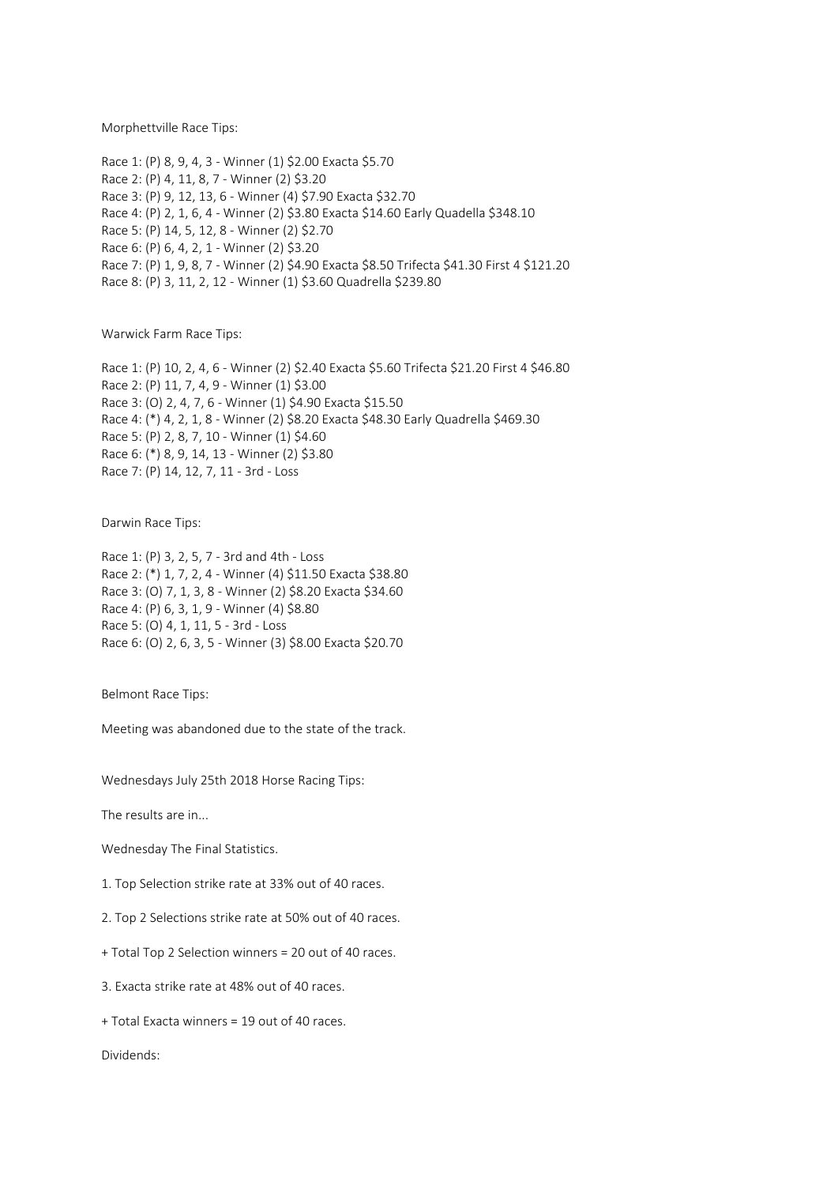Morphettville Race Tips:

Race 1: (P) 8, 9, 4, 3 - Winner (1) $2.00 Exacta $5.70
Race 2: (P) 4, 11, 8, 7 - Winner (2) $3.20
Race 3: (P) 9, 12, 13, 6 - Winner (4) $7.90 Exacta $32.70
Race 4: (P) 2, 1, 6, 4 - Winner (2) $3.80 Exacta $14.60 Early Quadella $348.10
Race 5: (P) 14, 5, 12, 8 - Winner (2) $2.70
Race 6: (P) 6, 4, 2, 1 - Winner (2) $3.20
Race 7: (P) 1, 9, 8, 7 - Winner (2) $4.90 Exacta $8.50 Trifecta $41.30 First 4 $121.20
Race 8: (P) 3, 11, 2, 12 - Winner (1) $3.60 Quadrella $239.80

Warwick Farm Race Tips:

Race 1: (P) 10, 2, 4, 6 - Winner (2) $2.40 Exacta $5.60 Trifecta $21.20 First 4 $46.80
Race 2: (P) 11, 7, 4, 9 - Winner (1) $3.00
Race 3: (O) 2, 4, 7, 6 - Winner (1) $4.90 Exacta $15.50
Race 4: (*) 4, 2, 1, 8 - Winner (2) $8.20 Exacta $48.30 Early Quadrella $469.30
Race 5: (P) 2, 8, 7, 10 - Winner (1) $4.60
Race 6: (*) 8, 9, 14, 13 - Winner (2) $3.80
Race 7: (P) 14, 12, 7, 11 - 3rd - Loss

Darwin Race Tips:

Race 1: (P) 3, 2, 5, 7 - 3rd and 4th - Loss
Race 2: (*) 1, 7, 2, 4 - Winner (4) $11.50 Exacta $38.80
Race 3: (O) 7, 1, 3, 8 - Winner (2) $8.20 Exacta $34.60
Race 4: (P) 6, 3, 1, 9 - Winner (4) $8.80
Race 5: (O) 4, 1, 11, 5 - 3rd - Loss
Race 6: (O) 2, 6, 3, 5 - Winner (3) $8.00 Exacta $20.70

Belmont Race Tips:

Meeting was abandoned due to the state of the track.

Wednesdays July 25th 2018 Horse Racing Tips:

The results are in...

Wednesday The Final Statistics.

1. Top Selection strike rate at 33% out of 40 races.

2. Top 2 Selections strike rate at 50% out of 40 races.

+ Total Top 2 Selection winners = 20 out of 40 races.

3. Exacta strike rate at 48% out of 40 races.

+ Total Exacta winners = 19 out of 40 races.

Dividends: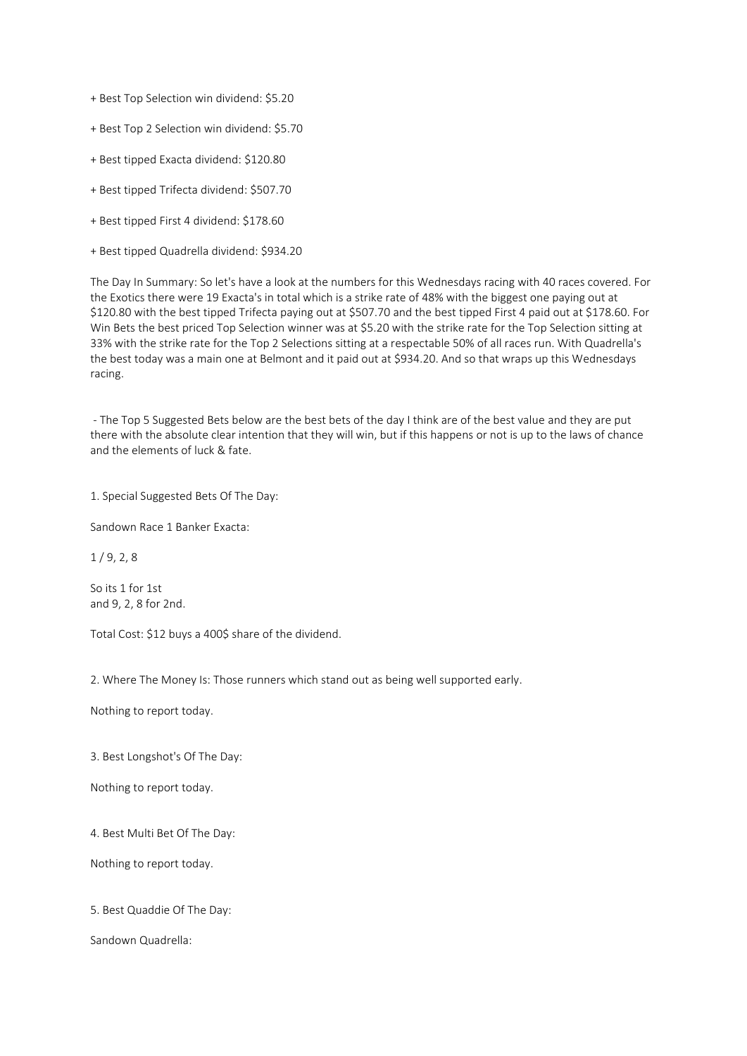+ Best Top Selection win dividend: $5.20

+ Best Top 2 Selection win dividend: $5.70

+ Best tipped Exacta dividend: $120.80

+ Best tipped Trifecta dividend: $507.70

+ Best tipped First 4 dividend: $178.60

+ Best tipped Quadrella dividend: $934.20

The Day In Summary: So let's have a look at the numbers for this Wednesdays racing with 40 races covered. For the Exotics there were 19 Exacta's in total which is a strike rate of 48% with the biggest one paying out at $120.80 with the best tipped Trifecta paying out at $507.70 and the best tipped First 4 paid out at $178.60. For Win Bets the best priced Top Selection winner was at $5.20 with the strike rate for the Top Selection sitting at 33% with the strike rate for the Top 2 Selections sitting at a respectable 50% of all races run. With Quadrella's the best today was a main one at Belmont and it paid out at $934.20. And so that wraps up this Wednesdays racing.

- The Top 5 Suggested Bets below are the best bets of the day I think are of the best value and they are put there with the absolute clear intention that they will win, but if this happens or not is up to the laws of chance and the elements of luck & fate.

1. Special Suggested Bets Of The Day:

Sandown Race 1 Banker Exacta:

1 / 9, 2, 8

So its 1 for 1st
and 9, 2, 8 for 2nd.

Total Cost: $12 buys a 400$ share of the dividend.

2. Where The Money Is: Those runners which stand out as being well supported early.

Nothing to report today.

3. Best Longshot's Of The Day:

Nothing to report today.

4. Best Multi Bet Of The Day:

Nothing to report today.

5. Best Quaddie Of The Day:

Sandown Quadrella: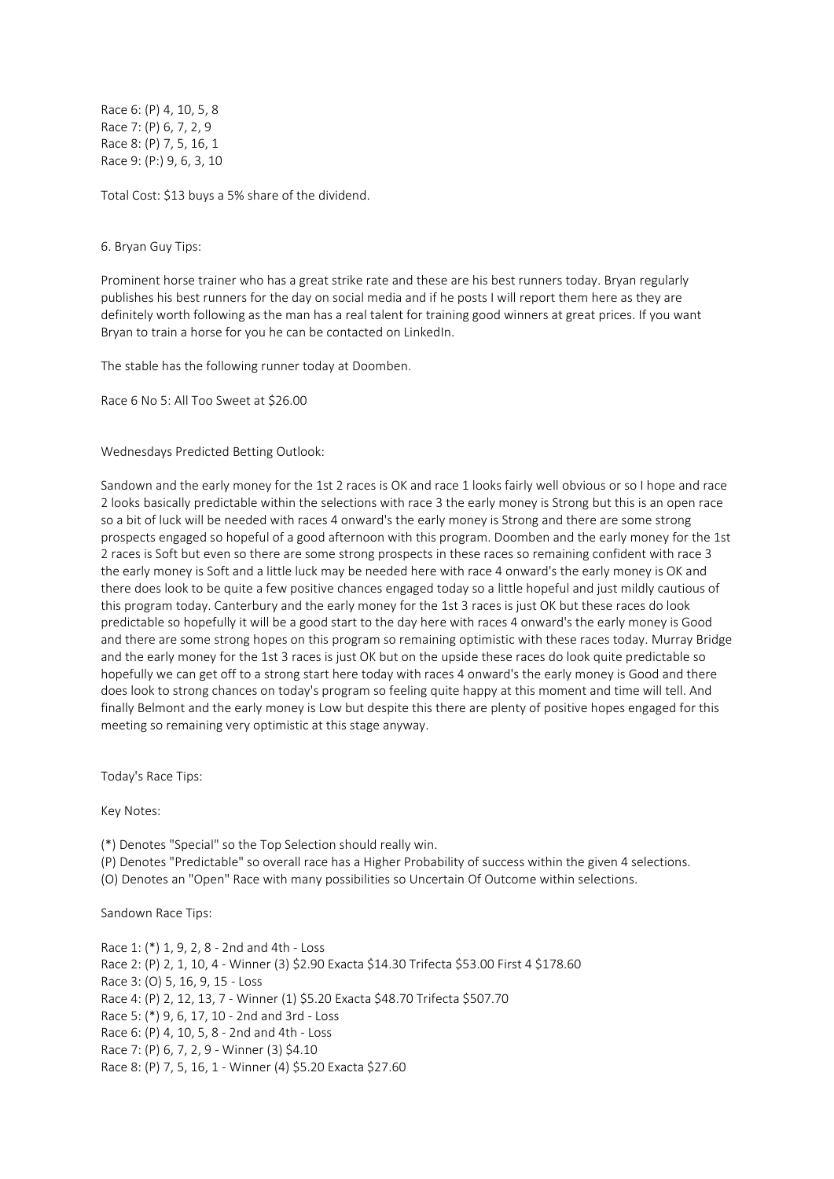Race 6: (P) 4, 10, 5, 8
Race 7: (P) 6, 7, 2, 9
Race 8: (P) 7, 5, 16, 1
Race 9: (P:) 9, 6, 3, 10

Total Cost: $13 buys a 5% share of the dividend.

6. Bryan Guy Tips:

Prominent horse trainer who has a great strike rate and these are his best runners today. Bryan regularly publishes his best runners for the day on social media and if he posts I will report them here as they are definitely worth following as the man has a real talent for training good winners at great prices. If you want Bryan to train a horse for you he can be contacted on LinkedIn.

The stable has the following runner today at Doomben.

Race 6 No 5: All Too Sweet at $26.00

Wednesdays Predicted Betting Outlook:

Sandown and the early money for the 1st 2 races is OK and race 1 looks fairly well obvious or so I hope and race 2 looks basically predictable within the selections with race 3 the early money is Strong but this is an open race so a bit of luck will be needed with races 4 onward's the early money is Strong and there are some strong prospects engaged so hopeful of a good afternoon with this program. Doomben and the early money for the 1st 2 races is Soft but even so there are some strong prospects in these races so remaining confident with race 3 the early money is Soft and a little luck may be needed here with race 4 onward's the early money is OK and there does look to be quite a few positive chances engaged today so a little hopeful and just mildly cautious of this program today. Canterbury and the early money for the 1st 3 races is just OK but these races do look predictable so hopefully it will be a good start to the day here with races 4 onward's the early money is Good and there are some strong hopes on this program so remaining optimistic with these races today. Murray Bridge and the early money for the 1st 3 races is just OK but on the upside these races do look quite predictable so hopefully we can get off to a strong start here today with races 4 onward's the early money is Good and there does look to strong chances on today's program so feeling quite happy at this moment and time will tell. And finally Belmont and the early money is Low but despite this there are plenty of positive hopes engaged for this meeting so remaining very optimistic at this stage anyway.

Today's Race Tips:

Key Notes:

(*) Denotes "Special" so the Top Selection should really win.
(P) Denotes "Predictable" so overall race has a Higher Probability of success within the given 4 selections.
(O) Denotes an "Open" Race with many possibilities so Uncertain Of Outcome within selections.

Sandown Race Tips:

Race 1: (*) 1, 9, 2, 8 - 2nd and 4th - Loss
Race 2: (P) 2, 1, 10, 4 - Winner (3) $2.90 Exacta $14.30 Trifecta $53.00 First 4 $178.60
Race 3: (O) 5, 16, 9, 15 - Loss
Race 4: (P) 2, 12, 13, 7 - Winner (1) $5.20 Exacta $48.70 Trifecta $507.70
Race 5: (*) 9, 6, 17, 10 - 2nd and 3rd - Loss
Race 6: (P) 4, 10, 5, 8 - 2nd and 4th - Loss
Race 7: (P) 6, 7, 2, 9 - Winner (3) $4.10
Race 8: (P) 7, 5, 16, 1 - Winner (4) $5.20 Exacta $27.60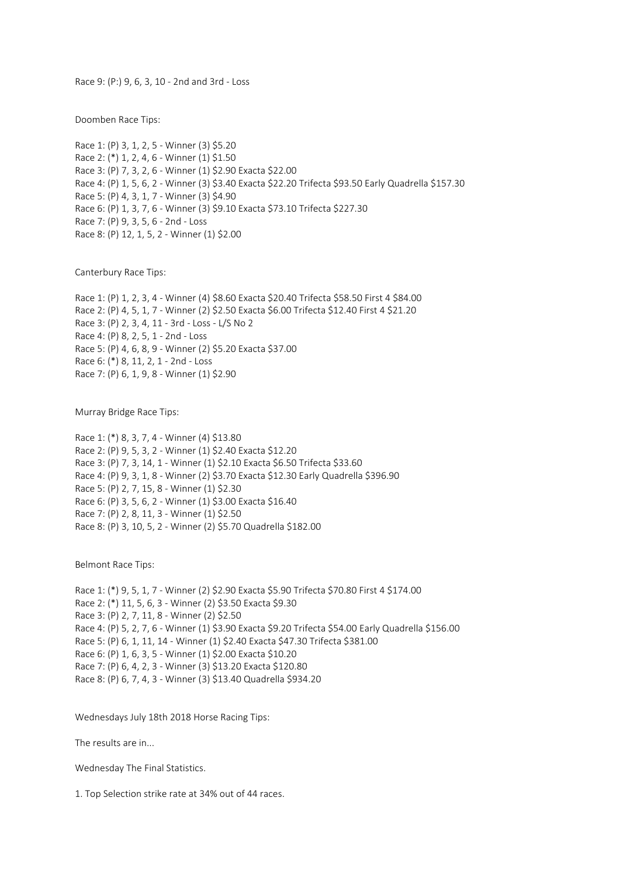Race 9: (P:) 9, 6, 3, 10 - 2nd and 3rd - Loss

Doomben Race Tips:

Race 1: (P) 3, 1, 2, 5 - Winner (3) $5.20
Race 2: (*) 1, 2, 4, 6 - Winner (1) $1.50
Race 3: (P) 7, 3, 2, 6 - Winner (1) $2.90 Exacta $22.00
Race 4: (P) 1, 5, 6, 2 - Winner (3) $3.40 Exacta $22.20 Trifecta $93.50 Early Quadrella $157.30
Race 5: (P) 4, 3, 1, 7 - Winner (3) $4.90
Race 6: (P) 1, 3, 7, 6 - Winner (3) $9.10 Exacta $73.10 Trifecta $227.30
Race 7: (P) 9, 3, 5, 6 - 2nd - Loss
Race 8: (P) 12, 1, 5, 2 - Winner (1) $2.00

Canterbury Race Tips:

Race 1: (P) 1, 2, 3, 4 - Winner (4) $8.60 Exacta $20.40 Trifecta $58.50 First 4 $84.00
Race 2: (P) 4, 5, 1, 7 - Winner (2) $2.50 Exacta $6.00 Trifecta $12.40 First 4 $21.20
Race 3: (P) 2, 3, 4, 11 - 3rd - Loss - L/S No 2
Race 4: (P) 8, 2, 5, 1 - 2nd - Loss
Race 5: (P) 4, 6, 8, 9 - Winner (2) $5.20 Exacta $37.00
Race 6: (*) 8, 11, 2, 1 - 2nd - Loss
Race 7: (P) 6, 1, 9, 8 - Winner (1) $2.90

Murray Bridge Race Tips:

Race 1: (*) 8, 3, 7, 4 - Winner (4) $13.80
Race 2: (P) 9, 5, 3, 2 - Winner (1) $2.40 Exacta $12.20
Race 3: (P) 7, 3, 14, 1 - Winner (1) $2.10 Exacta $6.50 Trifecta $33.60
Race 4: (P) 9, 3, 1, 8 - Winner (2) $3.70 Exacta $12.30 Early Quadrella $396.90
Race 5: (P) 2, 7, 15, 8 - Winner (1) $2.30
Race 6: (P) 3, 5, 6, 2 - Winner (1) $3.00 Exacta $16.40
Race 7: (P) 2, 8, 11, 3 - Winner (1) $2.50
Race 8: (P) 3, 10, 5, 2 - Winner (2) $5.70 Quadrella $182.00

Belmont Race Tips:

Race 1: (*) 9, 5, 1, 7 - Winner (2) $2.90 Exacta $5.90 Trifecta $70.80 First 4 $174.00
Race 2: (*) 11, 5, 6, 3 - Winner (2) $3.50 Exacta $9.30
Race 3: (P) 2, 7, 11, 8 - Winner (2) $2.50
Race 4: (P) 5, 2, 7, 6 - Winner (1) $3.90 Exacta $9.20 Trifecta $54.00 Early Quadrella $156.00
Race 5: (P) 6, 1, 11, 14 - Winner (1) $2.40 Exacta $47.30 Trifecta $381.00
Race 6: (P) 1, 6, 3, 5 - Winner (1) $2.00 Exacta $10.20
Race 7: (P) 6, 4, 2, 3 - Winner (3) $13.20 Exacta $120.80
Race 8: (P) 6, 7, 4, 3 - Winner (3) $13.40 Quadrella $934.20

Wednesdays July 18th 2018 Horse Racing Tips:

The results are in...

Wednesday The Final Statistics.

1. Top Selection strike rate at 34% out of 44 races.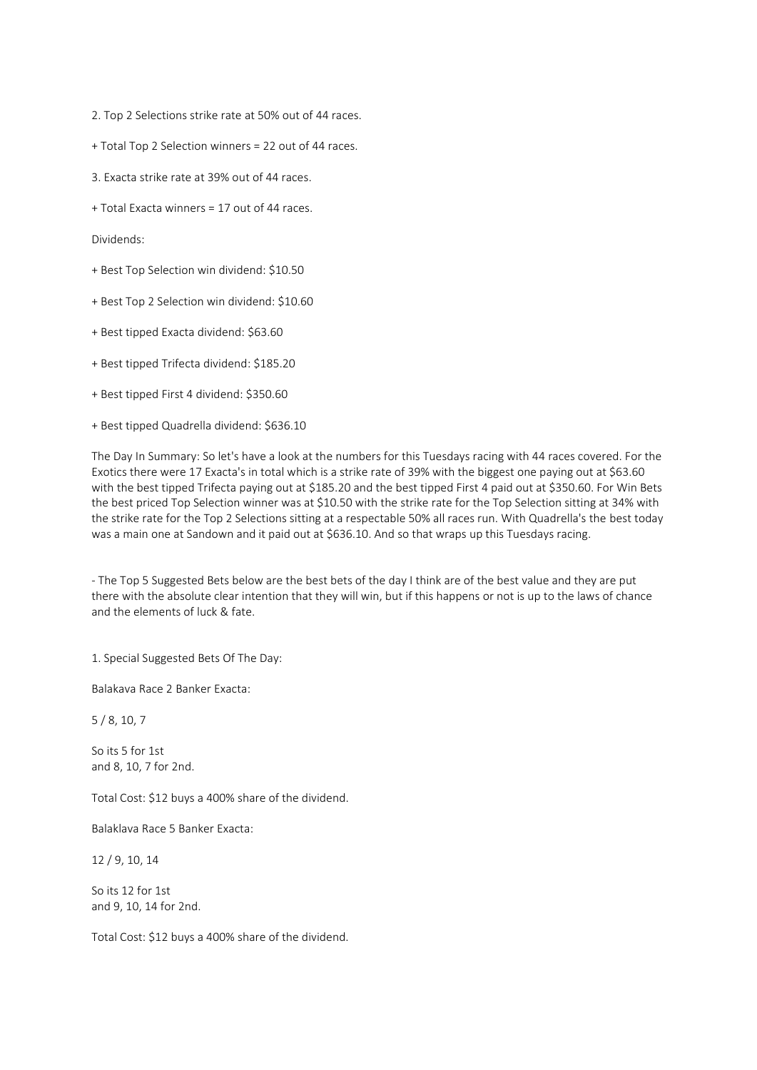2. Top 2 Selections strike rate at 50% out of 44 races.

+ Total Top 2 Selection winners = 22 out of 44 races.

3. Exacta strike rate at 39% out of 44 races.

+ Total Exacta winners = 17 out of 44 races.

Dividends:

+ Best Top Selection win dividend: $10.50

+ Best Top 2 Selection win dividend: $10.60

+ Best tipped Exacta dividend: $63.60

+ Best tipped Trifecta dividend: $185.20

+ Best tipped First 4 dividend: $350.60

+ Best tipped Quadrella dividend: $636.10

The Day In Summary: So let's have a look at the numbers for this Tuesdays racing with 44 races covered. For the Exotics there were 17 Exacta's in total which is a strike rate of 39% with the biggest one paying out at $63.60 with the best tipped Trifecta paying out at $185.20 and the best tipped First 4 paid out at $350.60. For Win Bets the best priced Top Selection winner was at $10.50 with the strike rate for the Top Selection sitting at 34% with the strike rate for the Top 2 Selections sitting at a respectable 50% all races run. With Quadrella's the best today was a main one at Sandown and it paid out at $636.10. And so that wraps up this Tuesdays racing.

- The Top 5 Suggested Bets below are the best bets of the day I think are of the best value and they are put there with the absolute clear intention that they will win, but if this happens or not is up to the laws of chance and the elements of luck & fate.

1. Special Suggested Bets Of The Day:

Balakava Race 2 Banker Exacta:

5 / 8, 10, 7

So its 5 for 1st
and 8, 10, 7 for 2nd.

Total Cost: $12 buys a 400% share of the dividend.

Balaklava Race 5 Banker Exacta:

12 / 9, 10, 14

So its 12 for 1st
and 9, 10, 14 for 2nd.

Total Cost: $12 buys a 400% share of the dividend.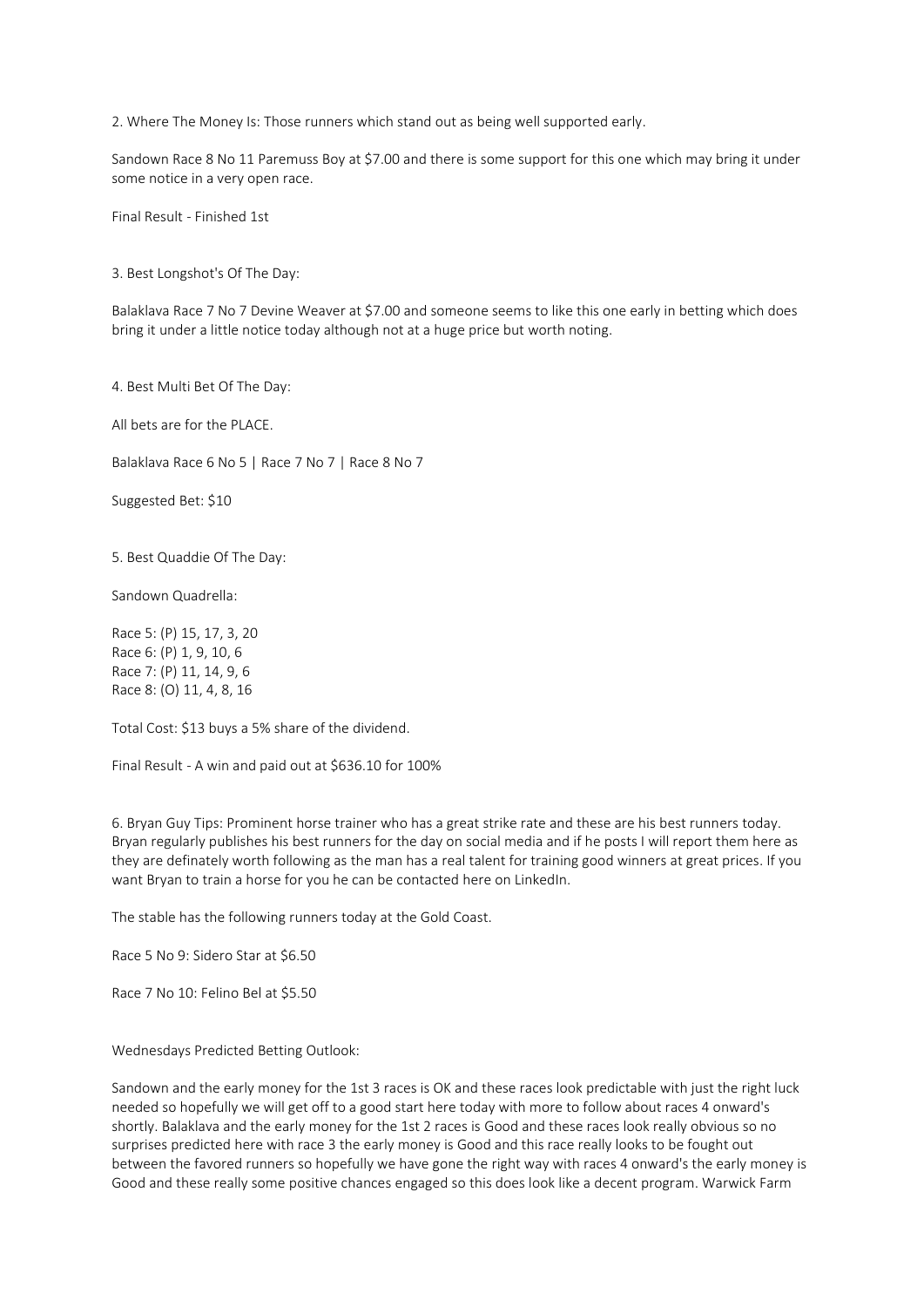2. Where The Money Is: Those runners which stand out as being well supported early.

Sandown Race 8 No 11 Paremuss Boy at $7.00 and there is some support for this one which may bring it under some notice in a very open race.

Final Result - Finished 1st

3. Best Longshot's Of The Day:

Balaklava Race 7 No 7 Devine Weaver at $7.00 and someone seems to like this one early in betting which does bring it under a little notice today although not at a huge price but worth noting.

4. Best Multi Bet Of The Day:

All bets are for the PLACE.

Balaklava Race 6 No 5 | Race 7 No 7 | Race 8 No 7

Suggested Bet: $10

5. Best Quaddie Of The Day:

Sandown Quadrella:

Race 5: (P) 15, 17, 3, 20
Race 6: (P) 1, 9, 10, 6
Race 7: (P) 11, 14, 9, 6
Race 8: (O) 11, 4, 8, 16

Total Cost: $13 buys a 5% share of the dividend.

Final Result - A win and paid out at $636.10 for 100%

6. Bryan Guy Tips: Prominent horse trainer who has a great strike rate and these are his best runners today. Bryan regularly publishes his best runners for the day on social media and if he posts I will report them here as they are definately worth following as the man has a real talent for training good winners at great prices. If you want Bryan to train a horse for you he can be contacted here on LinkedIn.

The stable has the following runners today at the Gold Coast.

Race 5 No 9: Sidero Star at $6.50

Race 7 No 10: Felino Bel at $5.50

Wednesdays Predicted Betting Outlook:

Sandown and the early money for the 1st 3 races is OK and these races look predictable with just the right luck needed so hopefully we will get off to a good start here today with more to follow about races 4 onward's shortly. Balaklava and the early money for the 1st 2 races is Good and these races look really obvious so no surprises predicted here with race 3 the early money is Good and this race really looks to be fought out between the favored runners so hopefully we have gone the right way with races 4 onward's the early money is Good and these really some positive chances engaged so this does look like a decent program. Warwick Farm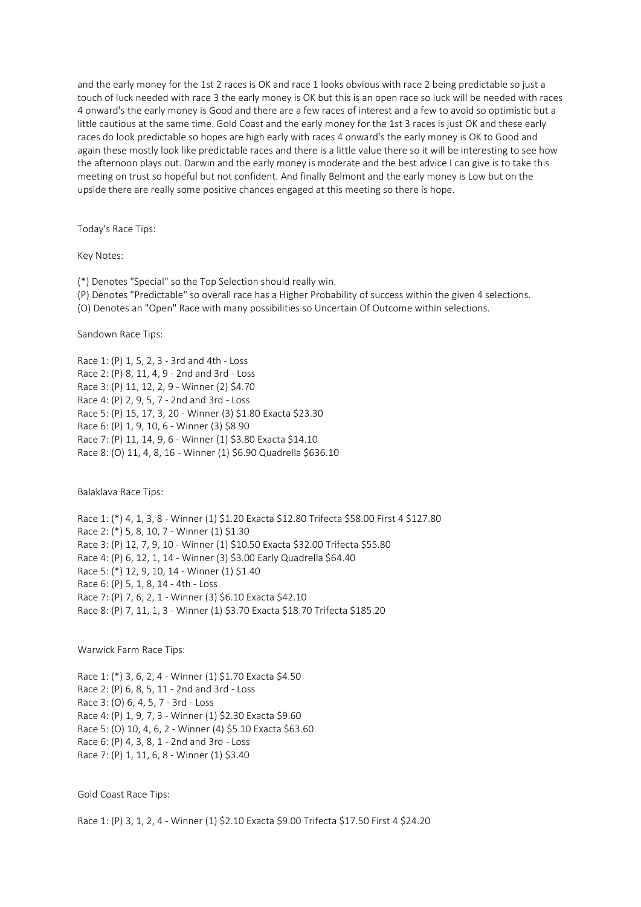and the early money for the 1st 2 races is OK and race 1 looks obvious with race 2 being predictable so just a touch of luck needed with race 3 the early money is OK but this is an open race so luck will be needed with races 4 onward's the early money is Good and there are a few races of interest and a few to avoid so optimistic but a little cautious at the same time. Gold Coast and the early money for the 1st 3 races is just OK and these early races do look predictable so hopes are high early with races 4 onward's the early money is OK to Good and again these mostly look like predictable races and there is a little value there so it will be interesting to see how the afternoon plays out. Darwin and the early money is moderate and the best advice I can give is to take this meeting on trust so hopeful but not confident. And finally Belmont and the early money is Low but on the upside there are really some positive chances engaged at this meeting so there is hope.

Today's Race Tips:

Key Notes:

(*) Denotes "Special" so the Top Selection should really win.
(P) Denotes "Predictable" so overall race has a Higher Probability of success within the given 4 selections.
(O) Denotes an "Open" Race with many possibilities so Uncertain Of Outcome within selections.

Sandown Race Tips:

Race 1: (P) 1, 5, 2, 3 - 3rd and 4th - Loss
Race 2: (P) 8, 11, 4, 9 - 2nd and 3rd - Loss
Race 3: (P) 11, 12, 2, 9 - Winner (2) $4.70
Race 4: (P) 2, 9, 5, 7 - 2nd and 3rd - Loss
Race 5: (P) 15, 17, 3, 20 - Winner (3) $1.80 Exacta $23.30
Race 6: (P) 1, 9, 10, 6 - Winner (3) $8.90
Race 7: (P) 11, 14, 9, 6 - Winner (1) $3.80 Exacta $14.10
Race 8: (O) 11, 4, 8, 16 - Winner (1) $6.90 Quadrella $636.10

Balaklava Race Tips:

Race 1: (*) 4, 1, 3, 8 - Winner (1) $1.20 Exacta $12.80 Trifecta $58.00 First 4 $127.80
Race 2: (*) 5, 8, 10, 7 - Winner (1) $1.30
Race 3: (P) 12, 7, 9, 10 - Winner (1) $10.50 Exacta $32.00 Trifecta $55.80
Race 4: (P) 6, 12, 1, 14 - Winner (3) $3.00 Early Quadrella $64.40
Race 5: (*) 12, 9, 10, 14 - Winner (1) $1.40
Race 6: (P) 5, 1, 8, 14 - 4th - Loss
Race 7: (P) 7, 6, 2, 1 - Winner (3) $6.10 Exacta $42.10
Race 8: (P) 7, 11, 1, 3 - Winner (1) $3.70 Exacta $18.70 Trifecta $185.20

Warwick Farm Race Tips:

Race 1: (*) 3, 6, 2, 4 - Winner (1) $1.70 Exacta $4.50
Race 2: (P) 6, 8, 5, 11 - 2nd and 3rd - Loss
Race 3: (O) 6, 4, 5, 7 - 3rd - Loss
Race 4: (P) 1, 9, 7, 3 - Winner (1) $2.30 Exacta $9.60
Race 5: (O) 10, 4, 6, 2 - Winner (4) $5.10 Exacta $63.60
Race 6: (P) 4, 3, 8, 1 - 2nd and 3rd - Loss
Race 7: (P) 1, 11, 6, 8 - Winner (1) $3.40

Gold Coast Race Tips:

Race 1: (P) 3, 1, 2, 4 - Winner (1) $2.10 Exacta $9.00 Trifecta $17.50 First 4 $24.20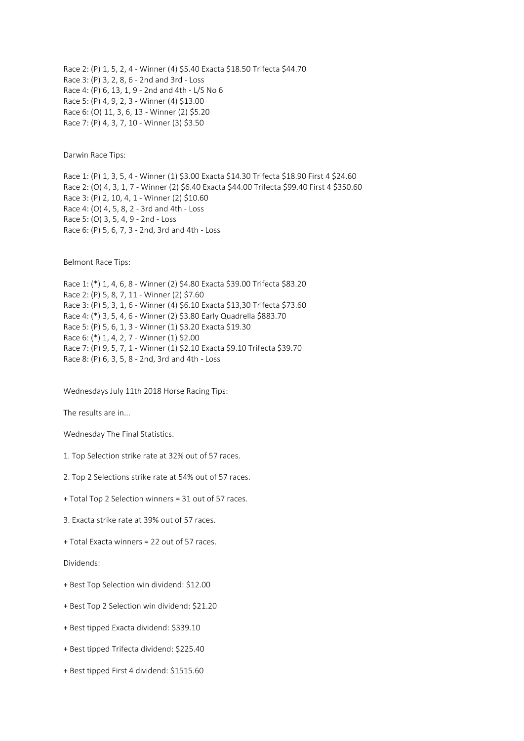Race 2: (P) 1, 5, 2, 4 - Winner (4) $5.40 Exacta $18.50 Trifecta $44.70
Race 3: (P) 3, 2, 8, 6 - 2nd and 3rd - Loss
Race 4: (P) 6, 13, 1, 9 - 2nd and 4th - L/S No 6
Race 5: (P) 4, 9, 2, 3 - Winner (4) $13.00
Race 6: (O) 11, 3, 6, 13 - Winner (2) $5.20
Race 7: (P) 4, 3, 7, 10 - Winner (3) $3.50

Darwin Race Tips:

Race 1: (P) 1, 3, 5, 4 - Winner (1) $3.00 Exacta $14.30 Trifecta $18.90 First 4 $24.60
Race 2: (O) 4, 3, 1, 7 - Winner (2) $6.40 Exacta $44.00 Trifecta $99.40 First 4 $350.60
Race 3: (P) 2, 10, 4, 1 - Winner (2) $10.60
Race 4: (O) 4, 5, 8, 2 - 3rd and 4th - Loss
Race 5: (O) 3, 5, 4, 9 - 2nd - Loss
Race 6: (P) 5, 6, 7, 3 - 2nd, 3rd and 4th - Loss

Belmont Race Tips:

Race 1: (*) 1, 4, 6, 8 - Winner (2) $4.80 Exacta $39.00 Trifecta $83.20
Race 2: (P) 5, 8, 7, 11 - Winner (2) $7.60
Race 3: (P) 5, 3, 1, 6 - Winner (4) $6.10 Exacta $13,30 Trifecta $73.60
Race 4: (*) 3, 5, 4, 6 - Winner (2) $3.80 Early Quadrella $883.70
Race 5: (P) 5, 6, 1, 3 - Winner (1) $3.20 Exacta $19.30
Race 6: (*) 1, 4, 2, 7 - Winner (1) $2.00
Race 7: (P) 9, 5, 7, 1 - Winner (1) $2.10 Exacta $9.10 Trifecta $39.70
Race 8: (P) 6, 3, 5, 8 - 2nd, 3rd and 4th - Loss

Wednesdays July 11th 2018 Horse Racing Tips:

The results are in...

Wednesday The Final Statistics.

1. Top Selection strike rate at 32% out of 57 races.

2. Top 2 Selections strike rate at 54% out of 57 races.

+ Total Top 2 Selection winners = 31 out of 57 races.

3. Exacta strike rate at 39% out of 57 races.

+ Total Exacta winners = 22 out of 57 races.

Dividends:

+ Best Top Selection win dividend: $12.00

+ Best Top 2 Selection win dividend: $21.20

+ Best tipped Exacta dividend: $339.10

+ Best tipped Trifecta dividend: $225.40

+ Best tipped First 4 dividend: $1515.60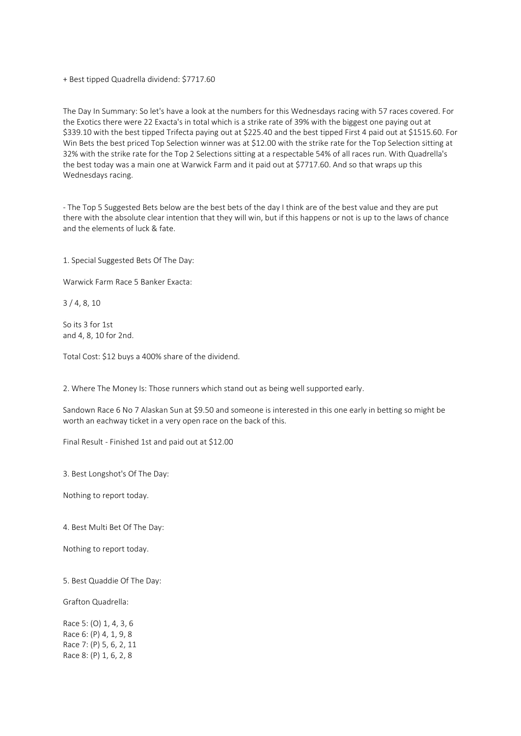+ Best tipped Quadrella dividend: $7717.60

The Day In Summary: So let's have a look at the numbers for this Wednesdays racing with 57 races covered. For the Exotics there were 22 Exacta's in total which is a strike rate of 39% with the biggest one paying out at $339.10 with the best tipped Trifecta paying out at $225.40 and the best tipped First 4 paid out at $1515.60. For Win Bets the best priced Top Selection winner was at $12.00 with the strike rate for the Top Selection sitting at 32% with the strike rate for the Top 2 Selections sitting at a respectable 54% of all races run. With Quadrella's the best today was a main one at Warwick Farm and it paid out at $7717.60. And so that wraps up this Wednesdays racing.

- The Top 5 Suggested Bets below are the best bets of the day I think are of the best value and they are put there with the absolute clear intention that they will win, but if this happens or not is up to the laws of chance and the elements of luck & fate.

1. Special Suggested Bets Of The Day:

Warwick Farm Race 5 Banker Exacta:

3 / 4, 8, 10

So its 3 for 1st
and 4, 8, 10 for 2nd.

Total Cost: $12 buys a 400% share of the dividend.

2. Where The Money Is: Those runners which stand out as being well supported early.

Sandown Race 6 No 7 Alaskan Sun at $9.50 and someone is interested in this one early in betting so might be worth an eachway ticket in a very open race on the back of this.

Final Result - Finished 1st and paid out at $12.00

3. Best Longshot's Of The Day:

Nothing to report today.

4. Best Multi Bet Of The Day:

Nothing to report today.

5. Best Quaddie Of The Day:

Grafton Quadrella:

Race 5: (O) 1, 4, 3, 6
Race 6: (P) 4, 1, 9, 8
Race 7: (P) 5, 6, 2, 11
Race 8: (P) 1, 6, 2, 8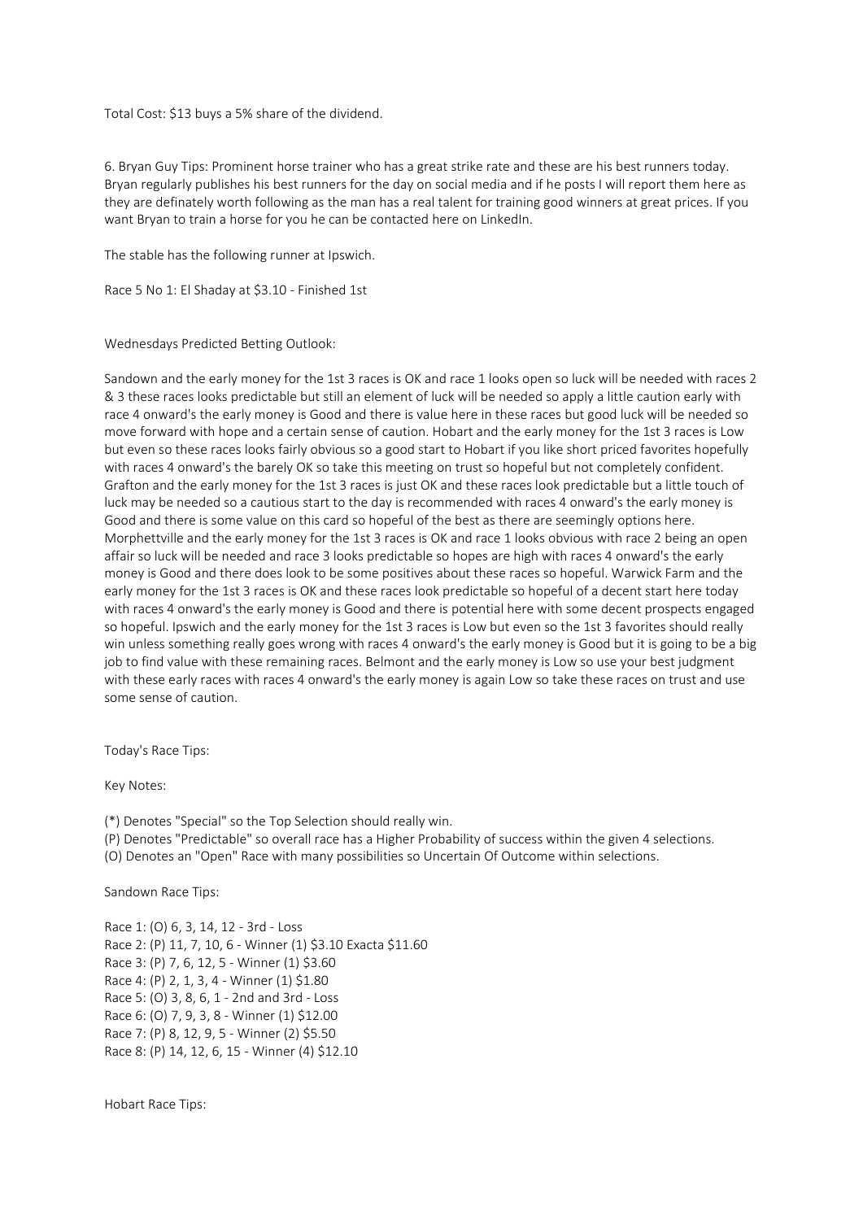Total Cost: $13 buys a 5% share of the dividend.

6. Bryan Guy Tips: Prominent horse trainer who has a great strike rate and these are his best runners today. Bryan regularly publishes his best runners for the day on social media and if he posts I will report them here as they are definately worth following as the man has a real talent for training good winners at great prices. If you want Bryan to train a horse for you he can be contacted here on LinkedIn.

The stable has the following runner at Ipswich.

Race 5 No 1: El Shaday at $3.10 - Finished 1st

Wednesdays Predicted Betting Outlook:

Sandown and the early money for the 1st 3 races is OK and race 1 looks open so luck will be needed with races 2 & 3 these races looks predictable but still an element of luck will be needed so apply a little caution early with race 4 onward's the early money is Good and there is value here in these races but good luck will be needed so move forward with hope and a certain sense of caution. Hobart and the early money for the 1st 3 races is Low but even so these races looks fairly obvious so a good start to Hobart if you like short priced favorites hopefully with races 4 onward's the barely OK so take this meeting on trust so hopeful but not completely confident. Grafton and the early money for the 1st 3 races is just OK and these races look predictable but a little touch of luck may be needed so a cautious start to the day is recommended with races 4 onward's the early money is Good and there is some value on this card so hopeful of the best as there are seemingly options here. Morphettville and the early money for the 1st 3 races is OK and race 1 looks obvious with race 2 being an open affair so luck will be needed and race 3 looks predictable so hopes are high with races 4 onward's the early money is Good and there does look to be some positives about these races so hopeful. Warwick Farm and the early money for the 1st 3 races is OK and these races look predictable so hopeful of a decent start here today with races 4 onward's the early money is Good and there is potential here with some decent prospects engaged so hopeful. Ipswich and the early money for the 1st 3 races is Low but even so the 1st 3 favorites should really win unless something really goes wrong with races 4 onward's the early money is Good but it is going to be a big job to find value with these remaining races. Belmont and the early money is Low so use your best judgment with these early races with races 4 onward's the early money is again Low so take these races on trust and use some sense of caution.

Today's Race Tips:

Key Notes:

(*) Denotes "Special" so the Top Selection should really win.
(P) Denotes "Predictable" so overall race has a Higher Probability of success within the given 4 selections.
(O) Denotes an "Open" Race with many possibilities so Uncertain Of Outcome within selections.

Sandown Race Tips:

Race 1: (O) 6, 3, 14, 12 - 3rd - Loss
Race 2: (P) 11, 7, 10, 6 - Winner (1) $3.10 Exacta $11.60
Race 3: (P) 7, 6, 12, 5 - Winner (1) $3.60
Race 4: (P) 2, 1, 3, 4 - Winner (1) $1.80
Race 5: (O) 3, 8, 6, 1 - 2nd and 3rd - Loss
Race 6: (O) 7, 9, 3, 8 - Winner (1) $12.00
Race 7: (P) 8, 12, 9, 5 - Winner (2) $5.50
Race 8: (P) 14, 12, 6, 15 - Winner (4) $12.10

Hobart Race Tips: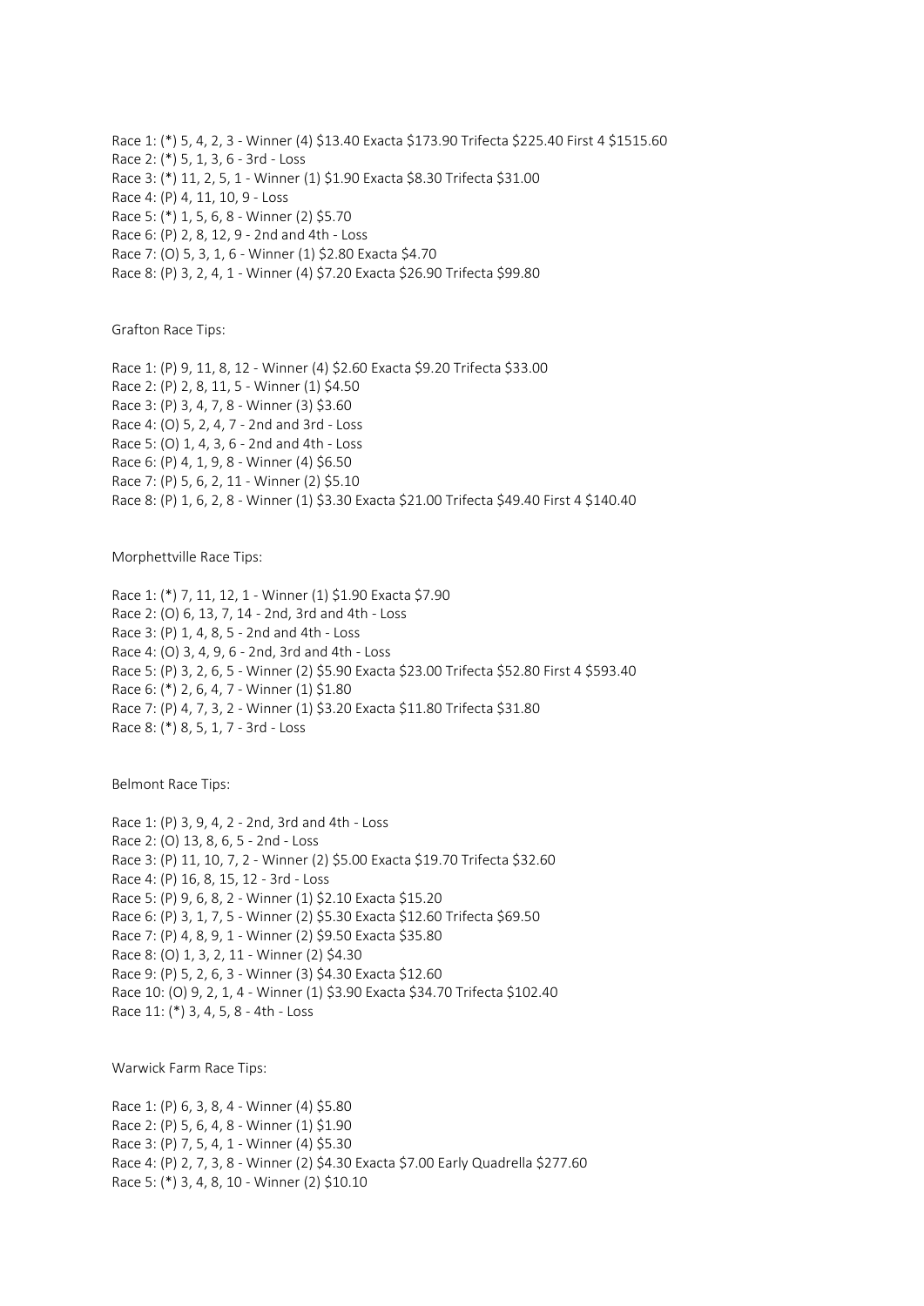Race 1: (*) 5, 4, 2, 3 - Winner (4) $13.40 Exacta $173.90 Trifecta $225.40 First 4 $1515.60
Race 2: (*) 5, 1, 3, 6 - 3rd - Loss
Race 3: (*) 11, 2, 5, 1 - Winner (1) $1.90 Exacta $8.30 Trifecta $31.00
Race 4: (P) 4, 11, 10, 9 - Loss
Race 5: (*) 1, 5, 6, 8 - Winner (2) $5.70
Race 6: (P) 2, 8, 12, 9 - 2nd and 4th - Loss
Race 7: (O) 5, 3, 1, 6 - Winner (1) $2.80 Exacta $4.70
Race 8: (P) 3, 2, 4, 1 - Winner (4) $7.20 Exacta $26.90 Trifecta $99.80

Grafton Race Tips:

Race 1: (P) 9, 11, 8, 12 - Winner (4) $2.60 Exacta $9.20 Trifecta $33.00
Race 2: (P) 2, 8, 11, 5 - Winner (1) $4.50
Race 3: (P) 3, 4, 7, 8 - Winner (3) $3.60
Race 4: (O) 5, 2, 4, 7 - 2nd and 3rd - Loss
Race 5: (O) 1, 4, 3, 6 - 2nd and 4th - Loss
Race 6: (P) 4, 1, 9, 8 - Winner (4) $6.50
Race 7: (P) 5, 6, 2, 11 - Winner (2) $5.10
Race 8: (P) 1, 6, 2, 8 - Winner (1) $3.30 Exacta $21.00 Trifecta $49.40 First 4 $140.40

Morphettville Race Tips:

Race 1: (*) 7, 11, 12, 1 - Winner (1) $1.90 Exacta $7.90
Race 2: (O) 6, 13, 7, 14 - 2nd, 3rd and 4th - Loss
Race 3: (P) 1, 4, 8, 5 - 2nd and 4th - Loss
Race 4: (O) 3, 4, 9, 6 - 2nd, 3rd and 4th - Loss
Race 5: (P) 3, 2, 6, 5 - Winner (2) $5.90 Exacta $23.00 Trifecta $52.80 First 4 $593.40
Race 6: (*) 2, 6, 4, 7 - Winner (1) $1.80
Race 7: (P) 4, 7, 3, 2 - Winner (1) $3.20 Exacta $11.80 Trifecta $31.80
Race 8: (*) 8, 5, 1, 7 - 3rd - Loss

Belmont Race Tips:

Race 1: (P) 3, 9, 4, 2 - 2nd, 3rd and 4th - Loss
Race 2: (O) 13, 8, 6, 5 - 2nd - Loss
Race 3: (P) 11, 10, 7, 2 - Winner (2) $5.00 Exacta $19.70 Trifecta $32.60
Race 4: (P) 16, 8, 15, 12 - 3rd - Loss
Race 5: (P) 9, 6, 8, 2 - Winner (1) $2.10 Exacta $15.20
Race 6: (P) 3, 1, 7, 5 - Winner (2) $5.30 Exacta $12.60 Trifecta $69.50
Race 7: (P) 4, 8, 9, 1 - Winner (2) $9.50 Exacta $35.80
Race 8: (O) 1, 3, 2, 11 - Winner (2) $4.30
Race 9: (P) 5, 2, 6, 3 - Winner (3) $4.30 Exacta $12.60
Race 10: (O) 9, 2, 1, 4 - Winner (1) $3.90 Exacta $34.70 Trifecta $102.40
Race 11: (*) 3, 4, 5, 8 - 4th - Loss

Warwick Farm Race Tips:

Race 1: (P) 6, 3, 8, 4 - Winner (4) $5.80
Race 2: (P) 5, 6, 4, 8 - Winner (1) $1.90
Race 3: (P) 7, 5, 4, 1 - Winner (4) $5.30
Race 4: (P) 2, 7, 3, 8 - Winner (2) $4.30 Exacta $7.00 Early Quadrella $277.60
Race 5: (*) 3, 4, 8, 10 - Winner (2) $10.10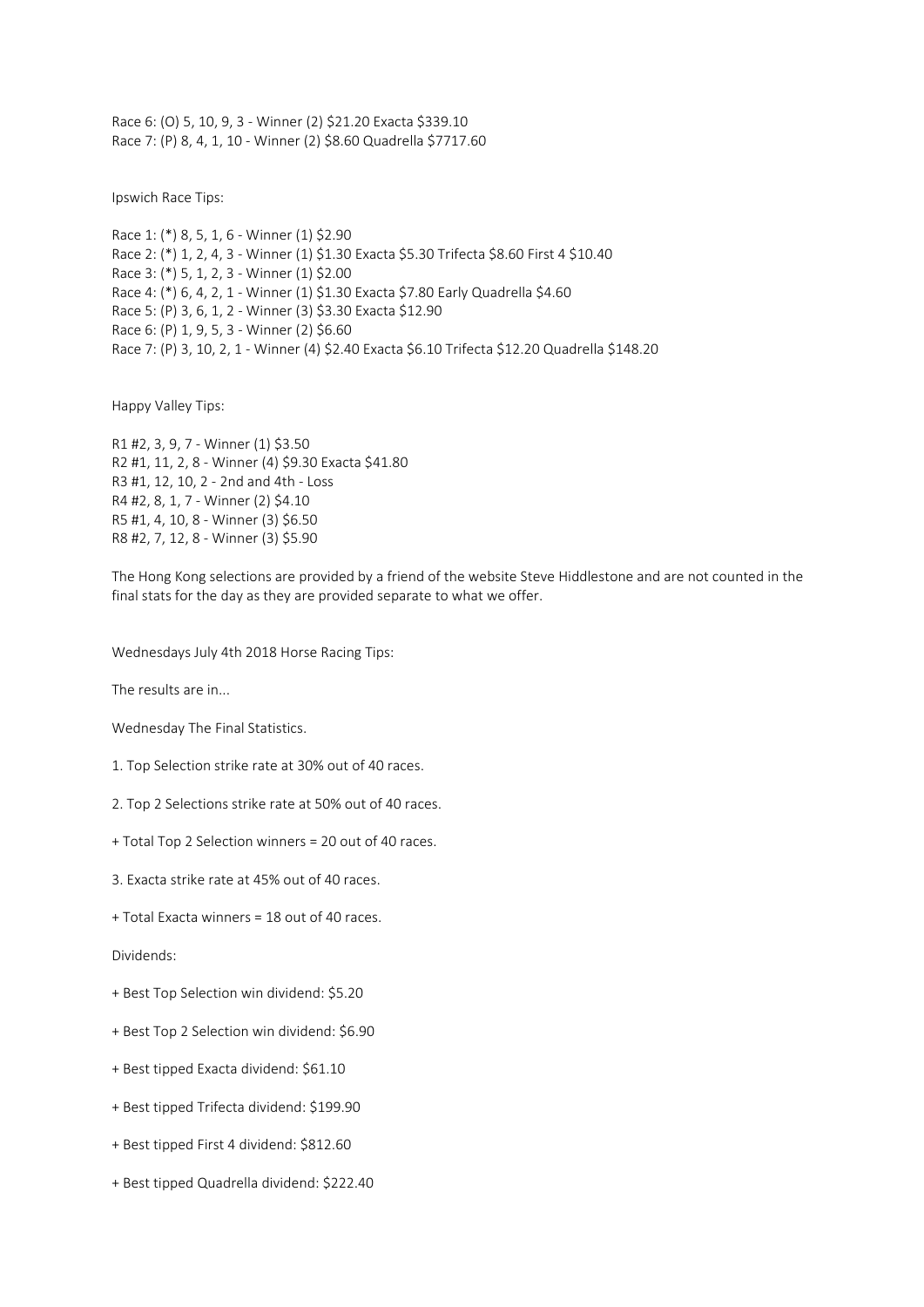Race 6: (O) 5, 10, 9, 3 - Winner (2) $21.20 Exacta $339.10
Race 7: (P) 8, 4, 1, 10 - Winner (2) $8.60 Quadrella $7717.60

Ipswich Race Tips:

Race 1: (*) 8, 5, 1, 6 - Winner (1) $2.90
Race 2: (*) 1, 2, 4, 3 - Winner (1) $1.30 Exacta $5.30 Trifecta $8.60 First 4 $10.40
Race 3: (*) 5, 1, 2, 3 - Winner (1) $2.00
Race 4: (*) 6, 4, 2, 1 - Winner (1) $1.30 Exacta $7.80 Early Quadrella $4.60
Race 5: (P) 3, 6, 1, 2 - Winner (3) $3.30 Exacta $12.90
Race 6: (P) 1, 9, 5, 3 - Winner (2) $6.60
Race 7: (P) 3, 10, 2, 1 - Winner (4) $2.40 Exacta $6.10 Trifecta $12.20 Quadrella $148.20

Happy Valley Tips:

R1 #2, 3, 9, 7 - Winner (1) $3.50
R2 #1, 11, 2, 8 - Winner (4) $9.30 Exacta $41.80
R3 #1, 12, 10, 2 - 2nd and 4th - Loss
R4 #2, 8, 1, 7 - Winner (2) $4.10
R5 #1, 4, 10, 8 - Winner (3) $6.50
R8 #2, 7, 12, 8 - Winner (3) $5.90

The Hong Kong selections are provided by a friend of the website Steve Hiddlestone and are not counted in the final stats for the day as they are provided separate to what we offer.

Wednesdays July 4th 2018 Horse Racing Tips:

The results are in...

Wednesday The Final Statistics.

1. Top Selection strike rate at 30% out of 40 races.

2. Top 2 Selections strike rate at 50% out of 40 races.

+ Total Top 2 Selection winners = 20 out of 40 races.

3. Exacta strike rate at 45% out of 40 races.

+ Total Exacta winners = 18 out of 40 races.

Dividends:

+ Best Top Selection win dividend: $5.20

+ Best Top 2 Selection win dividend: $6.90

+ Best tipped Exacta dividend: $61.10

+ Best tipped Trifecta dividend: $199.90

+ Best tipped First 4 dividend: $812.60

+ Best tipped Quadrella dividend: $222.40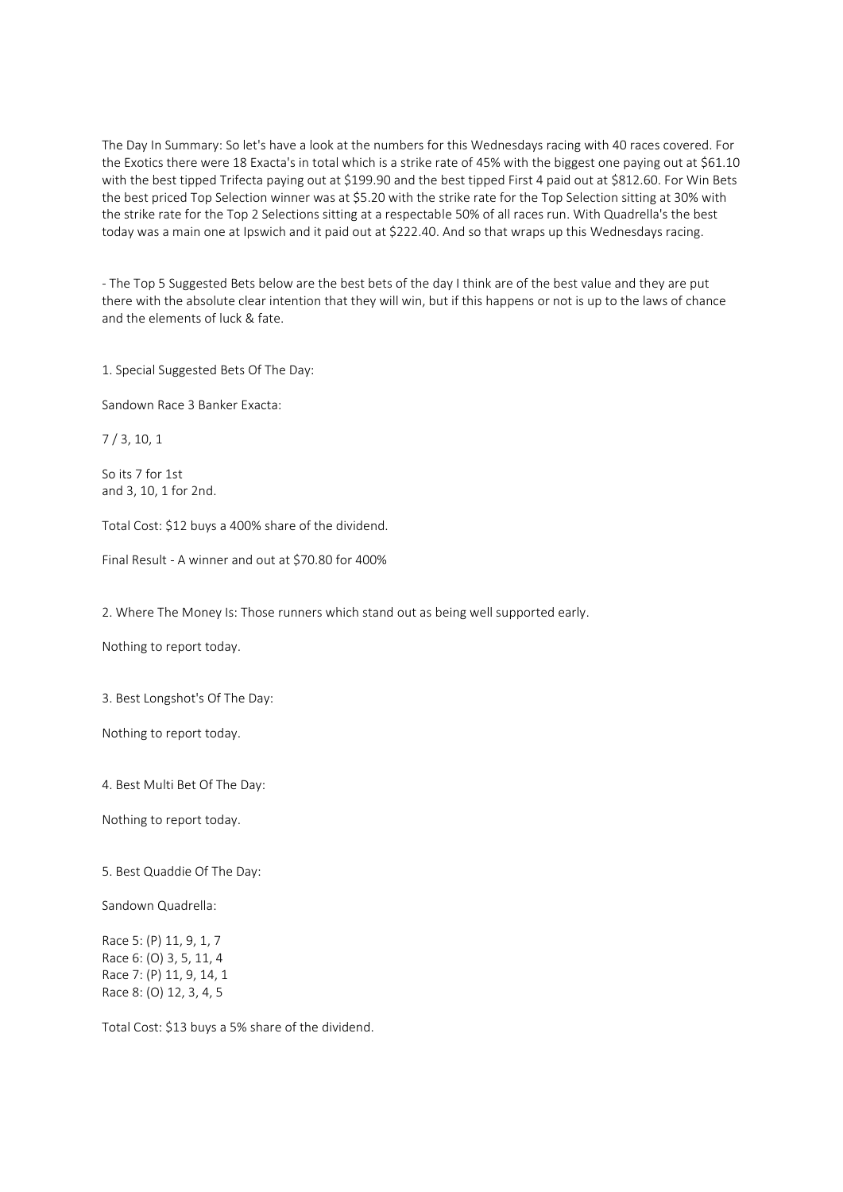The Day In Summary: So let's have a look at the numbers for this Wednesdays racing with 40 races covered. For the Exotics there were 18 Exacta's in total which is a strike rate of 45% with the biggest one paying out at $61.10 with the best tipped Trifecta paying out at $199.90 and the best tipped First 4 paid out at $812.60. For Win Bets the best priced Top Selection winner was at $5.20 with the strike rate for the Top Selection sitting at 30% with the strike rate for the Top 2 Selections sitting at a respectable 50% of all races run. With Quadrella's the best today was a main one at Ipswich and it paid out at $222.40. And so that wraps up this Wednesdays racing.

- The Top 5 Suggested Bets below are the best bets of the day I think are of the best value and they are put there with the absolute clear intention that they will win, but if this happens or not is up to the laws of chance and the elements of luck & fate.

1. Special Suggested Bets Of The Day:

Sandown Race 3 Banker Exacta:

7 / 3, 10, 1

So its 7 for 1st
and 3, 10, 1 for 2nd.

Total Cost: $12 buys a 400% share of the dividend.

Final Result - A winner and out at $70.80 for 400%

2. Where The Money Is: Those runners which stand out as being well supported early.

Nothing to report today.

3. Best Longshot's Of The Day:

Nothing to report today.

4. Best Multi Bet Of The Day:

Nothing to report today.

5. Best Quaddie Of The Day:

Sandown Quadrella:

Race 5: (P) 11, 9, 1, 7
Race 6: (O) 3, 5, 11, 4
Race 7: (P) 11, 9, 14, 1
Race 8: (O) 12, 3, 4, 5

Total Cost: $13 buys a 5% share of the dividend.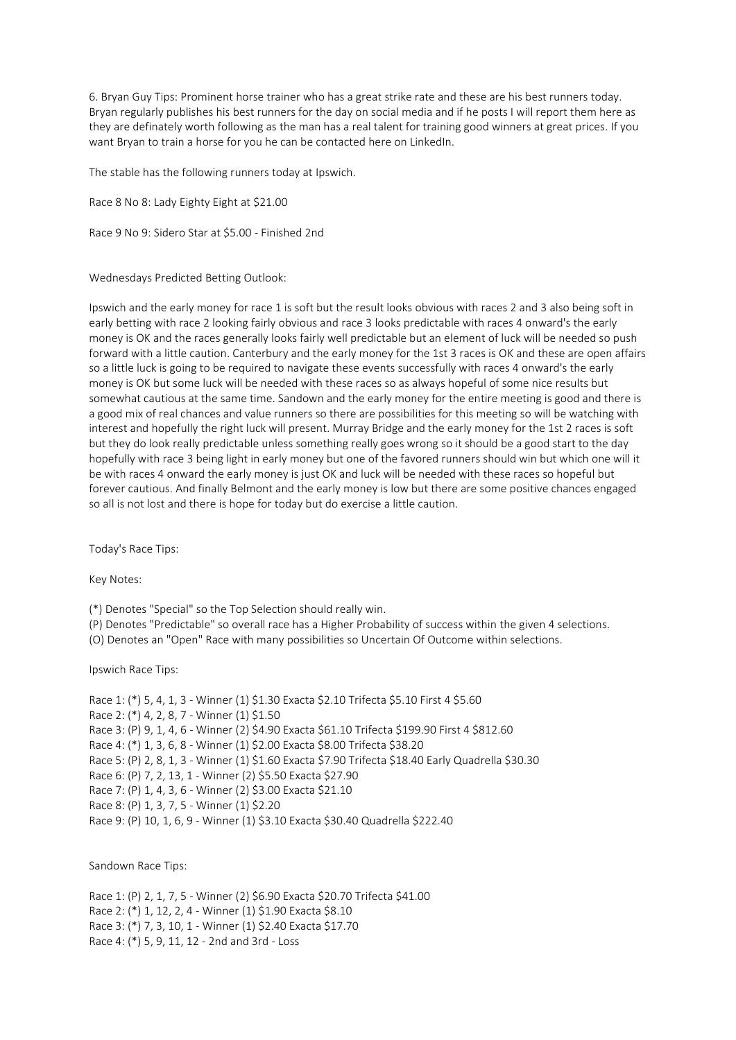6. Bryan Guy Tips: Prominent horse trainer who has a great strike rate and these are his best runners today. Bryan regularly publishes his best runners for the day on social media and if he posts I will report them here as they are definatety worth following as the man has a real talent for training good winners at great prices. If you want Bryan to train a horse for you he can be contacted here on LinkedIn.

The stable has the following runners today at Ipswich.

Race 8 No 8: Lady Eighty Eight at $21.00

Race 9 No 9: Sidero Star at $5.00 - Finished 2nd

Wednesdays Predicted Betting Outlook:

Ipswich and the early money for race 1 is soft but the result looks obvious with races 2 and 3 also being soft in early betting with race 2 looking fairly obvious and race 3 looks predictable with races 4 onward's the early money is OK and the races generally looks fairly well predictable but an element of luck will be needed so push forward with a little caution. Canterbury and the early money for the 1st 3 races is OK and these are open affairs so a little luck is going to be required to navigate these events successfully with races 4 onward's the early money is OK but some luck will be needed with these races so as always hopeful of some nice results but somewhat cautious at the same time. Sandown and the early money for the entire meeting is good and there is a good mix of real chances and value runners so there are possibilities for this meeting so will be watching with interest and hopefully the right luck will present. Murray Bridge and the early money for the 1st 2 races is soft but they do look really predictable unless something really goes wrong so it should be a good start to the day hopefully with race 3 being light in early money but one of the favored runners should win but which one will it be with races 4 onward the early money is just OK and luck will be needed with these races so hopeful but forever cautious. And finally Belmont and the early money is low but there are some positive chances engaged so all is not lost and there is hope for today but do exercise a little caution.

Today's Race Tips:

Key Notes:

(*) Denotes "Special" so the Top Selection should really win.
(P) Denotes "Predictable" so overall race has a Higher Probability of success within the given 4 selections.
(O) Denotes an "Open" Race with many possibilities so Uncertain Of Outcome within selections.

Ipswich Race Tips:

Race 1: (*) 5, 4, 1, 3 - Winner (1) $1.30 Exacta $2.10 Trifecta $5.10 First 4 $5.60
Race 2: (*) 4, 2, 8, 7 - Winner (1) $1.50
Race 3: (P) 9, 1, 4, 6 - Winner (2) $4.90 Exacta $61.10 Trifecta $199.90 First 4 $812.60
Race 4: (*) 1, 3, 6, 8 - Winner (1) $2.00 Exacta $8.00 Trifecta $38.20
Race 5: (P) 2, 8, 1, 3 - Winner (1) $1.60 Exacta $7.90 Trifecta $18.40 Early Quadrella $30.30
Race 6: (P) 7, 2, 13, 1 - Winner (2) $5.50 Exacta $27.90
Race 7: (P) 1, 4, 3, 6 - Winner (2) $3.00 Exacta $21.10
Race 8: (P) 1, 3, 7, 5 - Winner (1) $2.20
Race 9: (P) 10, 1, 6, 9 - Winner (1) $3.10 Exacta $30.40 Quadrella $222.40

Sandown Race Tips:

Race 1: (P) 2, 1, 7, 5 - Winner (2) $6.90 Exacta $20.70 Trifecta $41.00
Race 2: (*) 1, 12, 2, 4 - Winner (1) $1.90 Exacta $8.10
Race 3: (*) 7, 3, 10, 1 - Winner (1) $2.40 Exacta $17.70
Race 4: (*) 5, 9, 11, 12 - 2nd and 3rd - Loss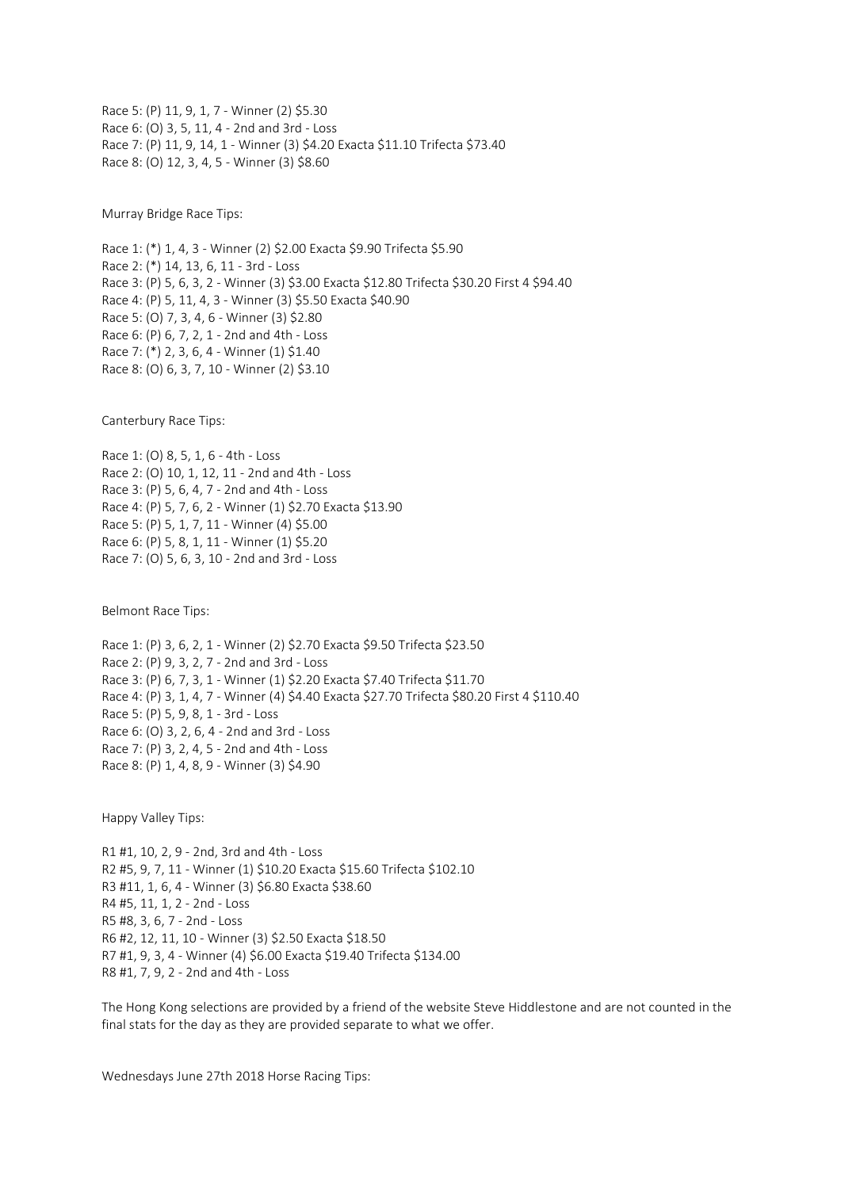Race 5: (P) 11, 9, 1, 7 - Winner (2) $5.30
Race 6: (O) 3, 5, 11, 4 - 2nd and 3rd - Loss
Race 7: (P) 11, 9, 14, 1 - Winner (3) $4.20 Exacta $11.10 Trifecta $73.40
Race 8: (O) 12, 3, 4, 5 - Winner (3) $8.60

Murray Bridge Race Tips:

Race 1: (*) 1, 4, 3 - Winner (2) $2.00 Exacta $9.90 Trifecta $5.90
Race 2: (*) 14, 13, 6, 11 - 3rd - Loss
Race 3: (P) 5, 6, 3, 2 - Winner (3) $3.00 Exacta $12.80 Trifecta $30.20 First 4 $94.40
Race 4: (P) 5, 11, 4, 3 - Winner (3) $5.50 Exacta $40.90
Race 5: (O) 7, 3, 4, 6 - Winner (3) $2.80
Race 6: (P) 6, 7, 2, 1 - 2nd and 4th - Loss
Race 7: (*) 2, 3, 6, 4 - Winner (1) $1.40
Race 8: (O) 6, 3, 7, 10 - Winner (2) $3.10

Canterbury Race Tips:

Race 1: (O) 8, 5, 1, 6 - 4th - Loss
Race 2: (O) 10, 1, 12, 11 - 2nd and 4th - Loss
Race 3: (P) 5, 6, 4, 7 - 2nd and 4th - Loss
Race 4: (P) 5, 7, 6, 2 - Winner (1) $2.70 Exacta $13.90
Race 5: (P) 5, 1, 7, 11 - Winner (4) $5.00
Race 6: (P) 5, 8, 1, 11 - Winner (1) $5.20
Race 7: (O) 5, 6, 3, 10 - 2nd and 3rd - Loss

Belmont Race Tips:

Race 1: (P) 3, 6, 2, 1 - Winner (2) $2.70 Exacta $9.50 Trifecta $23.50
Race 2: (P) 9, 3, 2, 7 - 2nd and 3rd - Loss
Race 3: (P) 6, 7, 3, 1 - Winner (1) $2.20 Exacta $7.40 Trifecta $11.70
Race 4: (P) 3, 1, 4, 7 - Winner (4) $4.40 Exacta $27.70 Trifecta $80.20 First 4 $110.40
Race 5: (P) 5, 9, 8, 1 - 3rd - Loss
Race 6: (O) 3, 2, 6, 4 - 2nd and 3rd - Loss
Race 7: (P) 3, 2, 4, 5 - 2nd and 4th - Loss
Race 8: (P) 1, 4, 8, 9 - Winner (3) $4.90

Happy Valley Tips:

R1 #1, 10, 2, 9 - 2nd, 3rd and 4th - Loss
R2 #5, 9, 7, 11 - Winner (1) $10.20 Exacta $15.60 Trifecta $102.10
R3 #11, 1, 6, 4 - Winner (3) $6.80 Exacta $38.60
R4 #5, 11, 1, 2 - 2nd - Loss
R5 #8, 3, 6, 7 - 2nd - Loss
R6 #2, 12, 11, 10 - Winner (3) $2.50 Exacta $18.50
R7 #1, 9, 3, 4 - Winner (4) $6.00 Exacta $19.40 Trifecta $134.00
R8 #1, 7, 9, 2 - 2nd and 4th - Loss

The Hong Kong selections are provided by a friend of the website Steve Hiddlestone and are not counted in the final stats for the day as they are provided separate to what we offer.

Wednesdays June 27th 2018 Horse Racing Tips: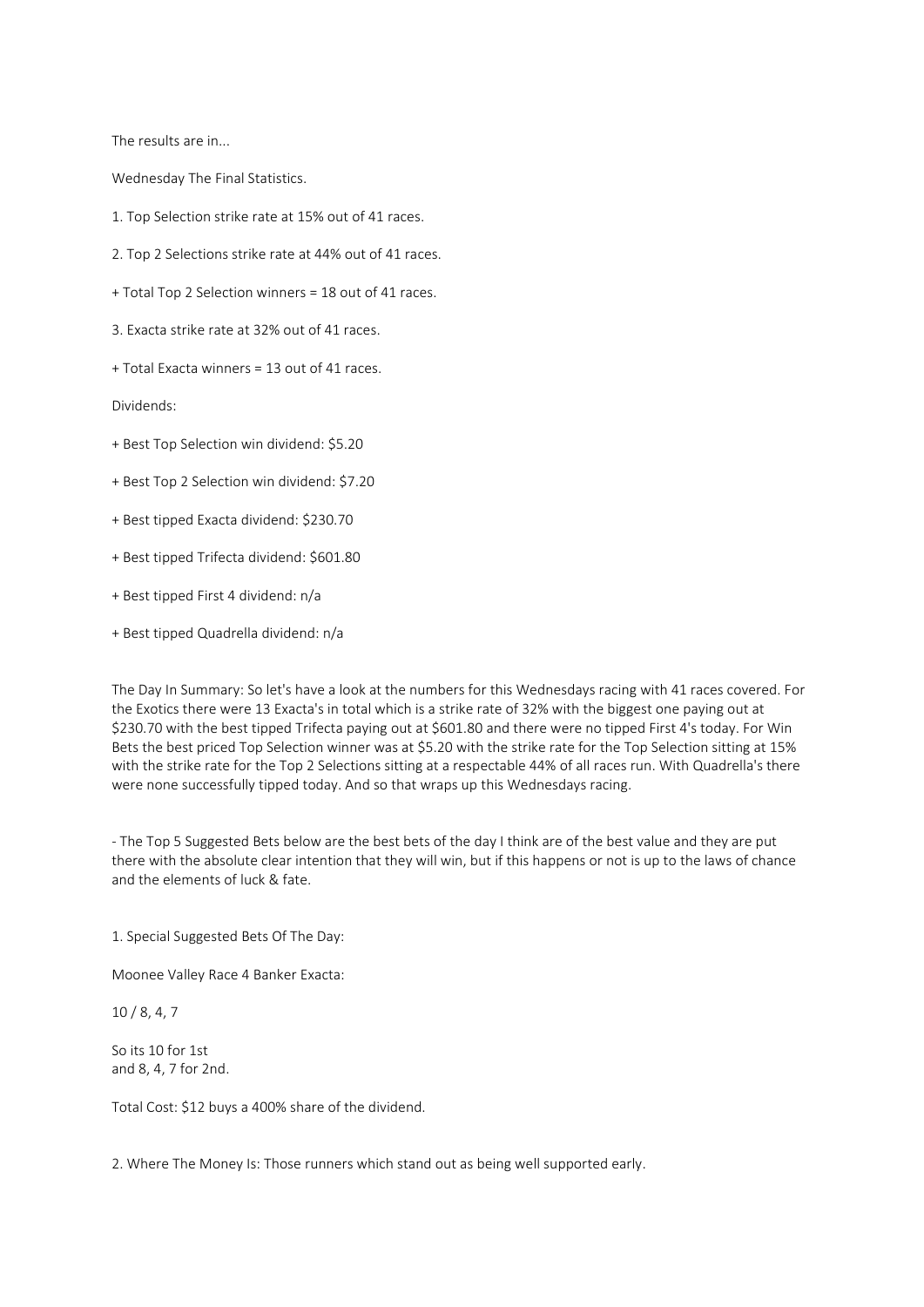The results are in...

Wednesday The Final Statistics.

1. Top Selection strike rate at 15% out of 41 races.

2. Top 2 Selections strike rate at 44% out of 41 races.

+ Total Top 2 Selection winners = 18 out of 41 races.

3. Exacta strike rate at 32% out of 41 races.

+ Total Exacta winners = 13 out of 41 races.

Dividends:

+ Best Top Selection win dividend: $5.20

+ Best Top 2 Selection win dividend: $7.20

+ Best tipped Exacta dividend: $230.70

+ Best tipped Trifecta dividend: $601.80

+ Best tipped First 4 dividend: n/a

+ Best tipped Quadrella dividend: n/a

The Day In Summary: So let's have a look at the numbers for this Wednesdays racing with 41 races covered. For the Exotics there were 13 Exacta's in total which is a strike rate of 32% with the biggest one paying out at $230.70 with the best tipped Trifecta paying out at $601.80 and there were no tipped First 4's today. For Win Bets the best priced Top Selection winner was at $5.20 with the strike rate for the Top Selection sitting at 15% with the strike rate for the Top 2 Selections sitting at a respectable 44% of all races run. With Quadrella's there were none successfully tipped today. And so that wraps up this Wednesdays racing.

- The Top 5 Suggested Bets below are the best bets of the day I think are of the best value and they are put there with the absolute clear intention that they will win, but if this happens or not is up to the laws of chance and the elements of luck & fate.

1. Special Suggested Bets Of The Day:

Moonee Valley Race 4 Banker Exacta:

10 / 8, 4, 7

So its 10 for 1st
and 8, 4, 7 for 2nd.

Total Cost: $12 buys a 400% share of the dividend.

2. Where The Money Is: Those runners which stand out as being well supported early.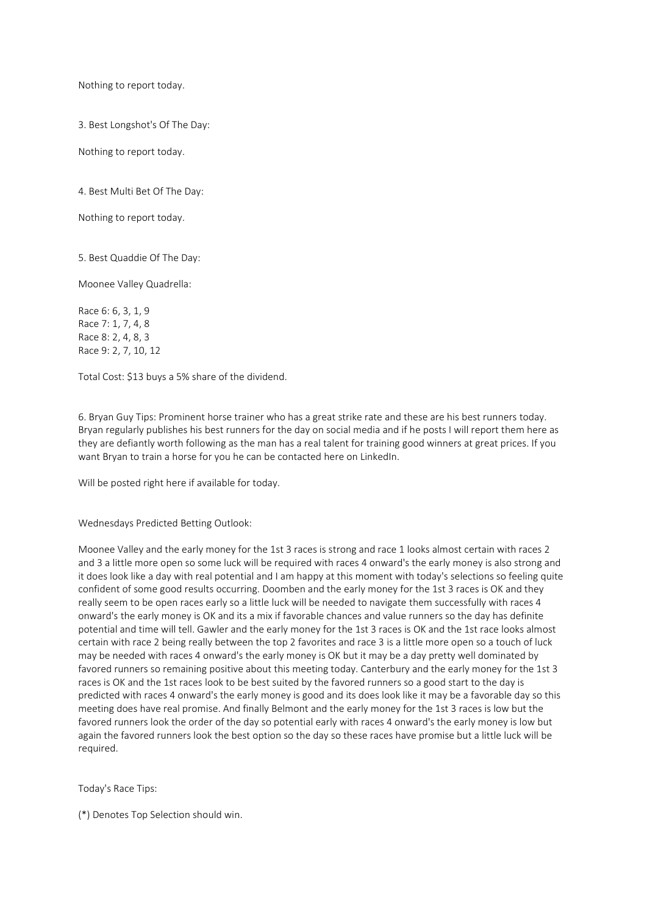Nothing to report today.

3. Best Longshot's Of The Day:

Nothing to report today.

4. Best Multi Bet Of The Day:

Nothing to report today.

5. Best Quaddie Of The Day:

Moonee Valley Quadrella:

Race 6: 6, 3, 1, 9
Race 7: 1, 7, 4, 8
Race 8: 2, 4, 8, 3
Race 9: 2, 7, 10, 12

Total Cost: $13 buys a 5% share of the dividend.

6. Bryan Guy Tips: Prominent horse trainer who has a great strike rate and these are his best runners today. Bryan regularly publishes his best runners for the day on social media and if he posts I will report them here as they are defiantly worth following as the man has a real talent for training good winners at great prices. If you want Bryan to train a horse for you he can be contacted here on LinkedIn.

Will be posted right here if available for today.

Wednesdays Predicted Betting Outlook:

Moonee Valley and the early money for the 1st 3 races is strong and race 1 looks almost certain with races 2 and 3 a little more open so some luck will be required with races 4 onward's the early money is also strong and it does look like a day with real potential and I am happy at this moment with today's selections so feeling quite confident of some good results occurring. Doomben and the early money for the 1st 3 races is OK and they really seem to be open races early so a little luck will be needed to navigate them successfully with races 4 onward's the early money is OK and its a mix if favorable chances and value runners so the day has definite potential and time will tell. Gawler and the early money for the 1st 3 races is OK and the 1st race looks almost certain with race 2 being really between the top 2 favorites and race 3 is a little more open so a touch of luck may be needed with races 4 onward's the early money is OK but it may be a day pretty well dominated by favored runners so remaining positive about this meeting today. Canterbury and the early money for the 1st 3 races is OK and the 1st races look to be best suited by the favored runners so a good start to the day is predicted with races 4 onward's the early money is good and its does look like it may be a favorable day so this meeting does have real promise. And finally Belmont and the early money for the 1st 3 races is low but the favored runners look the order of the day so potential early with races 4 onward's the early money is low but again the favored runners look the best option so the day so these races have promise but a little luck will be required.

Today's Race Tips:

(*) Denotes Top Selection should win.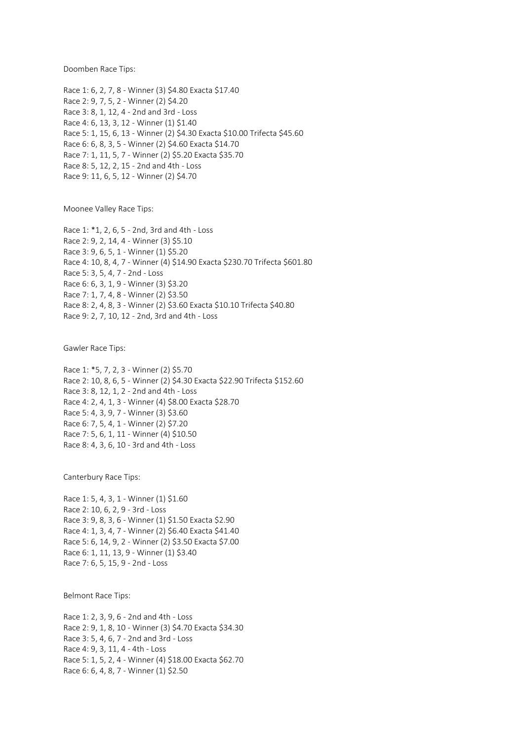Doomben Race Tips:

Race 1: 6, 2, 7, 8 - Winner (3) $4.80 Exacta $17.40
Race 2: 9, 7, 5, 2 - Winner (2) $4.20
Race 3: 8, 1, 12, 4 - 2nd and 3rd - Loss
Race 4: 6, 13, 3, 12 - Winner (1) $1.40
Race 5: 1, 15, 6, 13 - Winner (2) $4.30 Exacta $10.00 Trifecta $45.60
Race 6: 6, 8, 3, 5 - Winner (2) $4.60 Exacta $14.70
Race 7: 1, 11, 5, 7 - Winner (2) $5.20 Exacta $35.70
Race 8: 5, 12, 2, 15 - 2nd and 4th - Loss
Race 9: 11, 6, 5, 12 - Winner (2) $4.70

Moonee Valley Race Tips:

Race 1: *1, 2, 6, 5 - 2nd, 3rd and 4th - Loss
Race 2: 9, 2, 14, 4 - Winner (3) $5.10
Race 3: 9, 6, 5, 1 - Winner (1) $5.20
Race 4: 10, 8, 4, 7 - Winner (4) $14.90 Exacta $230.70 Trifecta $601.80
Race 5: 3, 5, 4, 7 - 2nd - Loss
Race 6: 6, 3, 1, 9 - Winner (3) $3.20
Race 7: 1, 7, 4, 8 - Winner (2) $3.50
Race 8: 2, 4, 8, 3 - Winner (2) $3.60 Exacta $10.10 Trifecta $40.80
Race 9: 2, 7, 10, 12 - 2nd, 3rd and 4th - Loss

Gawler Race Tips:

Race 1: *5, 7, 2, 3 - Winner (2) $5.70
Race 2: 10, 8, 6, 5 - Winner (2) $4.30 Exacta $22.90 Trifecta $152.60
Race 3: 8, 12, 1, 2 - 2nd and 4th - Loss
Race 4: 2, 4, 1, 3 - Winner (4) $8.00 Exacta $28.70
Race 5: 4, 3, 9, 7 - Winner (3) $3.60
Race 6: 7, 5, 4, 1 - Winner (2) $7.20
Race 7: 5, 6, 1, 11 - Winner (4) $10.50
Race 8: 4, 3, 6, 10 - 3rd and 4th - Loss

Canterbury Race Tips:

Race 1: 5, 4, 3, 1 - Winner (1) $1.60
Race 2: 10, 6, 2, 9 - 3rd - Loss
Race 3: 9, 8, 3, 6 - Winner (1) $1.50 Exacta $2.90
Race 4: 1, 3, 4, 7 - Winner (2) $6.40 Exacta $41.40
Race 5: 6, 14, 9, 2 - Winner (2) $3.50 Exacta $7.00
Race 6: 1, 11, 13, 9 - Winner (1) $3.40
Race 7: 6, 5, 15, 9 - 2nd - Loss

Belmont Race Tips:

Race 1: 2, 3, 9, 6 - 2nd and 4th - Loss
Race 2: 9, 1, 8, 10 - Winner (3) $4.70 Exacta $34.30
Race 3: 5, 4, 6, 7 - 2nd and 3rd - Loss
Race 4: 9, 3, 11, 4 - 4th - Loss
Race 5: 1, 5, 2, 4 - Winner (4) $18.00 Exacta $62.70
Race 6: 6, 4, 8, 7 - Winner (1) $2.50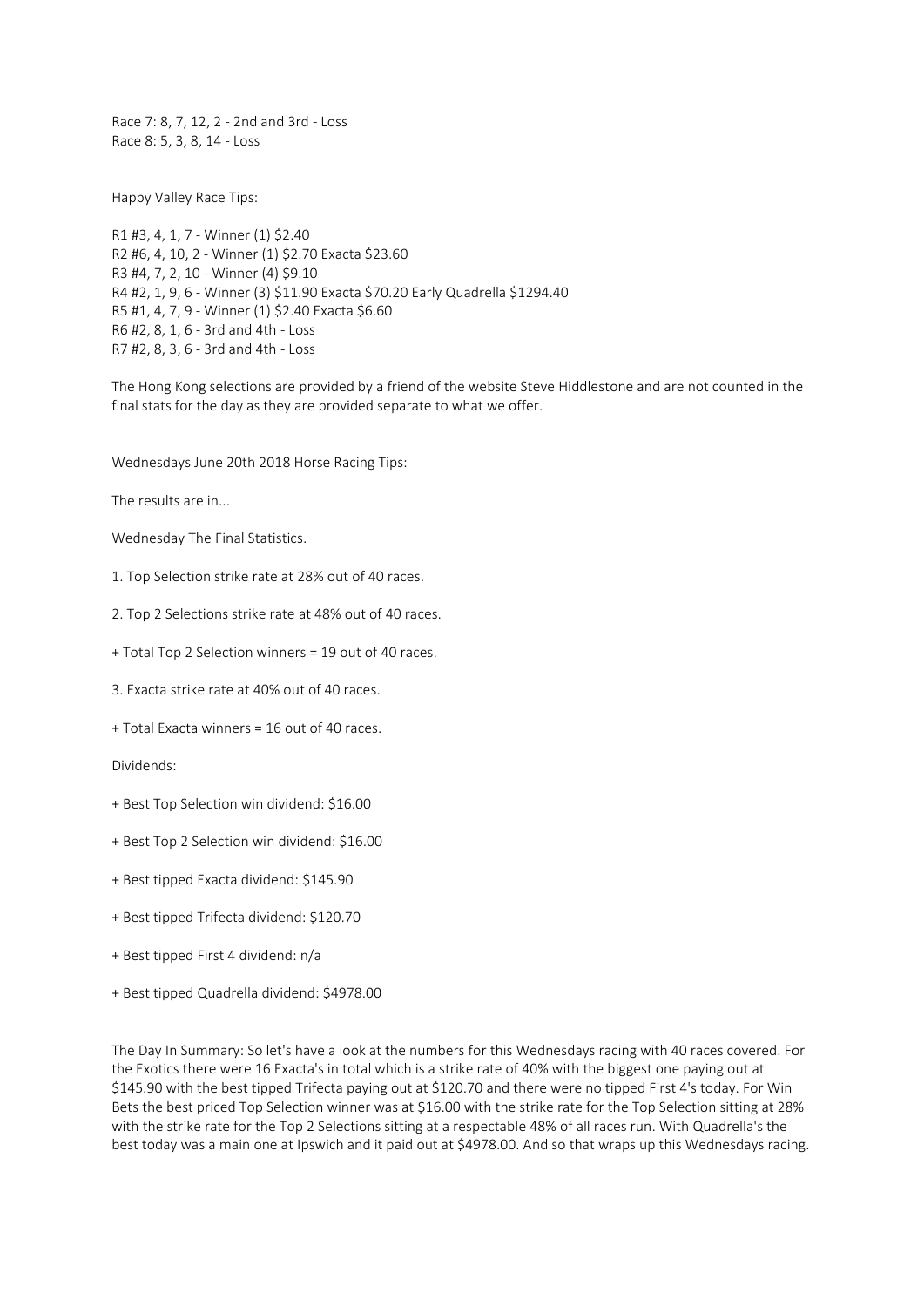Race 7: 8, 7, 12, 2 - 2nd and 3rd - Loss
Race 8: 5, 3, 8, 14 - Loss

Happy Valley Race Tips:

R1 #3, 4, 1, 7 - Winner (1) $2.40
R2 #6, 4, 10, 2 - Winner (1) $2.70 Exacta $23.60
R3 #4, 7, 2, 10 - Winner (4) $9.10
R4 #2, 1, 9, 6 - Winner (3) $11.90 Exacta $70.20 Early Quadrella $1294.40
R5 #1, 4, 7, 9 - Winner (1) $2.40 Exacta $6.60
R6 #2, 8, 1, 6 - 3rd and 4th - Loss
R7 #2, 8, 3, 6 - 3rd and 4th - Loss

The Hong Kong selections are provided by a friend of the website Steve Hiddlestone and are not counted in the final stats for the day as they are provided separate to what we offer.

Wednesdays June 20th 2018 Horse Racing Tips:

The results are in...

Wednesday The Final Statistics.

1. Top Selection strike rate at 28% out of 40 races.

2. Top 2 Selections strike rate at 48% out of 40 races.

+ Total Top 2 Selection winners = 19 out of 40 races.

3. Exacta strike rate at 40% out of 40 races.

+ Total Exacta winners = 16 out of 40 races.

Dividends:

+ Best Top Selection win dividend: $16.00

+ Best Top 2 Selection win dividend: $16.00

+ Best tipped Exacta dividend: $145.90

+ Best tipped Trifecta dividend: $120.70

+ Best tipped First 4 dividend: n/a

+ Best tipped Quadrella dividend: $4978.00

The Day In Summary: So let's have a look at the numbers for this Wednesdays racing with 40 races covered. For the Exotics there were 16 Exacta's in total which is a strike rate of 40% with the biggest one paying out at $145.90 with the best tipped Trifecta paying out at $120.70 and there were no tipped First 4's today. For Win Bets the best priced Top Selection winner was at $16.00 with the strike rate for the Top Selection sitting at 28% with the strike rate for the Top 2 Selections sitting at a respectable 48% of all races run. With Quadrella's the best today was a main one at Ipswich and it paid out at $4978.00. And so that wraps up this Wednesdays racing.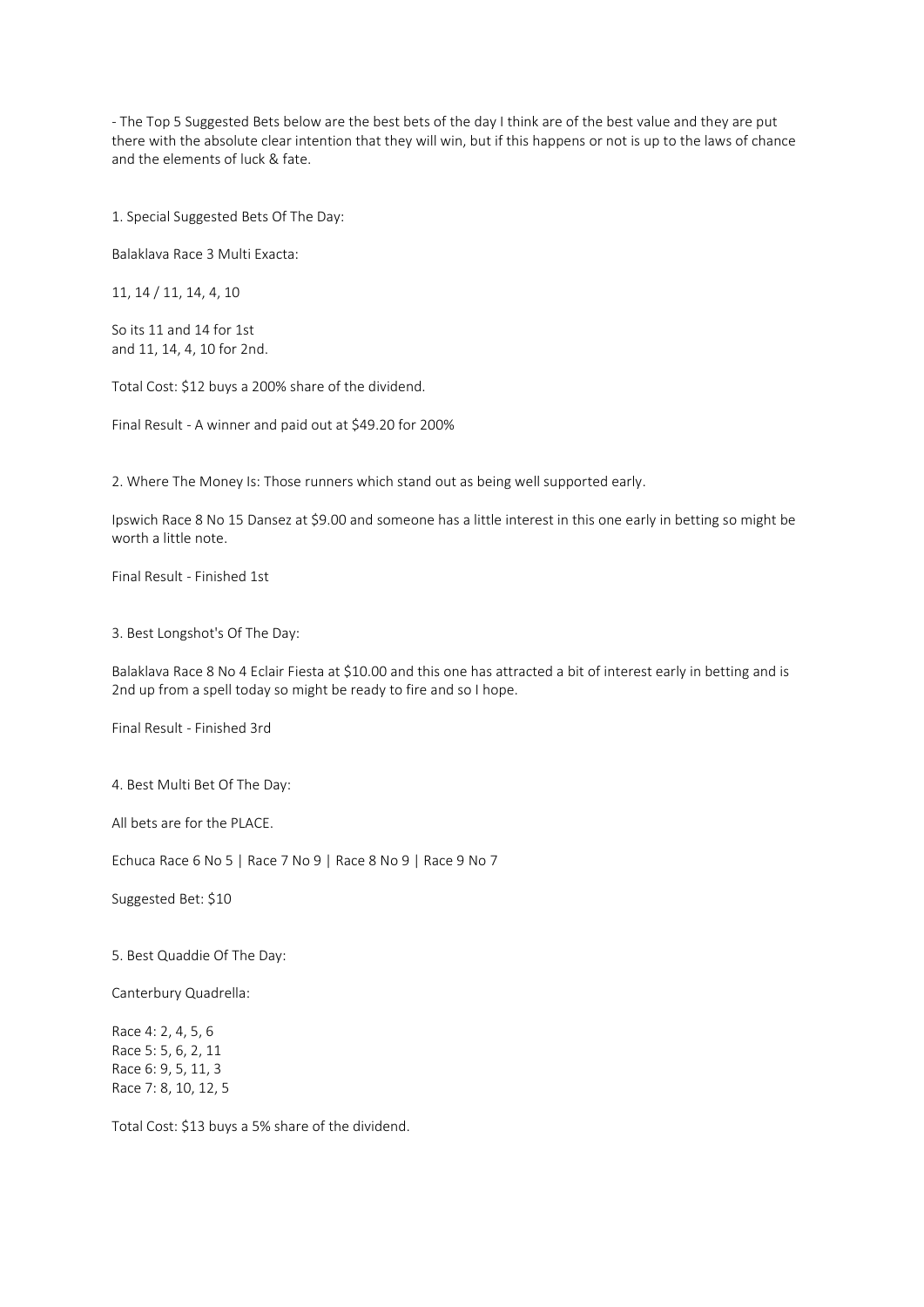- The Top 5 Suggested Bets below are the best bets of the day I think are of the best value and they are put there with the absolute clear intention that they will win, but if this happens or not is up to the laws of chance and the elements of luck & fate.

1. Special Suggested Bets Of The Day:

Balaklava Race 3 Multi Exacta:

11, 14 / 11, 14, 4, 10

So its 11 and 14 for 1st
and 11, 14, 4, 10 for 2nd.

Total Cost: $12 buys a 200% share of the dividend.

Final Result - A winner and paid out at $49.20 for 200%

2. Where The Money Is: Those runners which stand out as being well supported early.

Ipswich Race 8 No 15 Dansez at $9.00 and someone has a little interest in this one early in betting so might be worth a little note.

Final Result - Finished 1st

3. Best Longshot's Of The Day:

Balaklava Race 8 No 4 Eclair Fiesta at $10.00 and this one has attracted a bit of interest early in betting and is 2nd up from a spell today so might be ready to fire and so I hope.

Final Result - Finished 3rd

4. Best Multi Bet Of The Day:

All bets are for the PLACE.

Echuca Race 6 No 5 | Race 7 No 9 | Race 8 No 9 | Race 9 No 7

Suggested Bet: $10

5. Best Quaddie Of The Day:

Canterbury Quadrella:

Race 4: 2, 4, 5, 6
Race 5: 5, 6, 2, 11
Race 6: 9, 5, 11, 3
Race 7: 8, 10, 12, 5

Total Cost: $13 buys a 5% share of the dividend.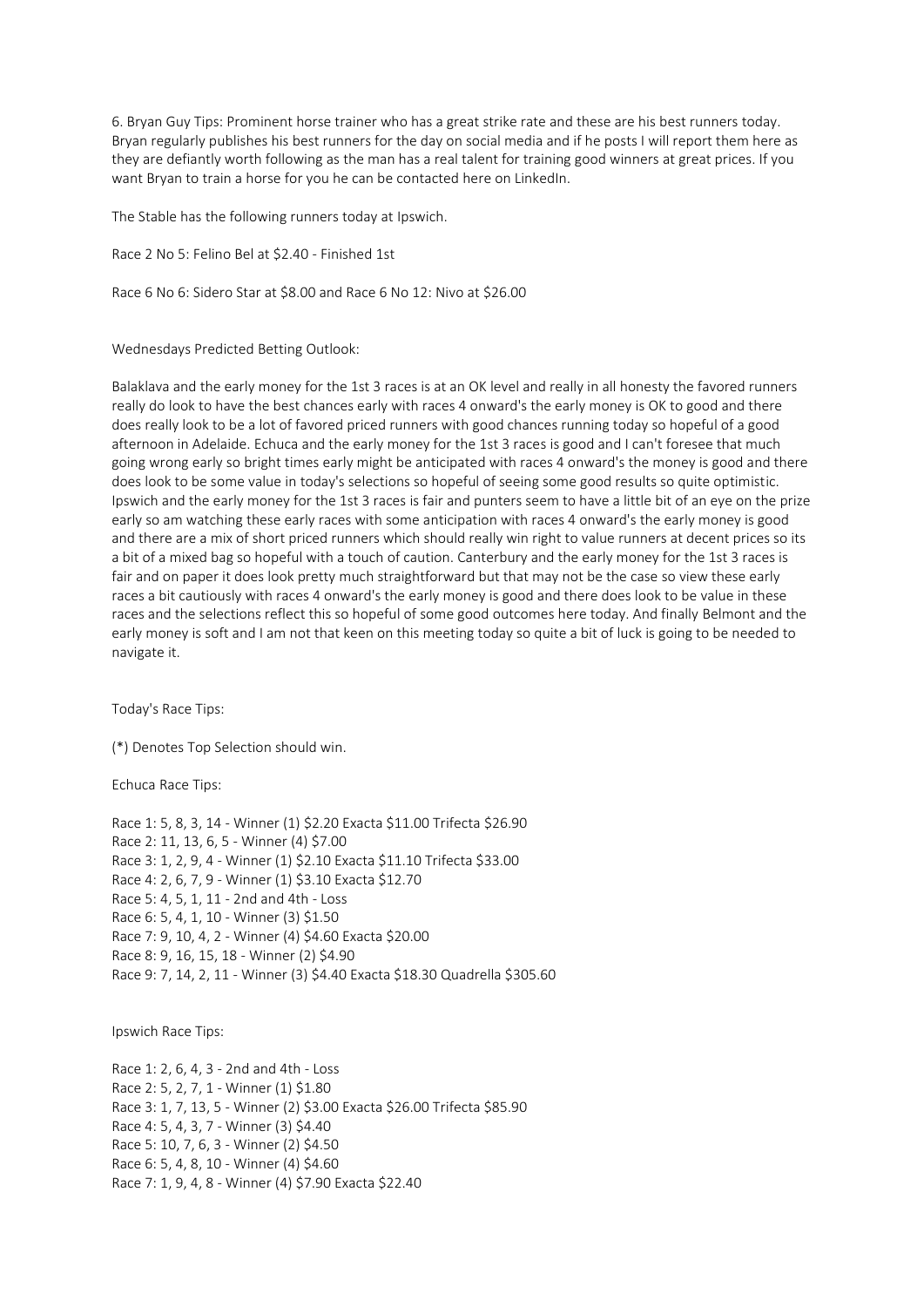6. Bryan Guy Tips: Prominent horse trainer who has a great strike rate and these are his best runners today. Bryan regularly publishes his best runners for the day on social media and if he posts I will report them here as they are defiantly worth following as the man has a real talent for training good winners at great prices. If you want Bryan to train a horse for you he can be contacted here on LinkedIn.

The Stable has the following runners today at Ipswich.

Race 2 No 5: Felino Bel at $2.40 - Finished 1st

Race 6 No 6: Sidero Star at $8.00 and Race 6 No 12: Nivo at $26.00

Wednesdays Predicted Betting Outlook:

Balaklava and the early money for the 1st 3 races is at an OK level and really in all honesty the favored runners really do look to have the best chances early with races 4 onward's the early money is OK to good and there does really look to be a lot of favored priced runners with good chances running today so hopeful of a good afternoon in Adelaide. Echuca and the early money for the 1st 3 races is good and I can't foresee that much going wrong early so bright times early might be anticipated with races 4 onward's the money is good and there does look to be some value in today's selections so hopeful of seeing some good results so quite optimistic. Ipswich and the early money for the 1st 3 races is fair and punters seem to have a little bit of an eye on the prize early so am watching these early races with some anticipation with races 4 onward's the early money is good and there are a mix of short priced runners which should really win right to value runners at decent prices so its a bit of a mixed bag so hopeful with a touch of caution. Canterbury and the early money for the 1st 3 races is fair and on paper it does look pretty much straightforward but that may not be the case so view these early races a bit cautiously with races 4 onward's the early money is good and there does look to be value in these races and the selections reflect this so hopeful of some good outcomes here today. And finally Belmont and the early money is soft and I am not that keen on this meeting today so quite a bit of luck is going to be needed to navigate it.

Today's Race Tips:

(*) Denotes Top Selection should win.

Echuca Race Tips:

Race 1: 5, 8, 3, 14 - Winner (1) $2.20 Exacta $11.00 Trifecta $26.90
Race 2: 11, 13, 6, 5 - Winner (4) $7.00
Race 3: 1, 2, 9, 4 - Winner (1) $2.10 Exacta $11.10 Trifecta $33.00
Race 4: 2, 6, 7, 9 - Winner (1) $3.10 Exacta $12.70
Race 5: 4, 5, 1, 11 - 2nd and 4th - Loss
Race 6: 5, 4, 1, 10 - Winner (3) $1.50
Race 7: 9, 10, 4, 2 - Winner (4) $4.60 Exacta $20.00
Race 8: 9, 16, 15, 18 - Winner (2) $4.90
Race 9: 7, 14, 2, 11 - Winner (3) $4.40 Exacta $18.30 Quadrella $305.60

Ipswich Race Tips:

Race 1: 2, 6, 4, 3 - 2nd and 4th - Loss
Race 2: 5, 2, 7, 1 - Winner (1) $1.80
Race 3: 1, 7, 13, 5 - Winner (2) $3.00 Exacta $26.00 Trifecta $85.90
Race 4: 5, 4, 3, 7 - Winner (3) $4.40
Race 5: 10, 7, 6, 3 - Winner (2) $4.50
Race 6: 5, 4, 8, 10 - Winner (4) $4.60
Race 7: 1, 9, 4, 8 - Winner (4) $7.90 Exacta $22.40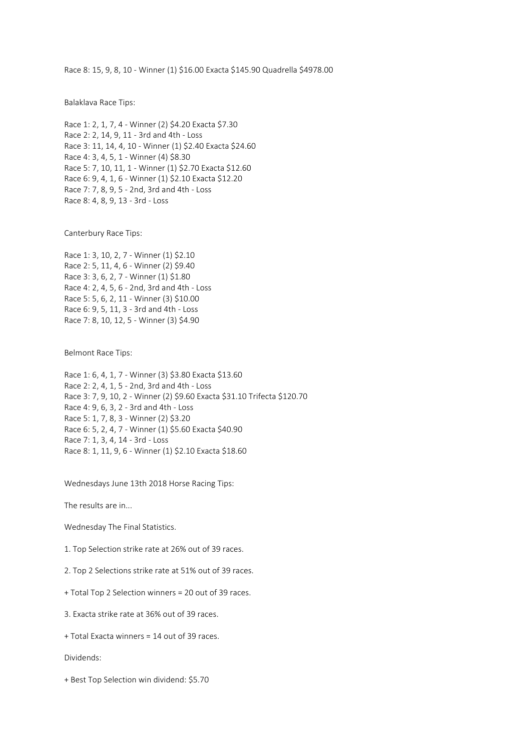Race 8: 15, 9, 8, 10 - Winner (1) $16.00 Exacta $145.90 Quadrella $4978.00

Balaklava Race Tips:

Race 1: 2, 1, 7, 4 - Winner (2) $4.20 Exacta $7.30
Race 2: 2, 14, 9, 11 - 3rd and 4th - Loss
Race 3: 11, 14, 4, 10 - Winner (1) $2.40 Exacta $24.60
Race 4: 3, 4, 5, 1 - Winner (4) $8.30
Race 5: 7, 10, 11, 1 - Winner (1) $2.70 Exacta $12.60
Race 6: 9, 4, 1, 6 - Winner (1) $2.10 Exacta $12.20
Race 7: 7, 8, 9, 5 - 2nd, 3rd and 4th - Loss
Race 8: 4, 8, 9, 13 - 3rd - Loss

Canterbury Race Tips:

Race 1: 3, 10, 2, 7 - Winner (1) $2.10
Race 2: 5, 11, 4, 6 - Winner (2) $9.40
Race 3: 3, 6, 2, 7 - Winner (1) $1.80
Race 4: 2, 4, 5, 6 - 2nd, 3rd and 4th - Loss
Race 5: 5, 6, 2, 11 - Winner (3) $10.00
Race 6: 9, 5, 11, 3 - 3rd and 4th - Loss
Race 7: 8, 10, 12, 5 - Winner (3) $4.90

Belmont Race Tips:

Race 1: 6, 4, 1, 7 - Winner (3) $3.80 Exacta $13.60
Race 2: 2, 4, 1, 5 - 2nd, 3rd and 4th - Loss
Race 3: 7, 9, 10, 2 - Winner (2) $9.60 Exacta $31.10 Trifecta $120.70
Race 4: 9, 6, 3, 2 - 3rd and 4th - Loss
Race 5: 1, 7, 8, 3 - Winner (2) $3.20
Race 6: 5, 2, 4, 7 - Winner (1) $5.60 Exacta $40.90
Race 7: 1, 3, 4, 14 - 3rd - Loss
Race 8: 1, 11, 9, 6 - Winner (1) $2.10 Exacta $18.60

Wednesdays June 13th 2018 Horse Racing Tips:

The results are in...

Wednesday The Final Statistics.

1. Top Selection strike rate at 26% out of 39 races.

2. Top 2 Selections strike rate at 51% out of 39 races.

+ Total Top 2 Selection winners = 20 out of 39 races.

3. Exacta strike rate at 36% out of 39 races.

+ Total Exacta winners = 14 out of 39 races.

Dividends:

+ Best Top Selection win dividend: $5.70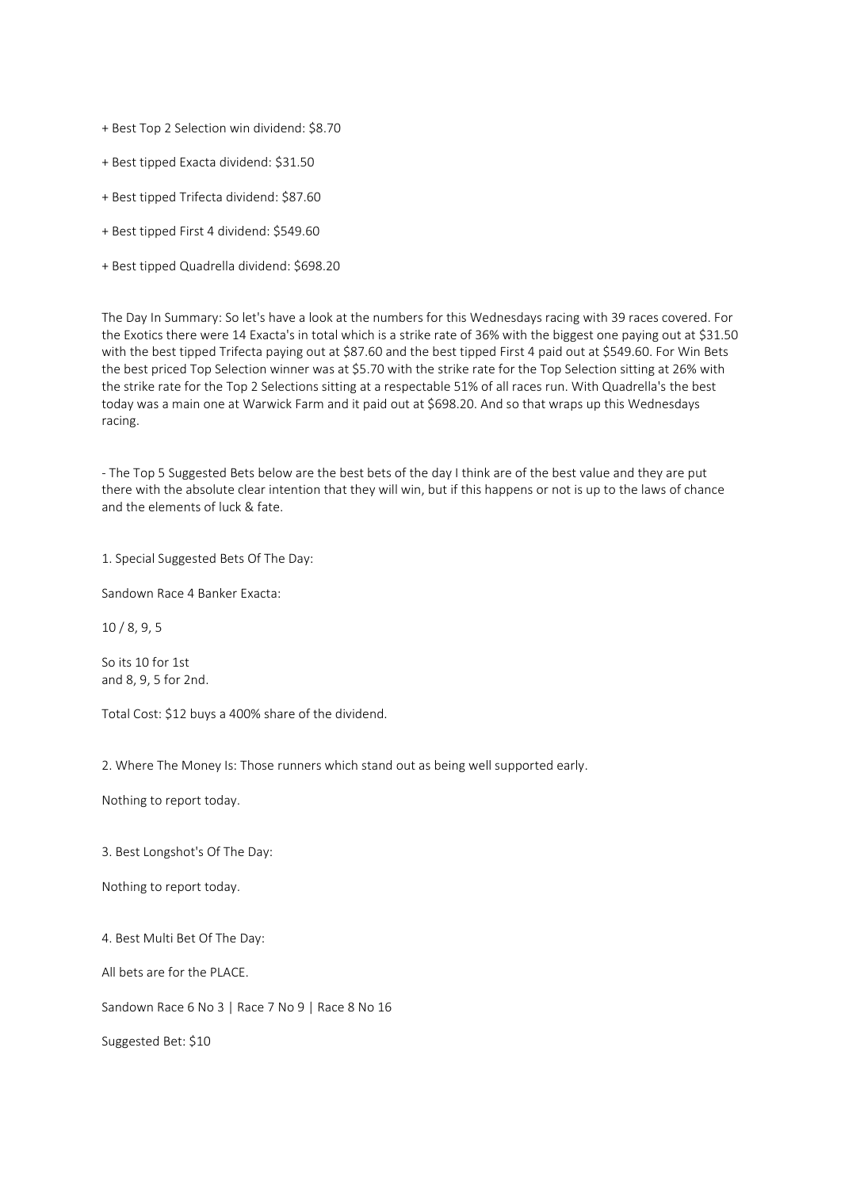+ Best Top 2 Selection win dividend: $8.70

+ Best tipped Exacta dividend: $31.50

+ Best tipped Trifecta dividend: $87.60

+ Best tipped First 4 dividend: $549.60

+ Best tipped Quadrella dividend: $698.20

The Day In Summary: So let's have a look at the numbers for this Wednesdays racing with 39 races covered. For the Exotics there were 14 Exacta's in total which is a strike rate of 36% with the biggest one paying out at $31.50 with the best tipped Trifecta paying out at $87.60 and the best tipped First 4 paid out at $549.60. For Win Bets the best priced Top Selection winner was at $5.70 with the strike rate for the Top Selection sitting at 26% with the strike rate for the Top 2 Selections sitting at a respectable 51% of all races run. With Quadrella's the best today was a main one at Warwick Farm and it paid out at $698.20. And so that wraps up this Wednesdays racing.

- The Top 5 Suggested Bets below are the best bets of the day I think are of the best value and they are put there with the absolute clear intention that they will win, but if this happens or not is up to the laws of chance and the elements of luck & fate.

1. Special Suggested Bets Of The Day:

Sandown Race 4 Banker Exacta:

10 / 8, 9, 5

So its 10 for 1st
and 8, 9, 5 for 2nd.

Total Cost: $12 buys a 400% share of the dividend.

2. Where The Money Is: Those runners which stand out as being well supported early.

Nothing to report today.

3. Best Longshot's Of The Day:

Nothing to report today.

4. Best Multi Bet Of The Day:

All bets are for the PLACE.

Sandown Race 6 No 3 | Race 7 No 9 | Race 8 No 16

Suggested Bet: $10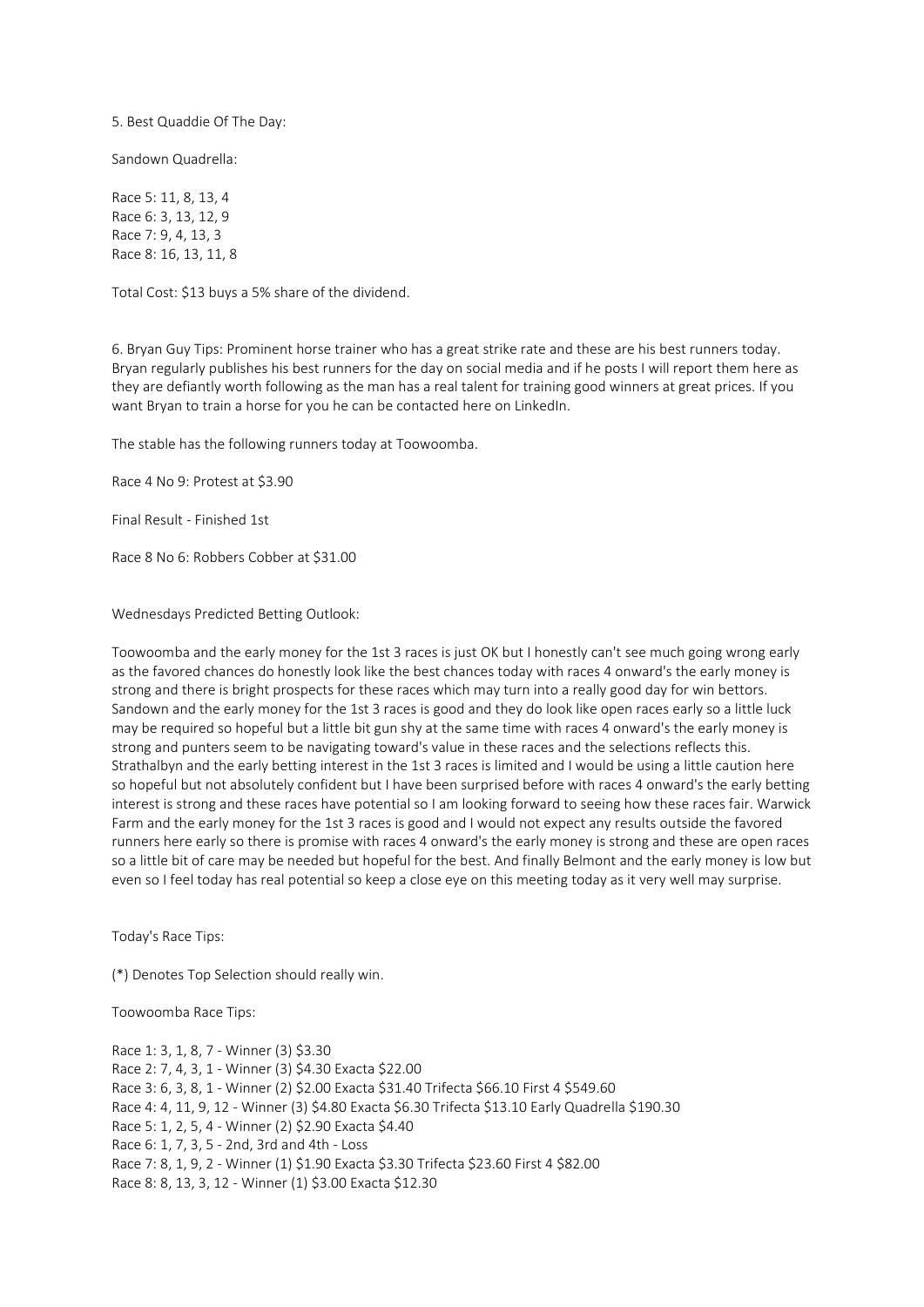5. Best Quaddie Of The Day:

Sandown Quadrella:

Race 5: 11, 8, 13, 4
Race 6: 3, 13, 12, 9
Race 7: 9, 4, 13, 3
Race 8: 16, 13, 11, 8

Total Cost: $13 buys a 5% share of the dividend.

6. Bryan Guy Tips: Prominent horse trainer who has a great strike rate and these are his best runners today. Bryan regularly publishes his best runners for the day on social media and if he posts I will report them here as they are defiantly worth following as the man has a real talent for training good winners at great prices. If you want Bryan to train a horse for you he can be contacted here on LinkedIn.

The stable has the following runners today at Toowoomba.

Race 4 No 9: Protest at $3.90

Final Result - Finished 1st

Race 8 No 6: Robbers Cobber at $31.00

Wednesdays Predicted Betting Outlook:

Toowoomba and the early money for the 1st 3 races is just OK but I honestly can't see much going wrong early as the favored chances do honestly look like the best chances today with races 4 onward's the early money is strong and there is bright prospects for these races which may turn into a really good day for win bettors. Sandown and the early money for the 1st 3 races is good and they do look like open races early so a little luck may be required so hopeful but a little bit gun shy at the same time with races 4 onward's the early money is strong and punters seem to be navigating toward's value in these races and the selections reflects this. Strathalbyn and the early betting interest in the 1st 3 races is limited and I would be using a little caution here so hopeful but not absolutely confident but I have been surprised before with races 4 onward's the early betting interest is strong and these races have potential so I am looking forward to seeing how these races fair. Warwick Farm and the early money for the 1st 3 races is good and I would not expect any results outside the favored runners here early so there is promise with races 4 onward's the early money is strong and these are open races so a little bit of care may be needed but hopeful for the best. And finally Belmont and the early money is low but even so I feel today has real potential so keep a close eye on this meeting today as it very well may surprise.

Today's Race Tips:

(*) Denotes Top Selection should really win.

Toowoomba Race Tips:

Race 1: 3, 1, 8, 7 - Winner (3) $3.30
Race 2: 7, 4, 3, 1 - Winner (3) $4.30 Exacta $22.00
Race 3: 6, 3, 8, 1 - Winner (2) $2.00 Exacta $31.40 Trifecta $66.10 First 4 $549.60
Race 4: 4, 11, 9, 12 - Winner (3) $4.80 Exacta $6.30 Trifecta $13.10 Early Quadrella $190.30
Race 5: 1, 2, 5, 4 - Winner (2) $2.90 Exacta $4.40
Race 6: 1, 7, 3, 5 - 2nd, 3rd and 4th - Loss
Race 7: 8, 1, 9, 2 - Winner (1) $1.90 Exacta $3.30 Trifecta $23.60 First 4 $82.00
Race 8: 8, 13, 3, 12 - Winner (1) $3.00 Exacta $12.30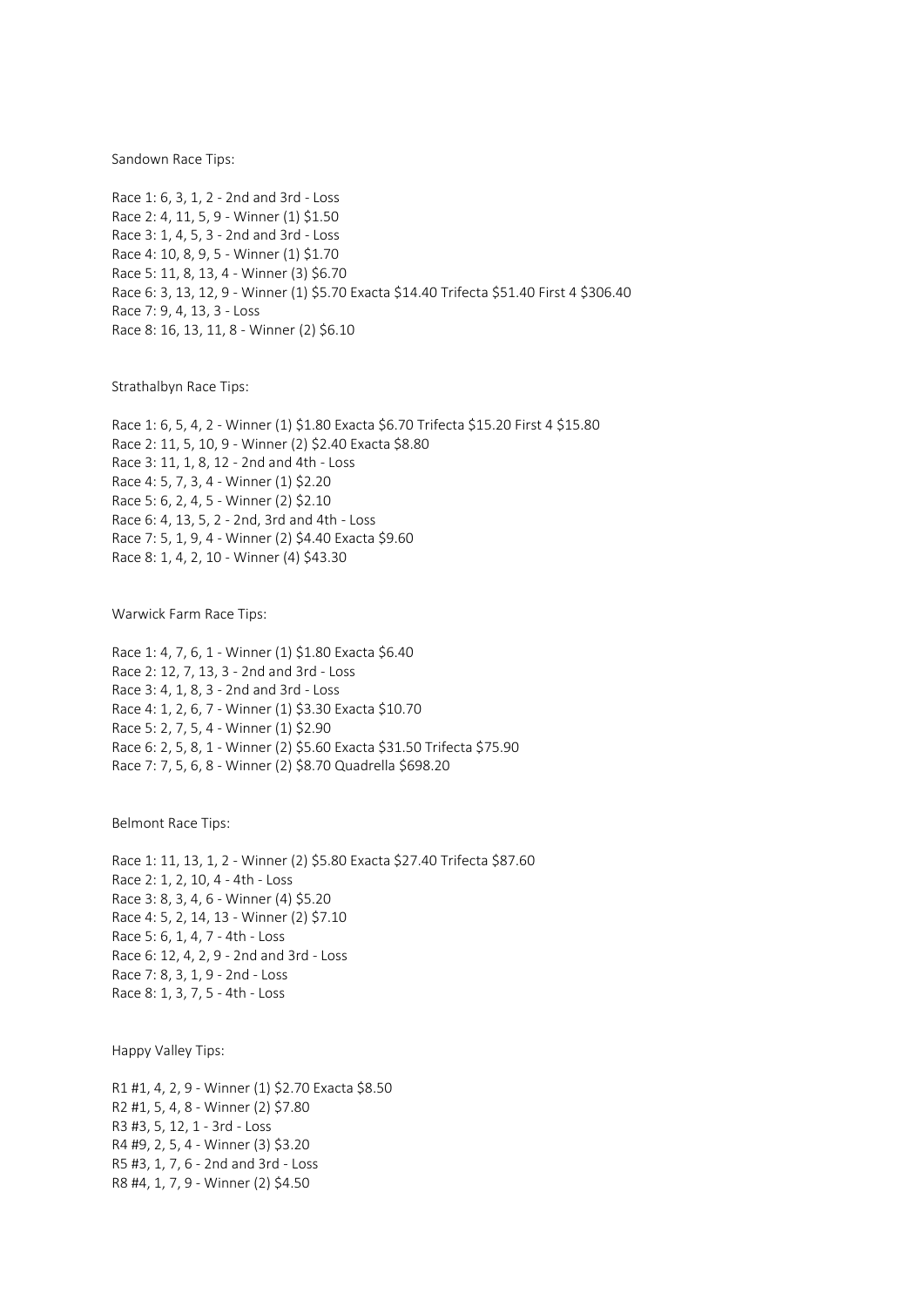Sandown Race Tips:

Race 1: 6, 3, 1, 2 - 2nd and 3rd - Loss
Race 2: 4, 11, 5, 9 - Winner (1) $1.50
Race 3: 1, 4, 5, 3 - 2nd and 3rd - Loss
Race 4: 10, 8, 9, 5 - Winner (1) $1.70
Race 5: 11, 8, 13, 4 - Winner (3) $6.70
Race 6: 3, 13, 12, 9 - Winner (1) $5.70 Exacta $14.40 Trifecta $51.40 First 4 $306.40
Race 7: 9, 4, 13, 3 - Loss
Race 8: 16, 13, 11, 8 - Winner (2) $6.10

Strathalbyn Race Tips:

Race 1: 6, 5, 4, 2 - Winner (1) $1.80 Exacta $6.70 Trifecta $15.20 First 4 $15.80
Race 2: 11, 5, 10, 9 - Winner (2) $2.40 Exacta $8.80
Race 3: 11, 1, 8, 12 - 2nd and 4th - Loss
Race 4: 5, 7, 3, 4 - Winner (1) $2.20
Race 5: 6, 2, 4, 5 - Winner (2) $2.10
Race 6: 4, 13, 5, 2 - 2nd, 3rd and 4th - Loss
Race 7: 5, 1, 9, 4 - Winner (2) $4.40 Exacta $9.60
Race 8: 1, 4, 2, 10 - Winner (4) $43.30

Warwick Farm Race Tips:

Race 1: 4, 7, 6, 1 - Winner (1) $1.80 Exacta $6.40
Race 2: 12, 7, 13, 3 - 2nd and 3rd - Loss
Race 3: 4, 1, 8, 3 - 2nd and 3rd - Loss
Race 4: 1, 2, 6, 7 - Winner (1) $3.30 Exacta $10.70
Race 5: 2, 7, 5, 4 - Winner (1) $2.90
Race 6: 2, 5, 8, 1 - Winner (2) $5.60 Exacta $31.50 Trifecta $75.90
Race 7: 7, 5, 6, 8 - Winner (2) $8.70 Quadrella $698.20

Belmont Race Tips:

Race 1: 11, 13, 1, 2 - Winner (2) $5.80 Exacta $27.40 Trifecta $87.60
Race 2: 1, 2, 10, 4 - 4th - Loss
Race 3: 8, 3, 4, 6 - Winner (4) $5.20
Race 4: 5, 2, 14, 13 - Winner (2) $7.10
Race 5: 6, 1, 4, 7 - 4th - Loss
Race 6: 12, 4, 2, 9 - 2nd and 3rd - Loss
Race 7: 8, 3, 1, 9 - 2nd - Loss
Race 8: 1, 3, 7, 5 - 4th - Loss

Happy Valley Tips:

R1 #1, 4, 2, 9 - Winner (1) $2.70 Exacta $8.50
R2 #1, 5, 4, 8 - Winner (2) $7.80
R3 #3, 5, 12, 1 - 3rd - Loss
R4 #9, 2, 5, 4 - Winner (3) $3.20
R5 #3, 1, 7, 6 - 2nd and 3rd - Loss
R8 #4, 1, 7, 9 - Winner (2) $4.50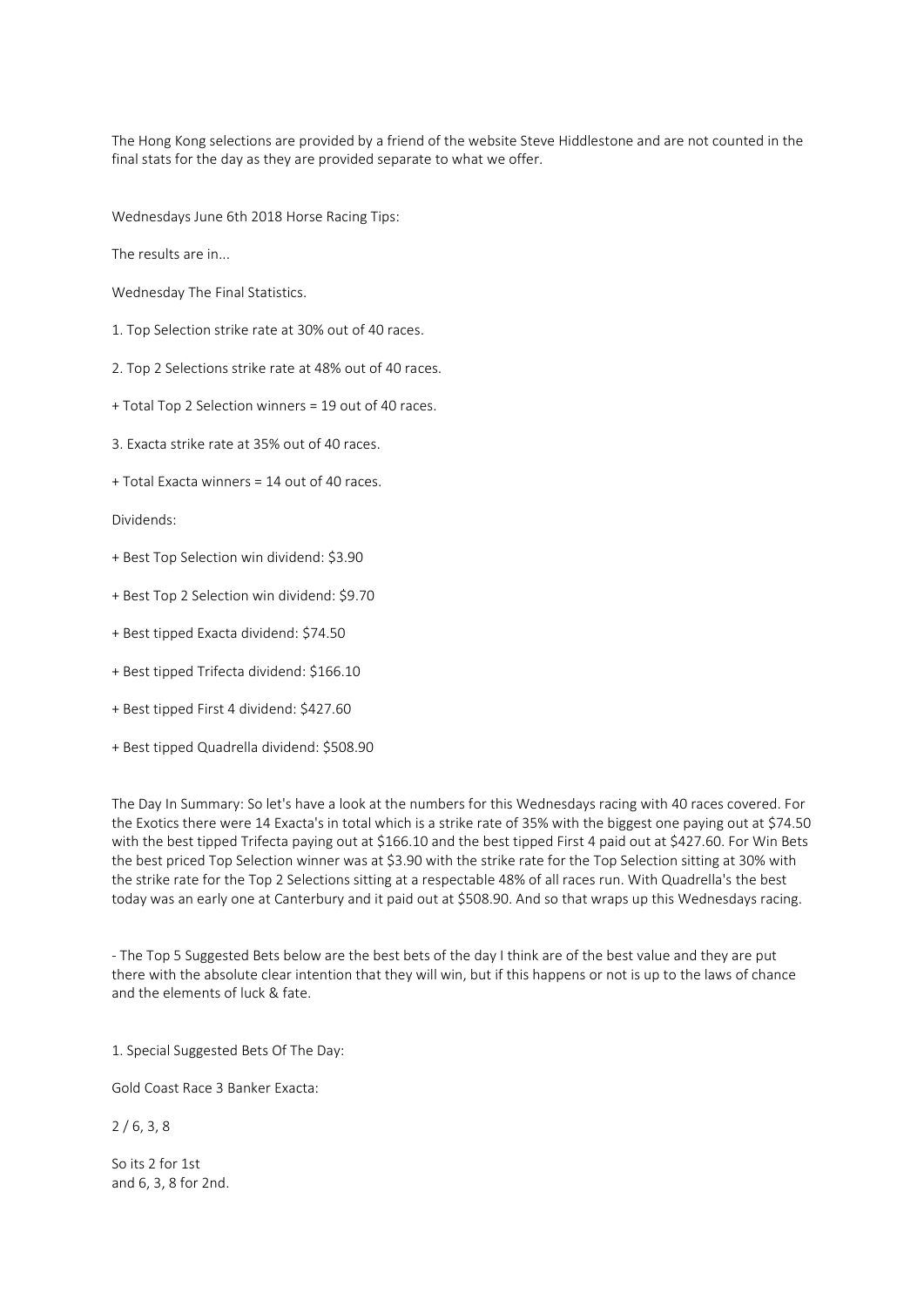The Hong Kong selections are provided by a friend of the website Steve Hiddlestone and are not counted in the final stats for the day as they are provided separate to what we offer.

Wednesdays June 6th 2018 Horse Racing Tips:

The results are in...

Wednesday The Final Statistics.

1. Top Selection strike rate at 30% out of 40 races.

2. Top 2 Selections strike rate at 48% out of 40 races.

+ Total Top 2 Selection winners = 19 out of 40 races.

3. Exacta strike rate at 35% out of 40 races.

+ Total Exacta winners = 14 out of 40 races.

Dividends:

+ Best Top Selection win dividend: $3.90

+ Best Top 2 Selection win dividend: $9.70

+ Best tipped Exacta dividend: $74.50

+ Best tipped Trifecta dividend: $166.10

+ Best tipped First 4 dividend: $427.60

+ Best tipped Quadrella dividend: $508.90

The Day In Summary: So let's have a look at the numbers for this Wednesdays racing with 40 races covered. For the Exotics there were 14 Exacta's in total which is a strike rate of 35% with the biggest one paying out at $74.50 with the best tipped Trifecta paying out at $166.10 and the best tipped First 4 paid out at $427.60. For Win Bets the best priced Top Selection winner was at $3.90 with the strike rate for the Top Selection sitting at 30% with the strike rate for the Top 2 Selections sitting at a respectable 48% of all races run. With Quadrella's the best today was an early one at Canterbury and it paid out at $508.90. And so that wraps up this Wednesdays racing.

- The Top 5 Suggested Bets below are the best bets of the day I think are of the best value and they are put there with the absolute clear intention that they will win, but if this happens or not is up to the laws of chance and the elements of luck & fate.

1. Special Suggested Bets Of The Day:

Gold Coast Race 3 Banker Exacta:

2 / 6, 3, 8

So its 2 for 1st
and 6, 3, 8 for 2nd.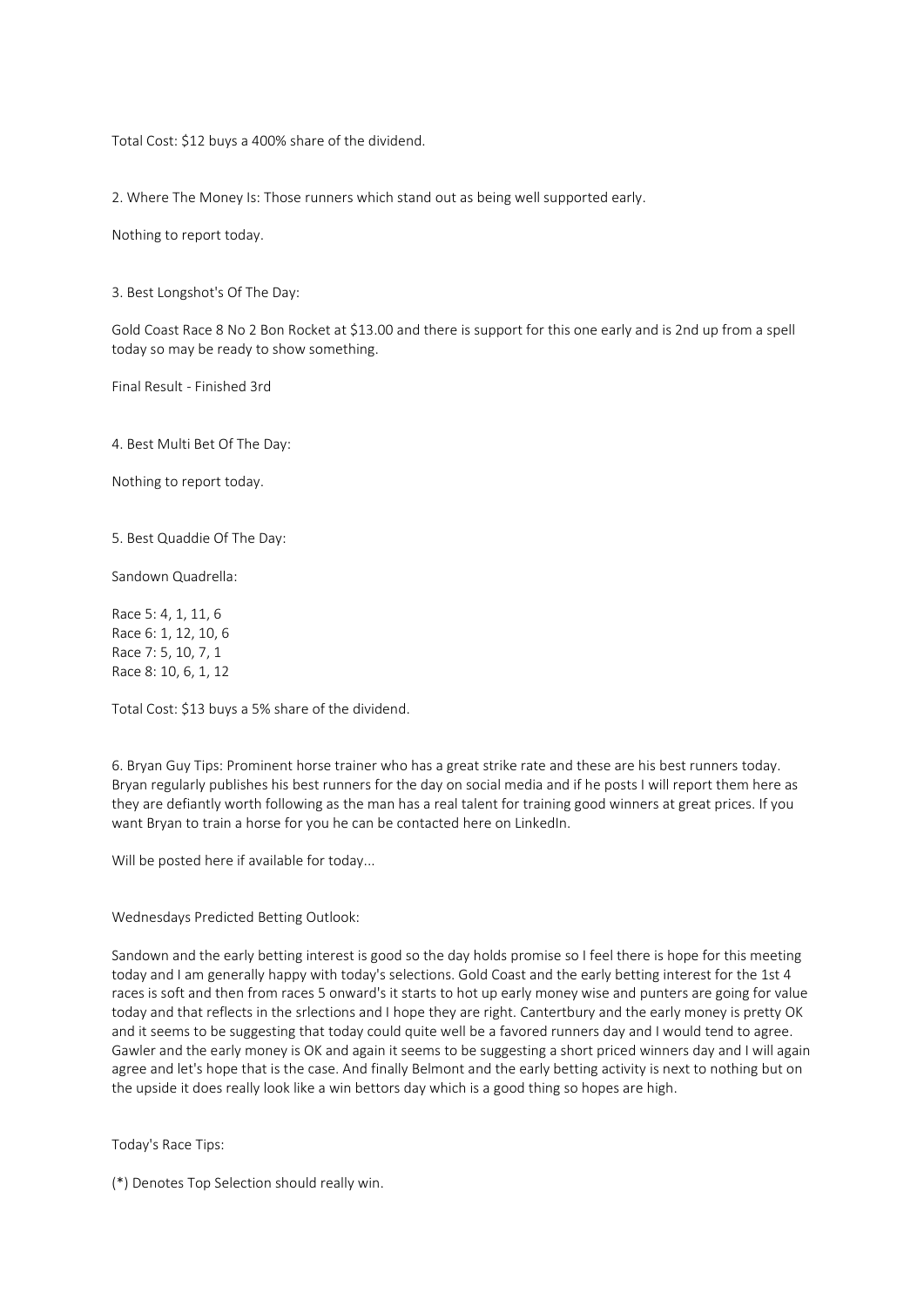Total Cost: $12 buys a 400% share of the dividend.

2. Where The Money Is: Those runners which stand out as being well supported early.

Nothing to report today.

3. Best Longshot's Of The Day:

Gold Coast Race 8 No 2 Bon Rocket at $13.00 and there is support for this one early and is 2nd up from a spell today so may be ready to show something.

Final Result - Finished 3rd

4. Best Multi Bet Of The Day:

Nothing to report today.

5. Best Quaddie Of The Day:

Sandown Quadrella:

Race 5: 4, 1, 11, 6
Race 6: 1, 12, 10, 6
Race 7: 5, 10, 7, 1
Race 8: 10, 6, 1, 12

Total Cost: $13 buys a 5% share of the dividend.

6. Bryan Guy Tips: Prominent horse trainer who has a great strike rate and these are his best runners today. Bryan regularly publishes his best runners for the day on social media and if he posts I will report them here as they are defiantly worth following as the man has a real talent for training good winners at great prices. If you want Bryan to train a horse for you he can be contacted here on LinkedIn.

Will be posted here if available for today...

Wednesdays Predicted Betting Outlook:

Sandown and the early betting interest is good so the day holds promise so I feel there is hope for this meeting today and I am generally happy with today's selections. Gold Coast and the early betting interest for the 1st 4 races is soft and then from races 5 onward's it starts to hot up early money wise and punters are going for value today and that reflects in the srlections and I hope they are right. Cantertbury and the early money is pretty OK and it seems to be suggesting that today could quite well be a favored runners day and I would tend to agree. Gawler and the early money is OK and again it seems to be suggesting a short priced winners day and I will again agree and let's hope that is the case. And finally Belmont and the early betting activity is next to nothing but on the upside it does really look like a win bettors day which is a good thing so hopes are high.

Today's Race Tips:

(*) Denotes Top Selection should really win.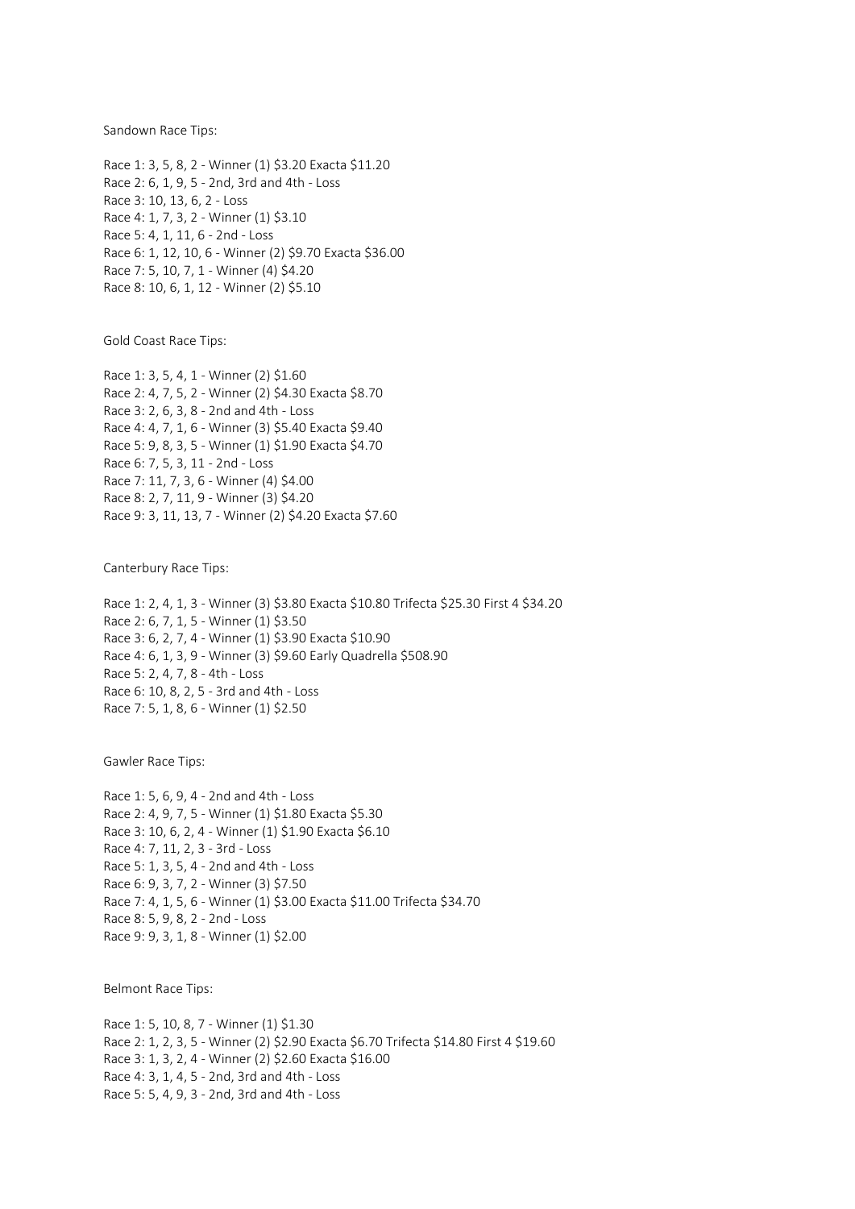Sandown Race Tips:

Race 1: 3, 5, 8, 2 - Winner (1) $3.20 Exacta $11.20
Race 2: 6, 1, 9, 5 - 2nd, 3rd and 4th - Loss
Race 3: 10, 13, 6, 2 - Loss
Race 4: 1, 7, 3, 2 - Winner (1) $3.10
Race 5: 4, 1, 11, 6 - 2nd - Loss
Race 6: 1, 12, 10, 6 - Winner (2) $9.70 Exacta $36.00
Race 7: 5, 10, 7, 1 - Winner (4) $4.20
Race 8: 10, 6, 1, 12 - Winner (2) $5.10

Gold Coast Race Tips:

Race 1: 3, 5, 4, 1 - Winner (2) $1.60
Race 2: 4, 7, 5, 2 - Winner (2) $4.30 Exacta $8.70
Race 3: 2, 6, 3, 8 - 2nd and 4th - Loss
Race 4: 4, 7, 1, 6 - Winner (3) $5.40 Exacta $9.40
Race 5: 9, 8, 3, 5 - Winner (1) $1.90 Exacta $4.70
Race 6: 7, 5, 3, 11 - 2nd - Loss
Race 7: 11, 7, 3, 6 - Winner (4) $4.00
Race 8: 2, 7, 11, 9 - Winner (3) $4.20
Race 9: 3, 11, 13, 7 - Winner (2) $4.20 Exacta $7.60

Canterbury Race Tips:

Race 1: 2, 4, 1, 3 - Winner (3) $3.80 Exacta $10.80 Trifecta $25.30 First 4 $34.20
Race 2: 6, 7, 1, 5 - Winner (1) $3.50
Race 3: 6, 2, 7, 4 - Winner (1) $3.90 Exacta $10.90
Race 4: 6, 1, 3, 9 - Winner (3) $9.60 Early Quadrella $508.90
Race 5: 2, 4, 7, 8 - 4th - Loss
Race 6: 10, 8, 2, 5 - 3rd and 4th - Loss
Race 7: 5, 1, 8, 6 - Winner (1) $2.50

Gawler Race Tips:

Race 1: 5, 6, 9, 4 - 2nd and 4th - Loss
Race 2: 4, 9, 7, 5 - Winner (1) $1.80 Exacta $5.30
Race 3: 10, 6, 2, 4 - Winner (1) $1.90 Exacta $6.10
Race 4: 7, 11, 2, 3 - 3rd - Loss
Race 5: 1, 3, 5, 4 - 2nd and 4th - Loss
Race 6: 9, 3, 7, 2 - Winner (3) $7.50
Race 7: 4, 1, 5, 6 - Winner (1) $3.00 Exacta $11.00 Trifecta $34.70
Race 8: 5, 9, 8, 2 - 2nd - Loss
Race 9: 9, 3, 1, 8 - Winner (1) $2.00

Belmont Race Tips:

Race 1: 5, 10, 8, 7 - Winner (1) $1.30
Race 2: 1, 2, 3, 5 - Winner (2) $2.90 Exacta $6.70 Trifecta $14.80 First 4 $19.60
Race 3: 1, 3, 2, 4 - Winner (2) $2.60 Exacta $16.00
Race 4: 3, 1, 4, 5 - 2nd, 3rd and 4th - Loss
Race 5: 5, 4, 9, 3 - 2nd, 3rd and 4th - Loss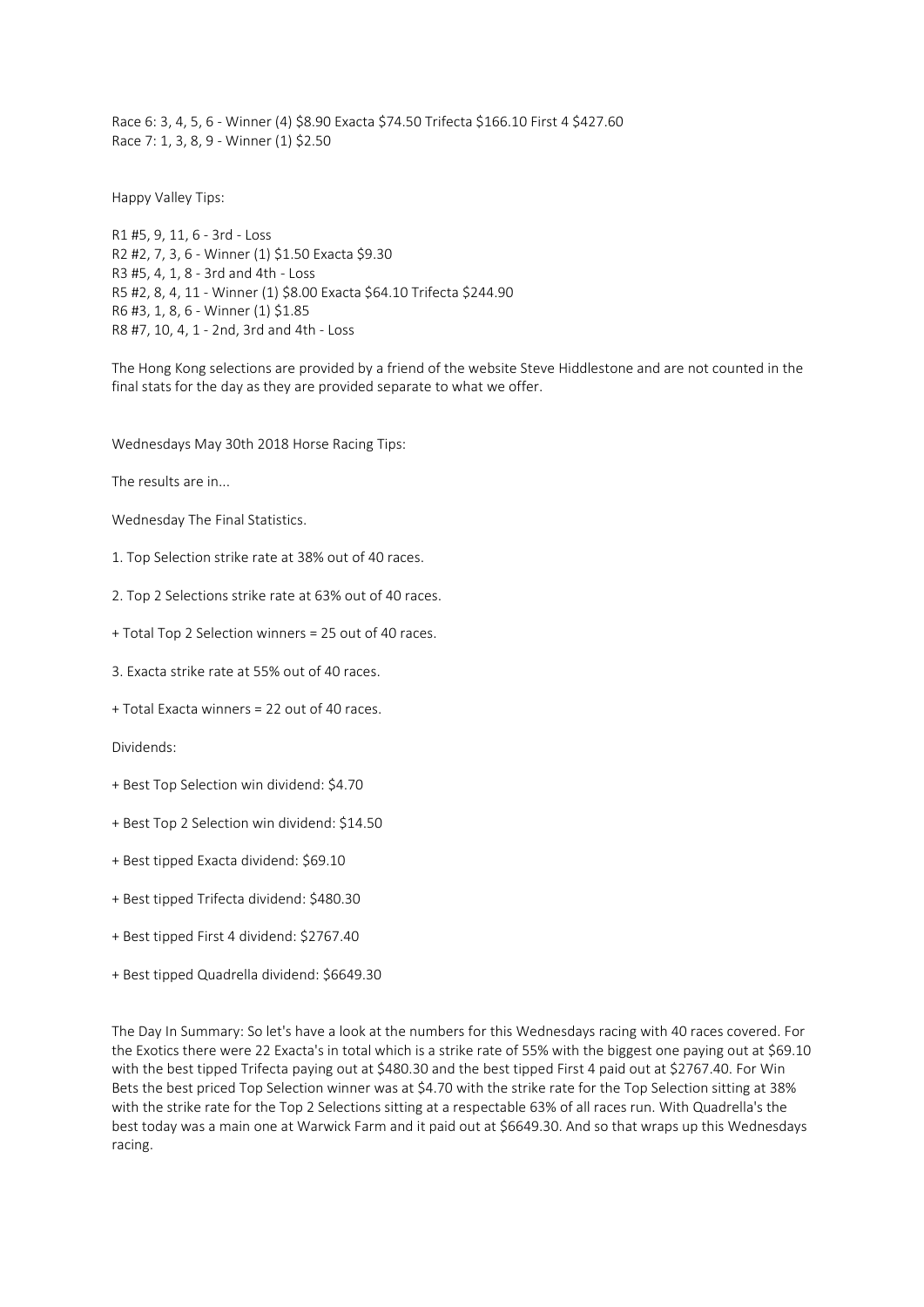Race 6: 3, 4, 5, 6 - Winner (4) $8.90 Exacta $74.50 Trifecta $166.10 First 4 $427.60
Race 7: 1, 3, 8, 9 - Winner (1) $2.50

Happy Valley Tips:

R1 #5, 9, 11, 6 - 3rd - Loss
R2 #2, 7, 3, 6 - Winner (1) $1.50 Exacta $9.30
R3 #5, 4, 1, 8 - 3rd and 4th - Loss
R5 #2, 8, 4, 11 - Winner (1) $8.00 Exacta $64.10 Trifecta $244.90
R6 #3, 1, 8, 6 - Winner (1) $1.85
R8 #7, 10, 4, 1 - 2nd, 3rd and 4th - Loss

The Hong Kong selections are provided by a friend of the website Steve Hiddlestone and are not counted in the final stats for the day as they are provided separate to what we offer.

Wednesdays May 30th 2018 Horse Racing Tips:

The results are in...

Wednesday The Final Statistics.

1. Top Selection strike rate at 38% out of 40 races.

2. Top 2 Selections strike rate at 63% out of 40 races.

+ Total Top 2 Selection winners = 25 out of 40 races.

3. Exacta strike rate at 55% out of 40 races.

+ Total Exacta winners = 22 out of 40 races.

Dividends:

+ Best Top Selection win dividend: $4.70

+ Best Top 2 Selection win dividend: $14.50

+ Best tipped Exacta dividend: $69.10

+ Best tipped Trifecta dividend: $480.30

+ Best tipped First 4 dividend: $2767.40

+ Best tipped Quadrella dividend: $6649.30

The Day In Summary: So let's have a look at the numbers for this Wednesdays racing with 40 races covered. For the Exotics there were 22 Exacta's in total which is a strike rate of 55% with the biggest one paying out at $69.10 with the best tipped Trifecta paying out at $480.30 and the best tipped First 4 paid out at $2767.40. For Win Bets the best priced Top Selection winner was at $4.70 with the strike rate for the Top Selection sitting at 38% with the strike rate for the Top 2 Selections sitting at a respectable 63% of all races run. With Quadrella's the best today was a main one at Warwick Farm and it paid out at $6649.30. And so that wraps up this Wednesdays racing.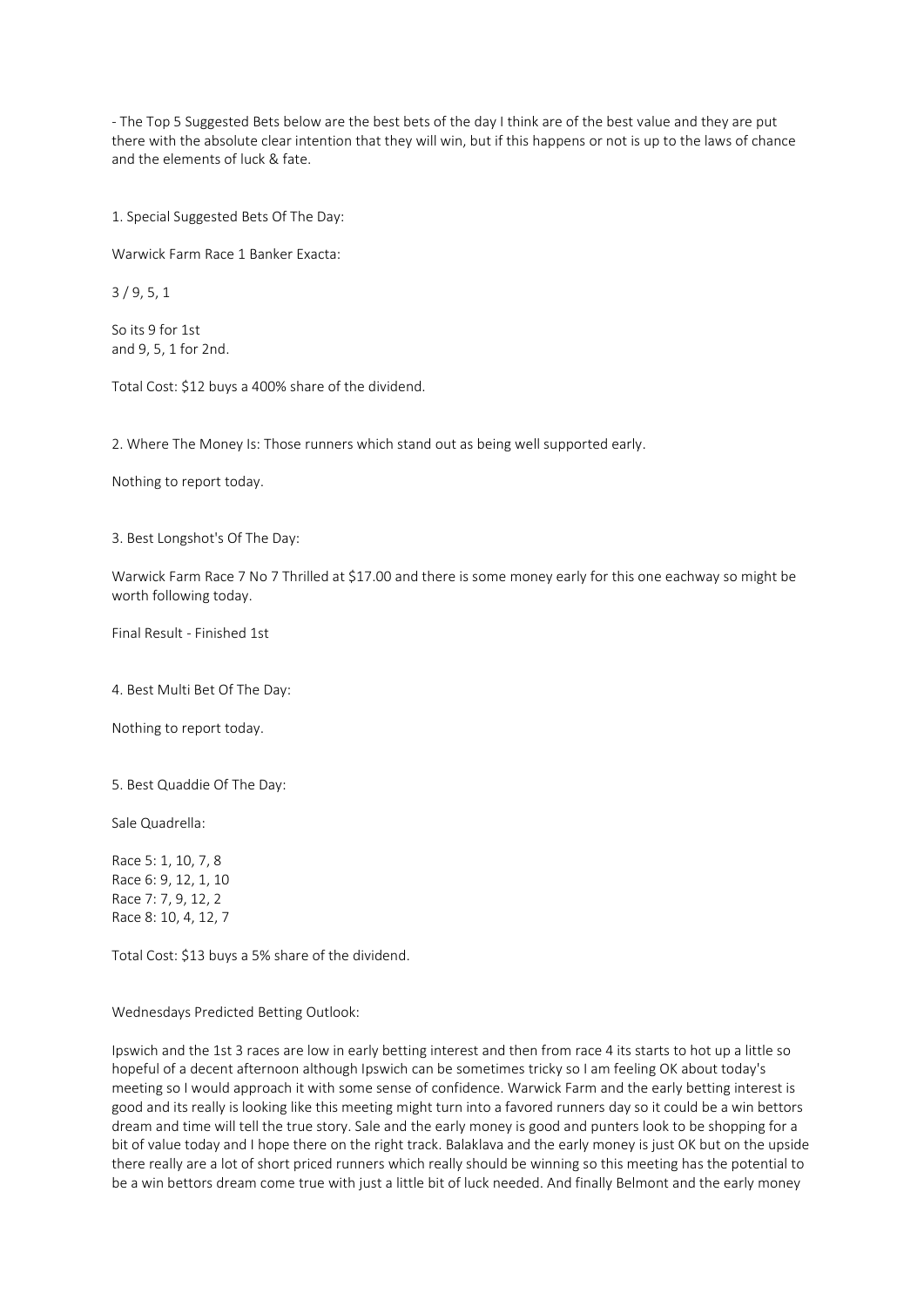- The Top 5 Suggested Bets below are the best bets of the day I think are of the best value and they are put there with the absolute clear intention that they will win, but if this happens or not is up to the laws of chance and the elements of luck & fate.

1. Special Suggested Bets Of The Day:

Warwick Farm Race 1 Banker Exacta:

3 / 9, 5, 1

So its 9 for 1st
and 9, 5, 1 for 2nd.

Total Cost: $12 buys a 400% share of the dividend.

2. Where The Money Is: Those runners which stand out as being well supported early.

Nothing to report today.

3. Best Longshot's Of The Day:

Warwick Farm Race 7 No 7 Thrilled at $17.00 and there is some money early for this one eachway so might be worth following today.

Final Result - Finished 1st

4. Best Multi Bet Of The Day:

Nothing to report today.

5. Best Quaddie Of The Day:

Sale Quadrella:

Race 5: 1, 10, 7, 8
Race 6: 9, 12, 1, 10
Race 7: 7, 9, 12, 2
Race 8: 10, 4, 12, 7

Total Cost: $13 buys a 5% share of the dividend.

Wednesdays Predicted Betting Outlook:

Ipswich and the 1st 3 races are low in early betting interest and then from race 4 its starts to hot up a little so hopeful of a decent afternoon although Ipswich can be sometimes tricky so I am feeling OK about today's meeting so I would approach it with some sense of confidence. Warwick Farm and the early betting interest is good and its really is looking like this meeting might turn into a favored runners day so it could be a win bettors dream and time will tell the true story. Sale and the early money is good and punters look to be shopping for a bit of value today and I hope there on the right track. Balaklava and the early money is just OK but on the upside there really are a lot of short priced runners which really should be winning so this meeting has the potential to be a win bettors dream come true with just a little bit of luck needed. And finally Belmont and the early money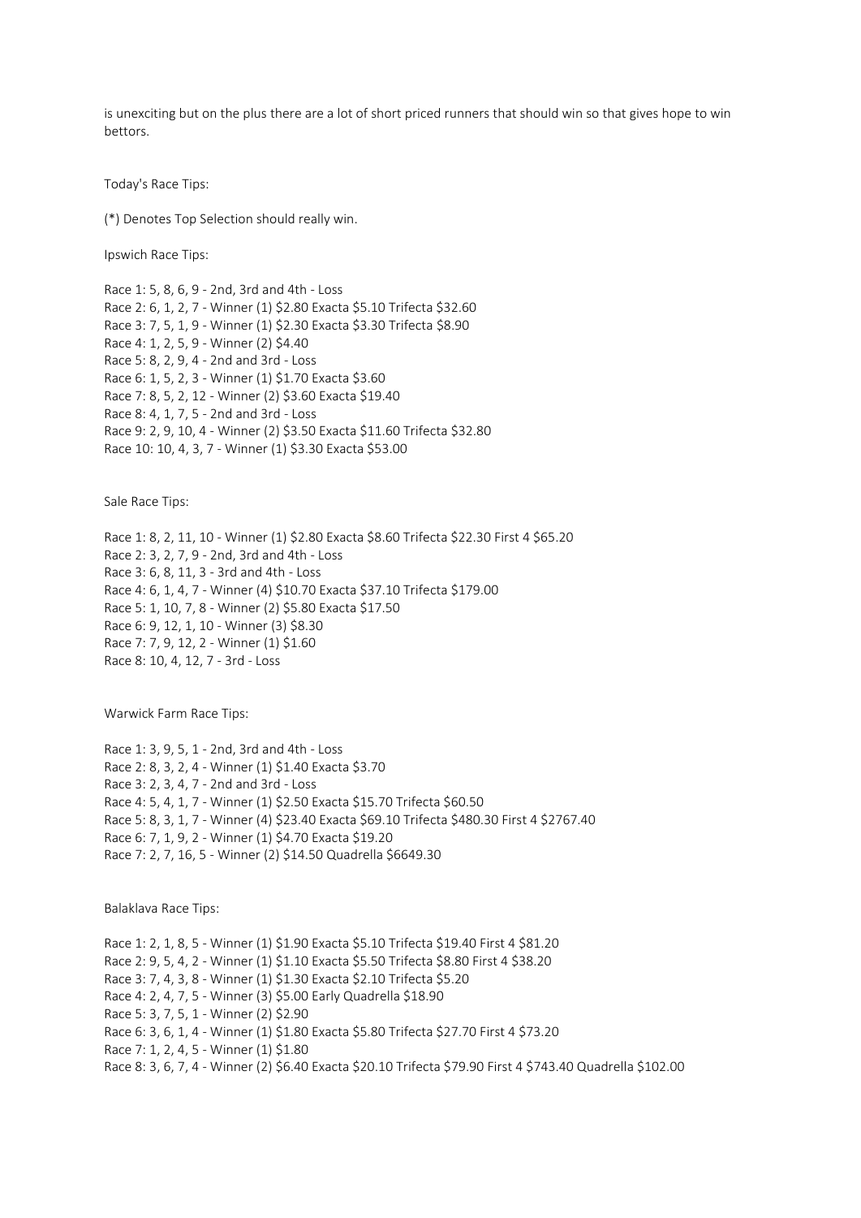is unexciting but on the plus there are a lot of short priced runners that should win so that gives hope to win bettors.

Today's Race Tips:

(*) Denotes Top Selection should really win.

Ipswich Race Tips:

Race 1: 5, 8, 6, 9 - 2nd, 3rd and 4th - Loss
Race 2: 6, 1, 2, 7 - Winner (1) $2.80 Exacta $5.10 Trifecta $32.60
Race 3: 7, 5, 1, 9 - Winner (1) $2.30 Exacta $3.30 Trifecta $8.90
Race 4: 1, 2, 5, 9 - Winner (2) $4.40
Race 5: 8, 2, 9, 4 - 2nd and 3rd - Loss
Race 6: 1, 5, 2, 3 - Winner (1) $1.70 Exacta $3.60
Race 7: 8, 5, 2, 12 - Winner (2) $3.60 Exacta $19.40
Race 8: 4, 1, 7, 5 - 2nd and 3rd - Loss
Race 9: 2, 9, 10, 4 - Winner (2) $3.50 Exacta $11.60 Trifecta $32.80
Race 10: 10, 4, 3, 7 - Winner (1) $3.30 Exacta $53.00

Sale Race Tips:

Race 1: 8, 2, 11, 10 - Winner (1) $2.80 Exacta $8.60 Trifecta $22.30 First 4 $65.20
Race 2: 3, 2, 7, 9 - 2nd, 3rd and 4th - Loss
Race 3: 6, 8, 11, 3 - 3rd and 4th - Loss
Race 4: 6, 1, 4, 7 - Winner (4) $10.70 Exacta $37.10 Trifecta $179.00
Race 5: 1, 10, 7, 8 - Winner (2) $5.80 Exacta $17.50
Race 6: 9, 12, 1, 10 - Winner (3) $8.30
Race 7: 7, 9, 12, 2 - Winner (1) $1.60
Race 8: 10, 4, 12, 7 - 3rd - Loss

Warwick Farm Race Tips:

Race 1: 3, 9, 5, 1 - 2nd, 3rd and 4th - Loss
Race 2: 8, 3, 2, 4 - Winner (1) $1.40 Exacta $3.70
Race 3: 2, 3, 4, 7 - 2nd and 3rd - Loss
Race 4: 5, 4, 1, 7 - Winner (1) $2.50 Exacta $15.70 Trifecta $60.50
Race 5: 8, 3, 1, 7 - Winner (4) $23.40 Exacta $69.10 Trifecta $480.30 First 4 $2767.40
Race 6: 7, 1, 9, 2 - Winner (1) $4.70 Exacta $19.20
Race 7: 2, 7, 16, 5 - Winner (2) $14.50 Quadrella $6649.30

Balaklava Race Tips:

Race 1: 2, 1, 8, 5 - Winner (1) $1.90 Exacta $5.10 Trifecta $19.40 First 4 $81.20
Race 2: 9, 5, 4, 2 - Winner (1) $1.10 Exacta $5.50 Trifecta $8.80 First 4 $38.20
Race 3: 7, 4, 3, 8 - Winner (1) $1.30 Exacta $2.10 Trifecta $5.20
Race 4: 2, 4, 7, 5 - Winner (3) $5.00 Early Quadrella $18.90
Race 5: 3, 7, 5, 1 - Winner (2) $2.90
Race 6: 3, 6, 1, 4 - Winner (1) $1.80 Exacta $5.80 Trifecta $27.70 First 4 $73.20
Race 7: 1, 2, 4, 5 - Winner (1) $1.80
Race 8: 3, 6, 7, 4 - Winner (2) $6.40 Exacta $20.10 Trifecta $79.90 First 4 $743.40 Quadrella $102.00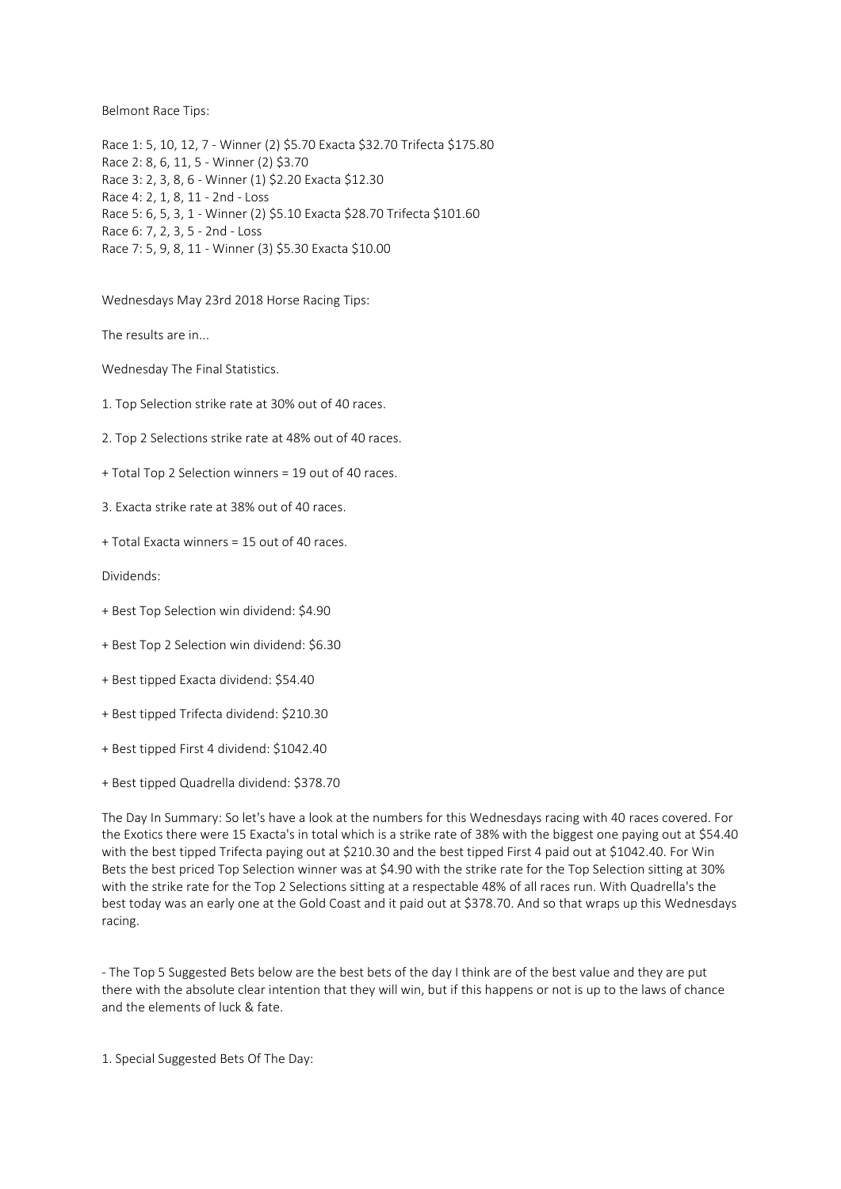Belmont Race Tips:

Race 1: 5, 10, 12, 7 - Winner (2) $5.70 Exacta $32.70 Trifecta $175.80
Race 2: 8, 6, 11, 5 - Winner (2) $3.70
Race 3: 2, 3, 8, 6 - Winner (1) $2.20 Exacta $12.30
Race 4: 2, 1, 8, 11 - 2nd - Loss
Race 5: 6, 5, 3, 1 - Winner (2) $5.10 Exacta $28.70 Trifecta $101.60
Race 6: 7, 2, 3, 5 - 2nd - Loss
Race 7: 5, 9, 8, 11 - Winner (3) $5.30 Exacta $10.00

Wednesdays May 23rd 2018 Horse Racing Tips:

The results are in...

Wednesday The Final Statistics.

1. Top Selection strike rate at 30% out of 40 races.

2. Top 2 Selections strike rate at 48% out of 40 races.

+ Total Top 2 Selection winners = 19 out of 40 races.

3. Exacta strike rate at 38% out of 40 races.

+ Total Exacta winners = 15 out of 40 races.

Dividends:

+ Best Top Selection win dividend: $4.90

+ Best Top 2 Selection win dividend: $6.30

+ Best tipped Exacta dividend: $54.40

+ Best tipped Trifecta dividend: $210.30

+ Best tipped First 4 dividend: $1042.40

+ Best tipped Quadrella dividend: $378.70

The Day In Summary: So let's have a look at the numbers for this Wednesdays racing with 40 races covered. For the Exotics there were 15 Exacta's in total which is a strike rate of 38% with the biggest one paying out at $54.40 with the best tipped Trifecta paying out at $210.30 and the best tipped First 4 paid out at $1042.40. For Win Bets the best priced Top Selection winner was at $4.90 with the strike rate for the Top Selection sitting at 30% with the strike rate for the Top 2 Selections sitting at a respectable 48% of all races run. With Quadrella's the best today was an early one at the Gold Coast and it paid out at $378.70. And so that wraps up this Wednesdays racing.

- The Top 5 Suggested Bets below are the best bets of the day I think are of the best value and they are put there with the absolute clear intention that they will win, but if this happens or not is up to the laws of chance and the elements of luck & fate.

1. Special Suggested Bets Of The Day: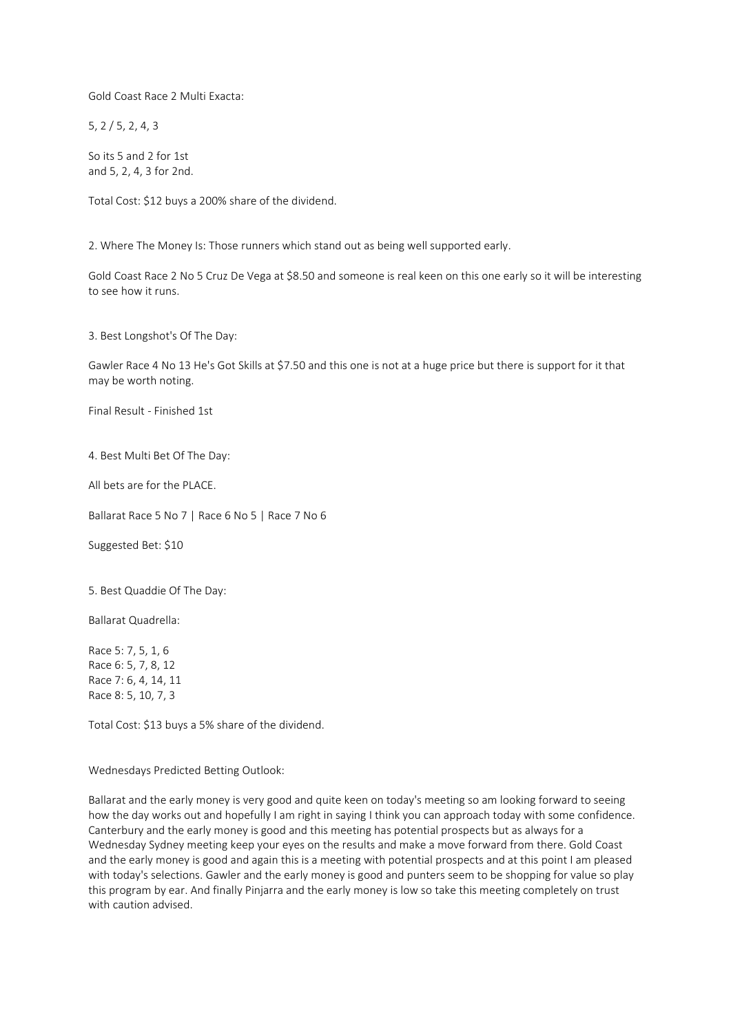Gold Coast Race 2 Multi Exacta:

5, 2 / 5, 2, 4, 3

So its 5 and 2 for 1st
and 5, 2, 4, 3 for 2nd.

Total Cost: $12 buys a 200% share of the dividend.

2. Where The Money Is: Those runners which stand out as being well supported early.

Gold Coast Race 2 No 5 Cruz De Vega at $8.50 and someone is real keen on this one early so it will be interesting to see how it runs.

3. Best Longshot's Of The Day:

Gawler Race 4 No 13 He's Got Skills at $7.50 and this one is not at a huge price but there is support for it that may be worth noting.

Final Result - Finished 1st

4. Best Multi Bet Of The Day:

All bets are for the PLACE.

Ballarat Race 5 No 7 | Race 6 No 5 | Race 7 No 6

Suggested Bet: $10

5. Best Quaddie Of The Day:

Ballarat Quadrella:

Race 5: 7, 5, 1, 6
Race 6: 5, 7, 8, 12
Race 7: 6, 4, 14, 11
Race 8: 5, 10, 7, 3

Total Cost: $13 buys a 5% share of the dividend.

Wednesdays Predicted Betting Outlook:

Ballarat and the early money is very good and quite keen on today's meeting so am looking forward to seeing how the day works out and hopefully I am right in saying I think you can approach today with some confidence. Canterbury and the early money is good and this meeting has potential prospects but as always for a Wednesday Sydney meeting keep your eyes on the results and make a move forward from there. Gold Coast and the early money is good and again this is a meeting with potential prospects and at this point I am pleased with today's selections. Gawler and the early money is good and punters seem to be shopping for value so play this program by ear. And finally Pinjarra and the early money is low so take this meeting completely on trust with caution advised.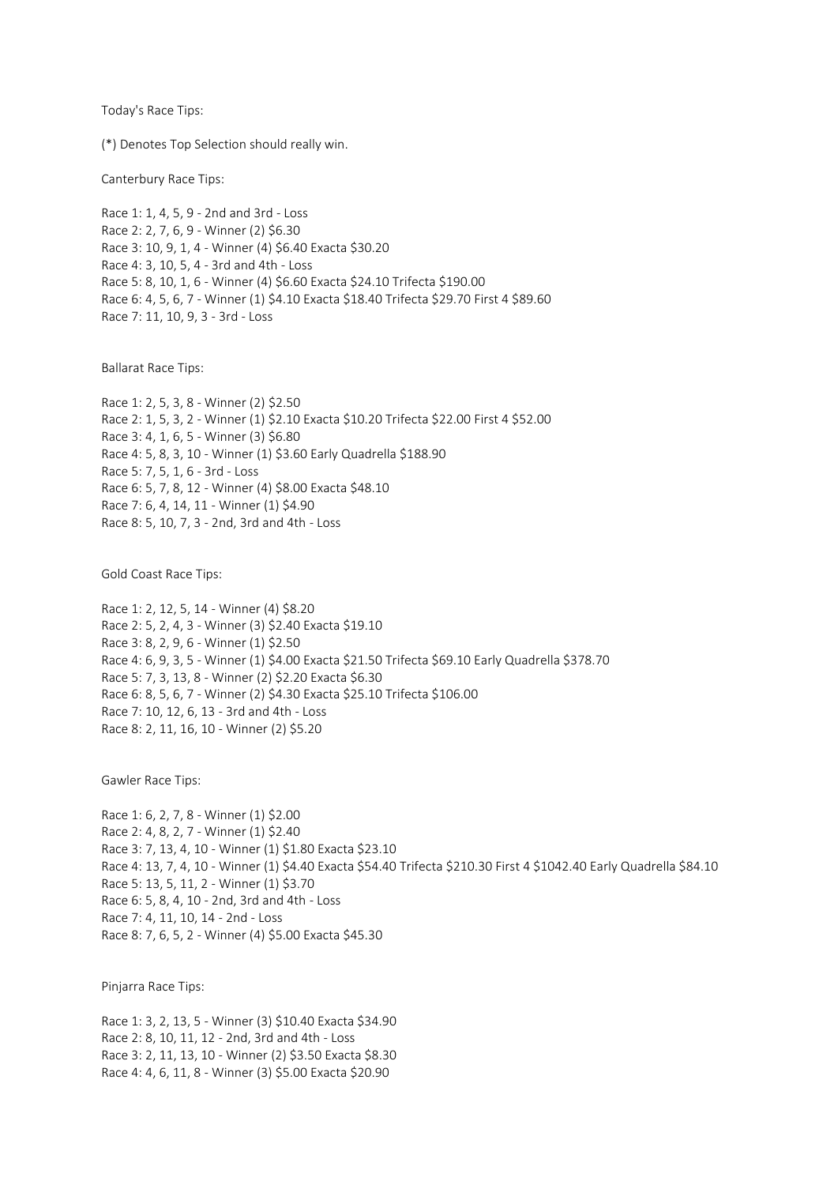Today's Race Tips:

(*) Denotes Top Selection should really win.

Canterbury Race Tips:

Race 1: 1, 4, 5, 9 - 2nd and 3rd - Loss
Race 2: 2, 7, 6, 9 - Winner (2) $6.30
Race 3: 10, 9, 1, 4 - Winner (4) $6.40 Exacta $30.20
Race 4: 3, 10, 5, 4 - 3rd and 4th - Loss
Race 5: 8, 10, 1, 6 - Winner (4) $6.60 Exacta $24.10 Trifecta $190.00
Race 6: 4, 5, 6, 7 - Winner (1) $4.10 Exacta $18.40 Trifecta $29.70 First 4 $89.60
Race 7: 11, 10, 9, 3 - 3rd - Loss

Ballarat Race Tips:

Race 1: 2, 5, 3, 8 - Winner (2) $2.50
Race 2: 1, 5, 3, 2 - Winner (1) $2.10 Exacta $10.20 Trifecta $22.00 First 4 $52.00
Race 3: 4, 1, 6, 5 - Winner (3) $6.80
Race 4: 5, 8, 3, 10 - Winner (1) $3.60 Early Quadrella $188.90
Race 5: 7, 5, 1, 6 - 3rd - Loss
Race 6: 5, 7, 8, 12 - Winner (4) $8.00 Exacta $48.10
Race 7: 6, 4, 14, 11 - Winner (1) $4.90
Race 8: 5, 10, 7, 3 - 2nd, 3rd and 4th - Loss

Gold Coast Race Tips:

Race 1: 2, 12, 5, 14 - Winner (4) $8.20
Race 2: 5, 2, 4, 3 - Winner (3) $2.40 Exacta $19.10
Race 3: 8, 2, 9, 6 - Winner (1) $2.50
Race 4: 6, 9, 3, 5 - Winner (1) $4.00 Exacta $21.50 Trifecta $69.10 Early Quadrella $378.70
Race 5: 7, 3, 13, 8 - Winner (2) $2.20 Exacta $6.30
Race 6: 8, 5, 6, 7 - Winner (2) $4.30 Exacta $25.10 Trifecta $106.00
Race 7: 10, 12, 6, 13 - 3rd and 4th - Loss
Race 8: 2, 11, 16, 10 - Winner (2) $5.20

Gawler Race Tips:

Race 1: 6, 2, 7, 8 - Winner (1) $2.00
Race 2: 4, 8, 2, 7 - Winner (1) $2.40
Race 3: 7, 13, 4, 10 - Winner (1) $1.80 Exacta $23.10
Race 4: 13, 7, 4, 10 - Winner (1) $4.40 Exacta $54.40 Trifecta $210.30 First 4 $1042.40 Early Quadrella $84.10
Race 5: 13, 5, 11, 2 - Winner (1) $3.70
Race 6: 5, 8, 4, 10 - 2nd, 3rd and 4th - Loss
Race 7: 4, 11, 10, 14 - 2nd - Loss
Race 8: 7, 6, 5, 2 - Winner (4) $5.00 Exacta $45.30

Pinjarra Race Tips:

Race 1: 3, 2, 13, 5 - Winner (3) $10.40 Exacta $34.90
Race 2: 8, 10, 11, 12 - 2nd, 3rd and 4th - Loss
Race 3: 2, 11, 13, 10 - Winner (2) $3.50 Exacta $8.30
Race 4: 4, 6, 11, 8 - Winner (3) $5.00 Exacta $20.90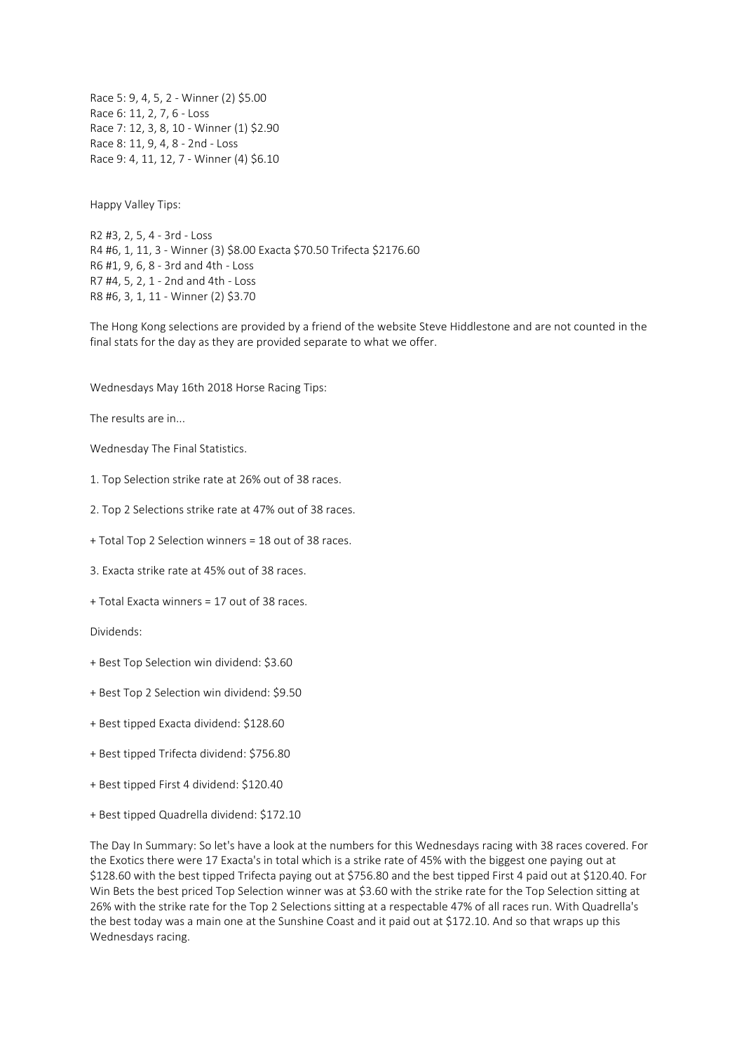Race 5: 9, 4, 5, 2 - Winner (2) $5.00
Race 6: 11, 2, 7, 6 - Loss
Race 7: 12, 3, 8, 10 - Winner (1) $2.90
Race 8: 11, 9, 4, 8 - 2nd - Loss
Race 9: 4, 11, 12, 7 - Winner (4) $6.10

Happy Valley Tips:

R2 #3, 2, 5, 4 - 3rd - Loss
R4 #6, 1, 11, 3 - Winner (3) $8.00 Exacta $70.50 Trifecta $2176.60
R6 #1, 9, 6, 8 - 3rd and 4th - Loss
R7 #4, 5, 2, 1 - 2nd and 4th - Loss
R8 #6, 3, 1, 11 - Winner (2) $3.70

The Hong Kong selections are provided by a friend of the website Steve Hiddlestone and are not counted in the final stats for the day as they are provided separate to what we offer.

Wednesdays May 16th 2018 Horse Racing Tips:

The results are in...

Wednesday The Final Statistics.

1. Top Selection strike rate at 26% out of 38 races.

2. Top 2 Selections strike rate at 47% out of 38 races.

+ Total Top 2 Selection winners = 18 out of 38 races.

3. Exacta strike rate at 45% out of 38 races.

+ Total Exacta winners = 17 out of 38 races.

Dividends:

+ Best Top Selection win dividend: $3.60

+ Best Top 2 Selection win dividend: $9.50

+ Best tipped Exacta dividend: $128.60

+ Best tipped Trifecta dividend: $756.80

+ Best tipped First 4 dividend: $120.40

+ Best tipped Quadrella dividend: $172.10

The Day In Summary: So let's have a look at the numbers for this Wednesdays racing with 38 races covered. For the Exotics there were 17 Exacta's in total which is a strike rate of 45% with the biggest one paying out at $128.60 with the best tipped Trifecta paying out at $756.80 and the best tipped First 4 paid out at $120.40. For Win Bets the best priced Top Selection winner was at $3.60 with the strike rate for the Top Selection sitting at 26% with the strike rate for the Top 2 Selections sitting at a respectable 47% of all races run. With Quadrella's the best today was a main one at the Sunshine Coast and it paid out at $172.10. And so that wraps up this Wednesdays racing.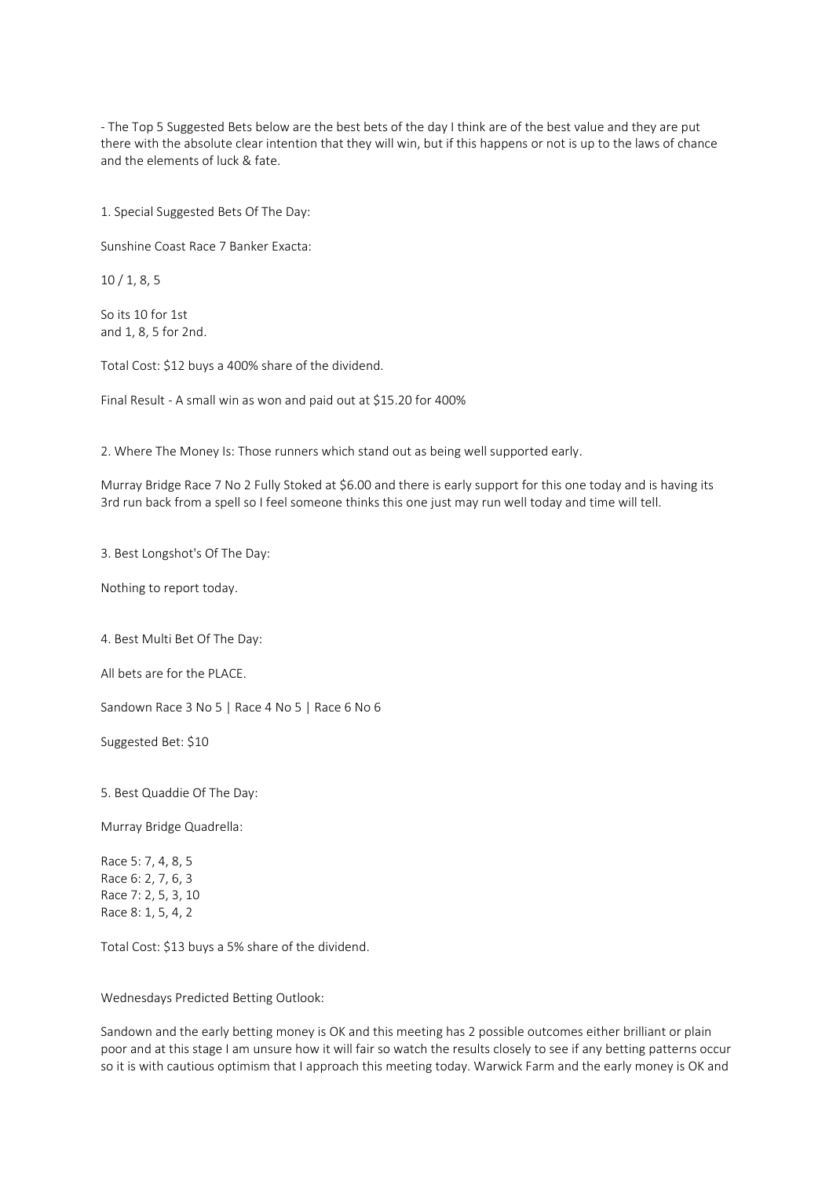- The Top 5 Suggested Bets below are the best bets of the day I think are of the best value and they are put there with the absolute clear intention that they will win, but if this happens or not is up to the laws of chance and the elements of luck & fate.

1. Special Suggested Bets Of The Day:

Sunshine Coast Race 7 Banker Exacta:

10 / 1, 8, 5

So its 10 for 1st
and 1, 8, 5 for 2nd.

Total Cost: $12 buys a 400% share of the dividend.

Final Result - A small win as won and paid out at $15.20 for 400%

2. Where The Money Is: Those runners which stand out as being well supported early.

Murray Bridge Race 7 No 2 Fully Stoked at $6.00 and there is early support for this one today and is having its 3rd run back from a spell so I feel someone thinks this one just may run well today and time will tell.

3. Best Longshot's Of The Day:

Nothing to report today.

4. Best Multi Bet Of The Day:

All bets are for the PLACE.

Sandown Race 3 No 5 | Race 4 No 5 | Race 6 No 6

Suggested Bet: $10

5. Best Quaddie Of The Day:

Murray Bridge Quadrella:

Race 5: 7, 4, 8, 5
Race 6: 2, 7, 6, 3
Race 7: 2, 5, 3, 10
Race 8: 1, 5, 4, 2

Total Cost: $13 buys a 5% share of the dividend.

Wednesdays Predicted Betting Outlook:

Sandown and the early betting money is OK and this meeting has 2 possible outcomes either brilliant or plain poor and at this stage I am unsure how it will fair so watch the results closely to see if any betting patterns occur so it is with cautious optimism that I approach this meeting today. Warwick Farm and the early money is OK and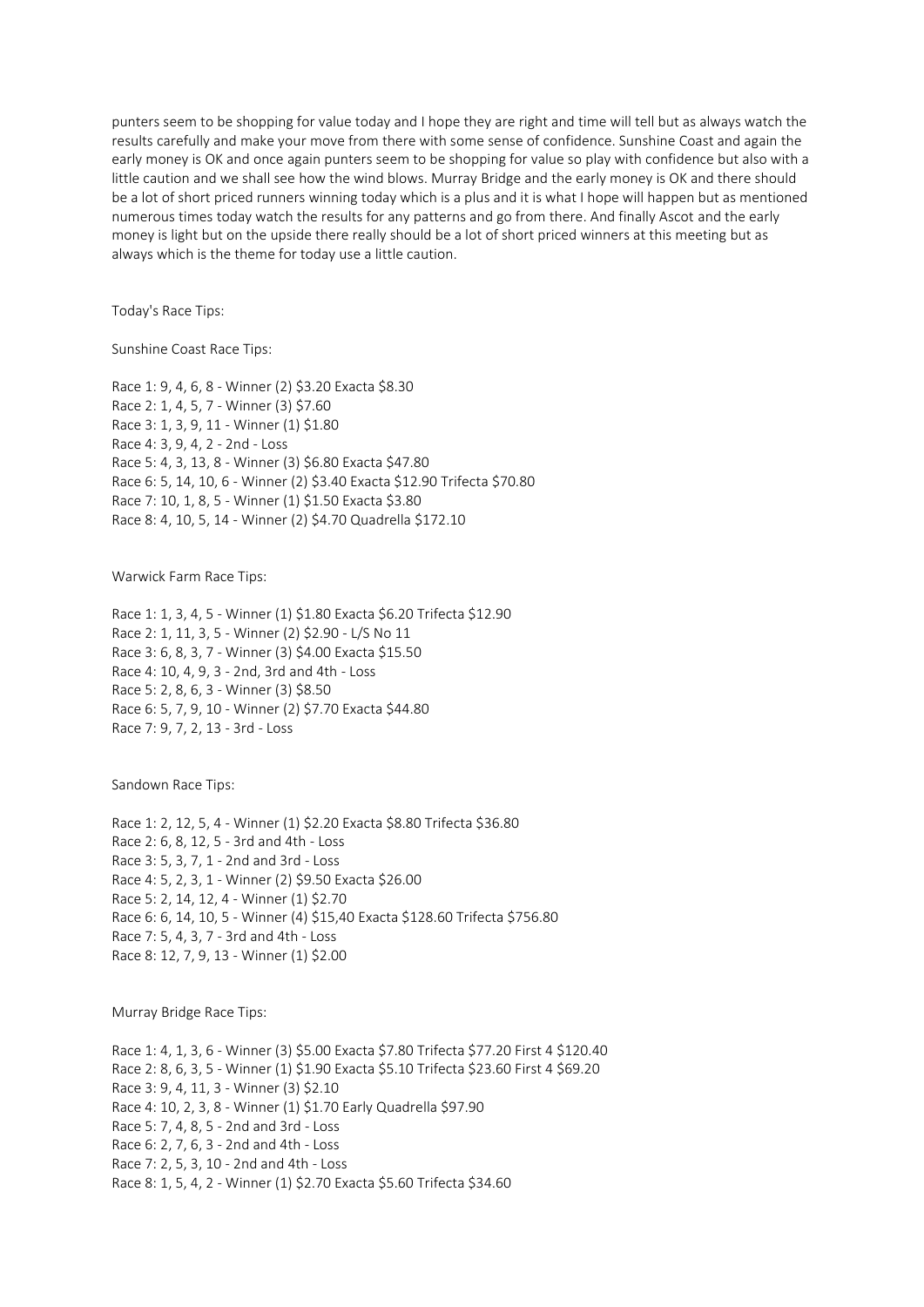punters seem to be shopping for value today and I hope they are right and time will tell but as always watch the results carefully and make your move from there with some sense of confidence. Sunshine Coast and again the early money is OK and once again punters seem to be shopping for value so play with confidence but also with a little caution and we shall see how the wind blows. Murray Bridge and the early money is OK and there should be a lot of short priced runners winning today which is a plus and it is what I hope will happen but as mentioned numerous times today watch the results for any patterns and go from there. And finally Ascot and the early money is light but on the upside there really should be a lot of short priced winners at this meeting but as always which is the theme for today use a little caution.

Today's Race Tips:

Sunshine Coast Race Tips:

Race 1: 9, 4, 6, 8 - Winner (2) $3.20 Exacta $8.30
Race 2: 1, 4, 5, 7 - Winner (3) $7.60
Race 3: 1, 3, 9, 11 - Winner (1) $1.80
Race 4: 3, 9, 4, 2 - 2nd - Loss
Race 5: 4, 3, 13, 8 - Winner (3) $6.80 Exacta $47.80
Race 6: 5, 14, 10, 6 - Winner (2) $3.40 Exacta $12.90 Trifecta $70.80
Race 7: 10, 1, 8, 5 - Winner (1) $1.50 Exacta $3.80
Race 8: 4, 10, 5, 14 - Winner (2) $4.70 Quadrella $172.10

Warwick Farm Race Tips:

Race 1: 1, 3, 4, 5 - Winner (1) $1.80 Exacta $6.20 Trifecta $12.90
Race 2: 1, 11, 3, 5 - Winner (2) $2.90 - L/S No 11
Race 3: 6, 8, 3, 7 - Winner (3) $4.00 Exacta $15.50
Race 4: 10, 4, 9, 3 - 2nd, 3rd and 4th - Loss
Race 5: 2, 8, 6, 3 - Winner (3) $8.50
Race 6: 5, 7, 9, 10 - Winner (2) $7.70 Exacta $44.80
Race 7: 9, 7, 2, 13 - 3rd - Loss

Sandown Race Tips:

Race 1: 2, 12, 5, 4 - Winner (1) $2.20 Exacta $8.80 Trifecta $36.80
Race 2: 6, 8, 12, 5 - 3rd and 4th - Loss
Race 3: 5, 3, 7, 1 - 2nd and 3rd - Loss
Race 4: 5, 2, 3, 1 - Winner (2) $9.50 Exacta $26.00
Race 5: 2, 14, 12, 4 - Winner (1) $2.70
Race 6: 6, 14, 10, 5 - Winner (4) $15,40 Exacta $128.60 Trifecta $756.80
Race 7: 5, 4, 3, 7 - 3rd and 4th - Loss
Race 8: 12, 7, 9, 13 - Winner (1) $2.00

Murray Bridge Race Tips:

Race 1: 4, 1, 3, 6 - Winner (3) $5.00 Exacta $7.80 Trifecta $77.20 First 4 $120.40
Race 2: 8, 6, 3, 5 - Winner (1) $1.90 Exacta $5.10 Trifecta $23.60 First 4 $69.20
Race 3: 9, 4, 11, 3 - Winner (3) $2.10
Race 4: 10, 2, 3, 8 - Winner (1) $1.70 Early Quadrella $97.90
Race 5: 7, 4, 8, 5 - 2nd and 3rd - Loss
Race 6: 2, 7, 6, 3 - 2nd and 4th - Loss
Race 7: 2, 5, 3, 10 - 2nd and 4th - Loss
Race 8: 1, 5, 4, 2 - Winner (1) $2.70 Exacta $5.60 Trifecta $34.60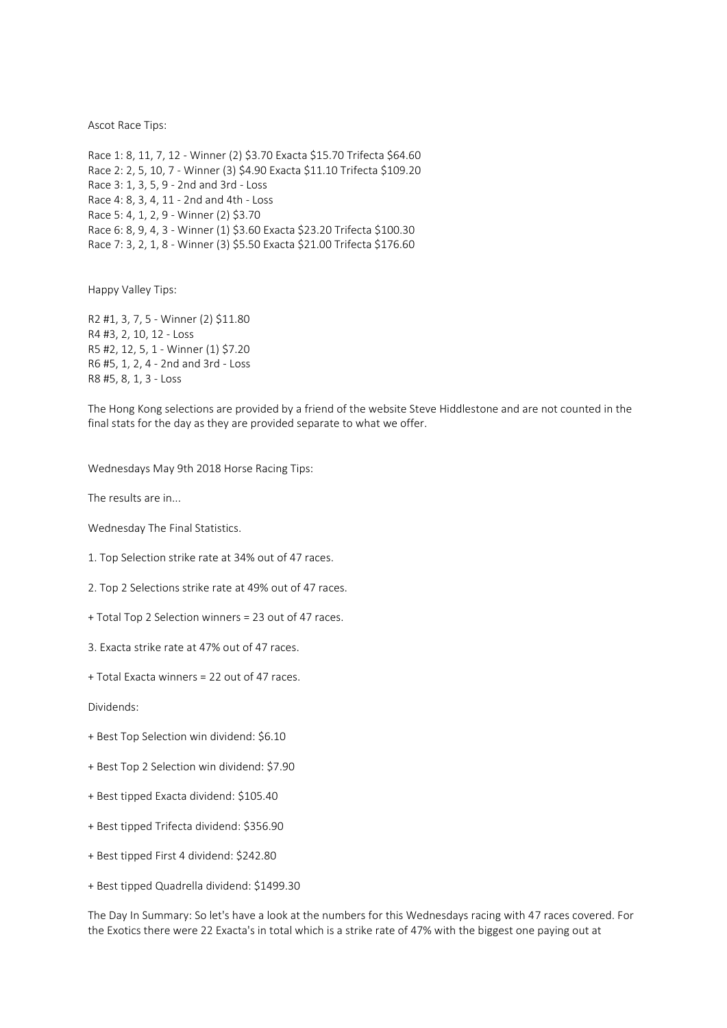Ascot Race Tips:

Race 1: 8, 11, 7, 12 - Winner (2) $3.70 Exacta $15.70 Trifecta $64.60
Race 2: 2, 5, 10, 7 - Winner (3) $4.90 Exacta $11.10 Trifecta $109.20
Race 3: 1, 3, 5, 9 - 2nd and 3rd - Loss
Race 4: 8, 3, 4, 11 - 2nd and 4th - Loss
Race 5: 4, 1, 2, 9 - Winner (2) $3.70
Race 6: 8, 9, 4, 3 - Winner (1) $3.60 Exacta $23.20 Trifecta $100.30
Race 7: 3, 2, 1, 8 - Winner (3) $5.50 Exacta $21.00 Trifecta $176.60

Happy Valley Tips:

R2 #1, 3, 7, 5 - Winner (2) $11.80
R4 #3, 2, 10, 12 - Loss
R5 #2, 12, 5, 1 - Winner (1) $7.20
R6 #5, 1, 2, 4 - 2nd and 3rd - Loss
R8 #5, 8, 1, 3 - Loss

The Hong Kong selections are provided by a friend of the website Steve Hiddlestone and are not counted in the final stats for the day as they are provided separate to what we offer.

Wednesdays May 9th 2018 Horse Racing Tips:

The results are in...

Wednesday The Final Statistics.

1. Top Selection strike rate at 34% out of 47 races.

2. Top 2 Selections strike rate at 49% out of 47 races.

+ Total Top 2 Selection winners = 23 out of 47 races.

3. Exacta strike rate at 47% out of 47 races.

+ Total Exacta winners = 22 out of 47 races.

Dividends:

+ Best Top Selection win dividend: $6.10

+ Best Top 2 Selection win dividend: $7.90

+ Best tipped Exacta dividend: $105.40

+ Best tipped Trifecta dividend: $356.90

+ Best tipped First 4 dividend: $242.80

+ Best tipped Quadrella dividend: $1499.30

The Day In Summary: So let's have a look at the numbers for this Wednesdays racing with 47 races covered. For the Exotics there were 22 Exacta's in total which is a strike rate of 47% with the biggest one paying out at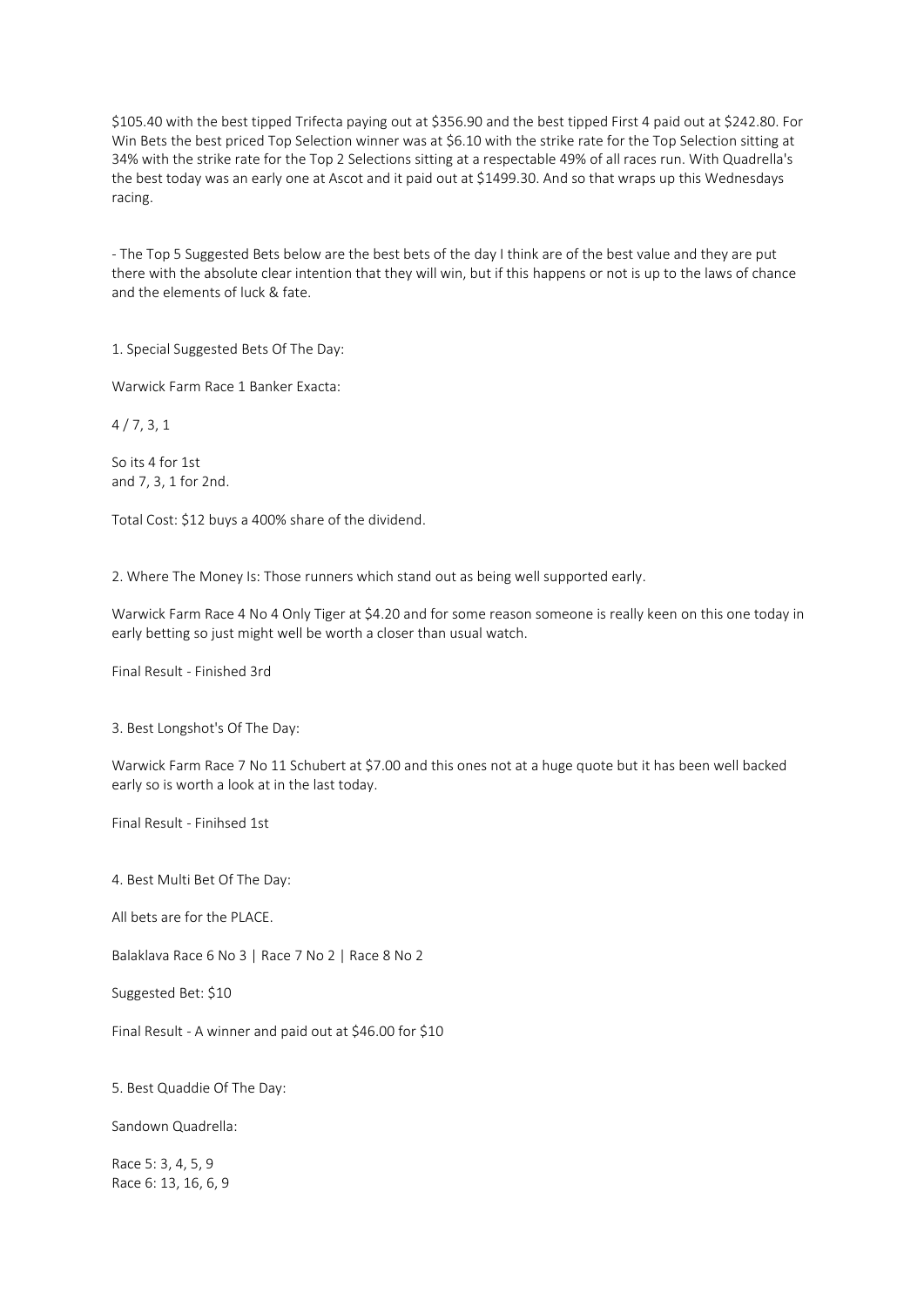$105.40 with the best tipped Trifecta paying out at $356.90 and the best tipped First 4 paid out at $242.80. For Win Bets the best priced Top Selection winner was at $6.10 with the strike rate for the Top Selection sitting at 34% with the strike rate for the Top 2 Selections sitting at a respectable 49% of all races run. With Quadrella's the best today was an early one at Ascot and it paid out at $1499.30. And so that wraps up this Wednesdays racing.

- The Top 5 Suggested Bets below are the best bets of the day I think are of the best value and they are put there with the absolute clear intention that they will win, but if this happens or not is up to the laws of chance and the elements of luck & fate.

1. Special Suggested Bets Of The Day:

Warwick Farm Race 1 Banker Exacta:

4 / 7, 3, 1

So its 4 for 1st
and 7, 3, 1 for 2nd.

Total Cost: $12 buys a 400% share of the dividend.

2. Where The Money Is: Those runners which stand out as being well supported early.

Warwick Farm Race 4 No 4 Only Tiger at $4.20 and for some reason someone is really keen on this one today in early betting so just might well be worth a closer than usual watch.

Final Result - Finished 3rd

3. Best Longshot's Of The Day:

Warwick Farm Race 7 No 11 Schubert at $7.00 and this ones not at a huge quote but it has been well backed early so is worth a look at in the last today.

Final Result - Finihsed 1st

4. Best Multi Bet Of The Day:

All bets are for the PLACE.

Balaklava Race 6 No 3 | Race 7 No 2 | Race 8 No 2

Suggested Bet: $10

Final Result - A winner and paid out at $46.00 for $10

5. Best Quaddie Of The Day:

Sandown Quadrella:

Race 5: 3, 4, 5, 9
Race 6: 13, 16, 6, 9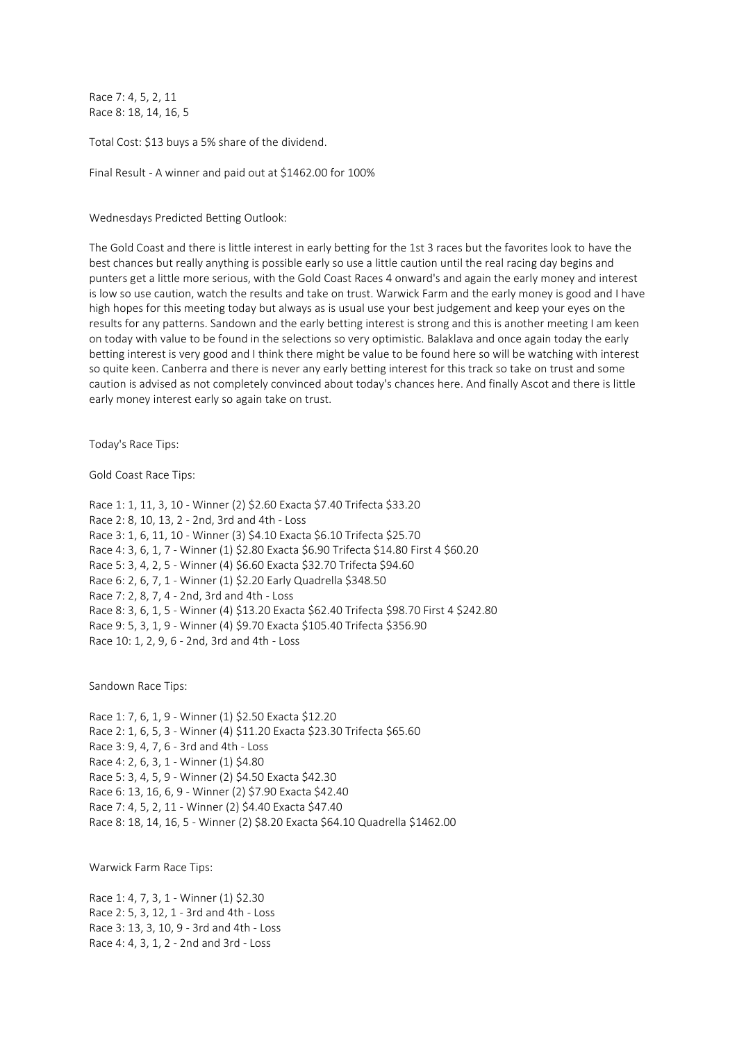Race 7: 4, 5, 2, 11
Race 8: 18, 14, 16, 5

Total Cost: $13 buys a 5% share of the dividend.

Final Result - A winner and paid out at $1462.00 for 100%

Wednesdays Predicted Betting Outlook:

The Gold Coast and there is little interest in early betting for the 1st 3 races but the favorites look to have the best chances but really anything is possible early so use a little caution until the real racing day begins and punters get a little more serious, with the Gold Coast Races 4 onward's and again the early money and interest is low so use caution, watch the results and take on trust. Warwick Farm and the early money is good and I have high hopes for this meeting today but always as is usual use your best judgement and keep your eyes on the results for any patterns. Sandown and the early betting interest is strong and this is another meeting I am keen on today with value to be found in the selections so very optimistic. Balaklava and once again today the early betting interest is very good and I think there might be value to be found here so will be watching with interest so quite keen. Canberra and there is never any early betting interest for this track so take on trust and some caution is advised as not completely convinced about today's chances here. And finally Ascot and there is little early money interest early so again take on trust.

Today's Race Tips:

Gold Coast Race Tips:

Race 1: 1, 11, 3, 10 - Winner (2) $2.60 Exacta $7.40 Trifecta $33.20
Race 2: 8, 10, 13, 2 - 2nd, 3rd and 4th - Loss
Race 3: 1, 6, 11, 10 - Winner (3) $4.10 Exacta $6.10 Trifecta $25.70
Race 4: 3, 6, 1, 7 - Winner (1) $2.80 Exacta $6.90 Trifecta $14.80 First 4 $60.20
Race 5: 3, 4, 2, 5 - Winner (4) $6.60 Exacta $32.70 Trifecta $94.60
Race 6: 2, 6, 7, 1 - Winner (1) $2.20 Early Quadrella $348.50
Race 7: 2, 8, 7, 4 - 2nd, 3rd and 4th - Loss
Race 8: 3, 6, 1, 5 - Winner (4) $13.20 Exacta $62.40 Trifecta $98.70 First 4 $242.80
Race 9: 5, 3, 1, 9 - Winner (4) $9.70 Exacta $105.40 Trifecta $356.90
Race 10: 1, 2, 9, 6 - 2nd, 3rd and 4th - Loss

Sandown Race Tips:

Race 1: 7, 6, 1, 9 - Winner (1) $2.50 Exacta $12.20
Race 2: 1, 6, 5, 3 - Winner (4) $11.20 Exacta $23.30 Trifecta $65.60
Race 3: 9, 4, 7, 6 - 3rd and 4th - Loss
Race 4: 2, 6, 3, 1 - Winner (1) $4.80
Race 5: 3, 4, 5, 9 - Winner (2) $4.50 Exacta $42.30
Race 6: 13, 16, 6, 9 - Winner (2) $7.90 Exacta $42.40
Race 7: 4, 5, 2, 11 - Winner (2) $4.40 Exacta $47.40
Race 8: 18, 14, 16, 5 - Winner (2) $8.20 Exacta $64.10 Quadrella $1462.00

Warwick Farm Race Tips:

Race 1: 4, 7, 3, 1 - Winner (1) $2.30
Race 2: 5, 3, 12, 1 - 3rd and 4th - Loss
Race 3: 13, 3, 10, 9 - 3rd and 4th - Loss
Race 4: 4, 3, 1, 2 - 2nd and 3rd - Loss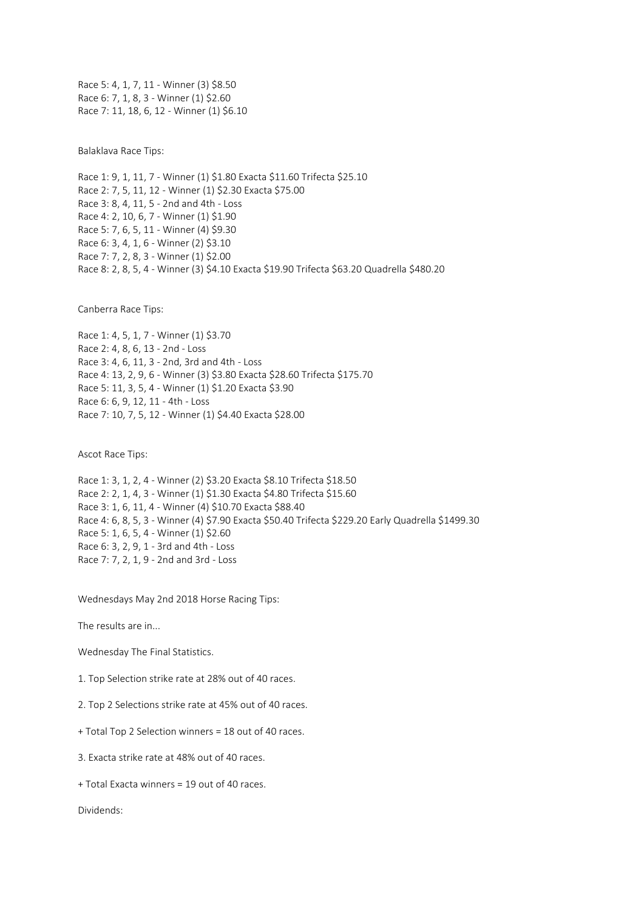Race 5: 4, 1, 7, 11 - Winner (3) $8.50
Race 6: 7, 1, 8, 3 - Winner (1) $2.60
Race 7: 11, 18, 6, 12 - Winner (1) $6.10

Balaklava Race Tips:

Race 1: 9, 1, 11, 7 - Winner (1) $1.80 Exacta $11.60 Trifecta $25.10
Race 2: 7, 5, 11, 12 - Winner (1) $2.30 Exacta $75.00
Race 3: 8, 4, 11, 5 - 2nd and 4th - Loss
Race 4: 2, 10, 6, 7 - Winner (1) $1.90
Race 5: 7, 6, 5, 11 - Winner (4) $9.30
Race 6: 3, 4, 1, 6 - Winner (2) $3.10
Race 7: 7, 2, 8, 3 - Winner (1) $2.00
Race 8: 2, 8, 5, 4 - Winner (3) $4.10 Exacta $19.90 Trifecta $63.20 Quadrella $480.20

Canberra Race Tips:

Race 1: 4, 5, 1, 7 - Winner (1) $3.70
Race 2: 4, 8, 6, 13 - 2nd - Loss
Race 3: 4, 6, 11, 3 - 2nd, 3rd and 4th - Loss
Race 4: 13, 2, 9, 6 - Winner (3) $3.80 Exacta $28.60 Trifecta $175.70
Race 5: 11, 3, 5, 4 - Winner (1) $1.20 Exacta $3.90
Race 6: 6, 9, 12, 11 - 4th - Loss
Race 7: 10, 7, 5, 12 - Winner (1) $4.40 Exacta $28.00

Ascot Race Tips:

Race 1: 3, 1, 2, 4 - Winner (2) $3.20 Exacta $8.10 Trifecta $18.50
Race 2: 2, 1, 4, 3 - Winner (1) $1.30 Exacta $4.80 Trifecta $15.60
Race 3: 1, 6, 11, 4 - Winner (4) $10.70 Exacta $88.40
Race 4: 6, 8, 5, 3 - Winner (4) $7.90 Exacta $50.40 Trifecta $229.20 Early Quadrella $1499.30
Race 5: 1, 6, 5, 4 - Winner (1) $2.60
Race 6: 3, 2, 9, 1 - 3rd and 4th - Loss
Race 7: 7, 2, 1, 9 - 2nd and 3rd - Loss

Wednesdays May 2nd 2018 Horse Racing Tips:

The results are in...

Wednesday The Final Statistics.

1. Top Selection strike rate at 28% out of 40 races.

2. Top 2 Selections strike rate at 45% out of 40 races.

+ Total Top 2 Selection winners = 18 out of 40 races.

3. Exacta strike rate at 48% out of 40 races.

+ Total Exacta winners = 19 out of 40 races.

Dividends: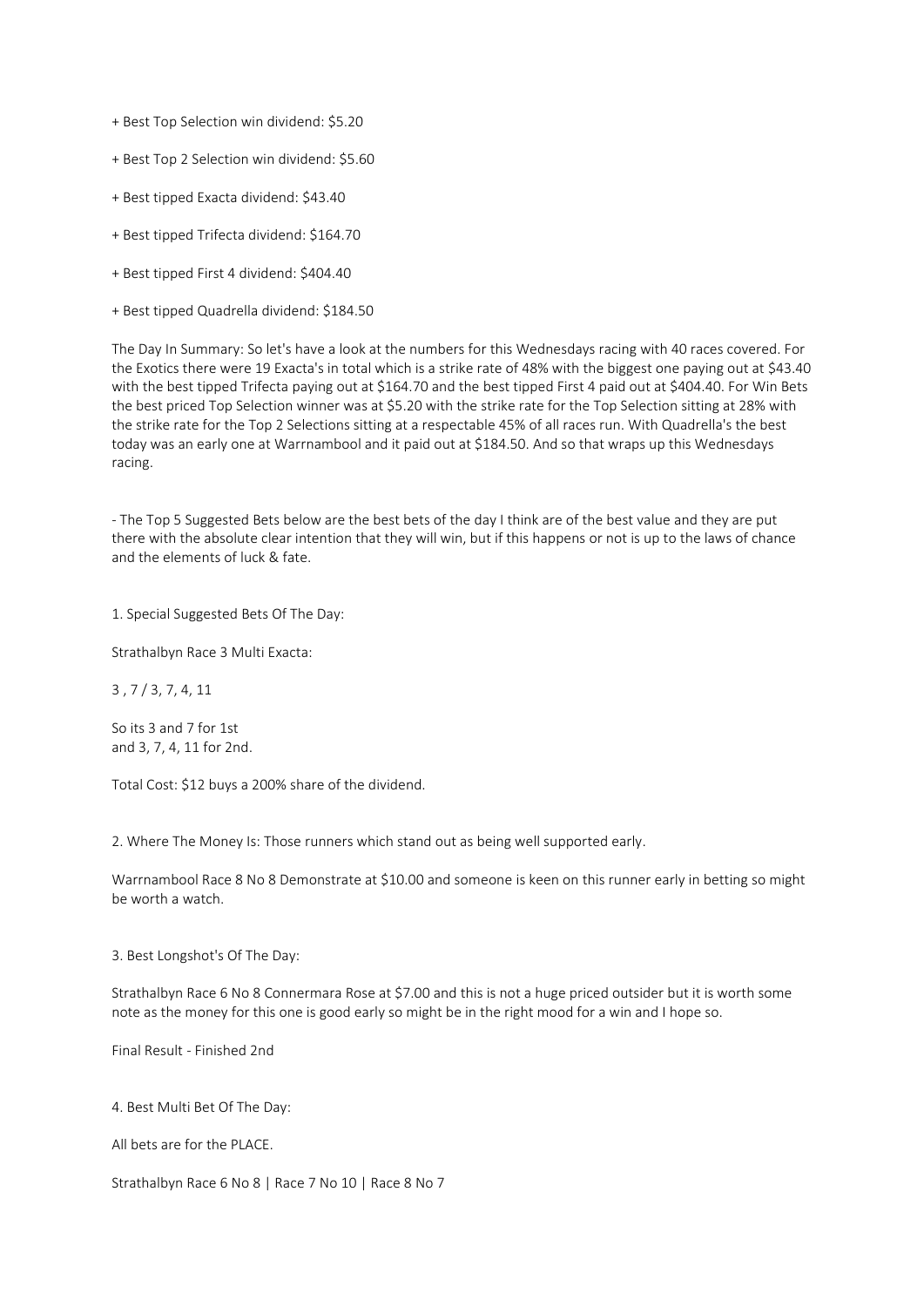+ Best Top Selection win dividend: $5.20

+ Best Top 2 Selection win dividend: $5.60

+ Best tipped Exacta dividend: $43.40

+ Best tipped Trifecta dividend: $164.70

+ Best tipped First 4 dividend: $404.40

+ Best tipped Quadrella dividend: $184.50

The Day In Summary: So let's have a look at the numbers for this Wednesdays racing with 40 races covered. For the Exotics there were 19 Exacta's in total which is a strike rate of 48% with the biggest one paying out at $43.40 with the best tipped Trifecta paying out at $164.70 and the best tipped First 4 paid out at $404.40. For Win Bets the best priced Top Selection winner was at $5.20 with the strike rate for the Top Selection sitting at 28% with the strike rate for the Top 2 Selections sitting at a respectable 45% of all races run. With Quadrella's the best today was an early one at Warrnambool and it paid out at $184.50. And so that wraps up this Wednesdays racing.

- The Top 5 Suggested Bets below are the best bets of the day I think are of the best value and they are put there with the absolute clear intention that they will win, but if this happens or not is up to the laws of chance and the elements of luck & fate.

1. Special Suggested Bets Of The Day:

Strathalbyn Race 3 Multi Exacta:

3 , 7 / 3, 7, 4, 11

So its 3 and 7 for 1st
and 3, 7, 4, 11 for 2nd.

Total Cost: $12 buys a 200% share of the dividend.

2. Where The Money Is: Those runners which stand out as being well supported early.

Warrnambool Race 8 No 8 Demonstrate at $10.00 and someone is keen on this runner early in betting so might be worth a watch.

3. Best Longshot's Of The Day:

Strathalbyn Race 6 No 8 Connermara Rose at $7.00 and this is not a huge priced outsider but it is worth some note as the money for this one is good early so might be in the right mood for a win and I hope so.

Final Result - Finished 2nd

4. Best Multi Bet Of The Day:

All bets are for the PLACE.

Strathalbyn Race 6 No 8 | Race 7 No 10 | Race 8 No 7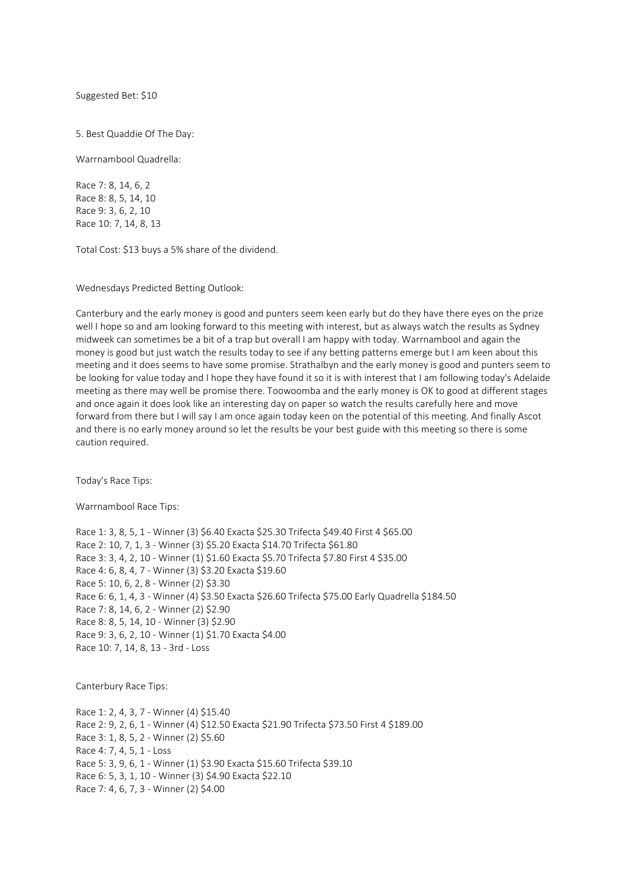Suggested Bet: $10

5. Best Quaddie Of The Day:

Warrnambool Quadrella:

Race 7: 8, 14, 6, 2
Race 8: 8, 5, 14, 10
Race 9: 3, 6, 2, 10
Race 10: 7, 14, 8, 13

Total Cost: $13 buys a 5% share of the dividend.

Wednesdays Predicted Betting Outlook:

Canterbury and the early money is good and punters seem keen early but do they have there eyes on the prize well I hope so and am looking forward to this meeting with interest, but as always watch the results as Sydney midweek can sometimes be a bit of a trap but overall I am happy with today. Warrnambool and again the money is good but just watch the results today to see if any betting patterns emerge but I am keen about this meeting and it does seems to have some promise. Strathalbyn and the early money is good and punters seem to be looking for value today and I hope they have found it so it is with interest that I am following today's Adelaide meeting as there may well be promise there. Toowoomba and the early money is OK to good at different stages and once again it does look like an interesting day on paper so watch the results carefully here and move forward from there but I will say I am once again today keen on the potential of this meeting. And finally Ascot and there is no early money around so let the results be your best guide with this meeting so there is some caution required.

Today's Race Tips:

Warrnambool Race Tips:

Race 1: 3, 8, 5, 1 - Winner (3) $6.40 Exacta $25.30 Trifecta $49.40 First 4 $65.00
Race 2: 10, 7, 1, 3 - Winner (3) $5.20 Exacta $14.70 Trifecta $61.80
Race 3: 3, 4, 2, 10 - Winner (1) $1.60 Exacta $5.70 Trifecta $7.80 First 4 $35.00
Race 4: 6, 8, 4, 7 - Winner (3) $3.20 Exacta $19.60
Race 5: 10, 6, 2, 8 - Winner (2) $3.30
Race 6: 6, 1, 4, 3 - Winner (4) $3.50 Exacta $26.60 Trifecta $75.00 Early Quadrella $184.50
Race 7: 8, 14, 6, 2 - Winner (2) $2.90
Race 8: 8, 5, 14, 10 - Winner (3) $2.90
Race 9: 3, 6, 2, 10 - Winner (1) $1.70 Exacta $4.00
Race 10: 7, 14, 8, 13 - 3rd - Loss

Canterbury Race Tips:

Race 1: 2, 4, 3, 7 - Winner (4) $15.40
Race 2: 9, 2, 6, 1 - Winner (4) $12.50 Exacta $21.90 Trifecta $73.50 First 4 $189.00
Race 3: 1, 8, 5, 2 - Winner (2) $5.60
Race 4: 7, 4, 5, 1 - Loss
Race 5: 3, 9, 6, 1 - Winner (1) $3.90 Exacta $15.60 Trifecta $39.10
Race 6: 5, 3, 1, 10 - Winner (3) $4.90 Exacta $22.10
Race 7: 4, 6, 7, 3 - Winner (2) $4.00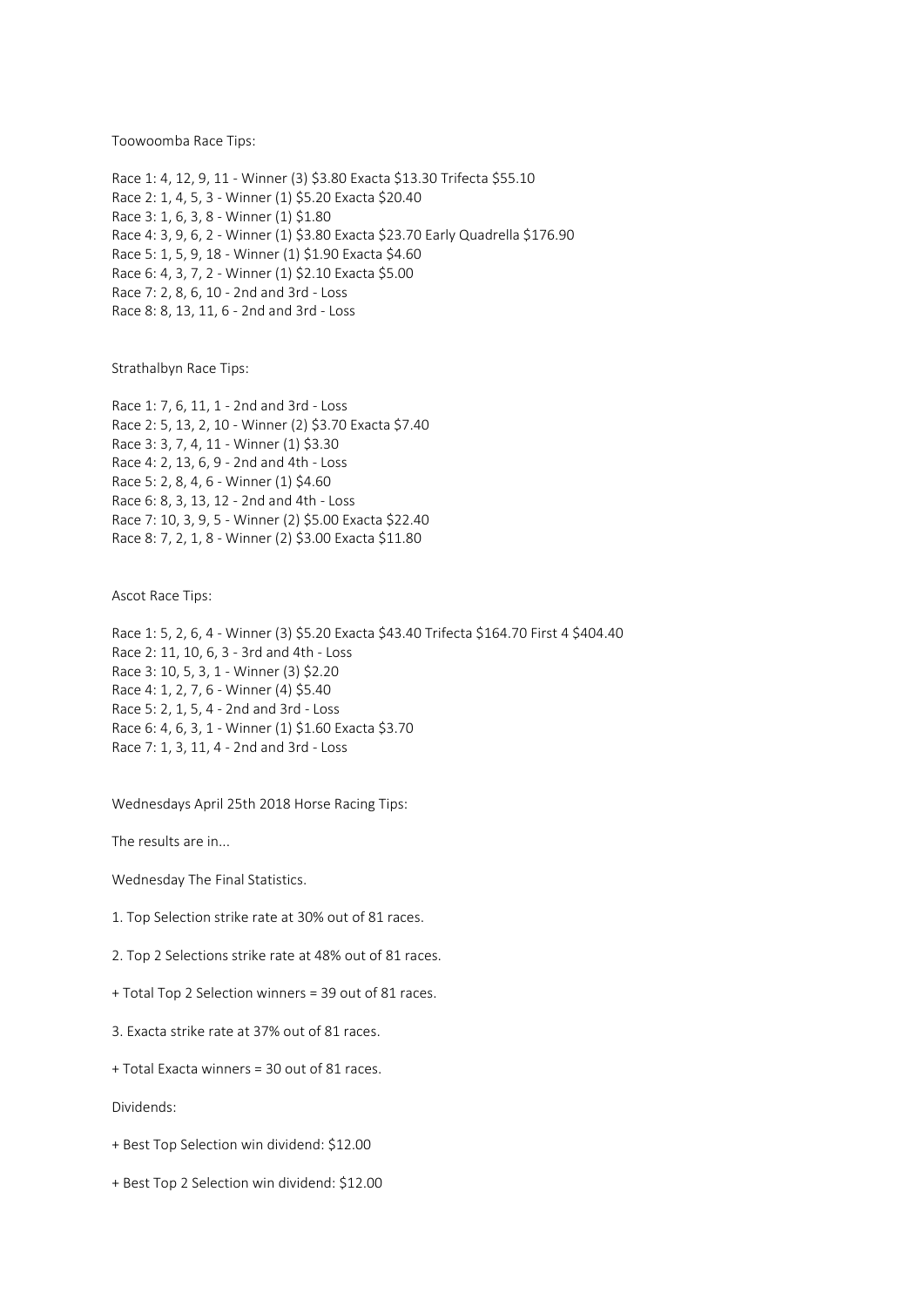Toowoomba Race Tips:

Race 1: 4, 12, 9, 11 - Winner (3) $3.80 Exacta $13.30 Trifecta $55.10
Race 2: 1, 4, 5, 3 - Winner (1) $5.20 Exacta $20.40
Race 3: 1, 6, 3, 8 - Winner (1) $1.80
Race 4: 3, 9, 6, 2 - Winner (1) $3.80 Exacta $23.70 Early Quadrella $176.90
Race 5: 1, 5, 9, 18 - Winner (1) $1.90 Exacta $4.60
Race 6: 4, 3, 7, 2 - Winner (1) $2.10 Exacta $5.00
Race 7: 2, 8, 6, 10 - 2nd and 3rd - Loss
Race 8: 8, 13, 11, 6 - 2nd and 3rd - Loss

Strathalbyn Race Tips:

Race 1: 7, 6, 11, 1 - 2nd and 3rd - Loss
Race 2: 5, 13, 2, 10 - Winner (2) $3.70 Exacta $7.40
Race 3: 3, 7, 4, 11 - Winner (1) $3.30
Race 4: 2, 13, 6, 9 - 2nd and 4th - Loss
Race 5: 2, 8, 4, 6 - Winner (1) $4.60
Race 6: 8, 3, 13, 12 - 2nd and 4th - Loss
Race 7: 10, 3, 9, 5 - Winner (2) $5.00 Exacta $22.40
Race 8: 7, 2, 1, 8 - Winner (2) $3.00 Exacta $11.80

Ascot Race Tips:

Race 1: 5, 2, 6, 4 - Winner (3) $5.20 Exacta $43.40 Trifecta $164.70 First 4 $404.40
Race 2: 11, 10, 6, 3 - 3rd and 4th - Loss
Race 3: 10, 5, 3, 1 - Winner (3) $2.20
Race 4: 1, 2, 7, 6 - Winner (4) $5.40
Race 5: 2, 1, 5, 4 - 2nd and 3rd - Loss
Race 6: 4, 6, 3, 1 - Winner (1) $1.60 Exacta $3.70
Race 7: 1, 3, 11, 4 - 2nd and 3rd - Loss

Wednesdays April 25th 2018 Horse Racing Tips:

The results are in...

Wednesday The Final Statistics.

1. Top Selection strike rate at 30% out of 81 races.

2. Top 2 Selections strike rate at 48% out of 81 races.

+ Total Top 2 Selection winners = 39 out of 81 races.

3. Exacta strike rate at 37% out of 81 races.

+ Total Exacta winners = 30 out of 81 races.

Dividends:

+ Best Top Selection win dividend: $12.00

+ Best Top 2 Selection win dividend: $12.00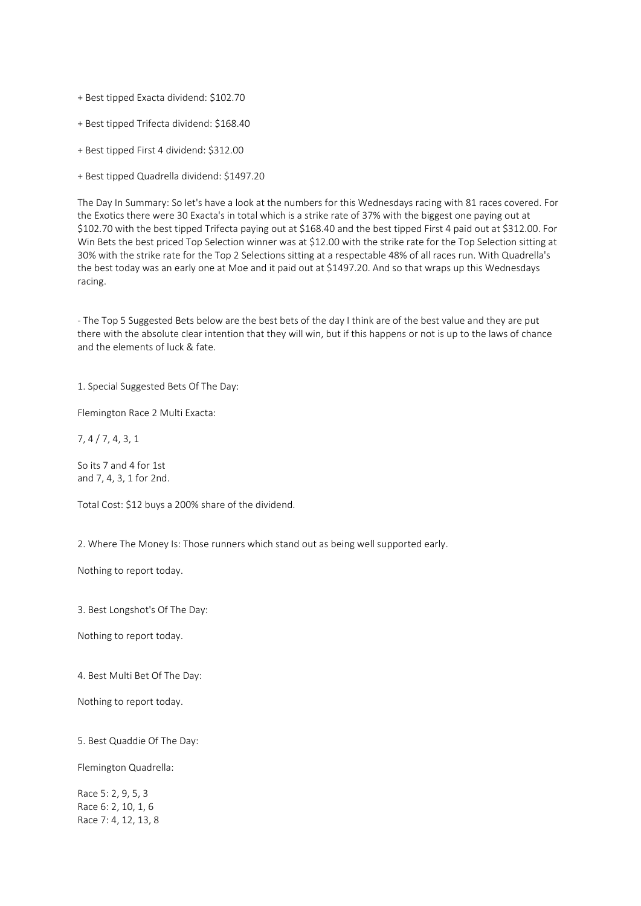+ Best tipped Exacta dividend: $102.70

+ Best tipped Trifecta dividend: $168.40

+ Best tipped First 4 dividend: $312.00

+ Best tipped Quadrella dividend: $1497.20

The Day In Summary: So let's have a look at the numbers for this Wednesdays racing with 81 races covered. For the Exotics there were 30 Exacta's in total which is a strike rate of 37% with the biggest one paying out at $102.70 with the best tipped Trifecta paying out at $168.40 and the best tipped First 4 paid out at $312.00. For Win Bets the best priced Top Selection winner was at $12.00 with the strike rate for the Top Selection sitting at 30% with the strike rate for the Top 2 Selections sitting at a respectable 48% of all races run. With Quadrella's the best today was an early one at Moe and it paid out at $1497.20. And so that wraps up this Wednesdays racing.

- The Top 5 Suggested Bets below are the best bets of the day I think are of the best value and they are put there with the absolute clear intention that they will win, but if this happens or not is up to the laws of chance and the elements of luck & fate.

1. Special Suggested Bets Of The Day:

Flemington Race 2 Multi Exacta:

7, 4 / 7, 4, 3, 1

So its 7 and 4 for 1st
and 7, 4, 3, 1 for 2nd.

Total Cost: $12 buys a 200% share of the dividend.

2. Where The Money Is: Those runners which stand out as being well supported early.

Nothing to report today.

3. Best Longshot's Of The Day:

Nothing to report today.

4. Best Multi Bet Of The Day:

Nothing to report today.

5. Best Quaddie Of The Day:

Flemington Quadrella:

Race 5: 2, 9, 5, 3
Race 6: 2, 10, 1, 6
Race 7: 4, 12, 13, 8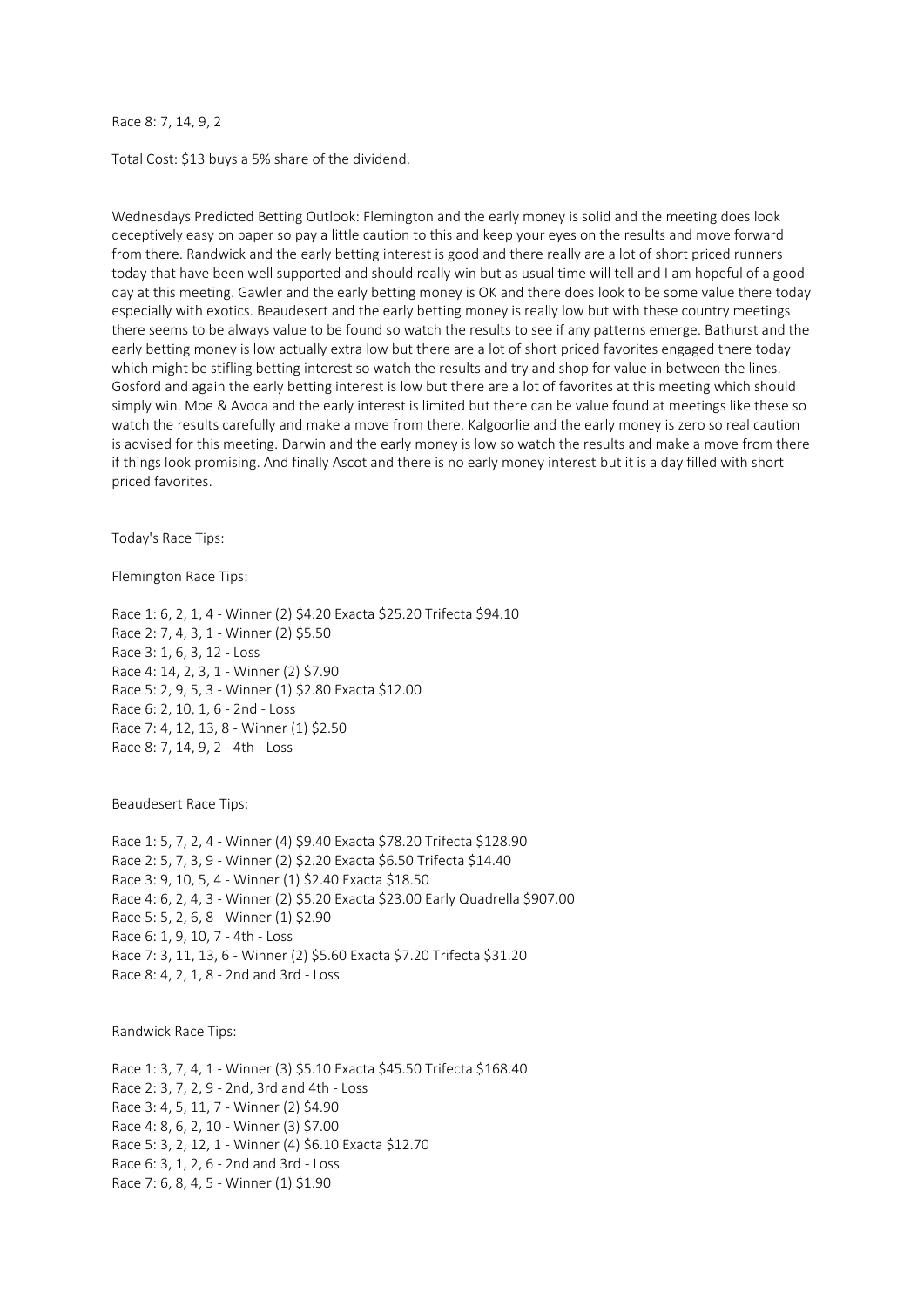Race 8: 7, 14, 9, 2

Total Cost: $13 buys a 5% share of the dividend.

Wednesdays Predicted Betting Outlook: Flemington and the early money is solid and the meeting does look deceptively easy on paper so pay a little caution to this and keep your eyes on the results and move forward from there. Randwick and the early betting interest is good and there really are a lot of short priced runners today that have been well supported and should really win but as usual time will tell and I am hopeful of a good day at this meeting. Gawler and the early betting money is OK and there does look to be some value there today especially with exotics. Beaudesert and the early betting money is really low but with these country meetings there seems to be always value to be found so watch the results to see if any patterns emerge. Bathurst and the early betting money is low actually extra low but there are a lot of short priced favorites engaged there today which might be stifling betting interest so watch the results and try and shop for value in between the lines. Gosford and again the early betting interest is low but there are a lot of favorites at this meeting which should simply win. Moe & Avoca and the early interest is limited but there can be value found at meetings like these so watch the results carefully and make a move from there. Kalgoorlie and the early money is zero so real caution is advised for this meeting. Darwin and the early money is low so watch the results and make a move from there if things look promising. And finally Ascot and there is no early money interest but it is a day filled with short priced favorites.

Today's Race Tips:

Flemington Race Tips:

Race 1: 6, 2, 1, 4 - Winner (2) $4.20 Exacta $25.20 Trifecta $94.10
Race 2: 7, 4, 3, 1 - Winner (2) $5.50
Race 3: 1, 6, 3, 12 - Loss
Race 4: 14, 2, 3, 1 - Winner (2) $7.90
Race 5: 2, 9, 5, 3 - Winner (1) $2.80 Exacta $12.00
Race 6: 2, 10, 1, 6 - 2nd - Loss
Race 7: 4, 12, 13, 8 - Winner (1) $2.50
Race 8: 7, 14, 9, 2 - 4th - Loss

Beaudesert Race Tips:

Race 1: 5, 7, 2, 4 - Winner (4) $9.40 Exacta $78.20 Trifecta $128.90
Race 2: 5, 7, 3, 9 - Winner (2) $2.20 Exacta $6.50 Trifecta $14.40
Race 3: 9, 10, 5, 4 - Winner (1) $2.40 Exacta $18.50
Race 4: 6, 2, 4, 3 - Winner (2) $5.20 Exacta $23.00 Early Quadrella $907.00
Race 5: 5, 2, 6, 8 - Winner (1) $2.90
Race 6: 1, 9, 10, 7 - 4th - Loss
Race 7: 3, 11, 13, 6 - Winner (2) $5.60 Exacta $7.20 Trifecta $31.20
Race 8: 4, 2, 1, 8 - 2nd and 3rd - Loss

Randwick Race Tips:

Race 1: 3, 7, 4, 1 - Winner (3) $5.10 Exacta $45.50 Trifecta $168.40
Race 2: 3, 7, 2, 9 - 2nd, 3rd and 4th - Loss
Race 3: 4, 5, 11, 7 - Winner (2) $4.90
Race 4: 8, 6, 2, 10 - Winner (3) $7.00
Race 5: 3, 2, 12, 1 - Winner (4) $6.10 Exacta $12.70
Race 6: 3, 1, 2, 6 - 2nd and 3rd - Loss
Race 7: 6, 8, 4, 5 - Winner (1) $1.90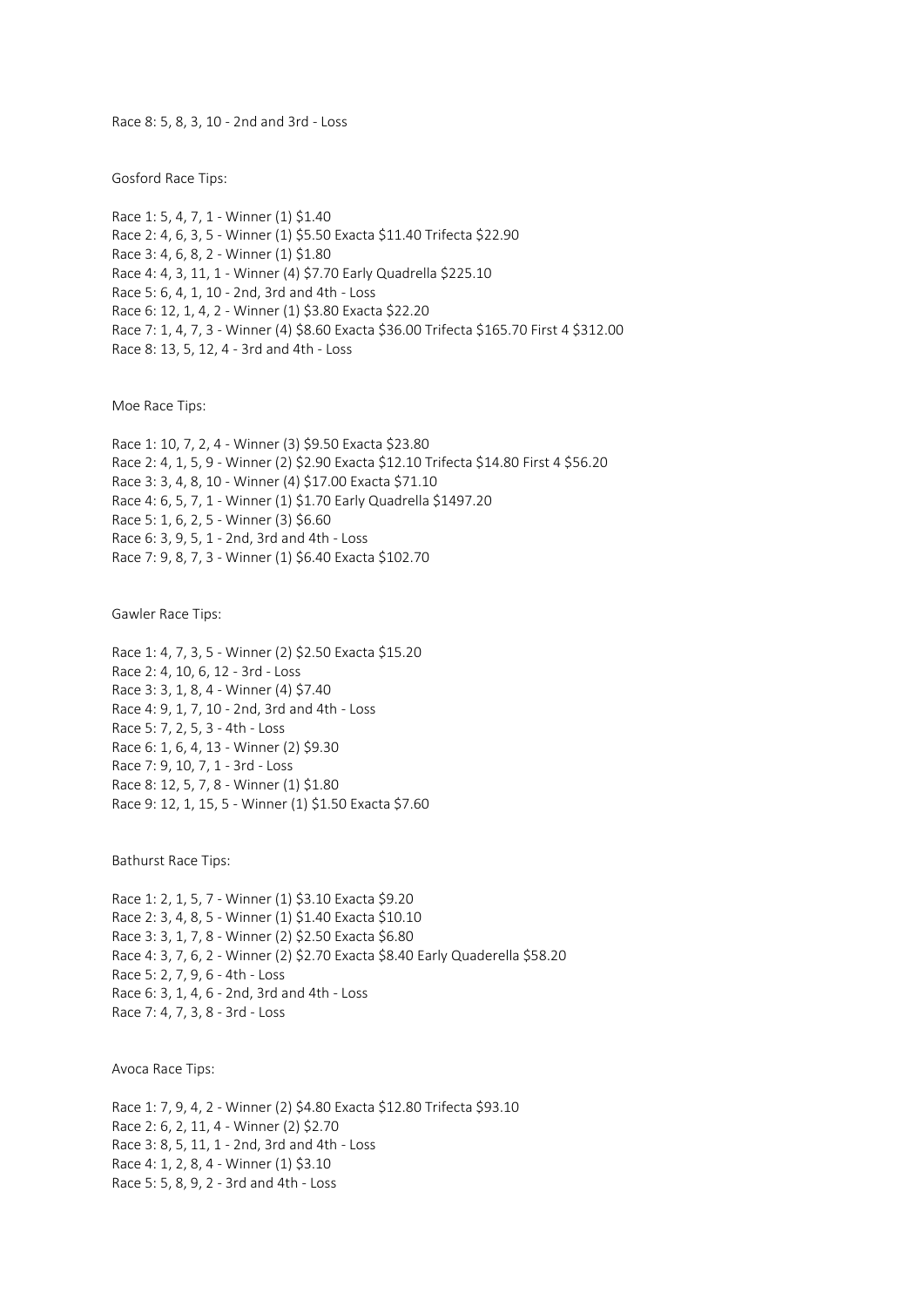Race 8: 5, 8, 3, 10 - 2nd and 3rd - Loss

Gosford Race Tips:

Race 1: 5, 4, 7, 1 - Winner (1) $1.40
Race 2: 4, 6, 3, 5 - Winner (1) $5.50 Exacta $11.40 Trifecta $22.90
Race 3: 4, 6, 8, 2 - Winner (1) $1.80
Race 4: 4, 3, 11, 1 - Winner (4) $7.70 Early Quadrella $225.10
Race 5: 6, 4, 1, 10 - 2nd, 3rd and 4th - Loss
Race 6: 12, 1, 4, 2 - Winner (1) $3.80 Exacta $22.20
Race 7: 1, 4, 7, 3 - Winner (4) $8.60 Exacta $36.00 Trifecta $165.70 First 4 $312.00
Race 8: 13, 5, 12, 4 - 3rd and 4th - Loss

Moe Race Tips:

Race 1: 10, 7, 2, 4 - Winner (3) $9.50 Exacta $23.80
Race 2: 4, 1, 5, 9 - Winner (2) $2.90 Exacta $12.10 Trifecta $14.80 First 4 $56.20
Race 3: 3, 4, 8, 10 - Winner (4) $17.00 Exacta $71.10
Race 4: 6, 5, 7, 1 - Winner (1) $1.70 Early Quadrella $1497.20
Race 5: 1, 6, 2, 5 - Winner (3) $6.60
Race 6: 3, 9, 5, 1 - 2nd, 3rd and 4th - Loss
Race 7: 9, 8, 7, 3 - Winner (1) $6.40 Exacta $102.70

Gawler Race Tips:

Race 1: 4, 7, 3, 5 - Winner (2) $2.50 Exacta $15.20
Race 2: 4, 10, 6, 12 - 3rd - Loss
Race 3: 3, 1, 8, 4 - Winner (4) $7.40
Race 4: 9, 1, 7, 10 - 2nd, 3rd and 4th - Loss
Race 5: 7, 2, 5, 3 - 4th - Loss
Race 6: 1, 6, 4, 13 - Winner (2) $9.30
Race 7: 9, 10, 7, 1 - 3rd - Loss
Race 8: 12, 5, 7, 8 - Winner (1) $1.80
Race 9: 12, 1, 15, 5 - Winner (1) $1.50 Exacta $7.60

Bathurst Race Tips:

Race 1: 2, 1, 5, 7 - Winner (1) $3.10 Exacta $9.20
Race 2: 3, 4, 8, 5 - Winner (1) $1.40 Exacta $10.10
Race 3: 3, 1, 7, 8 - Winner (2) $2.50 Exacta $6.80
Race 4: 3, 7, 6, 2 - Winner (2) $2.70 Exacta $8.40 Early Quaderella $58.20
Race 5: 2, 7, 9, 6 - 4th - Loss
Race 6: 3, 1, 4, 6 - 2nd, 3rd and 4th - Loss
Race 7: 4, 7, 3, 8 - 3rd - Loss

Avoca Race Tips:

Race 1: 7, 9, 4, 2 - Winner (2) $4.80 Exacta $12.80 Trifecta $93.10
Race 2: 6, 2, 11, 4 - Winner (2) $2.70
Race 3: 8, 5, 11, 1 - 2nd, 3rd and 4th - Loss
Race 4: 1, 2, 8, 4 - Winner (1) $3.10
Race 5: 5, 8, 9, 2 - 3rd and 4th - Loss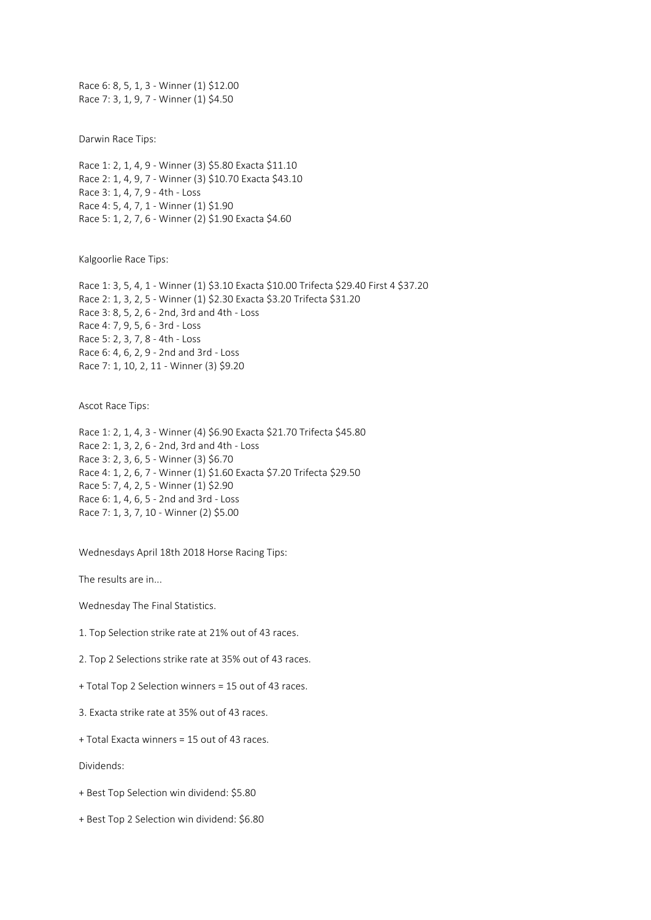Race 6: 8, 5, 1, 3 - Winner (1) $12.00
Race 7: 3, 1, 9, 7 - Winner (1) $4.50

Darwin Race Tips:

Race 1: 2, 1, 4, 9 - Winner (3) $5.80 Exacta $11.10
Race 2: 1, 4, 9, 7 - Winner (3) $10.70 Exacta $43.10
Race 3: 1, 4, 7, 9 - 4th - Loss
Race 4: 5, 4, 7, 1 - Winner (1) $1.90
Race 5: 1, 2, 7, 6 - Winner (2) $1.90 Exacta $4.60

Kalgoorlie Race Tips:

Race 1: 3, 5, 4, 1 - Winner (1) $3.10 Exacta $10.00 Trifecta $29.40 First 4 $37.20
Race 2: 1, 3, 2, 5 - Winner (1) $2.30 Exacta $3.20 Trifecta $31.20
Race 3: 8, 5, 2, 6 - 2nd, 3rd and 4th - Loss
Race 4: 7, 9, 5, 6 - 3rd - Loss
Race 5: 2, 3, 7, 8 - 4th - Loss
Race 6: 4, 6, 2, 9 - 2nd and 3rd - Loss
Race 7: 1, 10, 2, 11 - Winner (3) $9.20

Ascot Race Tips:

Race 1: 2, 1, 4, 3 - Winner (4) $6.90 Exacta $21.70 Trifecta $45.80
Race 2: 1, 3, 2, 6 - 2nd, 3rd and 4th - Loss
Race 3: 2, 3, 6, 5 - Winner (3) $6.70
Race 4: 1, 2, 6, 7 - Winner (1) $1.60 Exacta $7.20 Trifecta $29.50
Race 5: 7, 4, 2, 5 - Winner (1) $2.90
Race 6: 1, 4, 6, 5 - 2nd and 3rd - Loss
Race 7: 1, 3, 7, 10 - Winner (2) $5.00

Wednesdays April 18th 2018 Horse Racing Tips:

The results are in...

Wednesday The Final Statistics.

1. Top Selection strike rate at 21% out of 43 races.

2. Top 2 Selections strike rate at 35% out of 43 races.

+ Total Top 2 Selection winners = 15 out of 43 races.

3. Exacta strike rate at 35% out of 43 races.

+ Total Exacta winners = 15 out of 43 races.

Dividends:

+ Best Top Selection win dividend: $5.80

+ Best Top 2 Selection win dividend: $6.80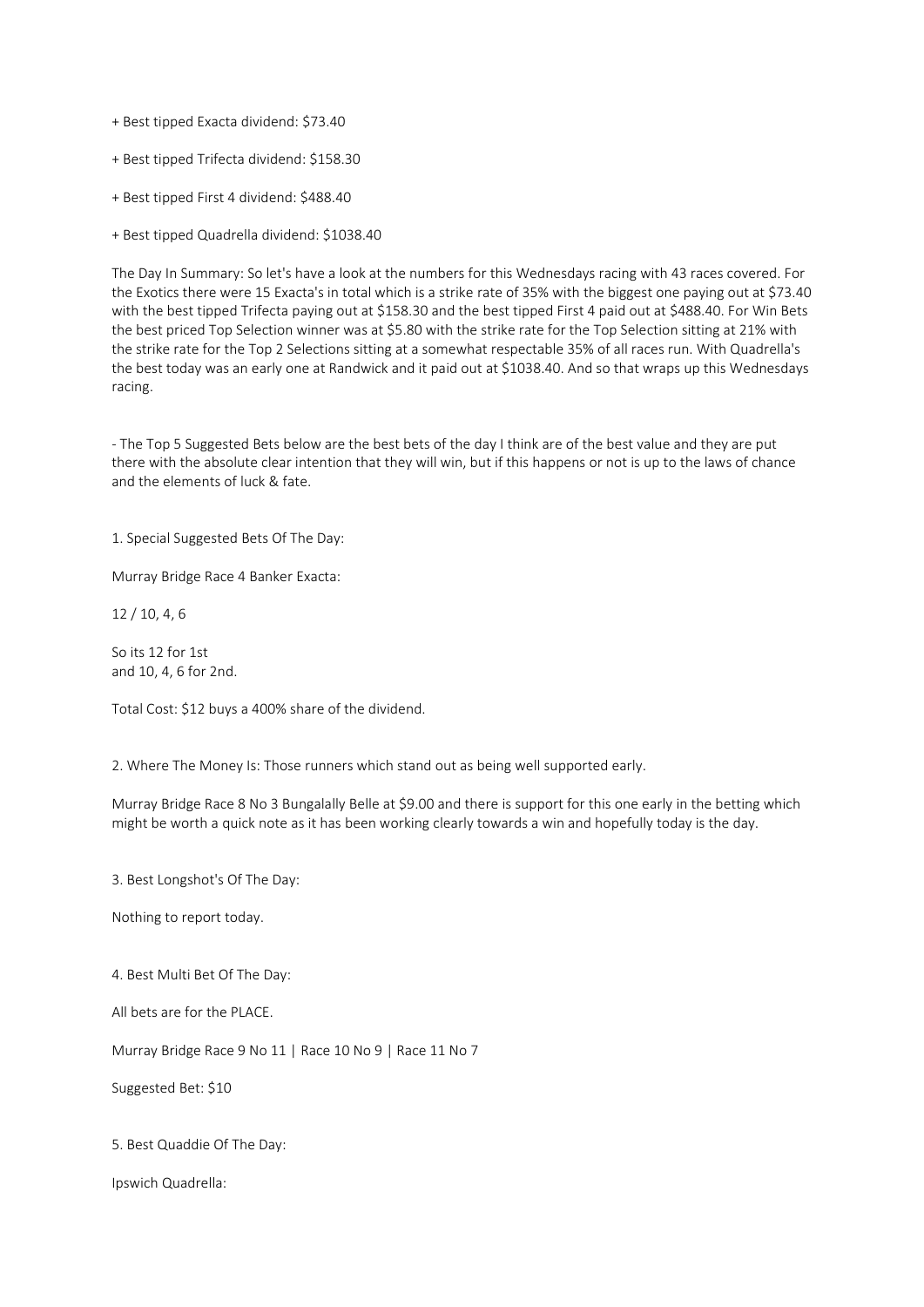+ Best tipped Exacta dividend: $73.40

+ Best tipped Trifecta dividend: $158.30

+ Best tipped First 4 dividend: $488.40

+ Best tipped Quadrella dividend: $1038.40

The Day In Summary: So let's have a look at the numbers for this Wednesdays racing with 43 races covered. For the Exotics there were 15 Exacta's in total which is a strike rate of 35% with the biggest one paying out at $73.40 with the best tipped Trifecta paying out at $158.30 and the best tipped First 4 paid out at $488.40. For Win Bets the best priced Top Selection winner was at $5.80 with the strike rate for the Top Selection sitting at 21% with the strike rate for the Top 2 Selections sitting at a somewhat respectable 35% of all races run. With Quadrella's the best today was an early one at Randwick and it paid out at $1038.40. And so that wraps up this Wednesdays racing.

- The Top 5 Suggested Bets below are the best bets of the day I think are of the best value and they are put there with the absolute clear intention that they will win, but if this happens or not is up to the laws of chance and the elements of luck & fate.

1. Special Suggested Bets Of The Day:

Murray Bridge Race 4 Banker Exacta:

12 / 10, 4, 6

So its 12 for 1st
and 10, 4, 6 for 2nd.

Total Cost: $12 buys a 400% share of the dividend.

2. Where The Money Is: Those runners which stand out as being well supported early.

Murray Bridge Race 8 No 3 Bungalally Belle at $9.00 and there is support for this one early in the betting which might be worth a quick note as it has been working clearly towards a win and hopefully today is the day.

3. Best Longshot's Of The Day:

Nothing to report today.

4. Best Multi Bet Of The Day:

All bets are for the PLACE.

Murray Bridge Race 9 No 11 | Race 10 No 9 | Race 11 No 7

Suggested Bet: $10

5. Best Quaddie Of The Day:

Ipswich Quadrella: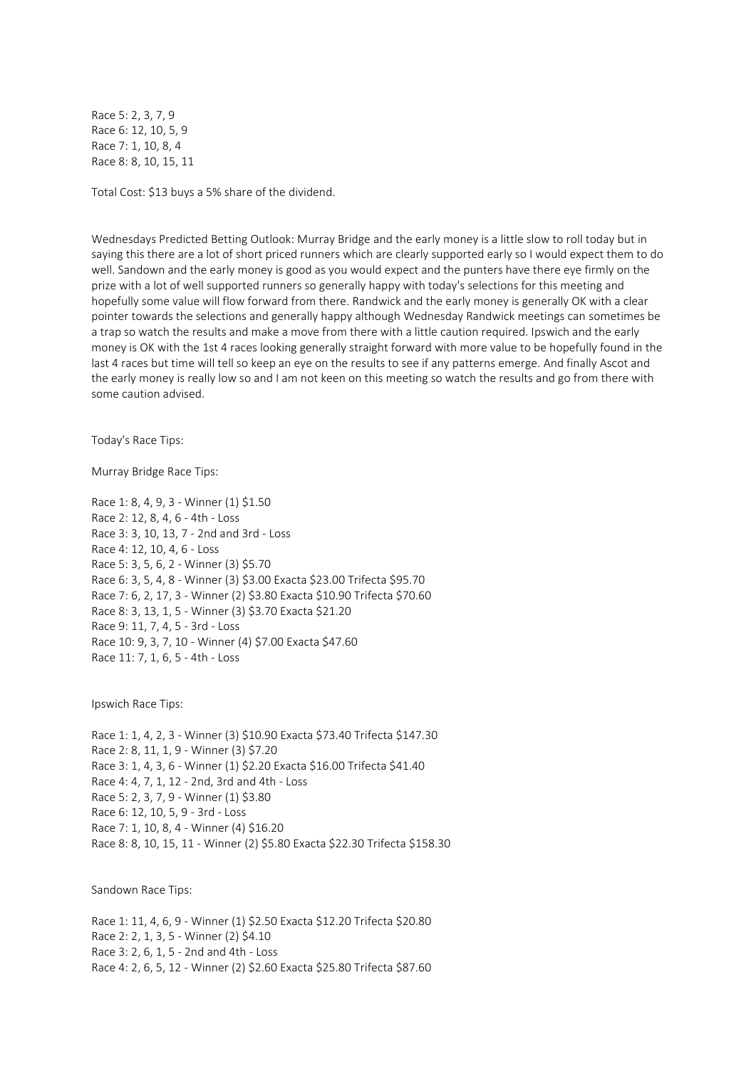Race 5: 2, 3, 7, 9
Race 6: 12, 10, 5, 9
Race 7: 1, 10, 8, 4
Race 8: 8, 10, 15, 11

Total Cost: $13 buys a 5% share of the dividend.

Wednesdays Predicted Betting Outlook: Murray Bridge and the early money is a little slow to roll today but in saying this there are a lot of short priced runners which are clearly supported early so I would expect them to do well. Sandown and the early money is good as you would expect and the punters have there eye firmly on the prize with a lot of well supported runners so generally happy with today's selections for this meeting and hopefully some value will flow forward from there. Randwick and the early money is generally OK with a clear pointer towards the selections and generally happy although Wednesday Randwick meetings can sometimes be a trap so watch the results and make a move from there with a little caution required. Ipswich and the early money is OK with the 1st 4 races looking generally straight forward with more value to be hopefully found in the last 4 races but time will tell so keep an eye on the results to see if any patterns emerge. And finally Ascot and the early money is really low so and I am not keen on this meeting so watch the results and go from there with some caution advised.

Today's Race Tips:

Murray Bridge Race Tips:

Race 1: 8, 4, 9, 3 - Winner (1) $1.50
Race 2: 12, 8, 4, 6 - 4th - Loss
Race 3: 3, 10, 13, 7 - 2nd and 3rd - Loss
Race 4: 12, 10, 4, 6 - Loss
Race 5: 3, 5, 6, 2 - Winner (3) $5.70
Race 6: 3, 5, 4, 8 - Winner (3) $3.00 Exacta $23.00 Trifecta $95.70
Race 7: 6, 2, 17, 3 - Winner (2) $3.80 Exacta $10.90 Trifecta $70.60
Race 8: 3, 13, 1, 5 - Winner (3) $3.70 Exacta $21.20
Race 9: 11, 7, 4, 5 - 3rd - Loss
Race 10: 9, 3, 7, 10 - Winner (4) $7.00 Exacta $47.60
Race 11: 7, 1, 6, 5 - 4th - Loss

Ipswich Race Tips:

Race 1: 1, 4, 2, 3 - Winner (3) $10.90 Exacta $73.40 Trifecta $147.30
Race 2: 8, 11, 1, 9 - Winner (3) $7.20
Race 3: 1, 4, 3, 6 - Winner (1) $2.20 Exacta $16.00 Trifecta $41.40
Race 4: 4, 7, 1, 12 - 2nd, 3rd and 4th - Loss
Race 5: 2, 3, 7, 9 - Winner (1) $3.80
Race 6: 12, 10, 5, 9 - 3rd - Loss
Race 7: 1, 10, 8, 4 - Winner (4) $16.20
Race 8: 8, 10, 15, 11 - Winner (2) $5.80 Exacta $22.30 Trifecta $158.30

Sandown Race Tips:

Race 1: 11, 4, 6, 9 - Winner (1) $2.50 Exacta $12.20 Trifecta $20.80
Race 2: 2, 1, 3, 5 - Winner (2) $4.10
Race 3: 2, 6, 1, 5 - 2nd and 4th - Loss
Race 4: 2, 6, 5, 12 - Winner (2) $2.60 Exacta $25.80 Trifecta $87.60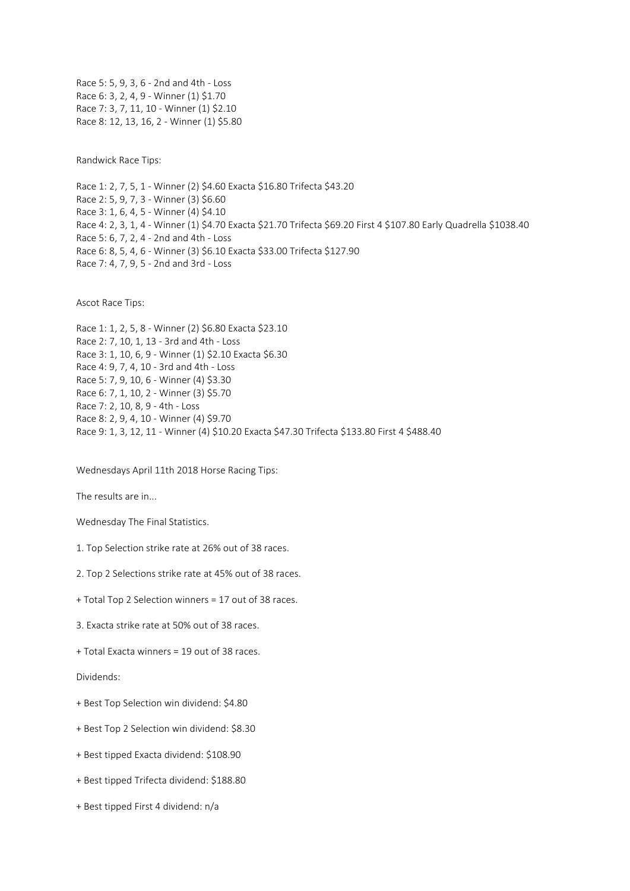Race 5: 5, 9, 3, 6 - 2nd and 4th - Loss
Race 6: 3, 2, 4, 9 - Winner (1) $1.70
Race 7: 3, 7, 11, 10 - Winner (1) $2.10
Race 8: 12, 13, 16, 2 - Winner (1) $5.80

Randwick Race Tips:

Race 1: 2, 7, 5, 1 - Winner (2) $4.60 Exacta $16.80 Trifecta $43.20
Race 2: 5, 9, 7, 3 - Winner (3) $6.60
Race 3: 1, 6, 4, 5 - Winner (4) $4.10
Race 4: 2, 3, 1, 4 - Winner (1) $4.70 Exacta $21.70 Trifecta $69.20 First 4 $107.80 Early Quadrella $1038.40
Race 5: 6, 7, 2, 4 - 2nd and 4th - Loss
Race 6: 8, 5, 4, 6 - Winner (3) $6.10 Exacta $33.00 Trifecta $127.90
Race 7: 4, 7, 9, 5 - 2nd and 3rd - Loss

Ascot Race Tips:

Race 1: 1, 2, 5, 8 - Winner (2) $6.80 Exacta $23.10
Race 2: 7, 10, 1, 13 - 3rd and 4th - Loss
Race 3: 1, 10, 6, 9 - Winner (1) $2.10 Exacta $6.30
Race 4: 9, 7, 4, 10 - 3rd and 4th - Loss
Race 5: 7, 9, 10, 6 - Winner (4) $3.30
Race 6: 7, 1, 10, 2 - Winner (3) $5.70
Race 7: 2, 10, 8, 9 - 4th - Loss
Race 8: 2, 9, 4, 10 - Winner (4) $9.70
Race 9: 1, 3, 12, 11 - Winner (4) $10.20 Exacta $47.30 Trifecta $133.80 First 4 $488.40

Wednesdays April 11th 2018 Horse Racing Tips:

The results are in...

Wednesday The Final Statistics.

1. Top Selection strike rate at 26% out of 38 races.

2. Top 2 Selections strike rate at 45% out of 38 races.

+ Total Top 2 Selection winners = 17 out of 38 races.

3. Exacta strike rate at 50% out of 38 races.

+ Total Exacta winners = 19 out of 38 races.

Dividends:

+ Best Top Selection win dividend: $4.80

+ Best Top 2 Selection win dividend: $8.30

+ Best tipped Exacta dividend: $108.90

+ Best tipped Trifecta dividend: $188.80

+ Best tipped First 4 dividend: n/a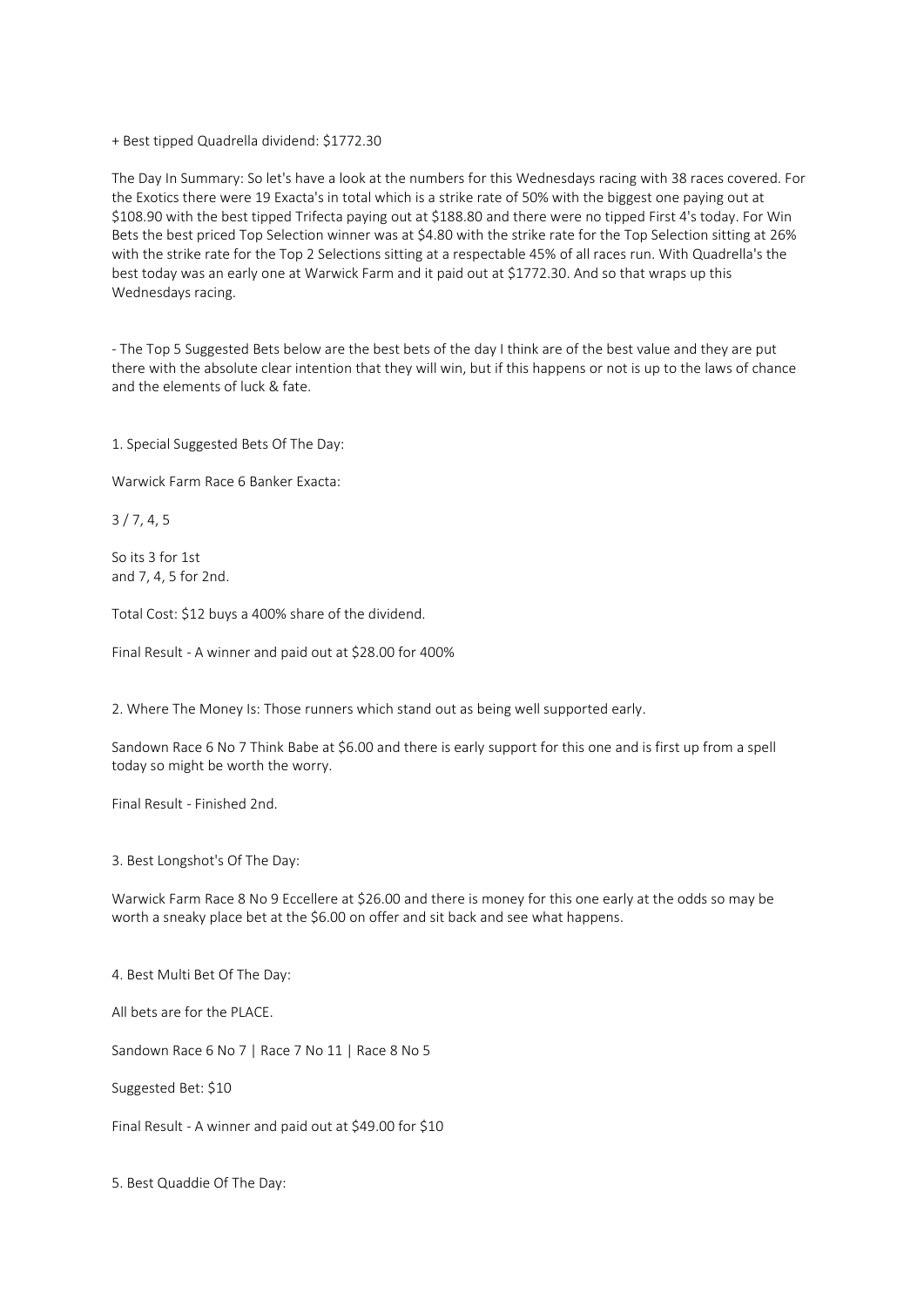+ Best tipped Quadrella dividend: $1772.30

The Day In Summary: So let's have a look at the numbers for this Wednesdays racing with 38 races covered. For the Exotics there were 19 Exacta's in total which is a strike rate of 50% with the biggest one paying out at $108.90 with the best tipped Trifecta paying out at $188.80 and there were no tipped First 4's today. For Win Bets the best priced Top Selection winner was at $4.80 with the strike rate for the Top Selection sitting at 26% with the strike rate for the Top 2 Selections sitting at a respectable 45% of all races run. With Quadrella's the best today was an early one at Warwick Farm and it paid out at $1772.30. And so that wraps up this Wednesdays racing.

- The Top 5 Suggested Bets below are the best bets of the day I think are of the best value and they are put there with the absolute clear intention that they will win, but if this happens or not is up to the laws of chance and the elements of luck & fate.

1. Special Suggested Bets Of The Day:

Warwick Farm Race 6 Banker Exacta:

3 / 7, 4, 5

So its 3 for 1st
and 7, 4, 5 for 2nd.

Total Cost: $12 buys a 400% share of the dividend.

Final Result - A winner and paid out at $28.00 for 400%

2. Where The Money Is: Those runners which stand out as being well supported early.

Sandown Race 6 No 7 Think Babe at $6.00 and there is early support for this one and is first up from a spell today so might be worth the worry.

Final Result - Finished 2nd.

3. Best Longshot's Of The Day:

Warwick Farm Race 8 No 9 Eccellere at $26.00 and there is money for this one early at the odds so may be worth a sneaky place bet at the $6.00 on offer and sit back and see what happens.

4. Best Multi Bet Of The Day:

All bets are for the PLACE.

Sandown Race 6 No 7 | Race 7 No 11 | Race 8 No 5

Suggested Bet: $10

Final Result - A winner and paid out at $49.00 for $10

5. Best Quaddie Of The Day: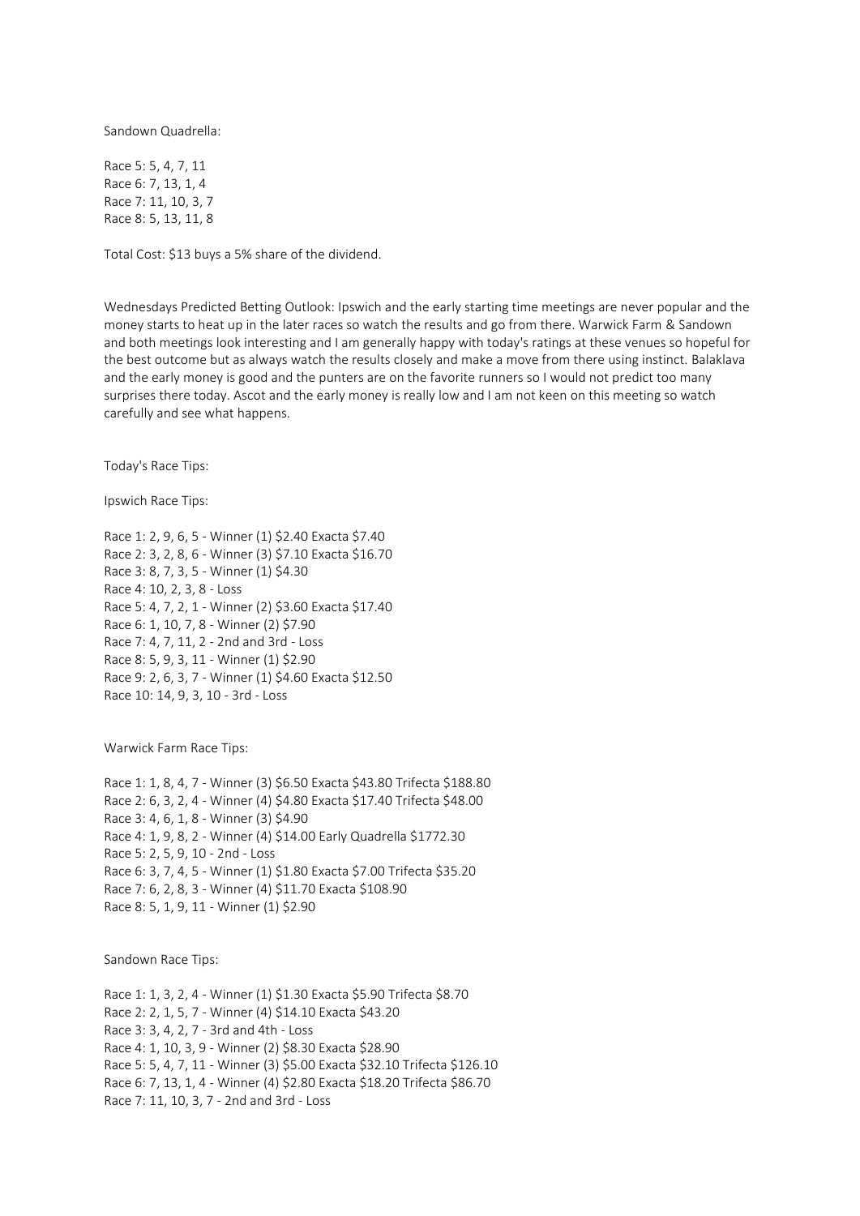Sandown Quadrella:

Race 5: 5, 4, 7, 11
Race 6: 7, 13, 1, 4
Race 7: 11, 10, 3, 7
Race 8: 5, 13, 11, 8

Total Cost: $13 buys a 5% share of the dividend.

Wednesdays Predicted Betting Outlook: Ipswich and the early starting time meetings are never popular and the money starts to heat up in the later races so watch the results and go from there. Warwick Farm & Sandown and both meetings look interesting and I am generally happy with today's ratings at these venues so hopeful for the best outcome but as always watch the results closely and make a move from there using instinct. Balaklava and the early money is good and the punters are on the favorite runners so I would not predict too many surprises there today. Ascot and the early money is really low and I am not keen on this meeting so watch carefully and see what happens.

Today's Race Tips:

Ipswich Race Tips:

Race 1: 2, 9, 6, 5 - Winner (1) $2.40 Exacta $7.40
Race 2: 3, 2, 8, 6 - Winner (3) $7.10 Exacta $16.70
Race 3: 8, 7, 3, 5 - Winner (1) $4.30
Race 4: 10, 2, 3, 8 - Loss
Race 5: 4, 7, 2, 1 - Winner (2) $3.60 Exacta $17.40
Race 6: 1, 10, 7, 8 - Winner (2) $7.90
Race 7: 4, 7, 11, 2 - 2nd and 3rd - Loss
Race 8: 5, 9, 3, 11 - Winner (1) $2.90
Race 9: 2, 6, 3, 7 - Winner (1) $4.60 Exacta $12.50
Race 10: 14, 9, 3, 10 - 3rd - Loss

Warwick Farm Race Tips:

Race 1: 1, 8, 4, 7 - Winner (3) $6.50 Exacta $43.80 Trifecta $188.80
Race 2: 6, 3, 2, 4 - Winner (4) $4.80 Exacta $17.40 Trifecta $48.00
Race 3: 4, 6, 1, 8 - Winner (3) $4.90
Race 4: 1, 9, 8, 2 - Winner (4) $14.00 Early Quadrella $1772.30
Race 5: 2, 5, 9, 10 - 2nd - Loss
Race 6: 3, 7, 4, 5 - Winner (1) $1.80 Exacta $7.00 Trifecta $35.20
Race 7: 6, 2, 8, 3 - Winner (4) $11.70 Exacta $108.90
Race 8: 5, 1, 9, 11 - Winner (1) $2.90

Sandown Race Tips:

Race 1: 1, 3, 2, 4 - Winner (1) $1.30 Exacta $5.90 Trifecta $8.70
Race 2: 2, 1, 5, 7 - Winner (4) $14.10 Exacta $43.20
Race 3: 3, 4, 2, 7 - 3rd and 4th - Loss
Race 4: 1, 10, 3, 9 - Winner (2) $8.30 Exacta $28.90
Race 5: 5, 4, 7, 11 - Winner (3) $5.00 Exacta $32.10 Trifecta $126.10
Race 6: 7, 13, 1, 4 - Winner (4) $2.80 Exacta $18.20 Trifecta $86.70
Race 7: 11, 10, 3, 7 - 2nd and 3rd - Loss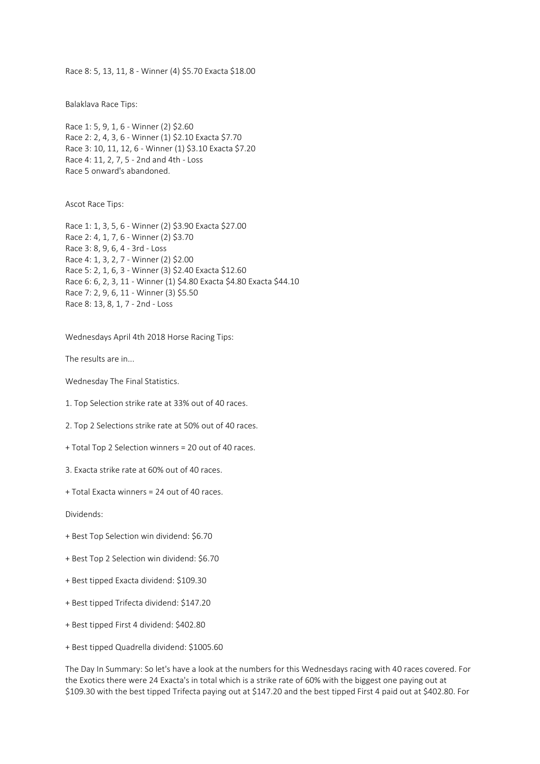Race 8: 5, 13, 11, 8 - Winner (4) $5.70 Exacta $18.00

Balaklava Race Tips:

Race 1: 5, 9, 1, 6 - Winner (2) $2.60
Race 2: 2, 4, 3, 6 - Winner (1) $2.10 Exacta $7.70
Race 3: 10, 11, 12, 6 - Winner (1) $3.10 Exacta $7.20
Race 4: 11, 2, 7, 5 - 2nd and 4th - Loss
Race 5 onward's abandoned.

Ascot Race Tips:

Race 1: 1, 3, 5, 6 - Winner (2) $3.90 Exacta $27.00
Race 2: 4, 1, 7, 6 - Winner (2) $3.70
Race 3: 8, 9, 6, 4 - 3rd - Loss
Race 4: 1, 3, 2, 7 - Winner (2) $2.00
Race 5: 2, 1, 6, 3 - Winner (3) $2.40 Exacta $12.60
Race 6: 6, 2, 3, 11 - Winner (1) $4.80 Exacta $4.80 Exacta $44.10
Race 7: 2, 9, 6, 11 - Winner (3) $5.50
Race 8: 13, 8, 1, 7 - 2nd - Loss

Wednesdays April 4th 2018 Horse Racing Tips:

The results are in...

Wednesday The Final Statistics.

1. Top Selection strike rate at 33% out of 40 races.

2. Top 2 Selections strike rate at 50% out of 40 races.

+ Total Top 2 Selection winners = 20 out of 40 races.

3. Exacta strike rate at 60% out of 40 races.

+ Total Exacta winners = 24 out of 40 races.

Dividends:

+ Best Top Selection win dividend: $6.70

+ Best Top 2 Selection win dividend: $6.70

+ Best tipped Exacta dividend: $109.30

+ Best tipped Trifecta dividend: $147.20

+ Best tipped First 4 dividend: $402.80

+ Best tipped Quadrella dividend: $1005.60

The Day In Summary: So let's have a look at the numbers for this Wednesdays racing with 40 races covered. For the Exotics there were 24 Exacta's in total which is a strike rate of 60% with the biggest one paying out at $109.30 with the best tipped Trifecta paying out at $147.20 and the best tipped First 4 paid out at $402.80. For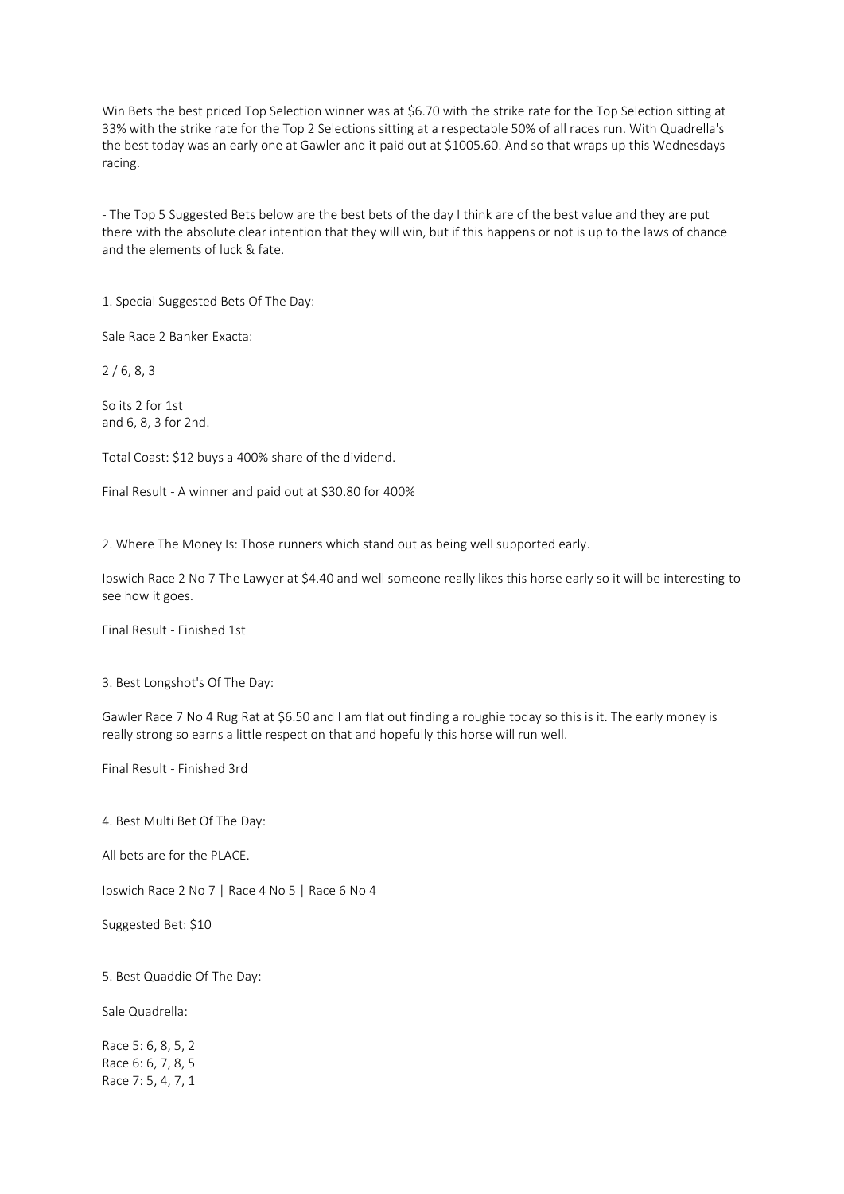Win Bets the best priced Top Selection winner was at $6.70 with the strike rate for the Top Selection sitting at 33% with the strike rate for the Top 2 Selections sitting at a respectable 50% of all races run. With Quadrella's the best today was an early one at Gawler and it paid out at $1005.60. And so that wraps up this Wednesdays racing.

- The Top 5 Suggested Bets below are the best bets of the day I think are of the best value and they are put there with the absolute clear intention that they will win, but if this happens or not is up to the laws of chance and the elements of luck & fate.

1. Special Suggested Bets Of The Day:

Sale Race 2 Banker Exacta:

2 / 6, 8, 3

So its 2 for 1st
and 6, 8, 3 for 2nd.

Total Coast: $12 buys a 400% share of the dividend.

Final Result - A winner and paid out at $30.80 for 400%

2. Where The Money Is: Those runners which stand out as being well supported early.

Ipswich Race 2 No 7 The Lawyer at $4.40 and well someone really likes this horse early so it will be interesting to see how it goes.

Final Result - Finished 1st

3. Best Longshot's Of The Day:

Gawler Race 7 No 4 Rug Rat at $6.50 and I am flat out finding a roughie today so this is it. The early money is really strong so earns a little respect on that and hopefully this horse will run well.

Final Result - Finished 3rd

4. Best Multi Bet Of The Day:

All bets are for the PLACE.

Ipswich Race 2 No 7 | Race 4 No 5 | Race 6 No 4

Suggested Bet: $10

5. Best Quaddie Of The Day:

Sale Quadrella:

Race 5: 6, 8, 5, 2
Race 6: 6, 7, 8, 5
Race 7: 5, 4, 7, 1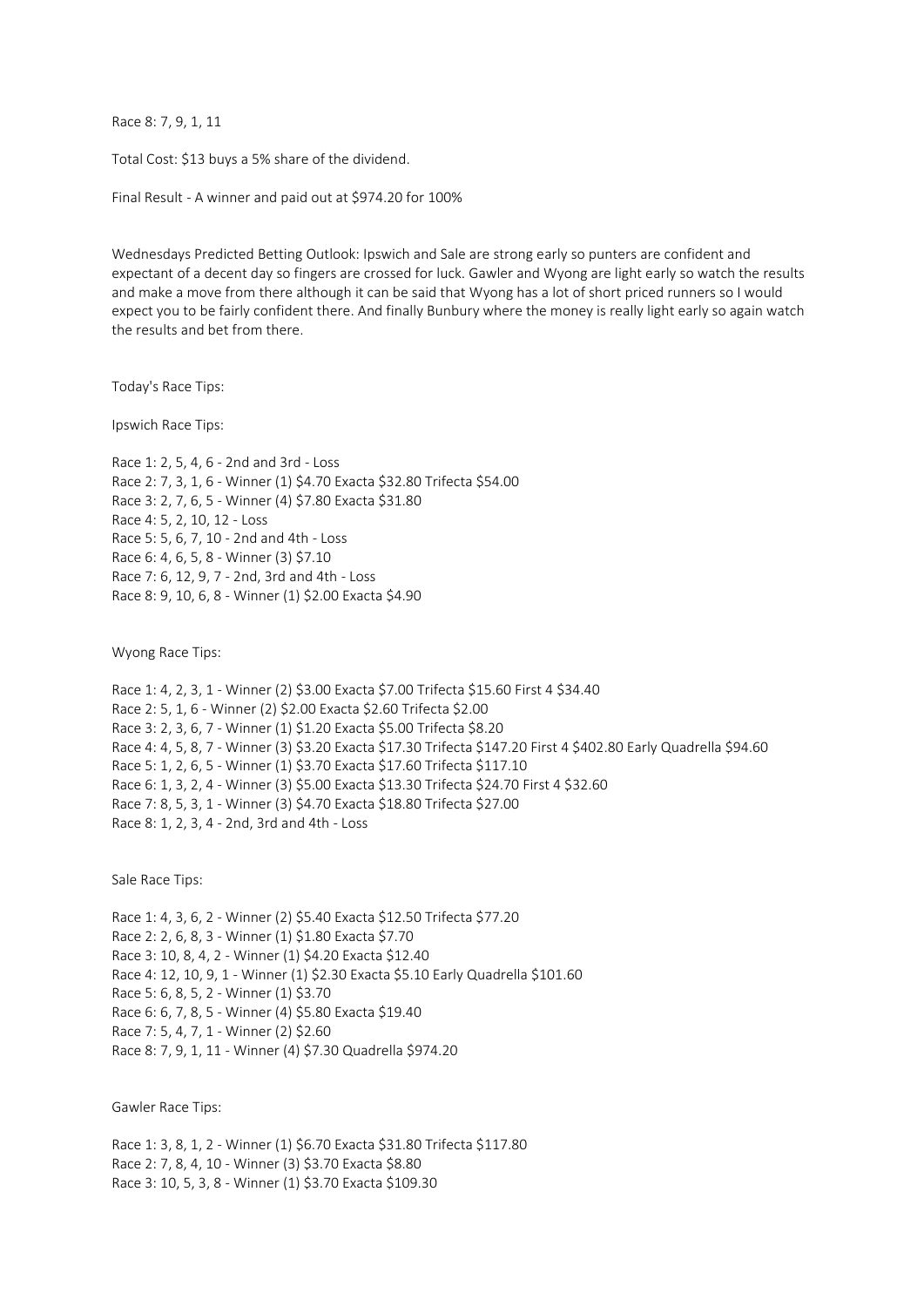Race 8: 7, 9, 1, 11

Total Cost: $13 buys a 5% share of the dividend.

Final Result - A winner and paid out at $974.20 for 100%

Wednesdays Predicted Betting Outlook: Ipswich and Sale are strong early so punters are confident and expectant of a decent day so fingers are crossed for luck. Gawler and Wyong are light early so watch the results and make a move from there although it can be said that Wyong has a lot of short priced runners so I would expect you to be fairly confident there. And finally Bunbury where the money is really light early so again watch the results and bet from there.

Today's Race Tips:

Ipswich Race Tips:

Race 1: 2, 5, 4, 6 - 2nd and 3rd - Loss
Race 2: 7, 3, 1, 6 - Winner (1) $4.70 Exacta $32.80 Trifecta $54.00
Race 3: 2, 7, 6, 5 - Winner (4) $7.80 Exacta $31.80
Race 4: 5, 2, 10, 12 - Loss
Race 5: 5, 6, 7, 10 - 2nd and 4th - Loss
Race 6: 4, 6, 5, 8 - Winner (3) $7.10
Race 7: 6, 12, 9, 7 - 2nd, 3rd and 4th - Loss
Race 8: 9, 10, 6, 8 - Winner (1) $2.00 Exacta $4.90

Wyong Race Tips:

Race 1: 4, 2, 3, 1 - Winner (2) $3.00 Exacta $7.00 Trifecta $15.60 First 4 $34.40
Race 2: 5, 1, 6 - Winner (2) $2.00 Exacta $2.60 Trifecta $2.00
Race 3: 2, 3, 6, 7 - Winner (1) $1.20 Exacta $5.00 Trifecta $8.20
Race 4: 4, 5, 8, 7 - Winner (3) $3.20 Exacta $17.30 Trifecta $147.20 First 4 $402.80 Early Quadrella $94.60
Race 5: 1, 2, 6, 5 - Winner (1) $3.70 Exacta $17.60 Trifecta $117.10
Race 6: 1, 3, 2, 4 - Winner (3) $5.00 Exacta $13.30 Trifecta $24.70 First 4 $32.60
Race 7: 8, 5, 3, 1 - Winner (3) $4.70 Exacta $18.80 Trifecta $27.00
Race 8: 1, 2, 3, 4 - 2nd, 3rd and 4th - Loss

Sale Race Tips:

Race 1: 4, 3, 6, 2 - Winner (2) $5.40 Exacta $12.50 Trifecta $77.20
Race 2: 2, 6, 8, 3 - Winner (1) $1.80 Exacta $7.70
Race 3: 10, 8, 4, 2 - Winner (1) $4.20 Exacta $12.40
Race 4: 12, 10, 9, 1 - Winner (1) $2.30 Exacta $5.10 Early Quadrella $101.60
Race 5: 6, 8, 5, 2 - Winner (1) $3.70
Race 6: 6, 7, 8, 5 - Winner (4) $5.80 Exacta $19.40
Race 7: 5, 4, 7, 1 - Winner (2) $2.60
Race 8: 7, 9, 1, 11 - Winner (4) $7.30 Quadrella $974.20

Gawler Race Tips:

Race 1: 3, 8, 1, 2 - Winner (1) $6.70 Exacta $31.80 Trifecta $117.80
Race 2: 7, 8, 4, 10 - Winner (3) $3.70 Exacta $8.80
Race 3: 10, 5, 3, 8 - Winner (1) $3.70 Exacta $109.30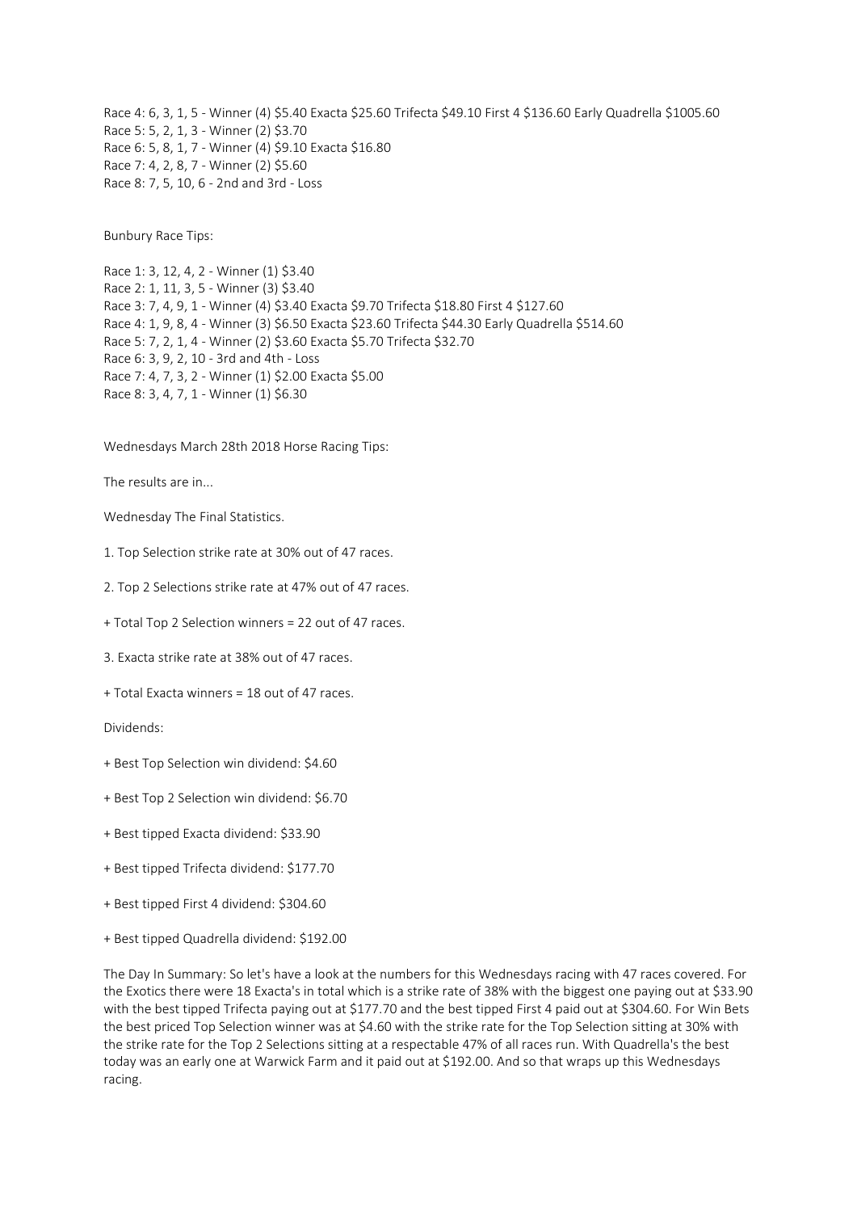Race 4: 6, 3, 1, 5 - Winner (4) $5.40 Exacta $25.60 Trifecta $49.10 First 4 $136.60 Early Quadrella $1005.60
Race 5: 5, 2, 1, 3 - Winner (2) $3.70
Race 6: 5, 8, 1, 7 - Winner (4) $9.10 Exacta $16.80
Race 7: 4, 2, 8, 7 - Winner (2) $5.60
Race 8: 7, 5, 10, 6 - 2nd and 3rd - Loss

Bunbury Race Tips:

Race 1: 3, 12, 4, 2 - Winner (1) $3.40
Race 2: 1, 11, 3, 5 - Winner (3) $3.40
Race 3: 7, 4, 9, 1 - Winner (4) $3.40 Exacta $9.70 Trifecta $18.80 First 4 $127.60
Race 4: 1, 9, 8, 4 - Winner (3) $6.50 Exacta $23.60 Trifecta $44.30 Early Quadrella $514.60
Race 5: 7, 2, 1, 4 - Winner (2) $3.60 Exacta $5.70 Trifecta $32.70
Race 6: 3, 9, 2, 10 - 3rd and 4th - Loss
Race 7: 4, 7, 3, 2 - Winner (1) $2.00 Exacta $5.00
Race 8: 3, 4, 7, 1 - Winner (1) $6.30

Wednesdays March 28th 2018 Horse Racing Tips:

The results are in...

Wednesday The Final Statistics.

1. Top Selection strike rate at 30% out of 47 races.

2. Top 2 Selections strike rate at 47% out of 47 races.

+ Total Top 2 Selection winners = 22 out of 47 races.

3. Exacta strike rate at 38% out of 47 races.

+ Total Exacta winners = 18 out of 47 races.

Dividends:

+ Best Top Selection win dividend: $4.60

+ Best Top 2 Selection win dividend: $6.70

+ Best tipped Exacta dividend: $33.90

+ Best tipped Trifecta dividend: $177.70

+ Best tipped First 4 dividend: $304.60

+ Best tipped Quadrella dividend: $192.00

The Day In Summary: So let's have a look at the numbers for this Wednesdays racing with 47 races covered. For the Exotics there were 18 Exacta's in total which is a strike rate of 38% with the biggest one paying out at $33.90 with the best tipped Trifecta paying out at $177.70 and the best tipped First 4 paid out at $304.60. For Win Bets the best priced Top Selection winner was at $4.60 with the strike rate for the Top Selection sitting at 30% with the strike rate for the Top 2 Selections sitting at a respectable 47% of all races run. With Quadrella's the best today was an early one at Warwick Farm and it paid out at $192.00. And so that wraps up this Wednesdays racing.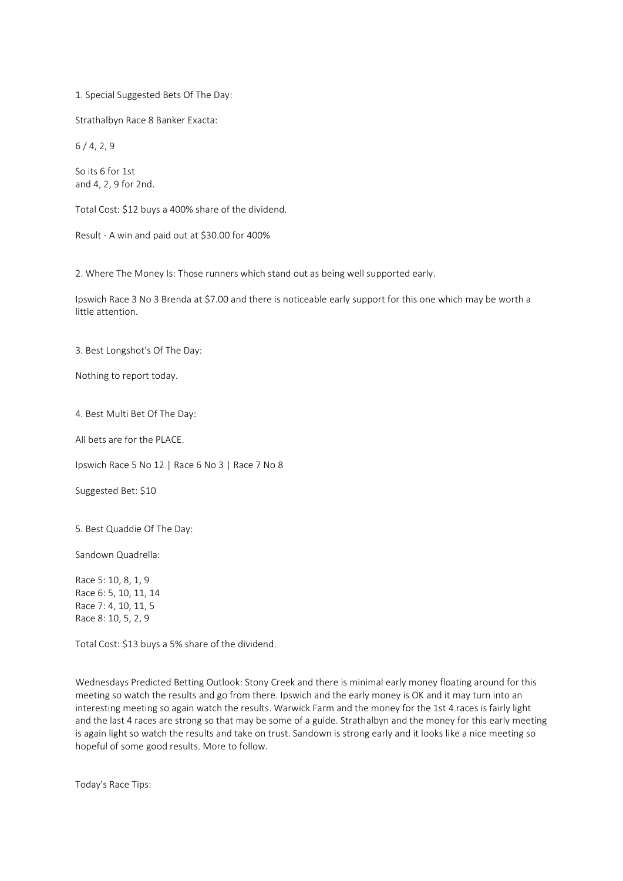1. Special Suggested Bets Of The Day:

Strathalbyn Race 8 Banker Exacta:

6 / 4, 2, 9

So its 6 for 1st
and 4, 2, 9 for 2nd.

Total Cost: $12 buys a 400% share of the dividend.

Result - A win and paid out at $30.00 for 400%

2. Where The Money Is: Those runners which stand out as being well supported early.

Ipswich Race 3 No 3 Brenda at $7.00 and there is noticeable early support for this one which may be worth a little attention.

3. Best Longshot's Of The Day:

Nothing to report today.

4. Best Multi Bet Of The Day:

All bets are for the PLACE.

Ipswich Race 5 No 12 | Race 6 No 3 | Race 7 No 8

Suggested Bet: $10

5. Best Quaddie Of The Day:

Sandown Quadrella:

Race 5: 10, 8, 1, 9
Race 6: 5, 10, 11, 14
Race 7: 4, 10, 11, 5
Race 8: 10, 5, 2, 9

Total Cost: $13 buys a 5% share of the dividend.

Wednesdays Predicted Betting Outlook: Stony Creek and there is minimal early money floating around for this meeting so watch the results and go from there. Ipswich and the early money is OK and it may turn into an interesting meeting so again watch the results. Warwick Farm and the money for the 1st 4 races is fairly light and the last 4 races are strong so that may be some of a guide. Strathalbyn and the money for this early meeting is again light so watch the results and take on trust. Sandown is strong early and it looks like a nice meeting so hopeful of some good results. More to follow.

Today's Race Tips: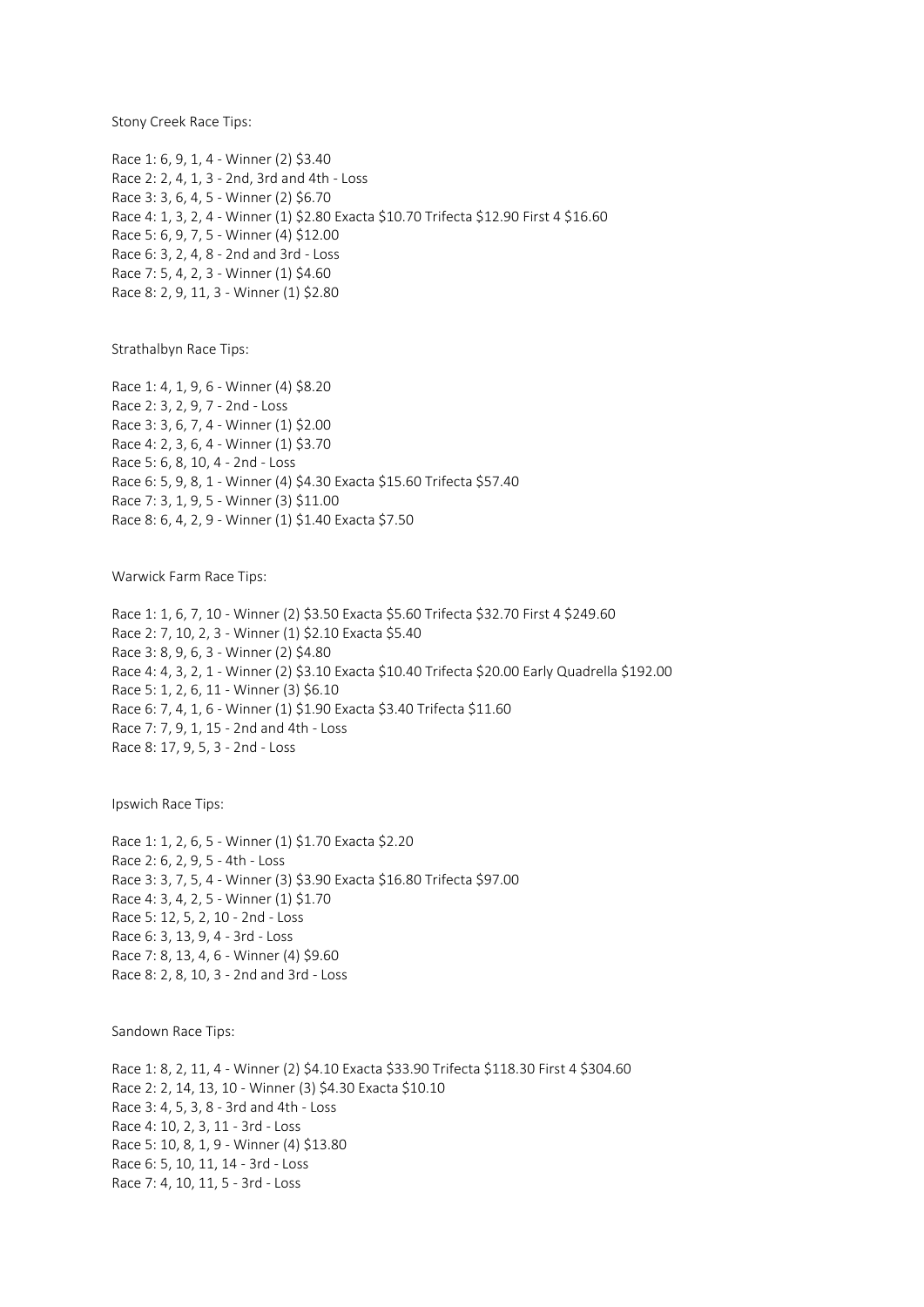Stony Creek Race Tips:

Race 1: 6, 9, 1, 4 - Winner (2) $3.40
Race 2: 2, 4, 1, 3 - 2nd, 3rd and 4th - Loss
Race 3: 3, 6, 4, 5 - Winner (2) $6.70
Race 4: 1, 3, 2, 4 - Winner (1) $2.80 Exacta $10.70 Trifecta $12.90 First 4 $16.60
Race 5: 6, 9, 7, 5 - Winner (4) $12.00
Race 6: 3, 2, 4, 8 - 2nd and 3rd - Loss
Race 7: 5, 4, 2, 3 - Winner (1) $4.60
Race 8: 2, 9, 11, 3 - Winner (1) $2.80

Strathalbyn Race Tips:

Race 1: 4, 1, 9, 6 - Winner (4) $8.20
Race 2: 3, 2, 9, 7 - 2nd - Loss
Race 3: 3, 6, 7, 4 - Winner (1) $2.00
Race 4: 2, 3, 6, 4 - Winner (1) $3.70
Race 5: 6, 8, 10, 4 - 2nd - Loss
Race 6: 5, 9, 8, 1 - Winner (4) $4.30 Exacta $15.60 Trifecta $57.40
Race 7: 3, 1, 9, 5 - Winner (3) $11.00
Race 8: 6, 4, 2, 9 - Winner (1) $1.40 Exacta $7.50

Warwick Farm Race Tips:

Race 1: 1, 6, 7, 10 - Winner (2) $3.50 Exacta $5.60 Trifecta $32.70 First 4 $249.60
Race 2: 7, 10, 2, 3 - Winner (1) $2.10 Exacta $5.40
Race 3: 8, 9, 6, 3 - Winner (2) $4.80
Race 4: 4, 3, 2, 1 - Winner (2) $3.10 Exacta $10.40 Trifecta $20.00 Early Quadrella $192.00
Race 5: 1, 2, 6, 11 - Winner (3) $6.10
Race 6: 7, 4, 1, 6 - Winner (1) $1.90 Exacta $3.40 Trifecta $11.60
Race 7: 7, 9, 1, 15 - 2nd and 4th - Loss
Race 8: 17, 9, 5, 3 - 2nd - Loss

Ipswich Race Tips:

Race 1: 1, 2, 6, 5 - Winner (1) $1.70 Exacta $2.20
Race 2: 6, 2, 9, 5 - 4th - Loss
Race 3: 3, 7, 5, 4 - Winner (3) $3.90 Exacta $16.80 Trifecta $97.00
Race 4: 3, 4, 2, 5 - Winner (1) $1.70
Race 5: 12, 5, 2, 10 - 2nd - Loss
Race 6: 3, 13, 9, 4 - 3rd - Loss
Race 7: 8, 13, 4, 6 - Winner (4) $9.60
Race 8: 2, 8, 10, 3 - 2nd and 3rd - Loss

Sandown Race Tips:

Race 1: 8, 2, 11, 4 - Winner (2) $4.10 Exacta $33.90 Trifecta $118.30 First 4 $304.60
Race 2: 2, 14, 13, 10 - Winner (3) $4.30 Exacta $10.10
Race 3: 4, 5, 3, 8 - 3rd and 4th - Loss
Race 4: 10, 2, 3, 11 - 3rd - Loss
Race 5: 10, 8, 1, 9 - Winner (4) $13.80
Race 6: 5, 10, 11, 14 - 3rd - Loss
Race 7: 4, 10, 11, 5 - 3rd - Loss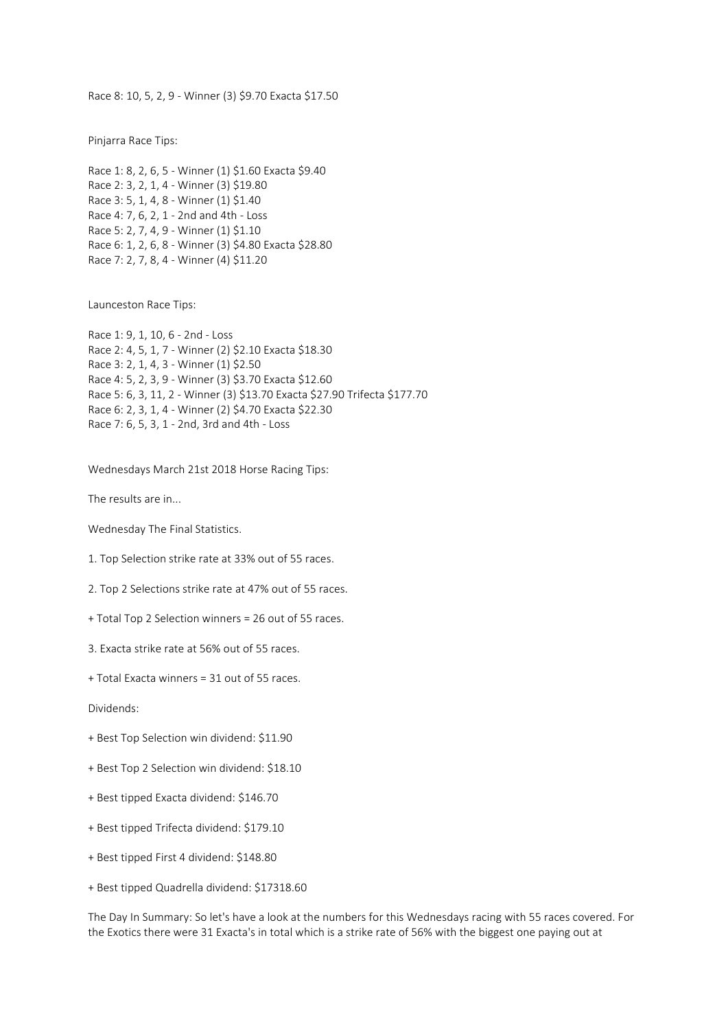Race 8: 10, 5, 2, 9 - Winner (3) $9.70 Exacta $17.50

Pinjarra Race Tips:

Race 1: 8, 2, 6, 5 - Winner (1) $1.60 Exacta $9.40
Race 2: 3, 2, 1, 4 - Winner (3) $19.80
Race 3: 5, 1, 4, 8 - Winner (1) $1.40
Race 4: 7, 6, 2, 1 - 2nd and 4th - Loss
Race 5: 2, 7, 4, 9 - Winner (1) $1.10
Race 6: 1, 2, 6, 8 - Winner (3) $4.80 Exacta $28.80
Race 7: 2, 7, 8, 4 - Winner (4) $11.20

Launceston Race Tips:

Race 1: 9, 1, 10, 6 - 2nd - Loss
Race 2: 4, 5, 1, 7 - Winner (2) $2.10 Exacta $18.30
Race 3: 2, 1, 4, 3 - Winner (1) $2.50
Race 4: 5, 2, 3, 9 - Winner (3) $3.70 Exacta $12.60
Race 5: 6, 3, 11, 2 - Winner (3) $13.70 Exacta $27.90 Trifecta $177.70
Race 6: 2, 3, 1, 4 - Winner (2) $4.70 Exacta $22.30
Race 7: 6, 5, 3, 1 - 2nd, 3rd and 4th - Loss

Wednesdays March 21st 2018 Horse Racing Tips:

The results are in...

Wednesday The Final Statistics.

1. Top Selection strike rate at 33% out of 55 races.

2. Top 2 Selections strike rate at 47% out of 55 races.

+ Total Top 2 Selection winners = 26 out of 55 races.

3. Exacta strike rate at 56% out of 55 races.

+ Total Exacta winners = 31 out of 55 races.

Dividends:

+ Best Top Selection win dividend: $11.90

+ Best Top 2 Selection win dividend: $18.10

+ Best tipped Exacta dividend: $146.70

+ Best tipped Trifecta dividend: $179.10

+ Best tipped First 4 dividend: $148.80

+ Best tipped Quadrella dividend: $17318.60

The Day In Summary: So let's have a look at the numbers for this Wednesdays racing with 55 races covered. For the Exotics there were 31 Exacta's in total which is a strike rate of 56% with the biggest one paying out at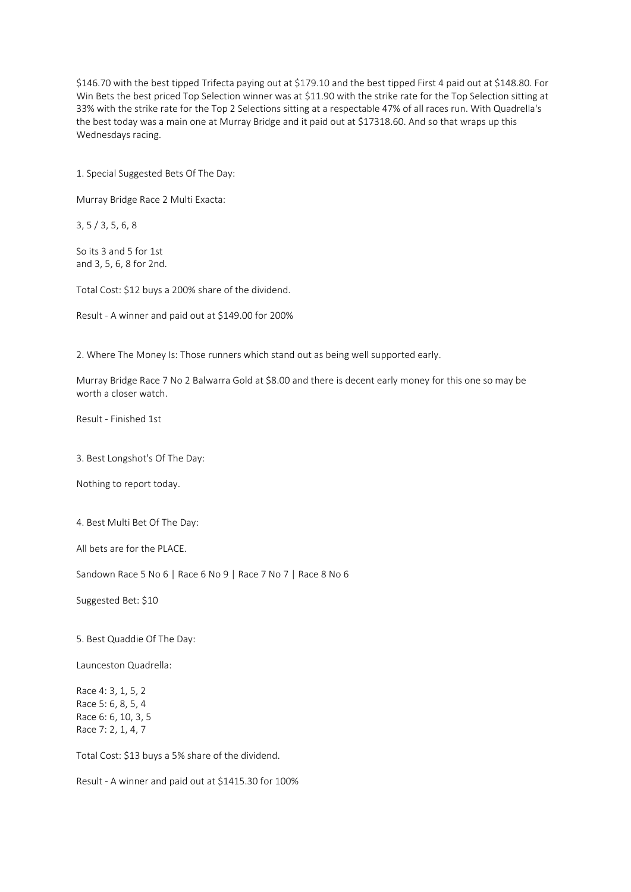$146.70 with the best tipped Trifecta paying out at $179.10 and the best tipped First 4 paid out at $148.80. For Win Bets the best priced Top Selection winner was at $11.90 with the strike rate for the Top Selection sitting at 33% with the strike rate for the Top 2 Selections sitting at a respectable 47% of all races run. With Quadrella's the best today was a main one at Murray Bridge and it paid out at $17318.60. And so that wraps up this Wednesdays racing.

1. Special Suggested Bets Of The Day:

Murray Bridge Race 2 Multi Exacta:

3, 5 / 3, 5, 6, 8

So its 3 and 5 for 1st
and 3, 5, 6, 8 for 2nd.

Total Cost: $12 buys a 200% share of the dividend.

Result - A winner and paid out at $149.00 for 200%

2. Where The Money Is: Those runners which stand out as being well supported early.

Murray Bridge Race 7 No 2 Balwarra Gold at $8.00 and there is decent early money for this one so may be worth a closer watch.

Result - Finished 1st

3. Best Longshot's Of The Day:

Nothing to report today.

4. Best Multi Bet Of The Day:

All bets are for the PLACE.

Sandown Race 5 No 6 | Race 6 No 9 | Race 7 No 7 | Race 8 No 6

Suggested Bet: $10

5. Best Quaddie Of The Day:

Launceston Quadrella:

Race 4: 3, 1, 5, 2
Race 5: 6, 8, 5, 4
Race 6: 6, 10, 3, 5
Race 7: 2, 1, 4, 7

Total Cost: $13 buys a 5% share of the dividend.

Result - A winner and paid out at $1415.30 for 100%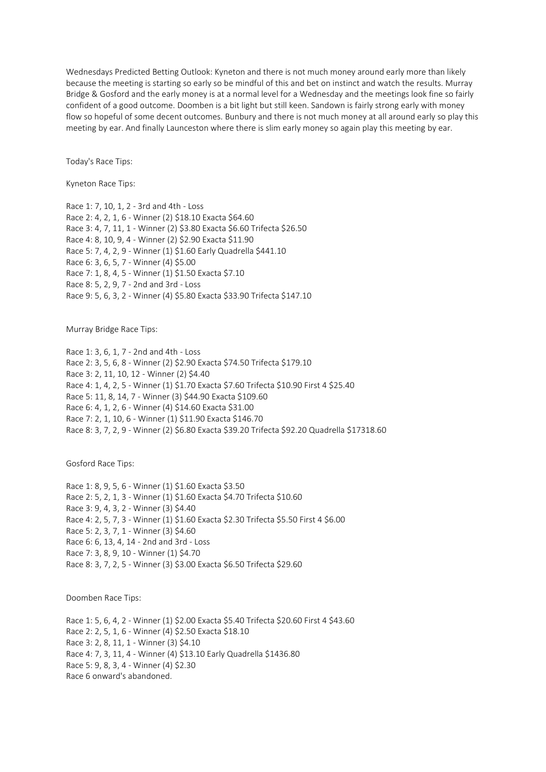Wednesdays Predicted Betting Outlook: Kyneton and there is not much money around early more than likely because the meeting is starting so early so be mindful of this and bet on instinct and watch the results. Murray Bridge & Gosford and the early money is at a normal level for a Wednesday and the meetings look fine so fairly confident of a good outcome. Doomben is a bit light but still keen. Sandown is fairly strong early with money flow so hopeful of some decent outcomes. Bunbury and there is not much money at all around early so play this meeting by ear. And finally Launceston where there is slim early money so again play this meeting by ear.

Today's Race Tips:

Kyneton Race Tips:

Race 1: 7, 10, 1, 2 - 3rd and 4th - Loss
Race 2: 4, 2, 1, 6 - Winner (2) $18.10 Exacta $64.60
Race 3: 4, 7, 11, 1 - Winner (2) $3.80 Exacta $6.60 Trifecta $26.50
Race 4: 8, 10, 9, 4 - Winner (2) $2.90 Exacta $11.90
Race 5: 7, 4, 2, 9 - Winner (1) $1.60 Early Quadrella $441.10
Race 6: 3, 6, 5, 7 - Winner (4) $5.00
Race 7: 1, 8, 4, 5 - Winner (1) $1.50 Exacta $7.10
Race 8: 5, 2, 9, 7 - 2nd and 3rd - Loss
Race 9: 5, 6, 3, 2 - Winner (4) $5.80 Exacta $33.90 Trifecta $147.10

Murray Bridge Race Tips:

Race 1: 3, 6, 1, 7 - 2nd and 4th - Loss
Race 2: 3, 5, 6, 8 - Winner (2) $2.90 Exacta $74.50 Trifecta $179.10
Race 3: 2, 11, 10, 12 - Winner (2) $4.40
Race 4: 1, 4, 2, 5 - Winner (1) $1.70 Exacta $7.60 Trifecta $10.90 First 4 $25.40
Race 5: 11, 8, 14, 7 - Winner (3) $44.90 Exacta $109.60
Race 6: 4, 1, 2, 6 - Winner (4) $14.60 Exacta $31.00
Race 7: 2, 1, 10, 6 - Winner (1) $11.90 Exacta $146.70
Race 8: 3, 7, 2, 9 - Winner (2) $6.80 Exacta $39.20 Trifecta $92.20 Quadrella $17318.60

Gosford Race Tips:

Race 1: 8, 9, 5, 6 - Winner (1) $1.60 Exacta $3.50
Race 2: 5, 2, 1, 3 - Winner (1) $1.60 Exacta $4.70 Trifecta $10.60
Race 3: 9, 4, 3, 2 - Winner (3) $4.40
Race 4: 2, 5, 7, 3 - Winner (1) $1.60 Exacta $2.30 Trifecta $5.50 First 4 $6.00
Race 5: 2, 3, 7, 1 - Winner (3) $4.60
Race 6: 6, 13, 4, 14 - 2nd and 3rd - Loss
Race 7: 3, 8, 9, 10 - Winner (1) $4.70
Race 8: 3, 7, 2, 5 - Winner (3) $3.00 Exacta $6.50 Trifecta $29.60

Doomben Race Tips:

Race 1: 5, 6, 4, 2 - Winner (1) $2.00 Exacta $5.40 Trifecta $20.60 First 4 $43.60
Race 2: 2, 5, 1, 6 - Winner (4) $2.50 Exacta $18.10
Race 3: 2, 8, 11, 1 - Winner (3) $4.10
Race 4: 7, 3, 11, 4 - Winner (4) $13.10 Early Quadrella $1436.80
Race 5: 9, 8, 3, 4 - Winner (4) $2.30
Race 6 onward's abandoned.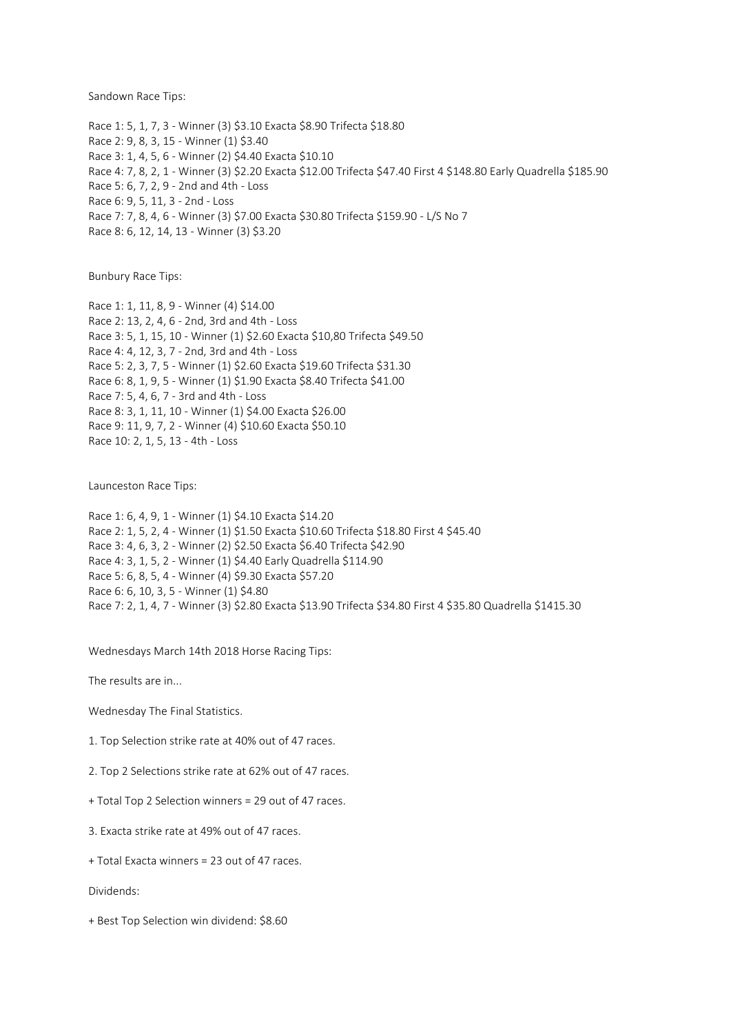Sandown Race Tips:

Race 1: 5, 1, 7, 3 - Winner (3) $3.10 Exacta $8.90 Trifecta $18.80
Race 2: 9, 8, 3, 15 - Winner (1) $3.40
Race 3: 1, 4, 5, 6 - Winner (2) $4.40 Exacta $10.10
Race 4: 7, 8, 2, 1 - Winner (3) $2.20 Exacta $12.00 Trifecta $47.40 First 4 $148.80 Early Quadrella $185.90
Race 5: 6, 7, 2, 9 - 2nd and 4th - Loss
Race 6: 9, 5, 11, 3 - 2nd - Loss
Race 7: 7, 8, 4, 6 - Winner (3) $7.00 Exacta $30.80 Trifecta $159.90 - L/S No 7
Race 8: 6, 12, 14, 13 - Winner (3) $3.20

Bunbury Race Tips:

Race 1: 1, 11, 8, 9 - Winner (4) $14.00
Race 2: 13, 2, 4, 6 - 2nd, 3rd and 4th - Loss
Race 3: 5, 1, 15, 10 - Winner (1) $2.60 Exacta $10,80 Trifecta $49.50
Race 4: 4, 12, 3, 7 - 2nd, 3rd and 4th - Loss
Race 5: 2, 3, 7, 5 - Winner (1) $2.60 Exacta $19.60 Trifecta $31.30
Race 6: 8, 1, 9, 5 - Winner (1) $1.90 Exacta $8.40 Trifecta $41.00
Race 7: 5, 4, 6, 7 - 3rd and 4th - Loss
Race 8: 3, 1, 11, 10 - Winner (1) $4.00 Exacta $26.00
Race 9: 11, 9, 7, 2 - Winner (4) $10.60 Exacta $50.10
Race 10: 2, 1, 5, 13 - 4th - Loss

Launceston Race Tips:

Race 1: 6, 4, 9, 1 - Winner (1) $4.10 Exacta $14.20
Race 2: 1, 5, 2, 4 - Winner (1) $1.50 Exacta $10.60 Trifecta $18.80 First 4 $45.40
Race 3: 4, 6, 3, 2 - Winner (2) $2.50 Exacta $6.40 Trifecta $42.90
Race 4: 3, 1, 5, 2 - Winner (1) $4.40 Early Quadrella $114.90
Race 5: 6, 8, 5, 4 - Winner (4) $9.30 Exacta $57.20
Race 6: 6, 10, 3, 5 - Winner (1) $4.80
Race 7: 2, 1, 4, 7 - Winner (3) $2.80 Exacta $13.90 Trifecta $34.80 First 4 $35.80 Quadrella $1415.30

Wednesdays March 14th 2018 Horse Racing Tips:

The results are in...

Wednesday The Final Statistics.

1. Top Selection strike rate at 40% out of 47 races.

2. Top 2 Selections strike rate at 62% out of 47 races.

+ Total Top 2 Selection winners = 29 out of 47 races.

3. Exacta strike rate at 49% out of 47 races.

+ Total Exacta winners = 23 out of 47 races.

Dividends:

+ Best Top Selection win dividend: $8.60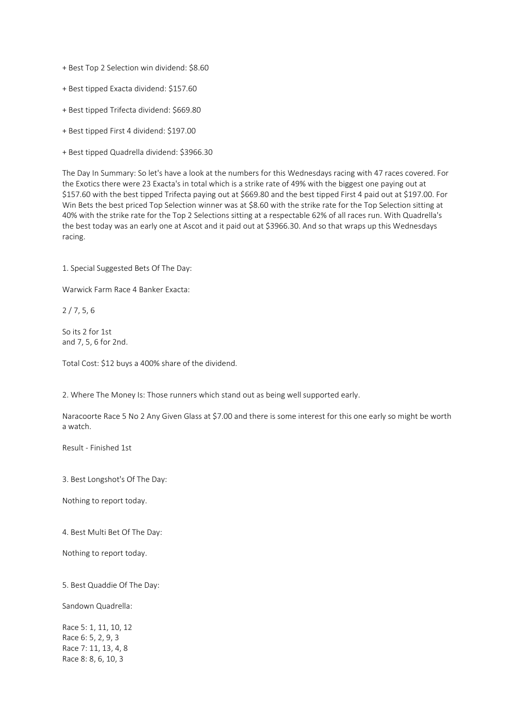+ Best Top 2 Selection win dividend: $8.60

+ Best tipped Exacta dividend: $157.60

+ Best tipped Trifecta dividend: $669.80

+ Best tipped First 4 dividend: $197.00

+ Best tipped Quadrella dividend: $3966.30

The Day In Summary: So let's have a look at the numbers for this Wednesdays racing with 47 races covered. For the Exotics there were 23 Exacta's in total which is a strike rate of 49% with the biggest one paying out at $157.60 with the best tipped Trifecta paying out at $669.80 and the best tipped First 4 paid out at $197.00. For Win Bets the best priced Top Selection winner was at $8.60 with the strike rate for the Top Selection sitting at 40% with the strike rate for the Top 2 Selections sitting at a respectable 62% of all races run. With Quadrella's the best today was an early one at Ascot and it paid out at $3966.30. And so that wraps up this Wednesdays racing.

1. Special Suggested Bets Of The Day:

Warwick Farm Race 4 Banker Exacta:

2 / 7, 5, 6

So its 2 for 1st
and 7, 5, 6 for 2nd.

Total Cost: $12 buys a 400% share of the dividend.

2. Where The Money Is: Those runners which stand out as being well supported early.

Naracoorte Race 5 No 2 Any Given Glass at $7.00 and there is some interest for this one early so might be worth a watch.

Result - Finished 1st

3. Best Longshot's Of The Day:

Nothing to report today.

4. Best Multi Bet Of The Day:

Nothing to report today.

5. Best Quaddie Of The Day:

Sandown Quadrella:

Race 5: 1, 11, 10, 12
Race 6: 5, 2, 9, 3
Race 7: 11, 13, 4, 8
Race 8: 8, 6, 10, 3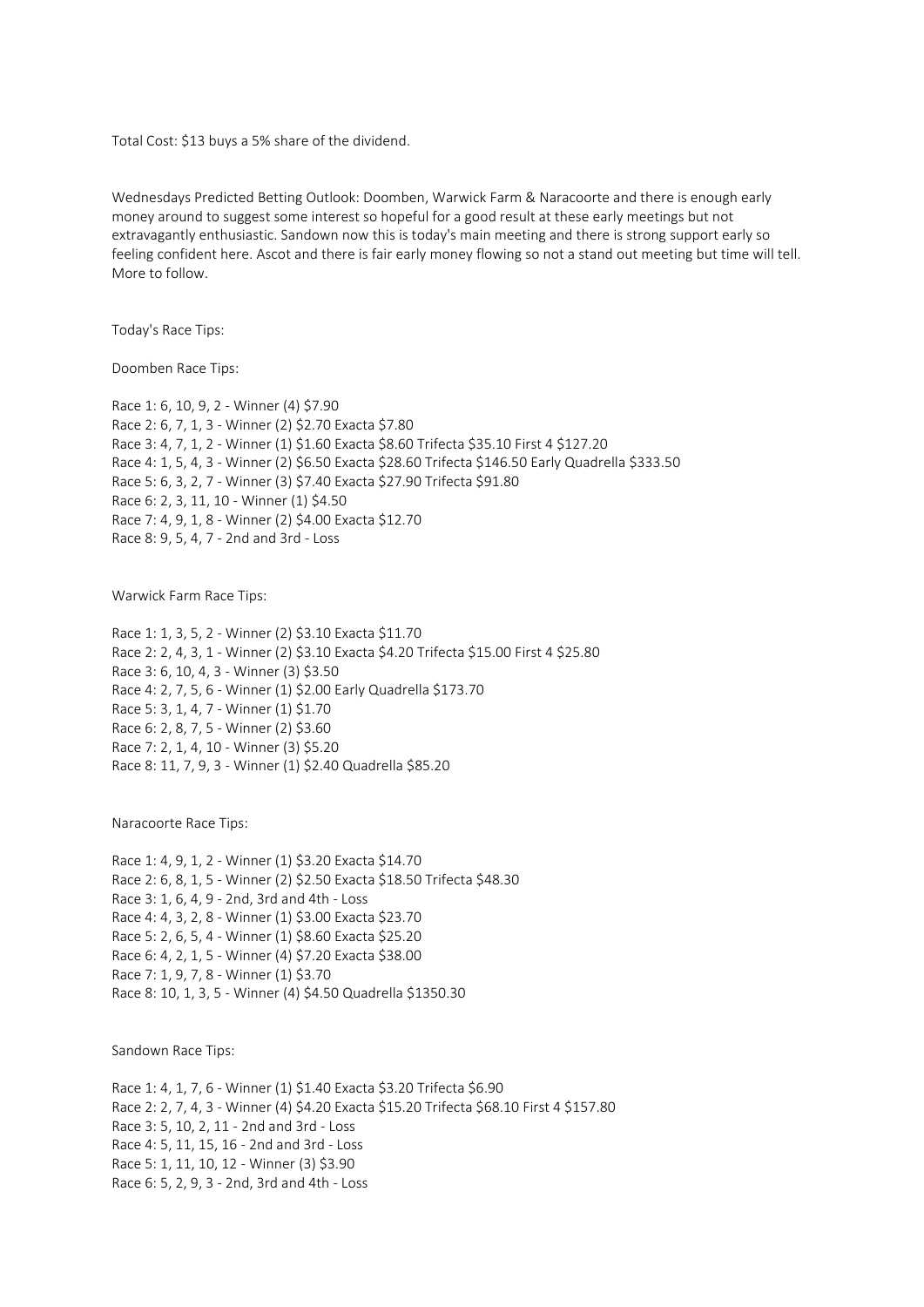Total Cost: $13 buys a 5% share of the dividend.

Wednesdays Predicted Betting Outlook: Doomben, Warwick Farm & Naracoorte and there is enough early money around to suggest some interest so hopeful for a good result at these early meetings but not extravagantly enthusiastic. Sandown now this is today's main meeting and there is strong support early so feeling confident here. Ascot and there is fair early money flowing so not a stand out meeting but time will tell. More to follow.

Today's Race Tips:

Doomben Race Tips:

Race 1: 6, 10, 9, 2 - Winner (4) $7.90
Race 2: 6, 7, 1, 3 - Winner (2) $2.70 Exacta $7.80
Race 3: 4, 7, 1, 2 - Winner (1) $1.60 Exacta $8.60 Trifecta $35.10 First 4 $127.20
Race 4: 1, 5, 4, 3 - Winner (2) $6.50 Exacta $28.60 Trifecta $146.50 Early Quadrella $333.50
Race 5: 6, 3, 2, 7 - Winner (3) $7.40 Exacta $27.90 Trifecta $91.80
Race 6: 2, 3, 11, 10 - Winner (1) $4.50
Race 7: 4, 9, 1, 8 - Winner (2) $4.00 Exacta $12.70
Race 8: 9, 5, 4, 7 - 2nd and 3rd - Loss

Warwick Farm Race Tips:

Race 1: 1, 3, 5, 2 - Winner (2) $3.10 Exacta $11.70
Race 2: 2, 4, 3, 1 - Winner (2) $3.10 Exacta $4.20 Trifecta $15.00 First 4 $25.80
Race 3: 6, 10, 4, 3 - Winner (3) $3.50
Race 4: 2, 7, 5, 6 - Winner (1) $2.00 Early Quadrella $173.70
Race 5: 3, 1, 4, 7 - Winner (1) $1.70
Race 6: 2, 8, 7, 5 - Winner (2) $3.60
Race 7: 2, 1, 4, 10 - Winner (3) $5.20
Race 8: 11, 7, 9, 3 - Winner (1) $2.40 Quadrella $85.20

Naracoorte Race Tips:

Race 1: 4, 9, 1, 2 - Winner (1) $3.20 Exacta $14.70
Race 2: 6, 8, 1, 5 - Winner (2) $2.50 Exacta $18.50 Trifecta $48.30
Race 3: 1, 6, 4, 9 - 2nd, 3rd and 4th - Loss
Race 4: 4, 3, 2, 8 - Winner (1) $3.00 Exacta $23.70
Race 5: 2, 6, 5, 4 - Winner (1) $8.60 Exacta $25.20
Race 6: 4, 2, 1, 5 - Winner (4) $7.20 Exacta $38.00
Race 7: 1, 9, 7, 8 - Winner (1) $3.70
Race 8: 10, 1, 3, 5 - Winner (4) $4.50 Quadrella $1350.30

Sandown Race Tips:

Race 1: 4, 1, 7, 6 - Winner (1) $1.40 Exacta $3.20 Trifecta $6.90
Race 2: 2, 7, 4, 3 - Winner (4) $4.20 Exacta $15.20 Trifecta $68.10 First 4 $157.80
Race 3: 5, 10, 2, 11 - 2nd and 3rd - Loss
Race 4: 5, 11, 15, 16 - 2nd and 3rd - Loss
Race 5: 1, 11, 10, 12 - Winner (3) $3.90
Race 6: 5, 2, 9, 3 - 2nd, 3rd and 4th - Loss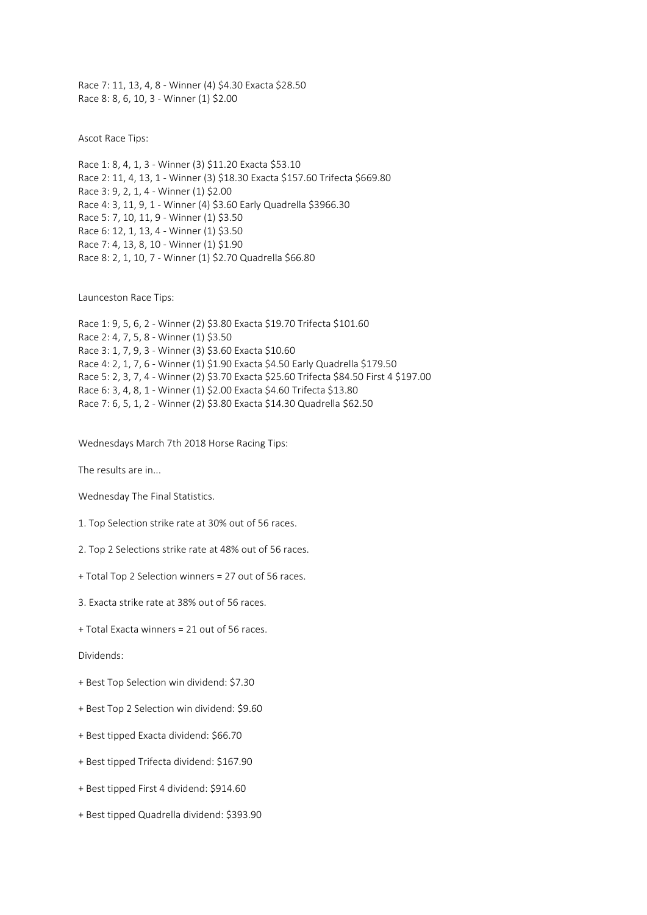Race 7: 11, 13, 4, 8 - Winner (4) $4.30 Exacta $28.50
Race 8: 8, 6, 10, 3 - Winner (1) $2.00

Ascot Race Tips:

Race 1: 8, 4, 1, 3 - Winner (3) $11.20 Exacta $53.10
Race 2: 11, 4, 13, 1 - Winner (3) $18.30 Exacta $157.60 Trifecta $669.80
Race 3: 9, 2, 1, 4 - Winner (1) $2.00
Race 4: 3, 11, 9, 1 - Winner (4) $3.60 Early Quadrella $3966.30
Race 5: 7, 10, 11, 9 - Winner (1) $3.50
Race 6: 12, 1, 13, 4 - Winner (1) $3.50
Race 7: 4, 13, 8, 10 - Winner (1) $1.90
Race 8: 2, 1, 10, 7 - Winner (1) $2.70 Quadrella $66.80

Launceston Race Tips:

Race 1: 9, 5, 6, 2 - Winner (2) $3.80 Exacta $19.70 Trifecta $101.60
Race 2: 4, 7, 5, 8 - Winner (1) $3.50
Race 3: 1, 7, 9, 3 - Winner (3) $3.60 Exacta $10.60
Race 4: 2, 1, 7, 6 - Winner (1) $1.90 Exacta $4.50 Early Quadrella $179.50
Race 5: 2, 3, 7, 4 - Winner (2) $3.70 Exacta $25.60 Trifecta $84.50 First 4 $197.00
Race 6: 3, 4, 8, 1 - Winner (1) $2.00 Exacta $4.60 Trifecta $13.80
Race 7: 6, 5, 1, 2 - Winner (2) $3.80 Exacta $14.30 Quadrella $62.50

Wednesdays March 7th 2018 Horse Racing Tips:

The results are in...

Wednesday The Final Statistics.

1. Top Selection strike rate at 30% out of 56 races.

2. Top 2 Selections strike rate at 48% out of 56 races.

+ Total Top 2 Selection winners = 27 out of 56 races.

3. Exacta strike rate at 38% out of 56 races.

+ Total Exacta winners = 21 out of 56 races.

Dividends:

+ Best Top Selection win dividend: $7.30

+ Best Top 2 Selection win dividend: $9.60

+ Best tipped Exacta dividend: $66.70

+ Best tipped Trifecta dividend: $167.90

+ Best tipped First 4 dividend: $914.60

+ Best tipped Quadrella dividend: $393.90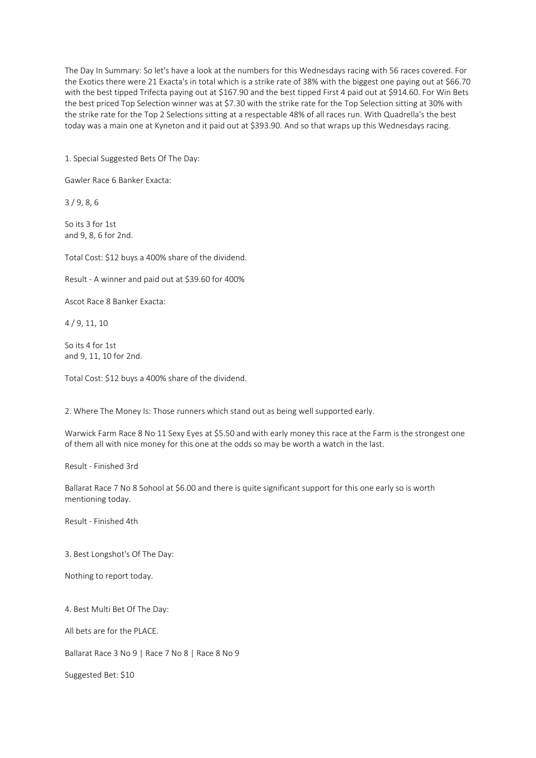The Day In Summary: So let's have a look at the numbers for this Wednesdays racing with 56 races covered. For the Exotics there were 21 Exacta's in total which is a strike rate of 38% with the biggest one paying out at $66.70 with the best tipped Trifecta paying out at $167.90 and the best tipped First 4 paid out at $914.60. For Win Bets the best priced Top Selection winner was at $7.30 with the strike rate for the Top Selection sitting at 30% with the strike rate for the Top 2 Selections sitting at a respectable 48% of all races run. With Quadrella's the best today was a main one at Kyneton and it paid out at $393.90. And so that wraps up this Wednesdays racing.

1. Special Suggested Bets Of The Day:

Gawler Race 6 Banker Exacta:

3 / 9, 8, 6

So its 3 for 1st
and 9, 8, 6 for 2nd.

Total Cost: $12 buys a 400% share of the dividend.

Result - A winner and paid out at $39.60 for 400%

Ascot Race 8 Banker Exacta:

4 / 9, 11, 10

So its 4 for 1st
and 9, 11, 10 for 2nd.

Total Cost: $12 buys a 400% share of the dividend.

2. Where The Money Is: Those runners which stand out as being well supported early.

Warwick Farm Race 8 No 11 Sexy Eyes at $5.50 and with early money this race at the Farm is the strongest one of them all with nice money for this one at the odds so may be worth a watch in the last.

Result - Finished 3rd

Ballarat Race 7 No 8 Sohool at $6.00 and there is quite significant support for this one early so is worth mentioning today.

Result - Finished 4th

3. Best Longshot's Of The Day:

Nothing to report today.

4. Best Multi Bet Of The Day:

All bets are for the PLACE.

Ballarat Race 3 No 9 | Race 7 No 8 | Race 8 No 9

Suggested Bet: $10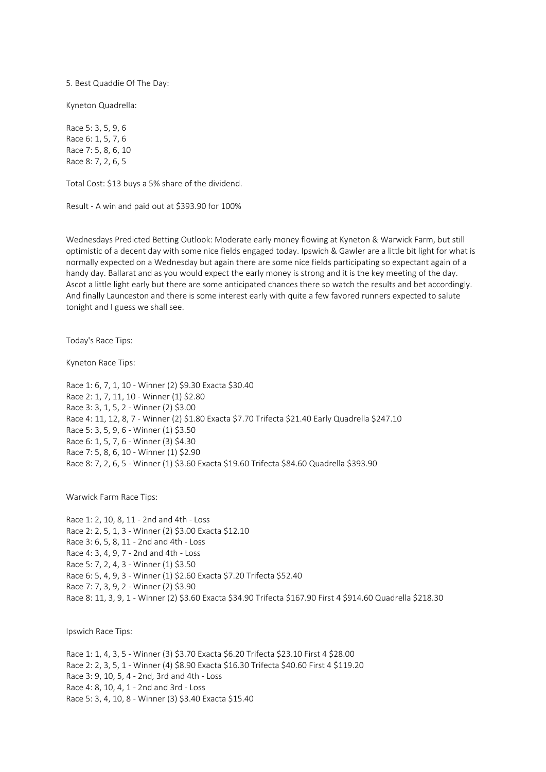5. Best Quaddie Of The Day:

Kyneton Quadrella:

Race 5: 3, 5, 9, 6
Race 6: 1, 5, 7, 6
Race 7: 5, 8, 6, 10
Race 8: 7, 2, 6, 5

Total Cost: $13 buys a 5% share of the dividend.

Result - A win and paid out at $393.90 for 100%

Wednesdays Predicted Betting Outlook: Moderate early money flowing at Kyneton & Warwick Farm, but still optimistic of a decent day with some nice fields engaged today. Ipswich & Gawler are a little bit light for what is normally expected on a Wednesday but again there are some nice fields participating so expectant again of a handy day. Ballarat and as you would expect the early money is strong and it is the key meeting of the day. Ascot a little light early but there are some anticipated chances there so watch the results and bet accordingly. And finally Launceston and there is some interest early with quite a few favored runners expected to salute tonight and I guess we shall see.

Today's Race Tips:

Kyneton Race Tips:

Race 1: 6, 7, 1, 10 - Winner (2) $9.30 Exacta $30.40
Race 2: 1, 7, 11, 10 - Winner (1) $2.80
Race 3: 3, 1, 5, 2 - Winner (2) $3.00
Race 4: 11, 12, 8, 7 - Winner (2) $1.80 Exacta $7.70 Trifecta $21.40 Early Quadrella $247.10
Race 5: 3, 5, 9, 6 - Winner (1) $3.50
Race 6: 1, 5, 7, 6 - Winner (3) $4.30
Race 7: 5, 8, 6, 10 - Winner (1) $2.90
Race 8: 7, 2, 6, 5 - Winner (1) $3.60 Exacta $19.60 Trifecta $84.60 Quadrella $393.90

Warwick Farm Race Tips:

Race 1: 2, 10, 8, 11 - 2nd and 4th - Loss
Race 2: 2, 5, 1, 3 - Winner (2) $3.00 Exacta $12.10
Race 3: 6, 5, 8, 11 - 2nd and 4th - Loss
Race 4: 3, 4, 9, 7 - 2nd and 4th - Loss
Race 5: 7, 2, 4, 3 - Winner (1) $3.50
Race 6: 5, 4, 9, 3 - Winner (1) $2.60 Exacta $7.20 Trifecta $52.40
Race 7: 7, 3, 9, 2 - Winner (2) $3.90
Race 8: 11, 3, 9, 1 - Winner (2) $3.60 Exacta $34.90 Trifecta $167.90 First 4 $914.60 Quadrella $218.30

Ipswich Race Tips:

Race 1: 1, 4, 3, 5 - Winner (3) $3.70 Exacta $6.20 Trifecta $23.10 First 4 $28.00
Race 2: 2, 3, 5, 1 - Winner (4) $8.90 Exacta $16.30 Trifecta $40.60 First 4 $119.20
Race 3: 9, 10, 5, 4 - 2nd, 3rd and 4th - Loss
Race 4: 8, 10, 4, 1 - 2nd and 3rd - Loss
Race 5: 3, 4, 10, 8 - Winner (3) $3.40 Exacta $15.40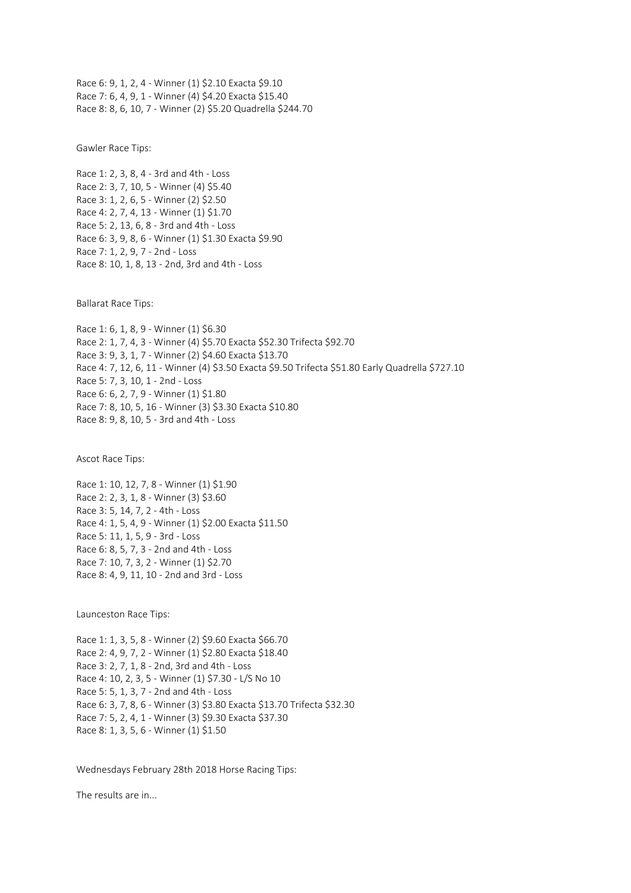Race 6: 9, 1, 2, 4 - Winner (1) $2.10 Exacta $9.10
Race 7: 6, 4, 9, 1 - Winner (4) $4.20 Exacta $15.40
Race 8: 8, 6, 10, 7 - Winner (2) $5.20 Quadrella $244.70

Gawler Race Tips:

Race 1: 2, 3, 8, 4 - 3rd and 4th - Loss
Race 2: 3, 7, 10, 5 - Winner (4) $5.40
Race 3: 1, 2, 6, 5 - Winner (2) $2.50
Race 4: 2, 7, 4, 13 - Winner (1) $1.70
Race 5: 2, 13, 6, 8 - 3rd and 4th - Loss
Race 6: 3, 9, 8, 6 - Winner (1) $1.30 Exacta $9.90
Race 7: 1, 2, 9, 7 - 2nd - Loss
Race 8: 10, 1, 8, 13 - 2nd, 3rd and 4th - Loss

Ballarat Race Tips:

Race 1: 6, 1, 8, 9 - Winner (1) $6.30
Race 2: 1, 7, 4, 3 - Winner (4) $5.70 Exacta $52.30 Trifecta $92.70
Race 3: 9, 3, 1, 7 - Winner (2) $4.60 Exacta $13.70
Race 4: 7, 12, 6, 11 - Winner (4) $3.50 Exacta $9.50 Trifecta $51.80 Early Quadrella $727.10
Race 5: 7, 3, 10, 1 - 2nd - Loss
Race 6: 6, 2, 7, 9 - Winner (1) $1.80
Race 7: 8, 10, 5, 16 - Winner (3) $3.30 Exacta $10.80
Race 8: 9, 8, 10, 5 - 3rd and 4th - Loss

Ascot Race Tips:

Race 1: 10, 12, 7, 8 - Winner (1) $1.90
Race 2: 2, 3, 1, 8 - Winner (3) $3.60
Race 3: 5, 14, 7, 2 - 4th - Loss
Race 4: 1, 5, 4, 9 - Winner (1) $2.00 Exacta $11.50
Race 5: 11, 1, 5, 9 - 3rd - Loss
Race 6: 8, 5, 7, 3 - 2nd and 4th - Loss
Race 7: 10, 7, 3, 2 - Winner (1) $2.70
Race 8: 4, 9, 11, 10 - 2nd and 3rd - Loss

Launceston Race Tips:

Race 1: 1, 3, 5, 8 - Winner (2) $9.60 Exacta $66.70
Race 2: 4, 9, 7, 2 - Winner (1) $2.80 Exacta $18.40
Race 3: 2, 7, 1, 8 - 2nd, 3rd and 4th - Loss
Race 4: 10, 2, 3, 5 - Winner (1) $7.30 - L/S No 10
Race 5: 5, 1, 3, 7 - 2nd and 4th - Loss
Race 6: 3, 7, 8, 6 - Winner (3) $3.80 Exacta $13.70 Trifecta $32.30
Race 7: 5, 2, 4, 1 - Winner (3) $9.30 Exacta $37.30
Race 8: 1, 3, 5, 6 - Winner (1) $1.50

Wednesdays February 28th 2018 Horse Racing Tips:

The results are in...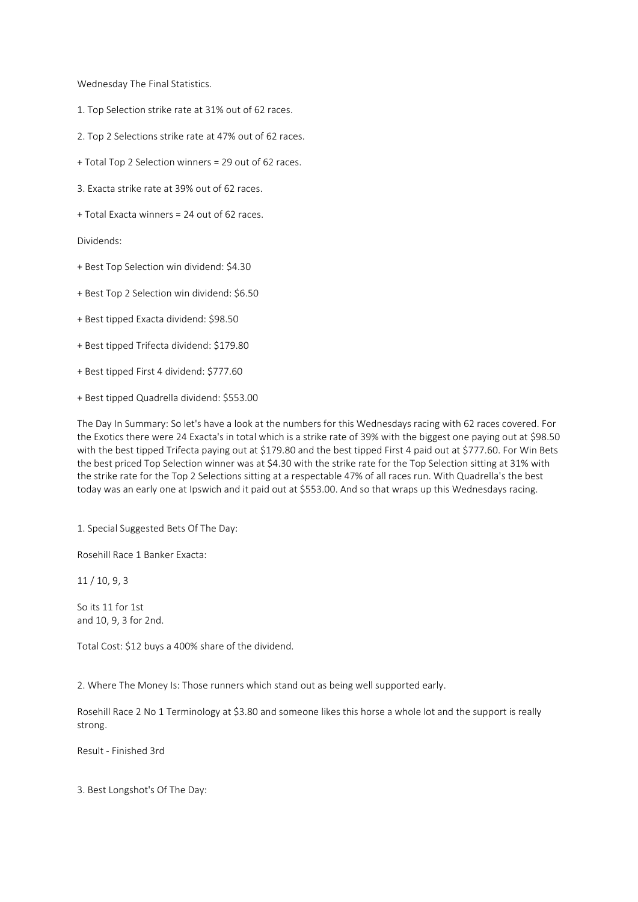Wednesday The Final Statistics.

1. Top Selection strike rate at 31% out of 62 races.

2. Top 2 Selections strike rate at 47% out of 62 races.

+ Total Top 2 Selection winners = 29 out of 62 races.

3. Exacta strike rate at 39% out of 62 races.

+ Total Exacta winners = 24 out of 62 races.

Dividends:

+ Best Top Selection win dividend: $4.30

+ Best Top 2 Selection win dividend: $6.50

+ Best tipped Exacta dividend: $98.50

+ Best tipped Trifecta dividend: $179.80

+ Best tipped First 4 dividend: $777.60

+ Best tipped Quadrella dividend: $553.00

The Day In Summary: So let's have a look at the numbers for this Wednesdays racing with 62 races covered. For the Exotics there were 24 Exacta's in total which is a strike rate of 39% with the biggest one paying out at $98.50 with the best tipped Trifecta paying out at $179.80 and the best tipped First 4 paid out at $777.60. For Win Bets the best priced Top Selection winner was at $4.30 with the strike rate for the Top Selection sitting at 31% with the strike rate for the Top 2 Selections sitting at a respectable 47% of all races run. With Quadrella's the best today was an early one at Ipswich and it paid out at $553.00. And so that wraps up this Wednesdays racing.

1. Special Suggested Bets Of The Day:

Rosehill Race 1 Banker Exacta:

11 / 10, 9, 3

So its 11 for 1st
and 10, 9, 3 for 2nd.

Total Cost: $12 buys a 400% share of the dividend.

2. Where The Money Is: Those runners which stand out as being well supported early.

Rosehill Race 2 No 1 Terminology at $3.80 and someone likes this horse a whole lot and the support is really strong.

Result - Finished 3rd

3. Best Longshot's Of The Day: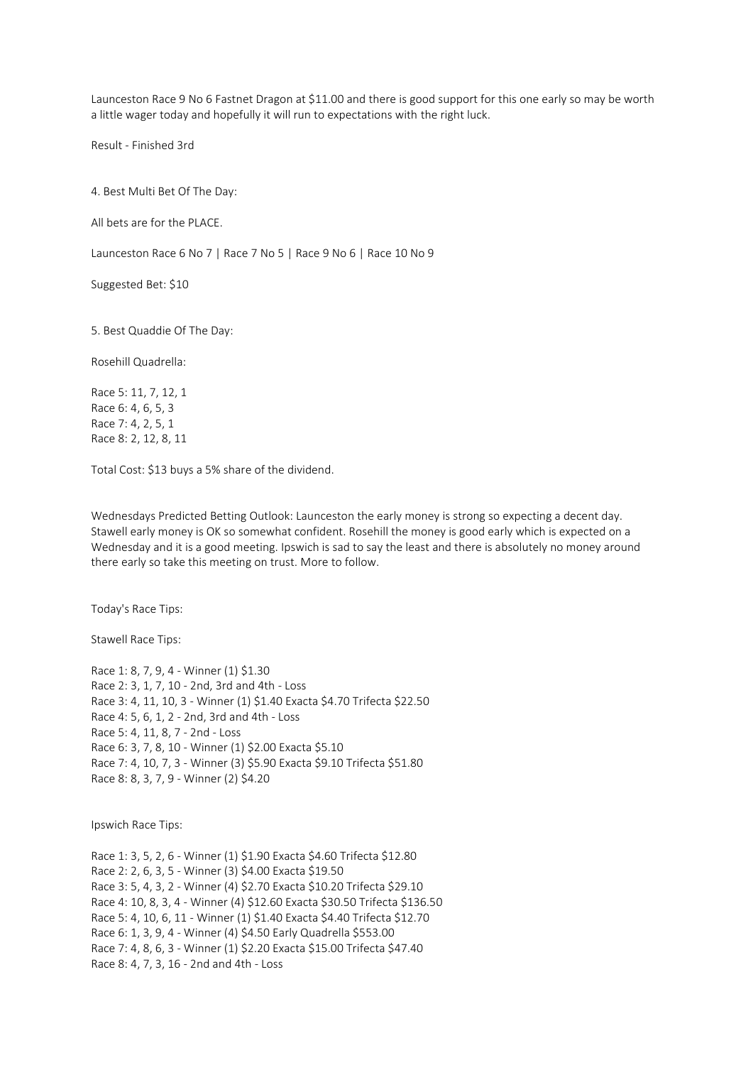Launceston Race 9 No 6 Fastnet Dragon at $11.00 and there is good support for this one early so may be worth a little wager today and hopefully it will run to expectations with the right luck.

Result - Finished 3rd

4. Best Multi Bet Of The Day:

All bets are for the PLACE.

Launceston Race 6 No 7 | Race 7 No 5 | Race 9 No 6 | Race 10 No 9

Suggested Bet: $10

5. Best Quaddie Of The Day:

Rosehill Quadrella:

Race 5: 11, 7, 12, 1
Race 6: 4, 6, 5, 3
Race 7: 4, 2, 5, 1
Race 8: 2, 12, 8, 11

Total Cost: $13 buys a 5% share of the dividend.

Wednesdays Predicted Betting Outlook: Launceston the early money is strong so expecting a decent day. Stawell early money is OK so somewhat confident. Rosehill the money is good early which is expected on a Wednesday and it is a good meeting. Ipswich is sad to say the least and there is absolutely no money around there early so take this meeting on trust. More to follow.

Today's Race Tips:

Stawell Race Tips:

Race 1: 8, 7, 9, 4 - Winner (1) $1.30
Race 2: 3, 1, 7, 10 - 2nd, 3rd and 4th - Loss
Race 3: 4, 11, 10, 3 - Winner (1) $1.40 Exacta $4.70 Trifecta $22.50
Race 4: 5, 6, 1, 2 - 2nd, 3rd and 4th - Loss
Race 5: 4, 11, 8, 7 - 2nd - Loss
Race 6: 3, 7, 8, 10 - Winner (1) $2.00 Exacta $5.10
Race 7: 4, 10, 7, 3 - Winner (3) $5.90 Exacta $9.10 Trifecta $51.80
Race 8: 8, 3, 7, 9 - Winner (2) $4.20

Ipswich Race Tips:

Race 1: 3, 5, 2, 6 - Winner (1) $1.90 Exacta $4.60 Trifecta $12.80
Race 2: 2, 6, 3, 5 - Winner (3) $4.00 Exacta $19.50
Race 3: 5, 4, 3, 2 - Winner (4) $2.70 Exacta $10.20 Trifecta $29.10
Race 4: 10, 8, 3, 4 - Winner (4) $12.60 Exacta $30.50 Trifecta $136.50
Race 5: 4, 10, 6, 11 - Winner (1) $1.40 Exacta $4.40 Trifecta $12.70
Race 6: 1, 3, 9, 4 - Winner (4) $4.50 Early Quadrella $553.00
Race 7: 4, 8, 6, 3 - Winner (1) $2.20 Exacta $15.00 Trifecta $47.40
Race 8: 4, 7, 3, 16 - 2nd and 4th - Loss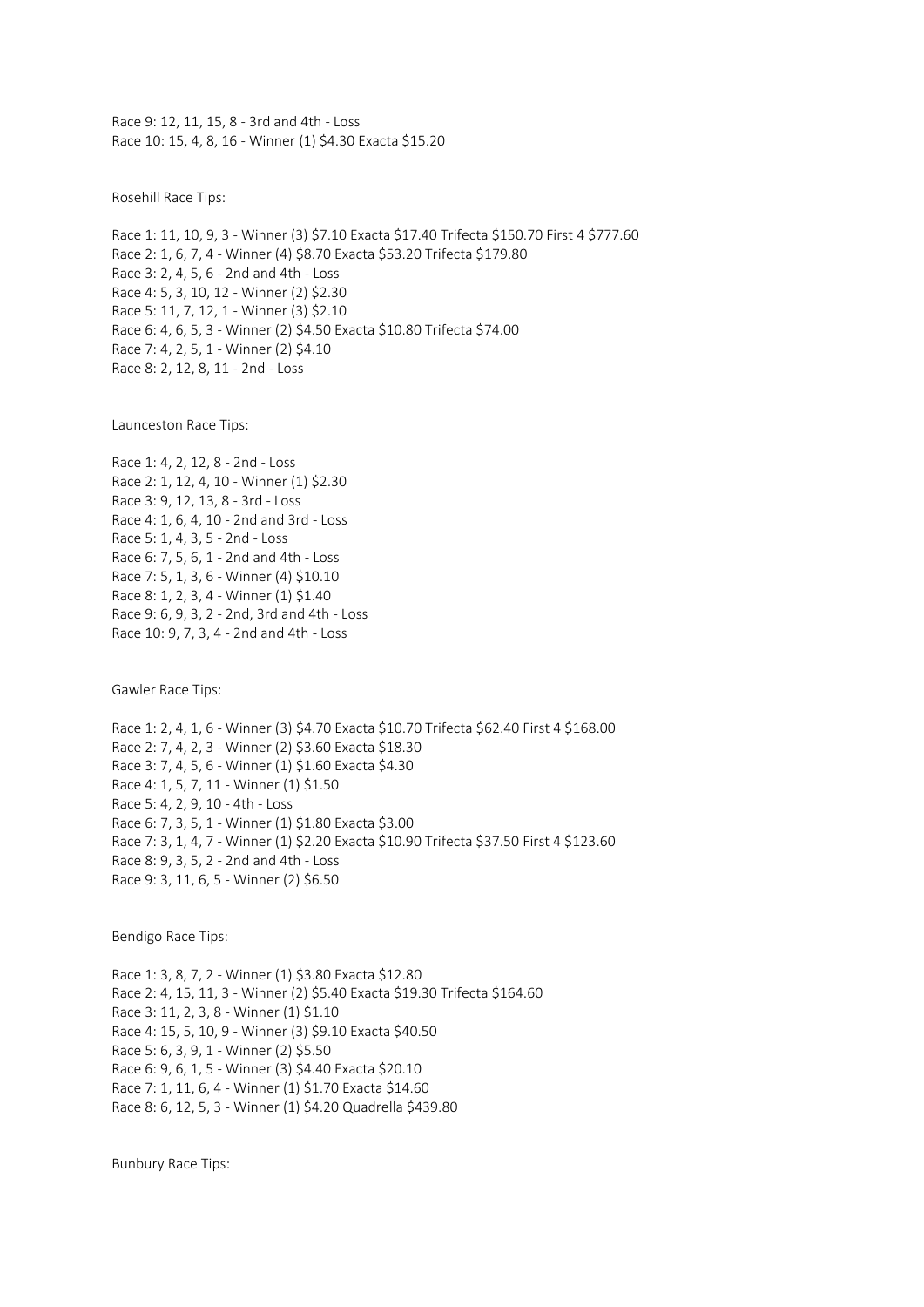Race 9: 12, 11, 15, 8 - 3rd and 4th - Loss
Race 10: 15, 4, 8, 16 - Winner (1) $4.30 Exacta $15.20

Rosehill Race Tips:

Race 1: 11, 10, 9, 3 - Winner (3) $7.10 Exacta $17.40 Trifecta $150.70 First 4 $777.60
Race 2: 1, 6, 7, 4 - Winner (4) $8.70 Exacta $53.20 Trifecta $179.80
Race 3: 2, 4, 5, 6 - 2nd and 4th - Loss
Race 4: 5, 3, 10, 12 - Winner (2) $2.30
Race 5: 11, 7, 12, 1 - Winner (3) $2.10
Race 6: 4, 6, 5, 3 - Winner (2) $4.50 Exacta $10.80 Trifecta $74.00
Race 7: 4, 2, 5, 1 - Winner (2) $4.10
Race 8: 2, 12, 8, 11 - 2nd - Loss

Launceston Race Tips:

Race 1: 4, 2, 12, 8 - 2nd - Loss
Race 2: 1, 12, 4, 10 - Winner (1) $2.30
Race 3: 9, 12, 13, 8 - 3rd - Loss
Race 4: 1, 6, 4, 10 - 2nd and 3rd - Loss
Race 5: 1, 4, 3, 5 - 2nd - Loss
Race 6: 7, 5, 6, 1 - 2nd and 4th - Loss
Race 7: 5, 1, 3, 6 - Winner (4) $10.10
Race 8: 1, 2, 3, 4 - Winner (1) $1.40
Race 9: 6, 9, 3, 2 - 2nd, 3rd and 4th - Loss
Race 10: 9, 7, 3, 4 - 2nd and 4th - Loss

Gawler Race Tips:

Race 1: 2, 4, 1, 6 - Winner (3) $4.70 Exacta $10.70 Trifecta $62.40 First 4 $168.00
Race 2: 7, 4, 2, 3 - Winner (2) $3.60 Exacta $18.30
Race 3: 7, 4, 5, 6 - Winner (1) $1.60 Exacta $4.30
Race 4: 1, 5, 7, 11 - Winner (1) $1.50
Race 5: 4, 2, 9, 10 - 4th - Loss
Race 6: 7, 3, 5, 1 - Winner (1) $1.80 Exacta $3.00
Race 7: 3, 1, 4, 7 - Winner (1) $2.20 Exacta $10.90 Trifecta $37.50 First 4 $123.60
Race 8: 9, 3, 5, 2 - 2nd and 4th - Loss
Race 9: 3, 11, 6, 5 - Winner (2) $6.50

Bendigo Race Tips:

Race 1: 3, 8, 7, 2 - Winner (1) $3.80 Exacta $12.80
Race 2: 4, 15, 11, 3 - Winner (2) $5.40 Exacta $19.30 Trifecta $164.60
Race 3: 11, 2, 3, 8 - Winner (1) $1.10
Race 4: 15, 5, 10, 9 - Winner (3) $9.10 Exacta $40.50
Race 5: 6, 3, 9, 1 - Winner (2) $5.50
Race 6: 9, 6, 1, 5 - Winner (3) $4.40 Exacta $20.10
Race 7: 1, 11, 6, 4 - Winner (1) $1.70 Exacta $14.60
Race 8: 6, 12, 5, 3 - Winner (1) $4.20 Quadrella $439.80

Bunbury Race Tips: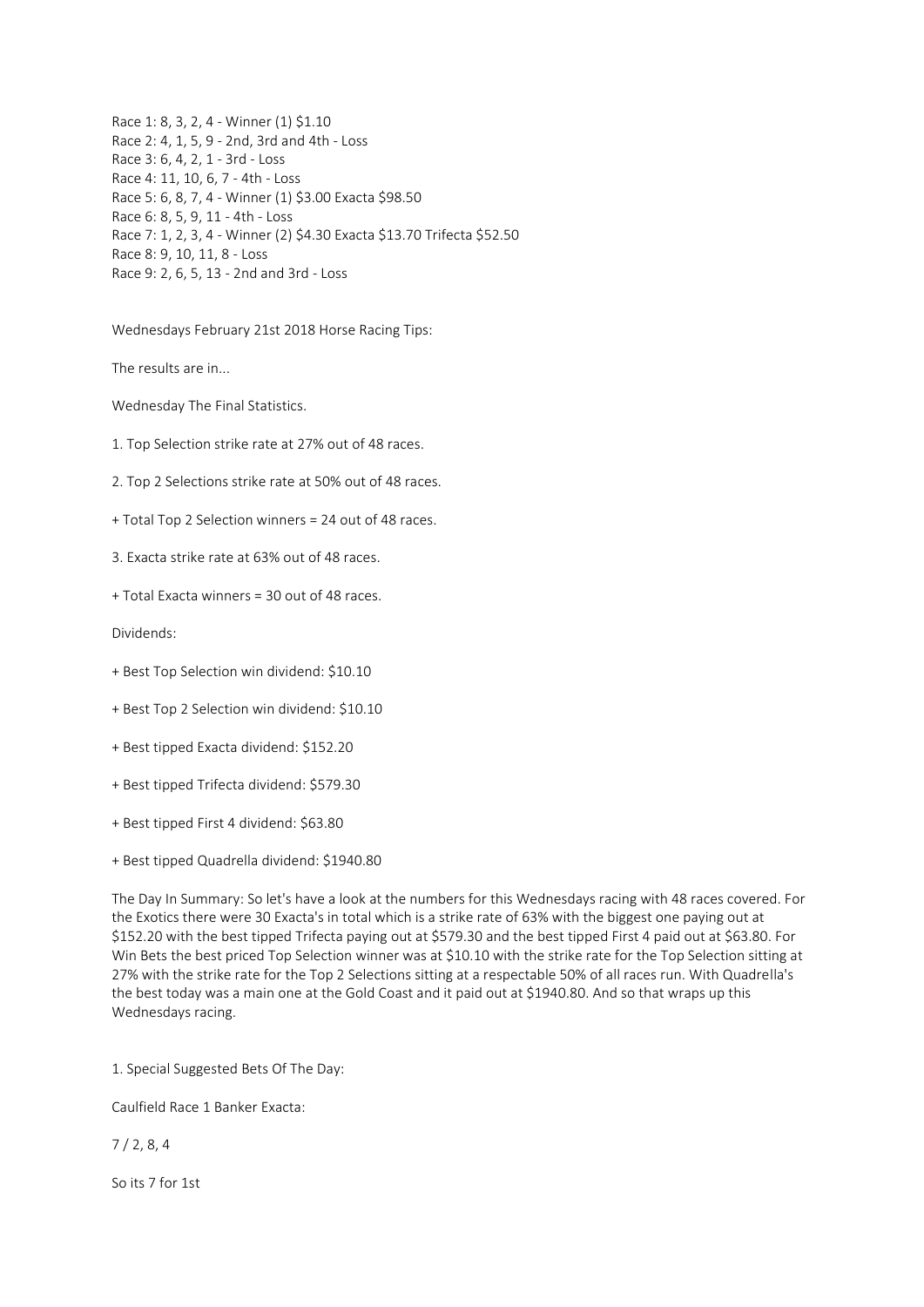Race 1: 8, 3, 2, 4 - Winner (1) $1.10
Race 2: 4, 1, 5, 9 - 2nd, 3rd and 4th - Loss
Race 3: 6, 4, 2, 1 - 3rd - Loss
Race 4: 11, 10, 6, 7 - 4th - Loss
Race 5: 6, 8, 7, 4 - Winner (1) $3.00 Exacta $98.50
Race 6: 8, 5, 9, 11 - 4th - Loss
Race 7: 1, 2, 3, 4 - Winner (2) $4.30 Exacta $13.70 Trifecta $52.50
Race 8: 9, 10, 11, 8 - Loss
Race 9: 2, 6, 5, 13 - 2nd and 3rd - Loss

Wednesdays February 21st 2018 Horse Racing Tips:

The results are in...

Wednesday The Final Statistics.

1. Top Selection strike rate at 27% out of 48 races.

2. Top 2 Selections strike rate at 50% out of 48 races.

+ Total Top 2 Selection winners = 24 out of 48 races.

3. Exacta strike rate at 63% out of 48 races.

+ Total Exacta winners = 30 out of 48 races.

Dividends:

+ Best Top Selection win dividend: $10.10

+ Best Top 2 Selection win dividend: $10.10

+ Best tipped Exacta dividend: $152.20

+ Best tipped Trifecta dividend: $579.30

+ Best tipped First 4 dividend: $63.80

+ Best tipped Quadrella dividend: $1940.80

The Day In Summary: So let's have a look at the numbers for this Wednesdays racing with 48 races covered. For the Exotics there were 30 Exacta's in total which is a strike rate of 63% with the biggest one paying out at $152.20 with the best tipped Trifecta paying out at $579.30 and the best tipped First 4 paid out at $63.80. For Win Bets the best priced Top Selection winner was at $10.10 with the strike rate for the Top Selection sitting at 27% with the strike rate for the Top 2 Selections sitting at a respectable 50% of all races run. With Quadrella's the best today was a main one at the Gold Coast and it paid out at $1940.80. And so that wraps up this Wednesdays racing.

1. Special Suggested Bets Of The Day:

Caulfield Race 1 Banker Exacta:

7 / 2, 8, 4

So its 7 for 1st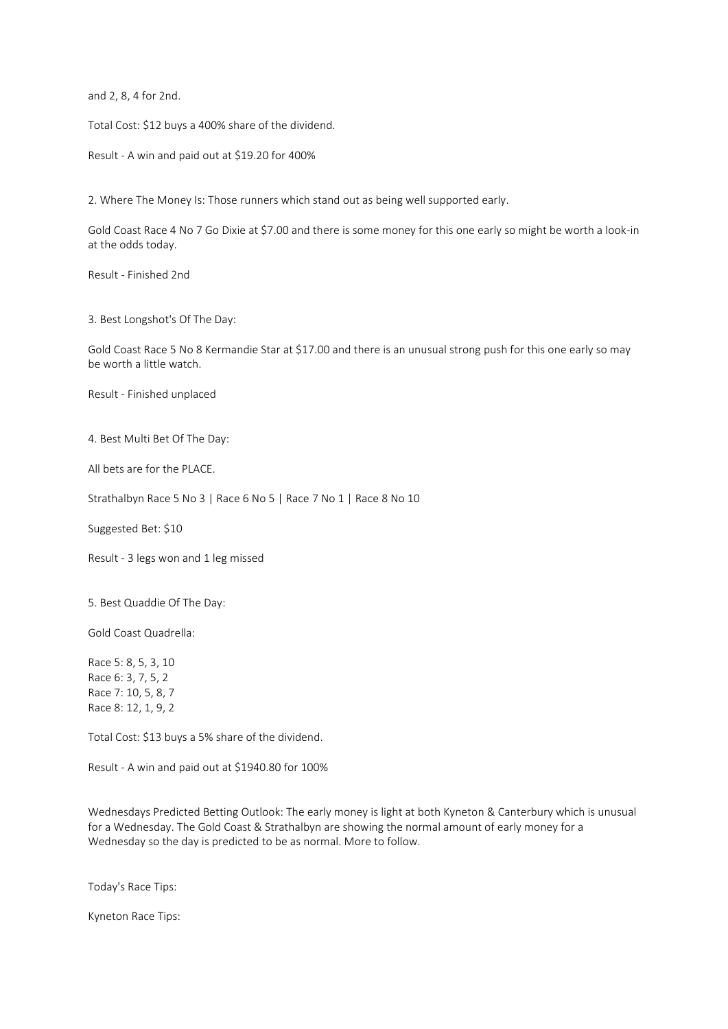and 2, 8, 4 for 2nd.

Total Cost: $12 buys a 400% share of the dividend.

Result - A win and paid out at $19.20 for 400%

2. Where The Money Is: Those runners which stand out as being well supported early.

Gold Coast Race 4 No 7 Go Dixie at $7.00 and there is some money for this one early so might be worth a look-in at the odds today.

Result - Finished 2nd

3. Best Longshot's Of The Day:

Gold Coast Race 5 No 8 Kermandie Star at $17.00 and there is an unusual strong push for this one early so may be worth a little watch.

Result - Finished unplaced

4. Best Multi Bet Of The Day:

All bets are for the PLACE.

Strathalbyn Race 5 No 3 | Race 6 No 5 | Race 7 No 1 | Race 8 No 10

Suggested Bet: $10

Result - 3 legs won and 1 leg missed

5. Best Quaddie Of The Day:

Gold Coast Quadrella:

Race 5: 8, 5, 3, 10
Race 6: 3, 7, 5, 2
Race 7: 10, 5, 8, 7
Race 8: 12, 1, 9, 2

Total Cost: $13 buys a 5% share of the dividend.

Result - A win and paid out at $1940.80 for 100%

Wednesdays Predicted Betting Outlook: The early money is light at both Kyneton & Canterbury which is unusual for a Wednesday. The Gold Coast & Strathalbyn are showing the normal amount of early money for a Wednesday so the day is predicted to be as normal. More to follow.

Today's Race Tips:

Kyneton Race Tips: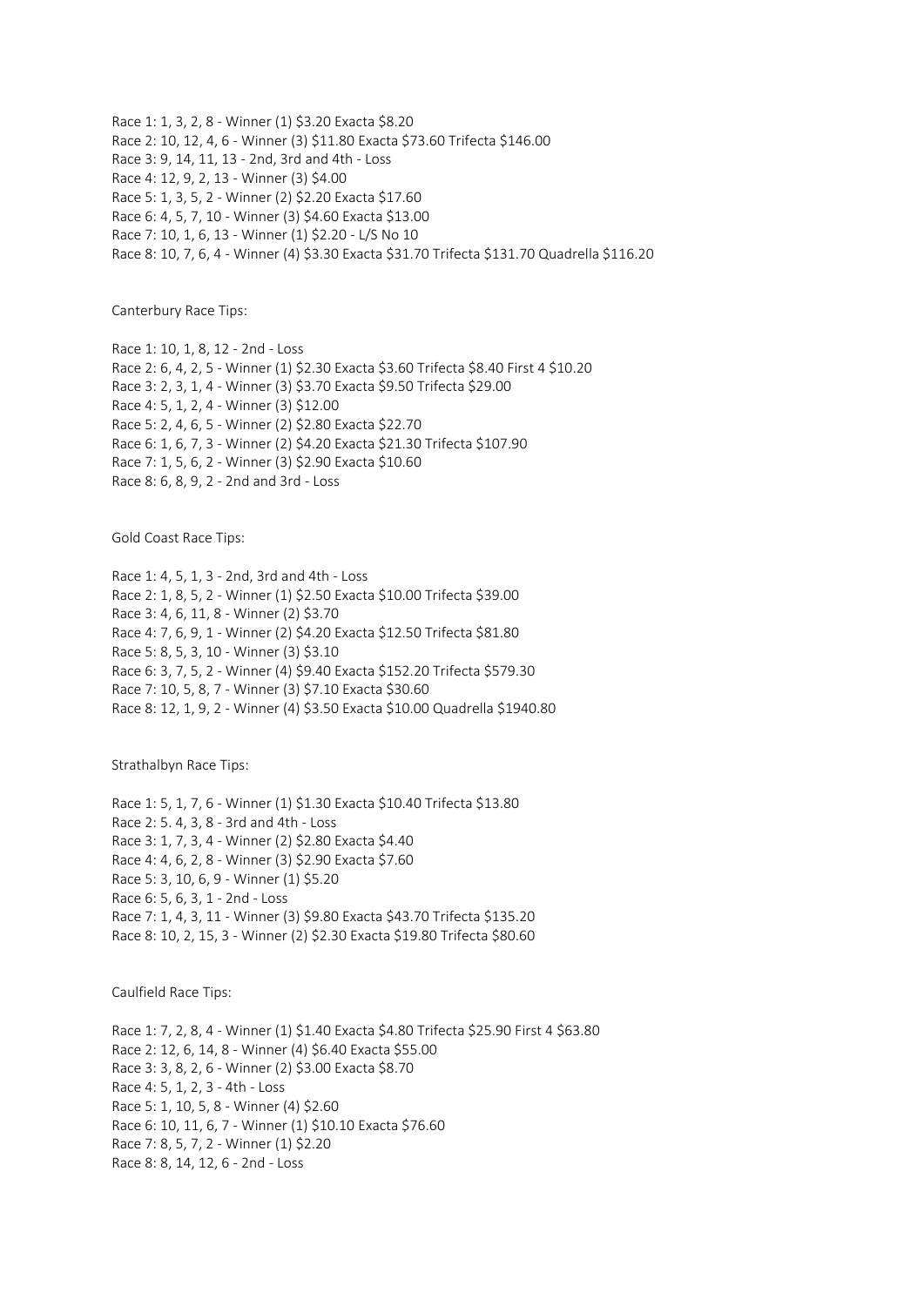Race 1: 1, 3, 2, 8 - Winner (1) $3.20 Exacta $8.20
Race 2: 10, 12, 4, 6 - Winner (3) $11.80 Exacta $73.60 Trifecta $146.00
Race 3: 9, 14, 11, 13 - 2nd, 3rd and 4th - Loss
Race 4: 12, 9, 2, 13 - Winner (3) $4.00
Race 5: 1, 3, 5, 2 - Winner (2) $2.20 Exacta $17.60
Race 6: 4, 5, 7, 10 - Winner (3) $4.60 Exacta $13.00
Race 7: 10, 1, 6, 13 - Winner (1) $2.20 - L/S No 10
Race 8: 10, 7, 6, 4 - Winner (4) $3.30 Exacta $31.70 Trifecta $131.70 Quadrella $116.20

Canterbury Race Tips:

Race 1: 10, 1, 8, 12 - 2nd - Loss
Race 2: 6, 4, 2, 5 - Winner (1) $2.30 Exacta $3.60 Trifecta $8.40 First 4 $10.20
Race 3: 2, 3, 1, 4 - Winner (3) $3.70 Exacta $9.50 Trifecta $29.00
Race 4: 5, 1, 2, 4 - Winner (3) $12.00
Race 5: 2, 4, 6, 5 - Winner (2) $2.80 Exacta $22.70
Race 6: 1, 6, 7, 3 - Winner (2) $4.20 Exacta $21.30 Trifecta $107.90
Race 7: 1, 5, 6, 2 - Winner (3) $2.90 Exacta $10.60
Race 8: 6, 8, 9, 2 - 2nd and 3rd - Loss

Gold Coast Race Tips:

Race 1: 4, 5, 1, 3 - 2nd, 3rd and 4th - Loss
Race 2: 1, 8, 5, 2 - Winner (1) $2.50 Exacta $10.00 Trifecta $39.00
Race 3: 4, 6, 11, 8 - Winner (2) $3.70
Race 4: 7, 6, 9, 1 - Winner (2) $4.20 Exacta $12.50 Trifecta $81.80
Race 5: 8, 5, 3, 10 - Winner (3) $3.10
Race 6: 3, 7, 5, 2 - Winner (4) $9.40 Exacta $152.20 Trifecta $579.30
Race 7: 10, 5, 8, 7 - Winner (3) $7.10 Exacta $30.60
Race 8: 12, 1, 9, 2 - Winner (4) $3.50 Exacta $10.00 Quadrella $1940.80

Strathalbyn Race Tips:

Race 1: 5, 1, 7, 6 - Winner (1) $1.30 Exacta $10.40 Trifecta $13.80
Race 2: 5. 4, 3, 8 - 3rd and 4th - Loss
Race 3: 1, 7, 3, 4 - Winner (2) $2.80 Exacta $4.40
Race 4: 4, 6, 2, 8 - Winner (3) $2.90 Exacta $7.60
Race 5: 3, 10, 6, 9 - Winner (1) $5.20
Race 6: 5, 6, 3, 1 - 2nd - Loss
Race 7: 1, 4, 3, 11 - Winner (3) $9.80 Exacta $43.70 Trifecta $135.20
Race 8: 10, 2, 15, 3 - Winner (2) $2.30 Exacta $19.80 Trifecta $80.60

Caulfield Race Tips:

Race 1: 7, 2, 8, 4 - Winner (1) $1.40 Exacta $4.80 Trifecta $25.90 First 4 $63.80
Race 2: 12, 6, 14, 8 - Winner (4) $6.40 Exacta $55.00
Race 3: 3, 8, 2, 6 - Winner (2) $3.00 Exacta $8.70
Race 4: 5, 1, 2, 3 - 4th - Loss
Race 5: 1, 10, 5, 8 - Winner (4) $2.60
Race 6: 10, 11, 6, 7 - Winner (1) $10.10 Exacta $76.60
Race 7: 8, 5, 7, 2 - Winner (1) $2.20
Race 8: 8, 14, 12, 6 - 2nd - Loss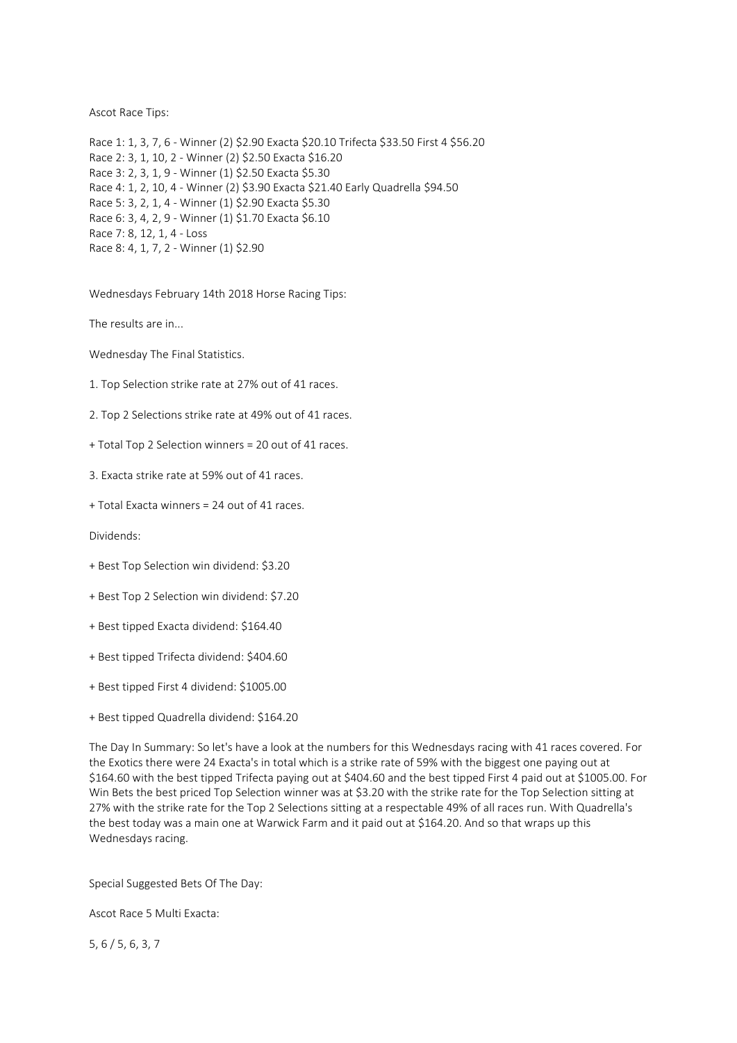Ascot Race Tips:

Race 1: 1, 3, 7, 6 - Winner (2) $2.90 Exacta $20.10 Trifecta $33.50 First 4 $56.20
Race 2: 3, 1, 10, 2 - Winner (2) $2.50 Exacta $16.20
Race 3: 2, 3, 1, 9 - Winner (1) $2.50 Exacta $5.30
Race 4: 1, 2, 10, 4 - Winner (2) $3.90 Exacta $21.40 Early Quadrella $94.50
Race 5: 3, 2, 1, 4 - Winner (1) $2.90 Exacta $5.30
Race 6: 3, 4, 2, 9 - Winner (1) $1.70 Exacta $6.10
Race 7: 8, 12, 1, 4 - Loss
Race 8: 4, 1, 7, 2 - Winner (1) $2.90

Wednesdays February 14th 2018 Horse Racing Tips:

The results are in...

Wednesday The Final Statistics.

1. Top Selection strike rate at 27% out of 41 races.

2. Top 2 Selections strike rate at 49% out of 41 races.

+ Total Top 2 Selection winners = 20 out of 41 races.

3. Exacta strike rate at 59% out of 41 races.

+ Total Exacta winners = 24 out of 41 races.

Dividends:

+ Best Top Selection win dividend: $3.20

+ Best Top 2 Selection win dividend: $7.20

+ Best tipped Exacta dividend: $164.40

+ Best tipped Trifecta dividend: $404.60

+ Best tipped First 4 dividend: $1005.00

+ Best tipped Quadrella dividend: $164.20

The Day In Summary: So let's have a look at the numbers for this Wednesdays racing with 41 races covered. For the Exotics there were 24 Exacta's in total which is a strike rate of 59% with the biggest one paying out at $164.60 with the best tipped Trifecta paying out at $404.60 and the best tipped First 4 paid out at $1005.00. For Win Bets the best priced Top Selection winner was at $3.20 with the strike rate for the Top Selection sitting at 27% with the strike rate for the Top 2 Selections sitting at a respectable 49% of all races run. With Quadrella's the best today was a main one at Warwick Farm and it paid out at $164.20. And so that wraps up this Wednesdays racing.

Special Suggested Bets Of The Day:

Ascot Race 5 Multi Exacta:

5, 6 / 5, 6, 3, 7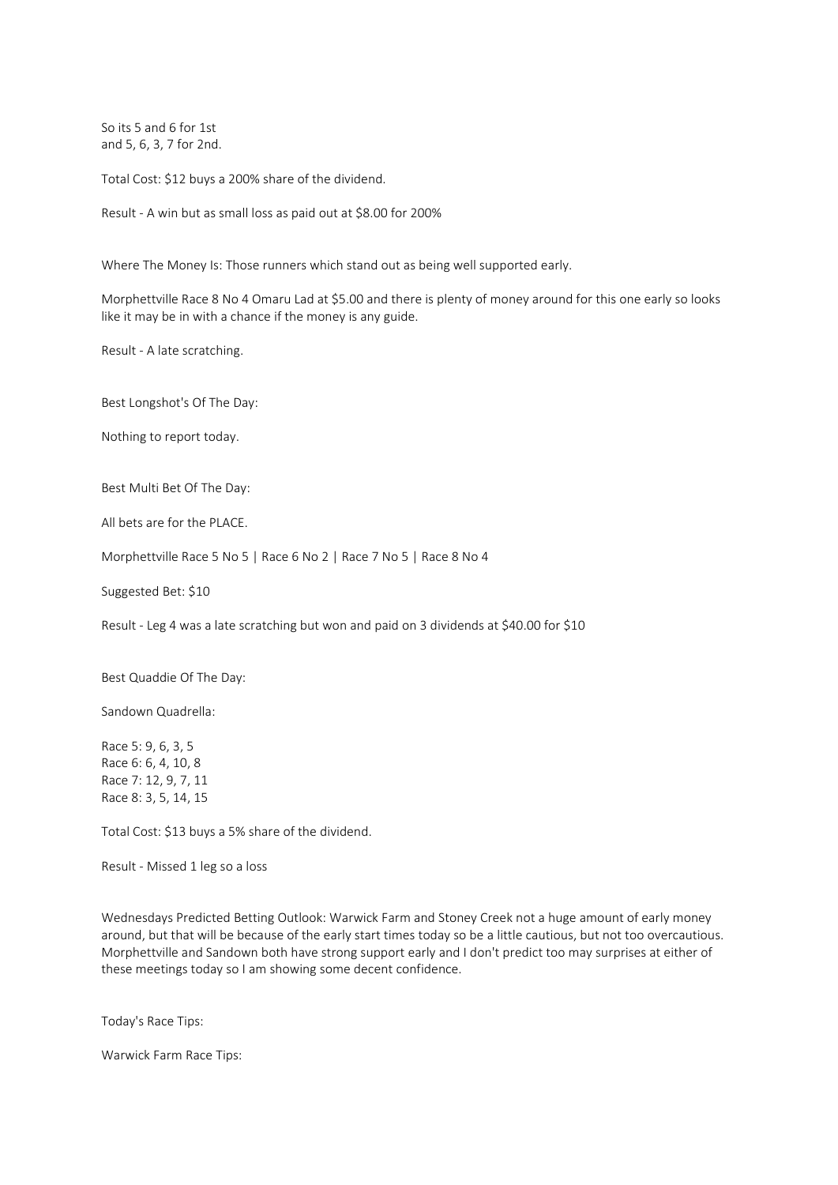So its 5 and 6 for 1st
and 5, 6, 3, 7 for 2nd.

Total Cost: $12 buys a 200% share of the dividend.

Result - A win but as small loss as paid out at $8.00 for 200%

Where The Money Is: Those runners which stand out as being well supported early.

Morphettville Race 8 No 4 Omaru Lad at $5.00 and there is plenty of money around for this one early so looks like it may be in with a chance if the money is any guide.

Result - A late scratching.

Best Longshot's Of The Day:

Nothing to report today.

Best Multi Bet Of The Day:

All bets are for the PLACE.

Morphettville Race 5 No 5 | Race 6 No 2 | Race 7 No 5 | Race 8 No 4

Suggested Bet: $10

Result - Leg 4 was a late scratching but won and paid on 3 dividends at $40.00 for $10

Best Quaddie Of The Day:

Sandown Quadrella:

Race 5: 9, 6, 3, 5
Race 6: 6, 4, 10, 8
Race 7: 12, 9, 7, 11
Race 8: 3, 5, 14, 15

Total Cost: $13 buys a 5% share of the dividend.

Result - Missed 1 leg so a loss

Wednesdays Predicted Betting Outlook: Warwick Farm and Stoney Creek not a huge amount of early money around, but that will be because of the early start times today so be a little cautious, but not too overcautious. Morphettville and Sandown both have strong support early and I don't predict too may surprises at either of these meetings today so I am showing some decent confidence.

Today's Race Tips:

Warwick Farm Race Tips: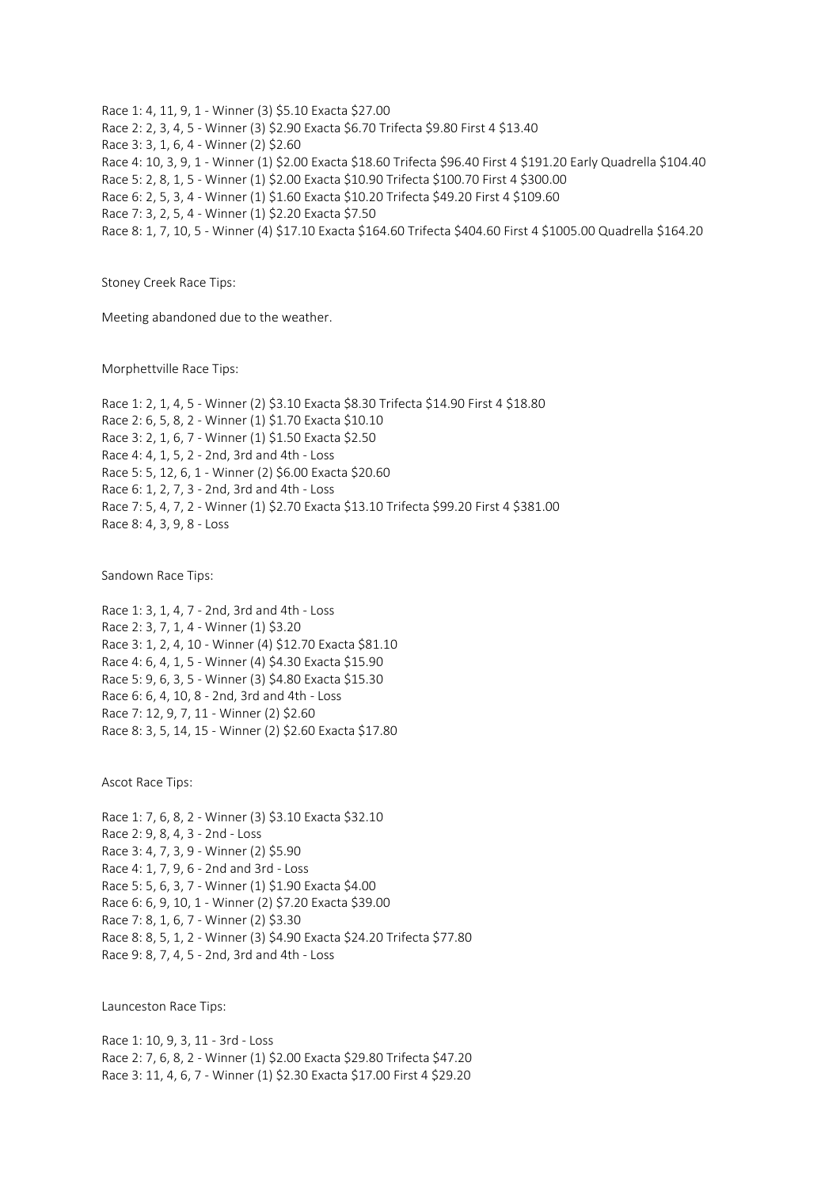Race 1: 4, 11, 9, 1 - Winner (3) $5.10 Exacta $27.00
Race 2: 2, 3, 4, 5 - Winner (3) $2.90 Exacta $6.70 Trifecta $9.80 First 4 $13.40
Race 3: 3, 1, 6, 4 - Winner (2) $2.60
Race 4: 10, 3, 9, 1 - Winner (1) $2.00 Exacta $18.60 Trifecta $96.40 First 4 $191.20 Early Quadrella $104.40
Race 5: 2, 8, 1, 5 - Winner (1) $2.00 Exacta $10.90 Trifecta $100.70 First 4 $300.00
Race 6: 2, 5, 3, 4 - Winner (1) $1.60 Exacta $10.20 Trifecta $49.20 First 4 $109.60
Race 7: 3, 2, 5, 4 - Winner (1) $2.20 Exacta $7.50
Race 8: 1, 7, 10, 5 - Winner (4) $17.10 Exacta $164.60 Trifecta $404.60 First 4 $1005.00 Quadrella $164.20

Stoney Creek Race Tips:

Meeting abandoned due to the weather.

Morphettville Race Tips:

Race 1: 2, 1, 4, 5 - Winner (2) $3.10 Exacta $8.30 Trifecta $14.90 First 4 $18.80
Race 2: 6, 5, 8, 2 - Winner (1) $1.70 Exacta $10.10
Race 3: 2, 1, 6, 7 - Winner (1) $1.50 Exacta $2.50
Race 4: 4, 1, 5, 2 - 2nd, 3rd and 4th - Loss
Race 5: 5, 12, 6, 1 - Winner (2) $6.00 Exacta $20.60
Race 6: 1, 2, 7, 3 - 2nd, 3rd and 4th - Loss
Race 7: 5, 4, 7, 2 - Winner (1) $2.70 Exacta $13.10 Trifecta $99.20 First 4 $381.00
Race 8: 4, 3, 9, 8 - Loss

Sandown Race Tips:

Race 1: 3, 1, 4, 7 - 2nd, 3rd and 4th - Loss
Race 2: 3, 7, 1, 4 - Winner (1) $3.20
Race 3: 1, 2, 4, 10 - Winner (4) $12.70 Exacta $81.10
Race 4: 6, 4, 1, 5 - Winner (4) $4.30 Exacta $15.90
Race 5: 9, 6, 3, 5 - Winner (3) $4.80 Exacta $15.30
Race 6: 6, 4, 10, 8 - 2nd, 3rd and 4th - Loss
Race 7: 12, 9, 7, 11 - Winner (2) $2.60
Race 8: 3, 5, 14, 15 - Winner (2) $2.60 Exacta $17.80

Ascot Race Tips:

Race 1: 7, 6, 8, 2 - Winner (3) $3.10 Exacta $32.10
Race 2: 9, 8, 4, 3 - 2nd - Loss
Race 3: 4, 7, 3, 9 - Winner (2) $5.90
Race 4: 1, 7, 9, 6 - 2nd and 3rd - Loss
Race 5: 5, 6, 3, 7 - Winner (1) $1.90 Exacta $4.00
Race 6: 6, 9, 10, 1 - Winner (2) $7.20 Exacta $39.00
Race 7: 8, 1, 6, 7 - Winner (2) $3.30
Race 8: 8, 5, 1, 2 - Winner (3) $4.90 Exacta $24.20 Trifecta $77.80
Race 9: 8, 7, 4, 5 - 2nd, 3rd and 4th - Loss

Launceston Race Tips:

Race 1: 10, 9, 3, 11 - 3rd - Loss
Race 2: 7, 6, 8, 2 - Winner (1) $2.00 Exacta $29.80 Trifecta $47.20
Race 3: 11, 4, 6, 7 - Winner (1) $2.30 Exacta $17.00 First 4 $29.20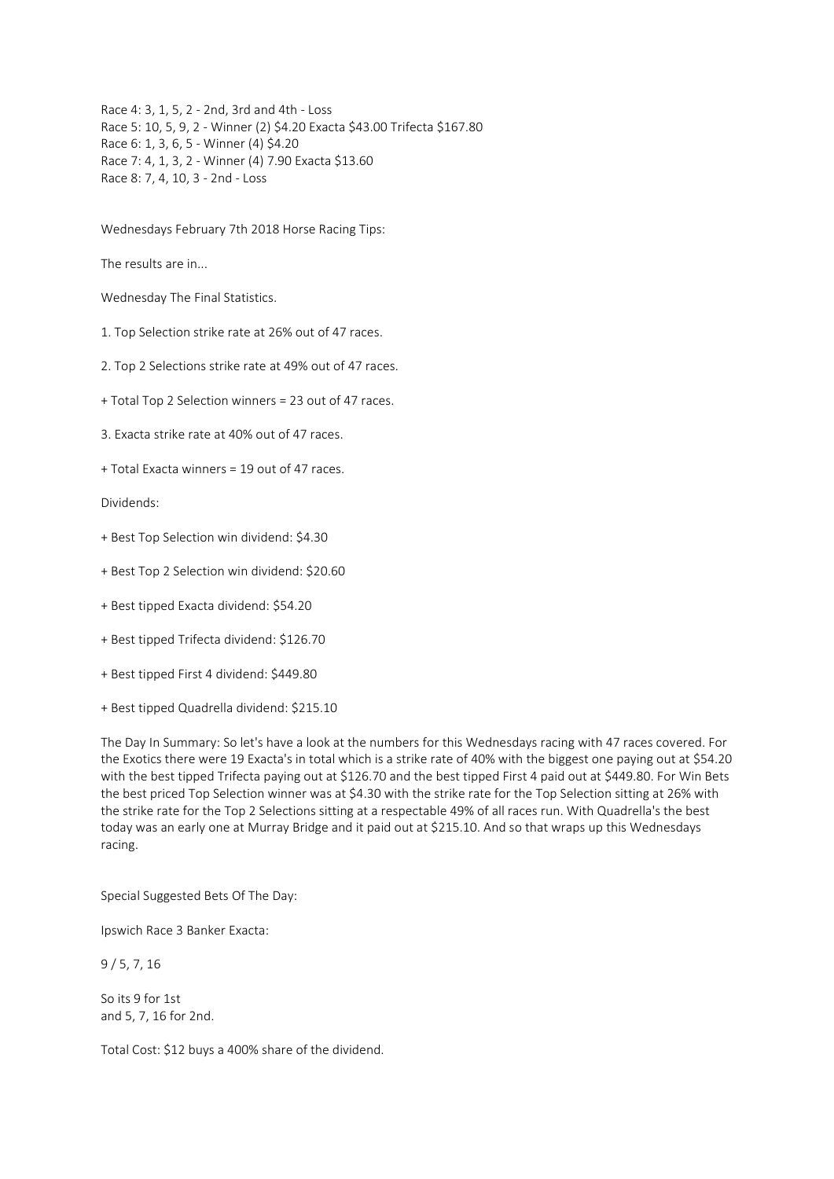Race 4: 3, 1, 5, 2 - 2nd, 3rd and 4th - Loss
Race 5: 10, 5, 9, 2 - Winner (2) $4.20 Exacta $43.00 Trifecta $167.80
Race 6: 1, 3, 6, 5 - Winner (4) $4.20
Race 7: 4, 1, 3, 2 - Winner (4) 7.90 Exacta $13.60
Race 8: 7, 4, 10, 3 - 2nd - Loss

Wednesdays February 7th 2018 Horse Racing Tips:

The results are in...

Wednesday The Final Statistics.

1. Top Selection strike rate at 26% out of 47 races.

2. Top 2 Selections strike rate at 49% out of 47 races.

+ Total Top 2 Selection winners = 23 out of 47 races.

3. Exacta strike rate at 40% out of 47 races.

+ Total Exacta winners = 19 out of 47 races.

Dividends:

+ Best Top Selection win dividend: $4.30

+ Best Top 2 Selection win dividend: $20.60

+ Best tipped Exacta dividend: $54.20

+ Best tipped Trifecta dividend: $126.70

+ Best tipped First 4 dividend: $449.80

+ Best tipped Quadrella dividend: $215.10

The Day In Summary: So let's have a look at the numbers for this Wednesdays racing with 47 races covered. For the Exotics there were 19 Exacta's in total which is a strike rate of 40% with the biggest one paying out at $54.20 with the best tipped Trifecta paying out at $126.70 and the best tipped First 4 paid out at $449.80. For Win Bets the best priced Top Selection winner was at $4.30 with the strike rate for the Top Selection sitting at 26% with the strike rate for the Top 2 Selections sitting at a respectable 49% of all races run. With Quadrella's the best today was an early one at Murray Bridge and it paid out at $215.10. And so that wraps up this Wednesdays racing.

Special Suggested Bets Of The Day:

Ipswich Race 3 Banker Exacta:

9 / 5, 7, 16

So its 9 for 1st
and 5, 7, 16 for 2nd.

Total Cost: $12 buys a 400% share of the dividend.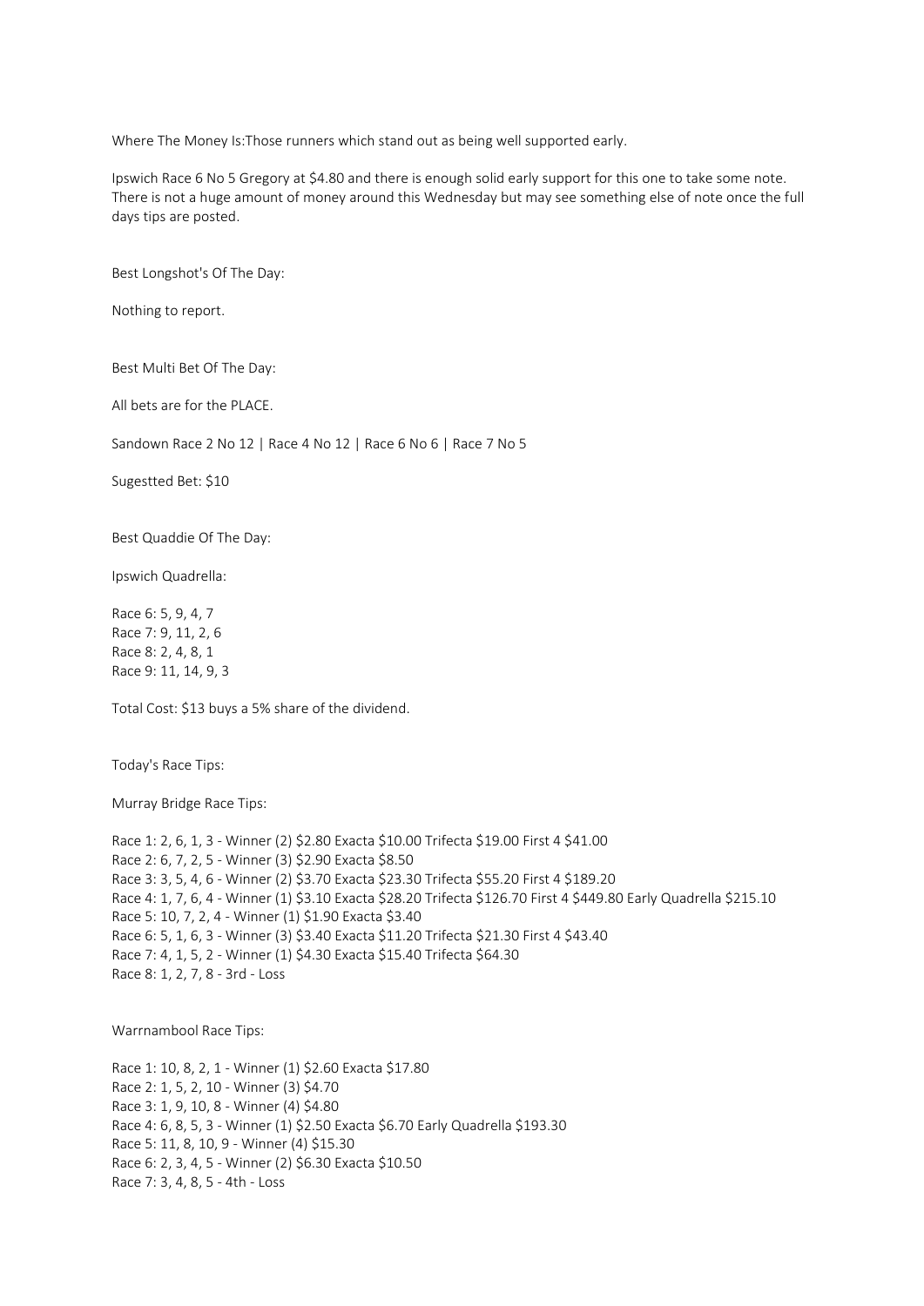Where The Money Is:Those runners which stand out as being well supported early.

Ipswich Race 6 No 5 Gregory at $4.80 and there is enough solid early support for this one to take some note. There is not a huge amount of money around this Wednesday but may see something else of note once the full days tips are posted.

Best Longshot's Of The Day:

Nothing to report.

Best Multi Bet Of The Day:

All bets are for the PLACE.

Sandown Race 2 No 12 | Race 4 No 12 | Race 6 No 6 | Race 7 No 5

Sugestted Bet: $10

Best Quaddie Of The Day:

Ipswich Quadrella:

Race 6: 5, 9, 4, 7
Race 7: 9, 11, 2, 6
Race 8: 2, 4, 8, 1
Race 9: 11, 14, 9, 3

Total Cost: $13 buys a 5% share of the dividend.

Today's Race Tips:

Murray Bridge Race Tips:

Race 1: 2, 6, 1, 3 - Winner (2) $2.80 Exacta $10.00 Trifecta $19.00 First 4 $41.00
Race 2: 6, 7, 2, 5 - Winner (3) $2.90 Exacta $8.50
Race 3: 3, 5, 4, 6 - Winner (2) $3.70 Exacta $23.30 Trifecta $55.20 First 4 $189.20
Race 4: 1, 7, 6, 4 - Winner (1) $3.10 Exacta $28.20 Trifecta $126.70 First 4 $449.80 Early Quadrella $215.10
Race 5: 10, 7, 2, 4 - Winner (1) $1.90 Exacta $3.40
Race 6: 5, 1, 6, 3 - Winner (3) $3.40 Exacta $11.20 Trifecta $21.30 First 4 $43.40
Race 7: 4, 1, 5, 2 - Winner (1) $4.30 Exacta $15.40 Trifecta $64.30
Race 8: 1, 2, 7, 8 - 3rd - Loss

Warrnambool Race Tips:

Race 1: 10, 8, 2, 1 - Winner (1) $2.60 Exacta $17.80
Race 2: 1, 5, 2, 10 - Winner (3) $4.70
Race 3: 1, 9, 10, 8 - Winner (4) $4.80
Race 4: 6, 8, 5, 3 - Winner (1) $2.50 Exacta $6.70 Early Quadrella $193.30
Race 5: 11, 8, 10, 9 - Winner (4) $15.30
Race 6: 2, 3, 4, 5 - Winner (2) $6.30 Exacta $10.50
Race 7: 3, 4, 8, 5 - 4th - Loss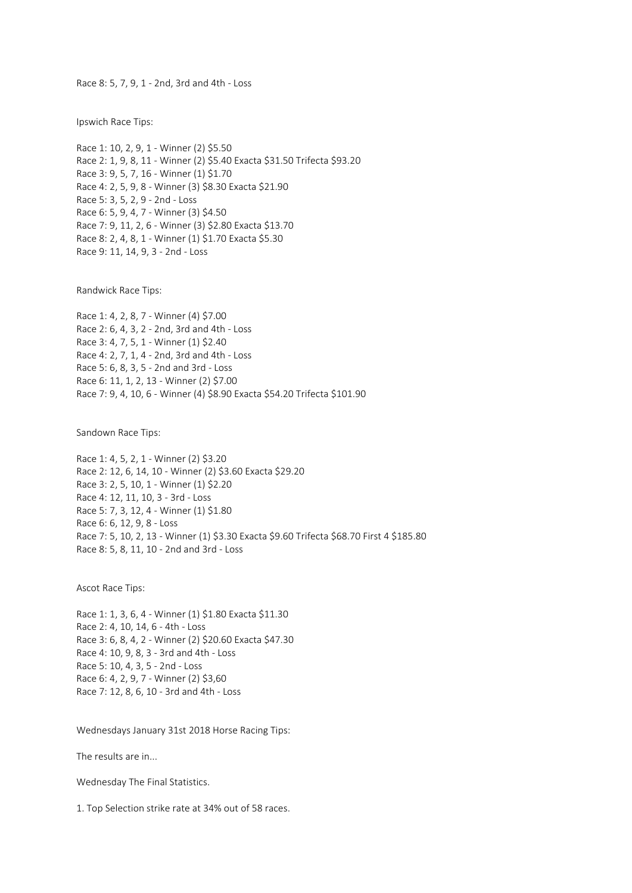Race 8: 5, 7, 9, 1 - 2nd, 3rd and 4th - Loss

Ipswich Race Tips:

Race 1: 10, 2, 9, 1 - Winner (2) $5.50
Race 2: 1, 9, 8, 11 - Winner (2) $5.40 Exacta $31.50 Trifecta $93.20
Race 3: 9, 5, 7, 16 - Winner (1) $1.70
Race 4: 2, 5, 9, 8 - Winner (3) $8.30 Exacta $21.90
Race 5: 3, 5, 2, 9 - 2nd - Loss
Race 6: 5, 9, 4, 7 - Winner (3) $4.50
Race 7: 9, 11, 2, 6 - Winner (3) $2.80 Exacta $13.70
Race 8: 2, 4, 8, 1 - Winner (1) $1.70 Exacta $5.30
Race 9: 11, 14, 9, 3 - 2nd - Loss

Randwick Race Tips:

Race 1: 4, 2, 8, 7 - Winner (4) $7.00
Race 2: 6, 4, 3, 2 - 2nd, 3rd and 4th - Loss
Race 3: 4, 7, 5, 1 - Winner (1) $2.40
Race 4: 2, 7, 1, 4 - 2nd, 3rd and 4th - Loss
Race 5: 6, 8, 3, 5 - 2nd and 3rd - Loss
Race 6: 11, 1, 2, 13 - Winner (2) $7.00
Race 7: 9, 4, 10, 6 - Winner (4) $8.90 Exacta $54.20 Trifecta $101.90

Sandown Race Tips:

Race 1: 4, 5, 2, 1 - Winner (2) $3.20
Race 2: 12, 6, 14, 10 - Winner (2) $3.60 Exacta $29.20
Race 3: 2, 5, 10, 1 - Winner (1) $2.20
Race 4: 12, 11, 10, 3 - 3rd - Loss
Race 5: 7, 3, 12, 4 - Winner (1) $1.80
Race 6: 6, 12, 9, 8 - Loss
Race 7: 5, 10, 2, 13 - Winner (1) $3.30 Exacta $9.60 Trifecta $68.70 First 4 $185.80
Race 8: 5, 8, 11, 10 - 2nd and 3rd - Loss

Ascot Race Tips:

Race 1: 1, 3, 6, 4 - Winner (1) $1.80 Exacta $11.30
Race 2: 4, 10, 14, 6 - 4th - Loss
Race 3: 6, 8, 4, 2 - Winner (2) $20.60 Exacta $47.30
Race 4: 10, 9, 8, 3 - 3rd and 4th - Loss
Race 5: 10, 4, 3, 5 - 2nd - Loss
Race 6: 4, 2, 9, 7 - Winner (2) $3,60
Race 7: 12, 8, 6, 10 - 3rd and 4th - Loss

Wednesdays January 31st 2018 Horse Racing Tips:

The results are in...

Wednesday The Final Statistics.

1. Top Selection strike rate at 34% out of 58 races.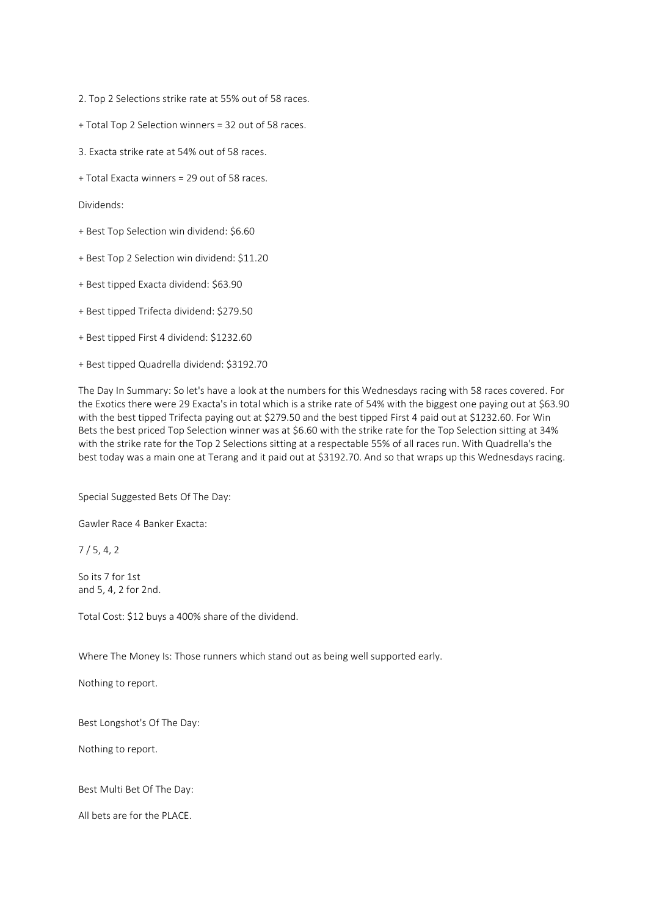2. Top 2 Selections strike rate at 55% out of 58 races.

+ Total Top 2 Selection winners = 32 out of 58 races.

3. Exacta strike rate at 54% out of 58 races.

+ Total Exacta winners = 29 out of 58 races.

Dividends:

+ Best Top Selection win dividend: $6.60

+ Best Top 2 Selection win dividend: $11.20

+ Best tipped Exacta dividend: $63.90

+ Best tipped Trifecta dividend: $279.50

+ Best tipped First 4 dividend: $1232.60

+ Best tipped Quadrella dividend: $3192.70

The Day In Summary: So let's have a look at the numbers for this Wednesdays racing with 58 races covered. For the Exotics there were 29 Exacta's in total which is a strike rate of 54% with the biggest one paying out at $63.90 with the best tipped Trifecta paying out at $279.50 and the best tipped First 4 paid out at $1232.60. For Win Bets the best priced Top Selection winner was at $6.60 with the strike rate for the Top Selection sitting at 34% with the strike rate for the Top 2 Selections sitting at a respectable 55% of all races run. With Quadrella's the best today was a main one at Terang and it paid out at $3192.70. And so that wraps up this Wednesdays racing.

Special Suggested Bets Of The Day:

Gawler Race 4 Banker Exacta:

7 / 5, 4, 2

So its 7 for 1st
and 5, 4, 2 for 2nd.

Total Cost: $12 buys a 400% share of the dividend.

Where The Money Is: Those runners which stand out as being well supported early.

Nothing to report.

Best Longshot's Of The Day:

Nothing to report.

Best Multi Bet Of The Day:

All bets are for the PLACE.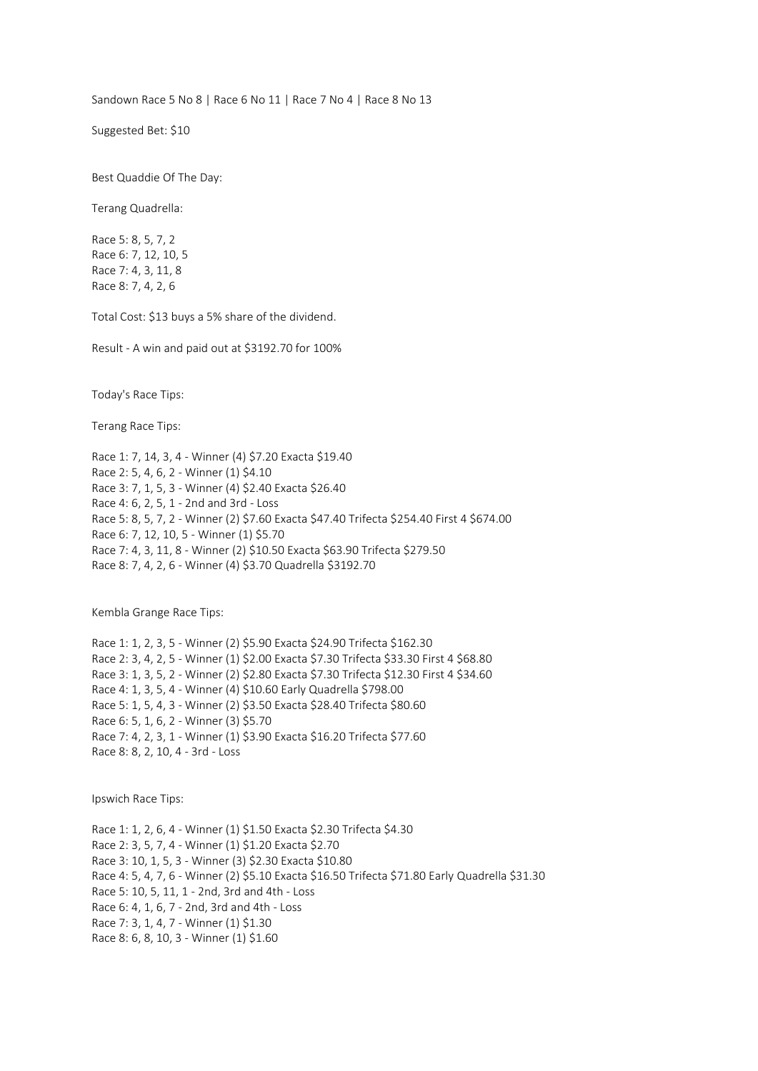Sandown Race 5 No 8 | Race 6 No 11 | Race 7 No 4 | Race 8 No 13

Suggested Bet: $10

Best Quaddie Of The Day:

Terang Quadrella:

Race 5: 8, 5, 7, 2
Race 6: 7, 12, 10, 5
Race 7: 4, 3, 11, 8
Race 8: 7, 4, 2, 6

Total Cost: $13 buys a 5% share of the dividend.

Result - A win and paid out at $3192.70 for 100%

Today's Race Tips:

Terang Race Tips:

Race 1: 7, 14, 3, 4 - Winner (4) $7.20 Exacta $19.40
Race 2: 5, 4, 6, 2 - Winner (1) $4.10
Race 3: 7, 1, 5, 3 - Winner (4) $2.40 Exacta $26.40
Race 4: 6, 2, 5, 1 - 2nd and 3rd - Loss
Race 5: 8, 5, 7, 2 - Winner (2) $7.60 Exacta $47.40 Trifecta $254.40 First 4 $674.00
Race 6: 7, 12, 10, 5 - Winner (1) $5.70
Race 7: 4, 3, 11, 8 - Winner (2) $10.50 Exacta $63.90 Trifecta $279.50
Race 8: 7, 4, 2, 6 - Winner (4) $3.70 Quadrella $3192.70

Kembla Grange Race Tips:

Race 1: 1, 2, 3, 5 - Winner (2) $5.90 Exacta $24.90 Trifecta $162.30
Race 2: 3, 4, 2, 5 - Winner (1) $2.00 Exacta $7.30 Trifecta $33.30 First 4 $68.80
Race 3: 1, 3, 5, 2 - Winner (2) $2.80 Exacta $7.30 Trifecta $12.30 First 4 $34.60
Race 4: 1, 3, 5, 4 - Winner (4) $10.60 Early Quadrella $798.00
Race 5: 1, 5, 4, 3 - Winner (2) $3.50 Exacta $28.40 Trifecta $80.60
Race 6: 5, 1, 6, 2 - Winner (3) $5.70
Race 7: 4, 2, 3, 1 - Winner (1) $3.90 Exacta $16.20 Trifecta $77.60
Race 8: 8, 2, 10, 4 - 3rd - Loss

Ipswich Race Tips:

Race 1: 1, 2, 6, 4 - Winner (1) $1.50 Exacta $2.30 Trifecta $4.30
Race 2: 3, 5, 7, 4 - Winner (1) $1.20 Exacta $2.70
Race 3: 10, 1, 5, 3 - Winner (3) $2.30 Exacta $10.80
Race 4: 5, 4, 7, 6 - Winner (2) $5.10 Exacta $16.50 Trifecta $71.80 Early Quadrella $31.30
Race 5: 10, 5, 11, 1 - 2nd, 3rd and 4th - Loss
Race 6: 4, 1, 6, 7 - 2nd, 3rd and 4th - Loss
Race 7: 3, 1, 4, 7 - Winner (1) $1.30
Race 8: 6, 8, 10, 3 - Winner (1) $1.60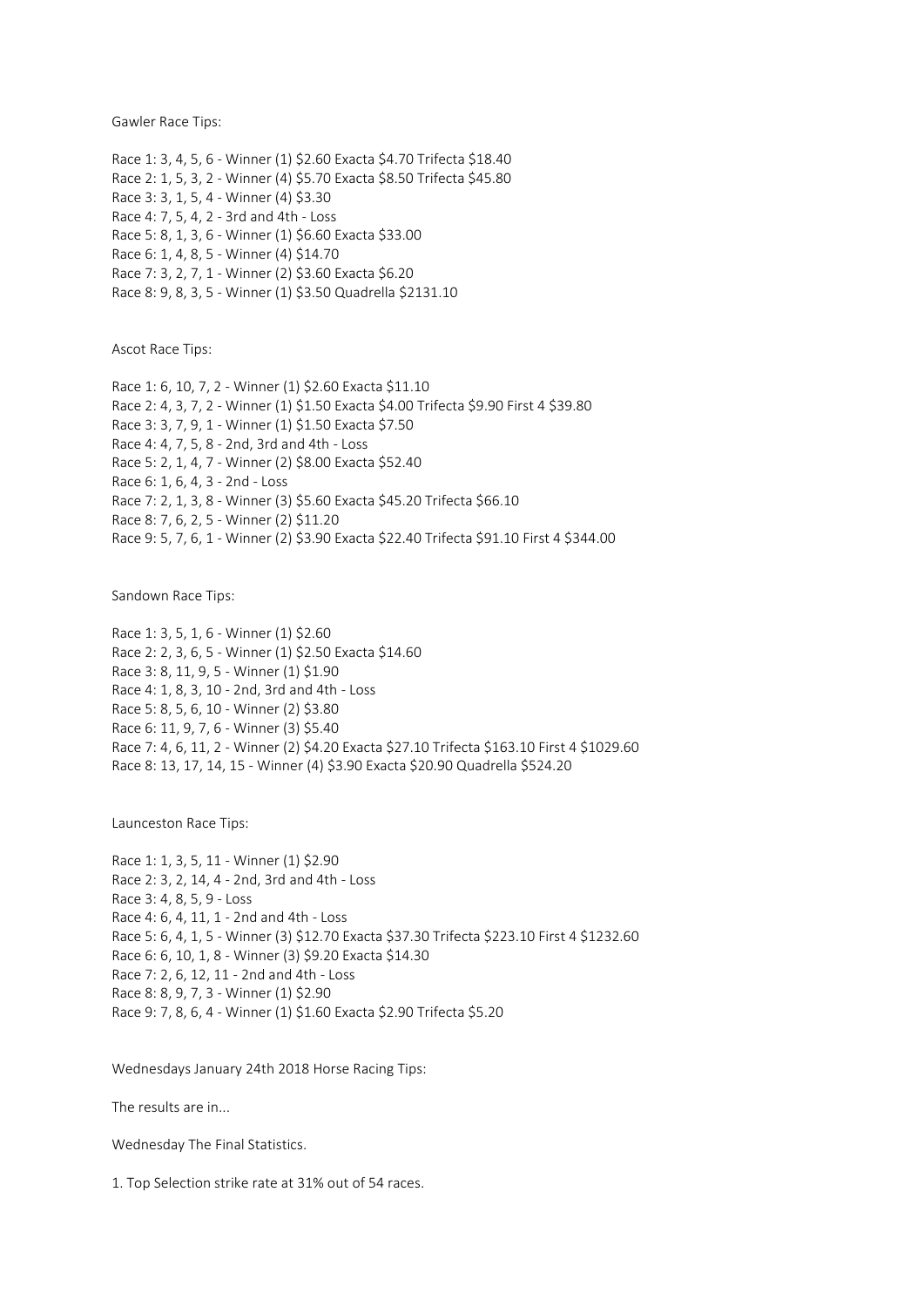Gawler Race Tips:

Race 1: 3, 4, 5, 6 - Winner (1) $2.60 Exacta $4.70 Trifecta $18.40
Race 2: 1, 5, 3, 2 - Winner (4) $5.70 Exacta $8.50 Trifecta $45.80
Race 3: 3, 1, 5, 4 - Winner (4) $3.30
Race 4: 7, 5, 4, 2 - 3rd and 4th - Loss
Race 5: 8, 1, 3, 6 - Winner (1) $6.60 Exacta $33.00
Race 6: 1, 4, 8, 5 - Winner (4) $14.70
Race 7: 3, 2, 7, 1 - Winner (2) $3.60 Exacta $6.20
Race 8: 9, 8, 3, 5 - Winner (1) $3.50 Quadrella $2131.10

Ascot Race Tips:

Race 1: 6, 10, 7, 2 - Winner (1) $2.60 Exacta $11.10
Race 2: 4, 3, 7, 2 - Winner (1) $1.50 Exacta $4.00 Trifecta $9.90 First 4 $39.80
Race 3: 3, 7, 9, 1 - Winner (1) $1.50 Exacta $7.50
Race 4: 4, 7, 5, 8 - 2nd, 3rd and 4th - Loss
Race 5: 2, 1, 4, 7 - Winner (2) $8.00 Exacta $52.40
Race 6: 1, 6, 4, 3 - 2nd - Loss
Race 7: 2, 1, 3, 8 - Winner (3) $5.60 Exacta $45.20 Trifecta $66.10
Race 8: 7, 6, 2, 5 - Winner (2) $11.20
Race 9: 5, 7, 6, 1 - Winner (2) $3.90 Exacta $22.40 Trifecta $91.10 First 4 $344.00

Sandown Race Tips:

Race 1: 3, 5, 1, 6 - Winner (1) $2.60
Race 2: 2, 3, 6, 5 - Winner (1) $2.50 Exacta $14.60
Race 3: 8, 11, 9, 5 - Winner (1) $1.90
Race 4: 1, 8, 3, 10 - 2nd, 3rd and 4th - Loss
Race 5: 8, 5, 6, 10 - Winner (2) $3.80
Race 6: 11, 9, 7, 6 - Winner (3) $5.40
Race 7: 4, 6, 11, 2 - Winner (2) $4.20 Exacta $27.10 Trifecta $163.10 First 4 $1029.60
Race 8: 13, 17, 14, 15 - Winner (4) $3.90 Exacta $20.90 Quadrella $524.20

Launceston Race Tips:

Race 1: 1, 3, 5, 11 - Winner (1) $2.90
Race 2: 3, 2, 14, 4 - 2nd, 3rd and 4th - Loss
Race 3: 4, 8, 5, 9 - Loss
Race 4: 6, 4, 11, 1 - 2nd and 4th - Loss
Race 5: 6, 4, 1, 5 - Winner (3) $12.70 Exacta $37.30 Trifecta $223.10 First 4 $1232.60
Race 6: 6, 10, 1, 8 - Winner (3) $9.20 Exacta $14.30
Race 7: 2, 6, 12, 11 - 2nd and 4th - Loss
Race 8: 8, 9, 7, 3 - Winner (1) $2.90
Race 9: 7, 8, 6, 4 - Winner (1) $1.60 Exacta $2.90 Trifecta $5.20

Wednesdays January 24th 2018 Horse Racing Tips:

The results are in...

Wednesday The Final Statistics.

1. Top Selection strike rate at 31% out of 54 races.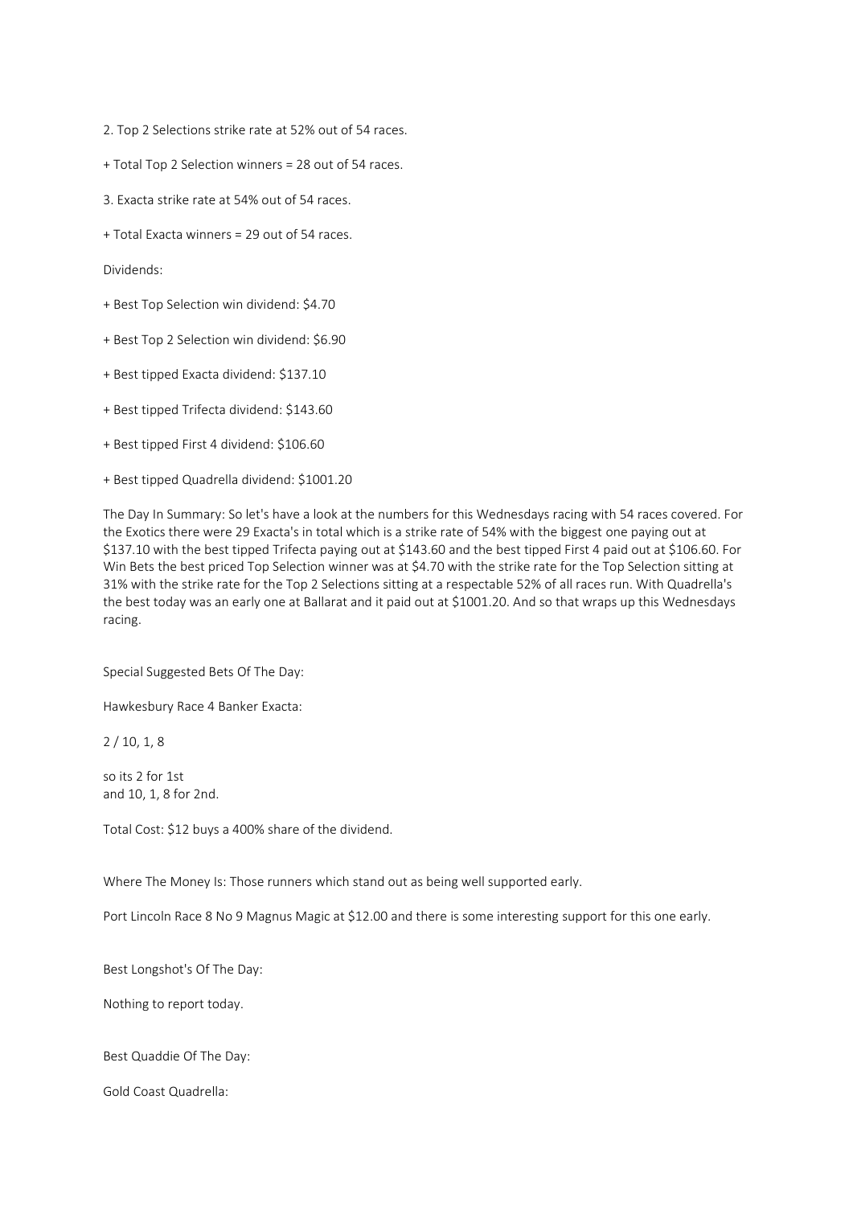2. Top 2 Selections strike rate at 52% out of 54 races.

+ Total Top 2 Selection winners = 28 out of 54 races.

3. Exacta strike rate at 54% out of 54 races.

+ Total Exacta winners = 29 out of 54 races.

Dividends:

+ Best Top Selection win dividend: $4.70

+ Best Top 2 Selection win dividend: $6.90

+ Best tipped Exacta dividend: $137.10

+ Best tipped Trifecta dividend: $143.60

+ Best tipped First 4 dividend: $106.60

+ Best tipped Quadrella dividend: $1001.20

The Day In Summary: So let's have a look at the numbers for this Wednesdays racing with 54 races covered. For the Exotics there were 29 Exacta's in total which is a strike rate of 54% with the biggest one paying out at $137.10 with the best tipped Trifecta paying out at $143.60 and the best tipped First 4 paid out at $106.60. For Win Bets the best priced Top Selection winner was at $4.70 with the strike rate for the Top Selection sitting at 31% with the strike rate for the Top 2 Selections sitting at a respectable 52% of all races run. With Quadrella's the best today was an early one at Ballarat and it paid out at $1001.20. And so that wraps up this Wednesdays racing.

Special Suggested Bets Of The Day:

Hawkesbury Race 4 Banker Exacta:

2 / 10, 1, 8

so its 2 for 1st
and 10, 1, 8 for 2nd.

Total Cost: $12 buys a 400% share of the dividend.

Where The Money Is: Those runners which stand out as being well supported early.

Port Lincoln Race 8 No 9 Magnus Magic at $12.00 and there is some interesting support for this one early.

Best Longshot's Of The Day:

Nothing to report today.

Best Quaddie Of The Day:

Gold Coast Quadrella: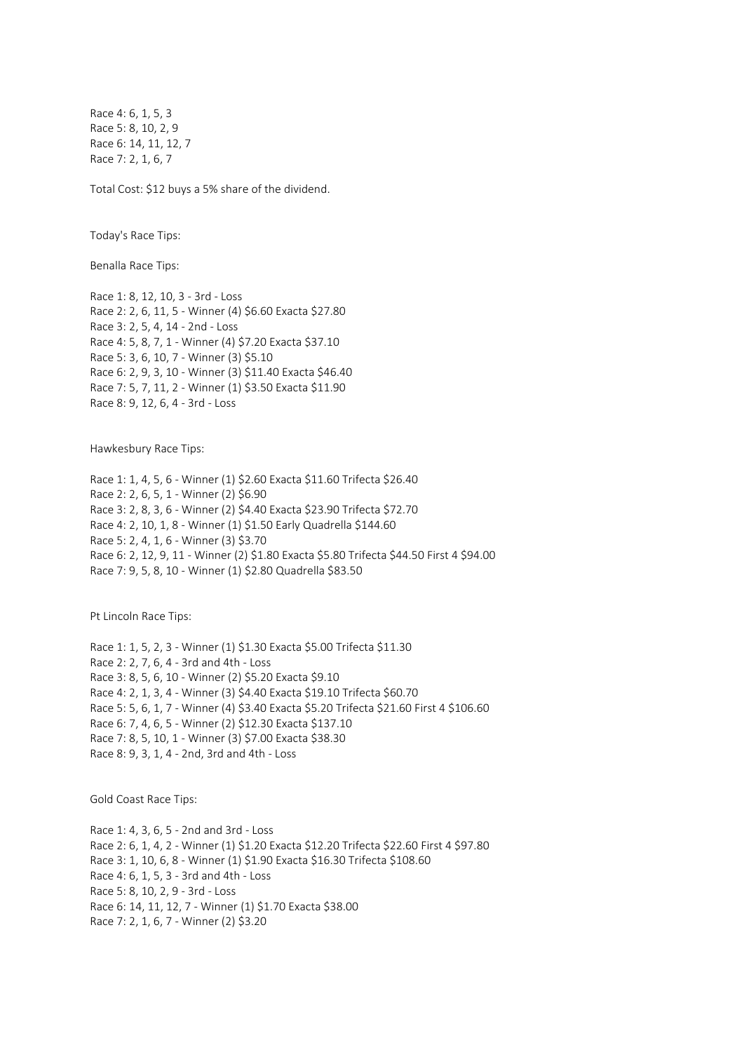Race 4: 6, 1, 5, 3
Race 5: 8, 10, 2, 9
Race 6: 14, 11, 12, 7
Race 7: 2, 1, 6, 7

Total Cost: $12 buys a 5% share of the dividend.

Today's Race Tips:

Benalla Race Tips:

Race 1: 8, 12, 10, 3 - 3rd - Loss
Race 2: 2, 6, 11, 5 - Winner (4) $6.60 Exacta $27.80
Race 3: 2, 5, 4, 14 - 2nd - Loss
Race 4: 5, 8, 7, 1 - Winner (4) $7.20 Exacta $37.10
Race 5: 3, 6, 10, 7 - Winner (3) $5.10
Race 6: 2, 9, 3, 10 - Winner (3) $11.40 Exacta $46.40
Race 7: 5, 7, 11, 2 - Winner (1) $3.50 Exacta $11.90
Race 8: 9, 12, 6, 4 - 3rd - Loss

Hawkesbury Race Tips:

Race 1: 1, 4, 5, 6 - Winner (1) $2.60 Exacta $11.60 Trifecta $26.40
Race 2: 2, 6, 5, 1 - Winner (2) $6.90
Race 3: 2, 8, 3, 6 - Winner (2) $4.40 Exacta $23.90 Trifecta $72.70
Race 4: 2, 10, 1, 8 - Winner (1) $1.50 Early Quadrella $144.60
Race 5: 2, 4, 1, 6 - Winner (3) $3.70
Race 6: 2, 12, 9, 11 - Winner (2) $1.80 Exacta $5.80 Trifecta $44.50 First 4 $94.00
Race 7: 9, 5, 8, 10 - Winner (1) $2.80 Quadrella $83.50

Pt Lincoln Race Tips:

Race 1: 1, 5, 2, 3 - Winner (1) $1.30 Exacta $5.00 Trifecta $11.30
Race 2: 2, 7, 6, 4 - 3rd and 4th - Loss
Race 3: 8, 5, 6, 10 - Winner (2) $5.20 Exacta $9.10
Race 4: 2, 1, 3, 4 - Winner (3) $4.40 Exacta $19.10 Trifecta $60.70
Race 5: 5, 6, 1, 7 - Winner (4) $3.40 Exacta $5.20 Trifecta $21.60 First 4 $106.60
Race 6: 7, 4, 6, 5 - Winner (2) $12.30 Exacta $137.10
Race 7: 8, 5, 10, 1 - Winner (3) $7.00 Exacta $38.30
Race 8: 9, 3, 1, 4 - 2nd, 3rd and 4th - Loss

Gold Coast Race Tips:

Race 1: 4, 3, 6, 5 - 2nd and 3rd - Loss
Race 2: 6, 1, 4, 2 - Winner (1) $1.20 Exacta $12.20 Trifecta $22.60 First 4 $97.80
Race 3: 1, 10, 6, 8 - Winner (1) $1.90 Exacta $16.30 Trifecta $108.60
Race 4: 6, 1, 5, 3 - 3rd and 4th - Loss
Race 5: 8, 10, 2, 9 - 3rd - Loss
Race 6: 14, 11, 12, 7 - Winner (1) $1.70 Exacta $38.00
Race 7: 2, 1, 6, 7 - Winner (2) $3.20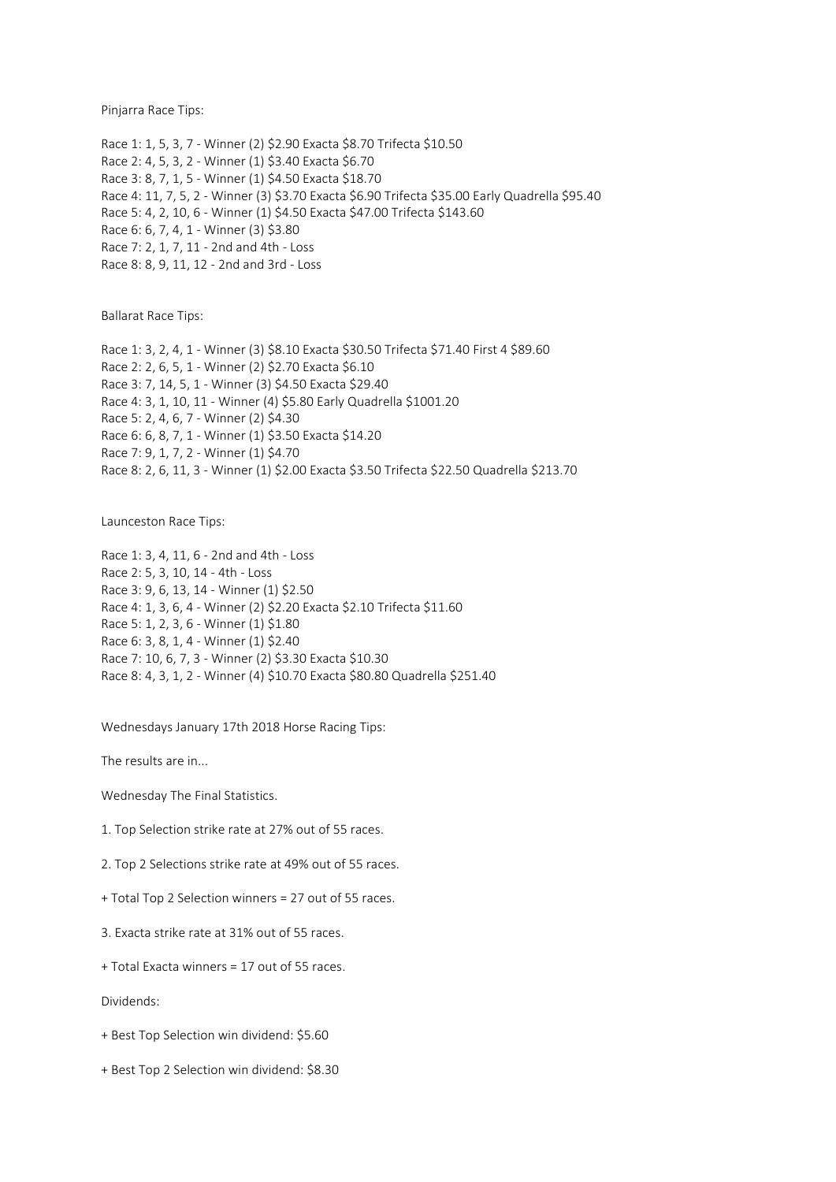Pinjarra Race Tips:

Race 1: 1, 5, 3, 7 - Winner (2) $2.90 Exacta $8.70 Trifecta $10.50
Race 2: 4, 5, 3, 2 - Winner (1) $3.40 Exacta $6.70
Race 3: 8, 7, 1, 5 - Winner (1) $4.50 Exacta $18.70
Race 4: 11, 7, 5, 2 - Winner (3) $3.70 Exacta $6.90 Trifecta $35.00 Early Quadrella $95.40
Race 5: 4, 2, 10, 6 - Winner (1) $4.50 Exacta $47.00 Trifecta $143.60
Race 6: 6, 7, 4, 1 - Winner (3) $3.80
Race 7: 2, 1, 7, 11 - 2nd and 4th - Loss
Race 8: 8, 9, 11, 12 - 2nd and 3rd - Loss

Ballarat Race Tips:

Race 1: 3, 2, 4, 1 - Winner (3) $8.10 Exacta $30.50 Trifecta $71.40 First 4 $89.60
Race 2: 2, 6, 5, 1 - Winner (2) $2.70 Exacta $6.10
Race 3: 7, 14, 5, 1 - Winner (3) $4.50 Exacta $29.40
Race 4: 3, 1, 10, 11 - Winner (4) $5.80 Early Quadrella $1001.20
Race 5: 2, 4, 6, 7 - Winner (2) $4.30
Race 6: 6, 8, 7, 1 - Winner (1) $3.50 Exacta $14.20
Race 7: 9, 1, 7, 2 - Winner (1) $4.70
Race 8: 2, 6, 11, 3 - Winner (1) $2.00 Exacta $3.50 Trifecta $22.50 Quadrella $213.70

Launceston Race Tips:

Race 1: 3, 4, 11, 6 - 2nd and 4th - Loss
Race 2: 5, 3, 10, 14 - 4th - Loss
Race 3: 9, 6, 13, 14 - Winner (1) $2.50
Race 4: 1, 3, 6, 4 - Winner (2) $2.20 Exacta $2.10 Trifecta $11.60
Race 5: 1, 2, 3, 6 - Winner (1) $1.80
Race 6: 3, 8, 1, 4 - Winner (1) $2.40
Race 7: 10, 6, 7, 3 - Winner (2) $3.30 Exacta $10.30
Race 8: 4, 3, 1, 2 - Winner (4) $10.70 Exacta $80.80 Quadrella $251.40

Wednesdays January 17th 2018 Horse Racing Tips:

The results are in...

Wednesday The Final Statistics.

1. Top Selection strike rate at 27% out of 55 races.

2. Top 2 Selections strike rate at 49% out of 55 races.

+ Total Top 2 Selection winners = 27 out of 55 races.

3. Exacta strike rate at 31% out of 55 races.

+ Total Exacta winners = 17 out of 55 races.

Dividends:

+ Best Top Selection win dividend: $5.60

+ Best Top 2 Selection win dividend: $8.30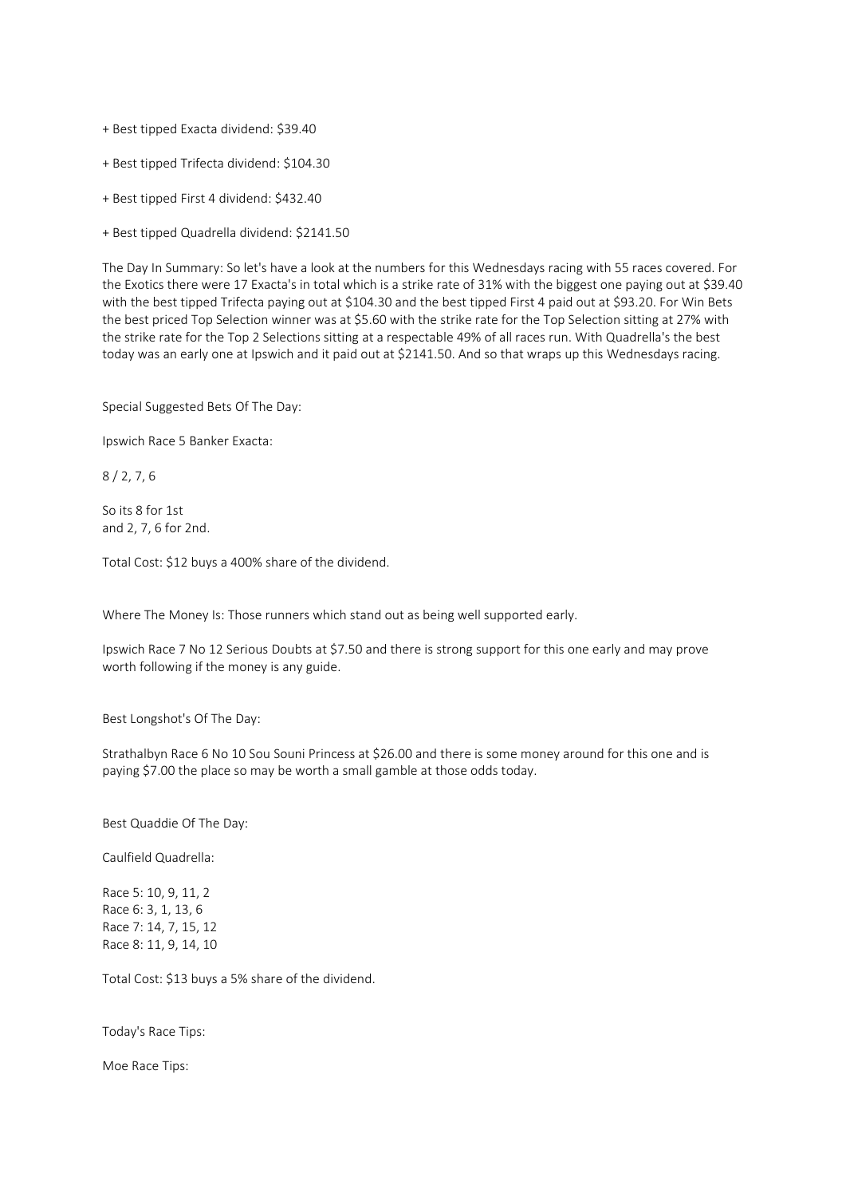+ Best tipped Exacta dividend: $39.40

+ Best tipped Trifecta dividend: $104.30

+ Best tipped First 4 dividend: $432.40

+ Best tipped Quadrella dividend: $2141.50

The Day In Summary: So let's have a look at the numbers for this Wednesdays racing with 55 races covered. For the Exotics there were 17 Exacta's in total which is a strike rate of 31% with the biggest one paying out at $39.40 with the best tipped Trifecta paying out at $104.30 and the best tipped First 4 paid out at $93.20. For Win Bets the best priced Top Selection winner was at $5.60 with the strike rate for the Top Selection sitting at 27% with the strike rate for the Top 2 Selections sitting at a respectable 49% of all races run. With Quadrella's the best today was an early one at Ipswich and it paid out at $2141.50. And so that wraps up this Wednesdays racing.

Special Suggested Bets Of The Day:

Ipswich Race 5 Banker Exacta:

8 / 2, 7, 6

So its 8 for 1st
and 2, 7, 6 for 2nd.

Total Cost: $12 buys a 400% share of the dividend.

Where The Money Is: Those runners which stand out as being well supported early.

Ipswich Race 7 No 12 Serious Doubts at $7.50 and there is strong support for this one early and may prove worth following if the money is any guide.

Best Longshot's Of The Day:

Strathalbyn Race 6 No 10 Sou Souni Princess at $26.00 and there is some money around for this one and is paying $7.00 the place so may be worth a small gamble at those odds today.

Best Quaddie Of The Day:

Caulfield Quadrella:

Race 5: 10, 9, 11, 2
Race 6: 3, 1, 13, 6
Race 7: 14, 7, 15, 12
Race 8: 11, 9, 14, 10

Total Cost: $13 buys a 5% share of the dividend.

Today's Race Tips:

Moe Race Tips: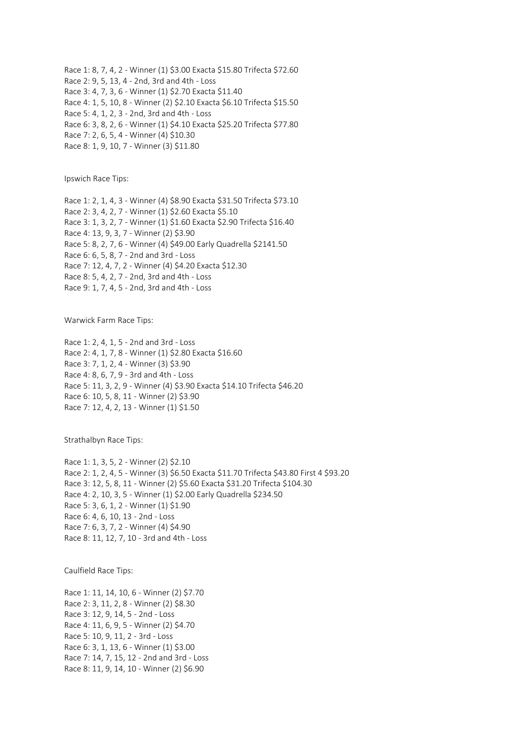Race 1: 8, 7, 4, 2 - Winner (1) $3.00 Exacta $15.80 Trifecta $72.60
Race 2: 9, 5, 13, 4 - 2nd, 3rd and 4th - Loss
Race 3: 4, 7, 3, 6 - Winner (1) $2.70 Exacta $11.40
Race 4: 1, 5, 10, 8 - Winner (2) $2.10 Exacta $6.10 Trifecta $15.50
Race 5: 4, 1, 2, 3 - 2nd, 3rd and 4th - Loss
Race 6: 3, 8, 2, 6 - Winner (1) $4.10 Exacta $25.20 Trifecta $77.80
Race 7: 2, 6, 5, 4 - Winner (4) $10.30
Race 8: 1, 9, 10, 7 - Winner (3) $11.80

Ipswich Race Tips:

Race 1: 2, 1, 4, 3 - Winner (4) $8.90 Exacta $31.50 Trifecta $73.10
Race 2: 3, 4, 2, 7 - Winner (1) $2.60 Exacta $5.10
Race 3: 1, 3, 2, 7 - Winner (1) $1.60 Exacta $2.90 Trifecta $16.40
Race 4: 13, 9, 3, 7 - Winner (2) $3.90
Race 5: 8, 2, 7, 6 - Winner (4) $49.00 Early Quadrella $2141.50
Race 6: 6, 5, 8, 7 - 2nd and 3rd - Loss
Race 7: 12, 4, 7, 2 - Winner (4) $4.20 Exacta $12.30
Race 8: 5, 4, 2, 7 - 2nd, 3rd and 4th - Loss
Race 9: 1, 7, 4, 5 - 2nd, 3rd and 4th - Loss

Warwick Farm Race Tips:

Race 1: 2, 4, 1, 5 - 2nd and 3rd - Loss
Race 2: 4, 1, 7, 8 - Winner (1) $2.80 Exacta $16.60
Race 3: 7, 1, 2, 4 - Winner (3) $3.90
Race 4: 8, 6, 7, 9 - 3rd and 4th - Loss
Race 5: 11, 3, 2, 9 - Winner (4) $3.90 Exacta $14.10 Trifecta $46.20
Race 6: 10, 5, 8, 11 - Winner (2) $3.90
Race 7: 12, 4, 2, 13 - Winner (1) $1.50

Strathalbyn Race Tips:

Race 1: 1, 3, 5, 2 - Winner (2) $2.10
Race 2: 1, 2, 4, 5 - Winner (3) $6.50 Exacta $11.70 Trifecta $43.80 First 4 $93.20
Race 3: 12, 5, 8, 11 - Winner (2) $5.60 Exacta $31.20 Trifecta $104.30
Race 4: 2, 10, 3, 5 - Winner (1) $2.00 Early Quadrella $234.50
Race 5: 3, 6, 1, 2 - Winner (1) $1.90
Race 6: 4, 6, 10, 13 - 2nd - Loss
Race 7: 6, 3, 7, 2 - Winner (4) $4.90
Race 8: 11, 12, 7, 10 - 3rd and 4th - Loss

Caulfield Race Tips:

Race 1: 11, 14, 10, 6 - Winner (2) $7.70
Race 2: 3, 11, 2, 8 - Winner (2) $8.30
Race 3: 12, 9, 14, 5 - 2nd - Loss
Race 4: 11, 6, 9, 5 - Winner (2) $4.70
Race 5: 10, 9, 11, 2 - 3rd - Loss
Race 6: 3, 1, 13, 6 - Winner (1) $3.00
Race 7: 14, 7, 15, 12 - 2nd and 3rd - Loss
Race 8: 11, 9, 14, 10 - Winner (2) $6.90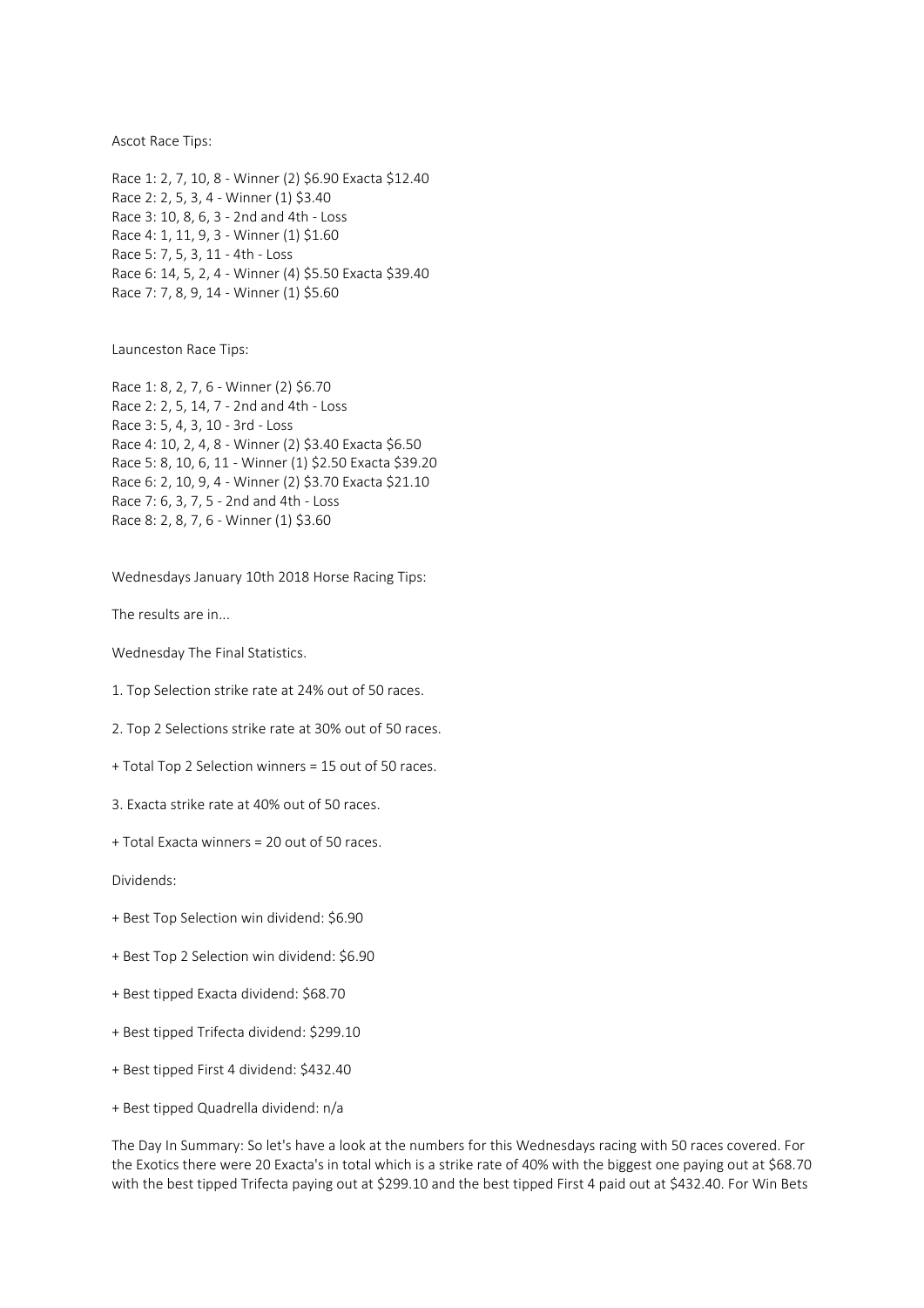Ascot Race Tips:

Race 1: 2, 7, 10, 8 - Winner (2) $6.90 Exacta $12.40
Race 2: 2, 5, 3, 4 - Winner (1) $3.40
Race 3: 10, 8, 6, 3 - 2nd and 4th - Loss
Race 4: 1, 11, 9, 3 - Winner (1) $1.60
Race 5: 7, 5, 3, 11 - 4th - Loss
Race 6: 14, 5, 2, 4 - Winner (4) $5.50 Exacta $39.40
Race 7: 7, 8, 9, 14 - Winner (1) $5.60

Launceston Race Tips:

Race 1: 8, 2, 7, 6 - Winner (2) $6.70
Race 2: 2, 5, 14, 7 - 2nd and 4th - Loss
Race 3: 5, 4, 3, 10 - 3rd - Loss
Race 4: 10, 2, 4, 8 - Winner (2) $3.40 Exacta $6.50
Race 5: 8, 10, 6, 11 - Winner (1) $2.50 Exacta $39.20
Race 6: 2, 10, 9, 4 - Winner (2) $3.70 Exacta $21.10
Race 7: 6, 3, 7, 5 - 2nd and 4th - Loss
Race 8: 2, 8, 7, 6 - Winner (1) $3.60

Wednesdays January 10th 2018 Horse Racing Tips:

The results are in...

Wednesday The Final Statistics.

1. Top Selection strike rate at 24% out of 50 races.

2. Top 2 Selections strike rate at 30% out of 50 races.

+ Total Top 2 Selection winners = 15 out of 50 races.

3. Exacta strike rate at 40% out of 50 races.

+ Total Exacta winners = 20 out of 50 races.

Dividends:

+ Best Top Selection win dividend: $6.90

+ Best Top 2 Selection win dividend: $6.90

+ Best tipped Exacta dividend: $68.70

+ Best tipped Trifecta dividend: $299.10

+ Best tipped First 4 dividend: $432.40

+ Best tipped Quadrella dividend: n/a

The Day In Summary: So let's have a look at the numbers for this Wednesdays racing with 50 races covered. For the Exotics there were 20 Exacta's in total which is a strike rate of 40% with the biggest one paying out at $68.70 with the best tipped Trifecta paying out at $299.10 and the best tipped First 4 paid out at $432.40. For Win Bets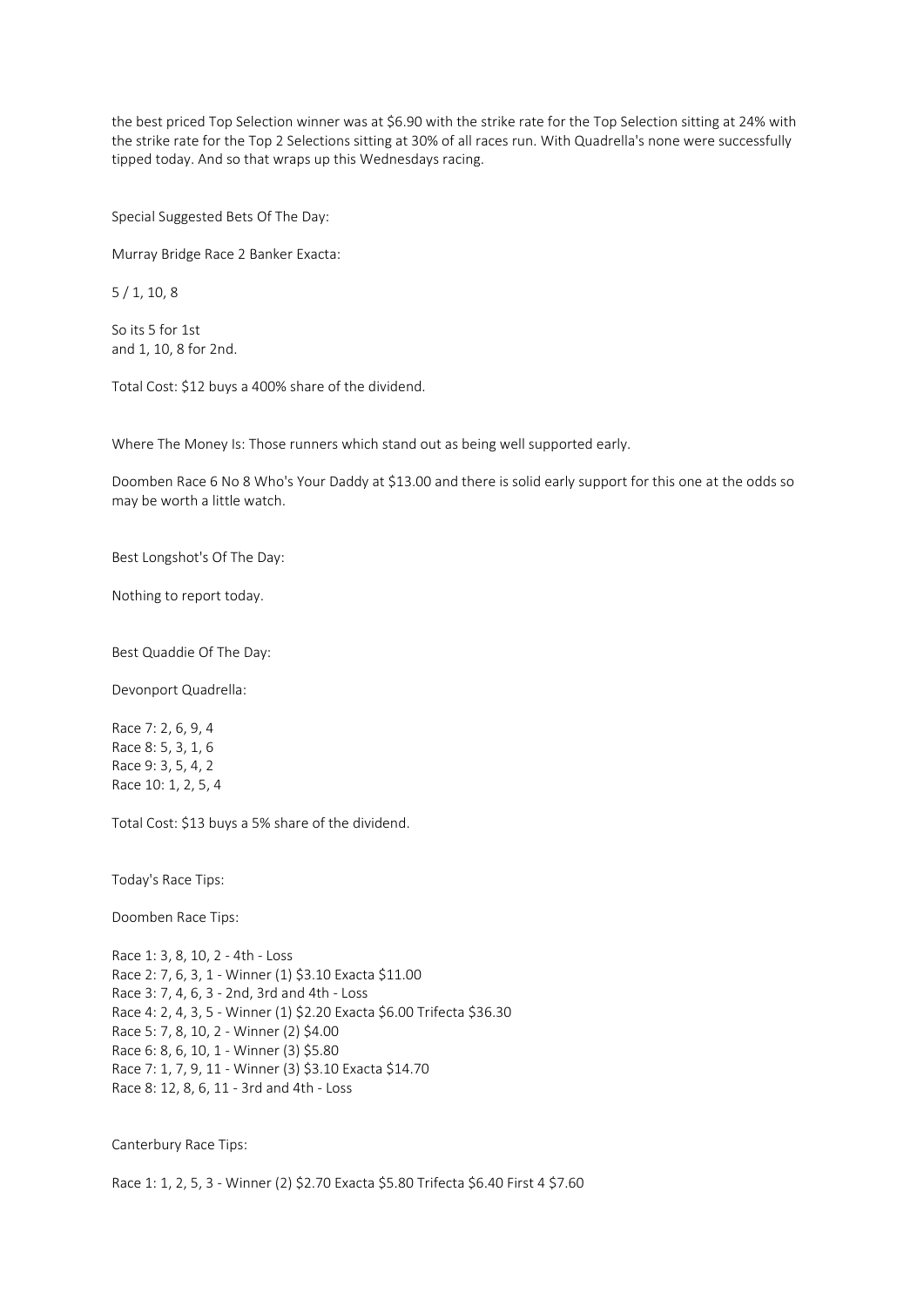the best priced Top Selection winner was at $6.90 with the strike rate for the Top Selection sitting at 24% with the strike rate for the Top 2 Selections sitting at 30% of all races run. With Quadrella's none were successfully tipped today. And so that wraps up this Wednesdays racing.

Special Suggested Bets Of The Day:

Murray Bridge Race 2 Banker Exacta:

5 / 1, 10, 8

So its 5 for 1st
and 1, 10, 8 for 2nd.

Total Cost: $12 buys a 400% share of the dividend.

Where The Money Is: Those runners which stand out as being well supported early.

Doomben Race 6 No 8 Who's Your Daddy at $13.00 and there is solid early support for this one at the odds so may be worth a little watch.

Best Longshot's Of The Day:

Nothing to report today.

Best Quaddie Of The Day:

Devonport Quadrella:

Race 7: 2, 6, 9, 4
Race 8: 5, 3, 1, 6
Race 9: 3, 5, 4, 2
Race 10: 1, 2, 5, 4

Total Cost: $13 buys a 5% share of the dividend.

Today's Race Tips:

Doomben Race Tips:

Race 1: 3, 8, 10, 2 - 4th - Loss
Race 2: 7, 6, 3, 1 - Winner (1) $3.10 Exacta $11.00
Race 3: 7, 4, 6, 3 - 2nd, 3rd and 4th - Loss
Race 4: 2, 4, 3, 5 - Winner (1) $2.20 Exacta $6.00 Trifecta $36.30
Race 5: 7, 8, 10, 2 - Winner (2) $4.00
Race 6: 8, 6, 10, 1 - Winner (3) $5.80
Race 7: 1, 7, 9, 11 - Winner (3) $3.10 Exacta $14.70
Race 8: 12, 8, 6, 11 - 3rd and 4th - Loss

Canterbury Race Tips:

Race 1: 1, 2, 5, 3 - Winner (2) $2.70 Exacta $5.80 Trifecta $6.40 First 4 $7.60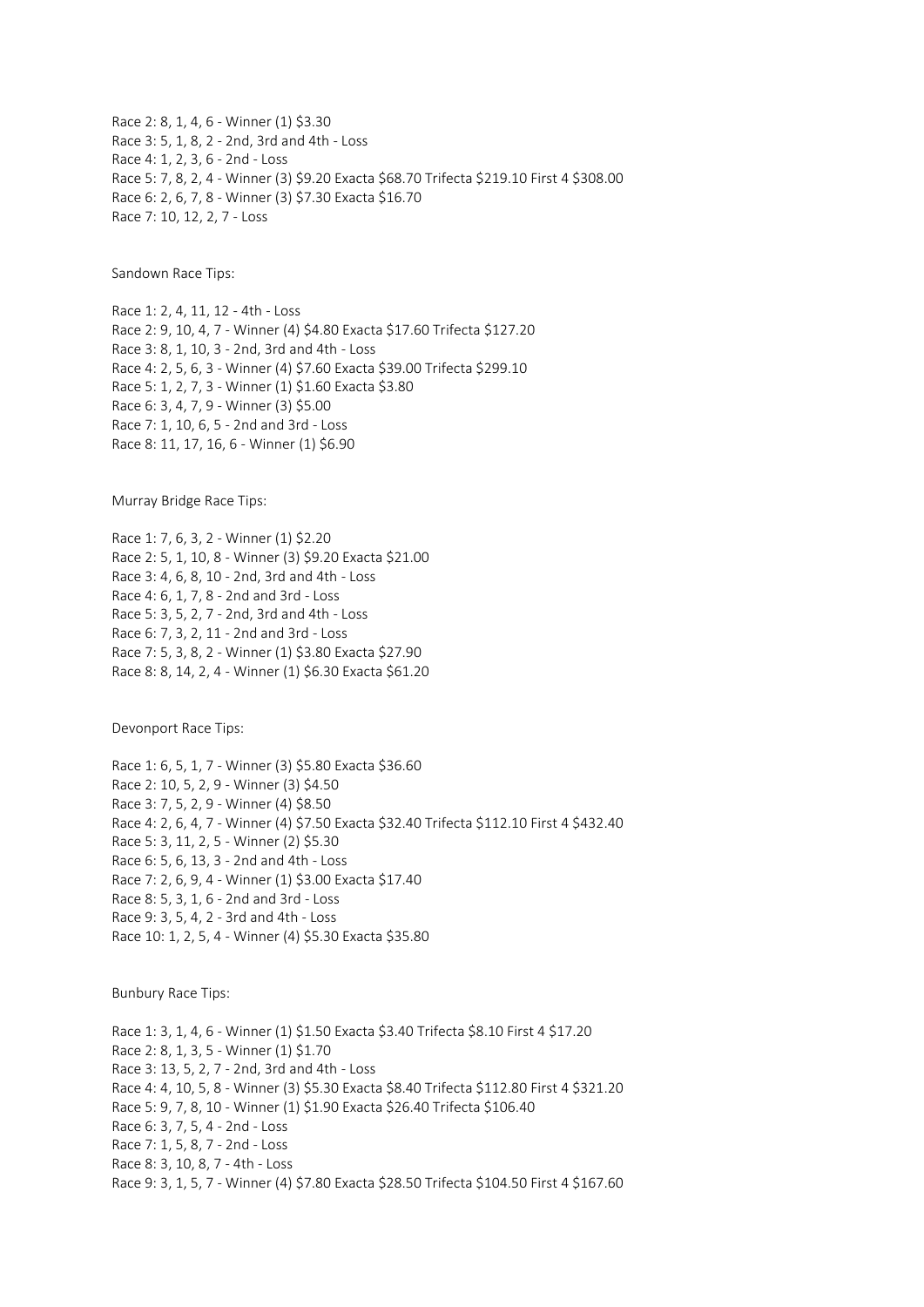Race 2: 8, 1, 4, 6 - Winner (1) $3.30
Race 3: 5, 1, 8, 2 - 2nd, 3rd and 4th - Loss
Race 4: 1, 2, 3, 6 - 2nd - Loss
Race 5: 7, 8, 2, 4 - Winner (3) $9.20 Exacta $68.70 Trifecta $219.10 First 4 $308.00
Race 6: 2, 6, 7, 8 - Winner (3) $7.30 Exacta $16.70
Race 7: 10, 12, 2, 7 - Loss

Sandown Race Tips:

Race 1: 2, 4, 11, 12 - 4th - Loss
Race 2: 9, 10, 4, 7 - Winner (4) $4.80 Exacta $17.60 Trifecta $127.20
Race 3: 8, 1, 10, 3 - 2nd, 3rd and 4th - Loss
Race 4: 2, 5, 6, 3 - Winner (4) $7.60 Exacta $39.00 Trifecta $299.10
Race 5: 1, 2, 7, 3 - Winner (1) $1.60 Exacta $3.80
Race 6: 3, 4, 7, 9 - Winner (3) $5.00
Race 7: 1, 10, 6, 5 - 2nd and 3rd - Loss
Race 8: 11, 17, 16, 6 - Winner (1) $6.90

Murray Bridge Race Tips:

Race 1: 7, 6, 3, 2 - Winner (1) $2.20
Race 2: 5, 1, 10, 8 - Winner (3) $9.20 Exacta $21.00
Race 3: 4, 6, 8, 10 - 2nd, 3rd and 4th - Loss
Race 4: 6, 1, 7, 8 - 2nd and 3rd - Loss
Race 5: 3, 5, 2, 7 - 2nd, 3rd and 4th - Loss
Race 6: 7, 3, 2, 11 - 2nd and 3rd - Loss
Race 7: 5, 3, 8, 2 - Winner (1) $3.80 Exacta $27.90
Race 8: 8, 14, 2, 4 - Winner (1) $6.30 Exacta $61.20

Devonport Race Tips:

Race 1: 6, 5, 1, 7 - Winner (3) $5.80 Exacta $36.60
Race 2: 10, 5, 2, 9 - Winner (3) $4.50
Race 3: 7, 5, 2, 9 - Winner (4) $8.50
Race 4: 2, 6, 4, 7 - Winner (4) $7.50 Exacta $32.40 Trifecta $112.10 First 4 $432.40
Race 5: 3, 11, 2, 5 - Winner (2) $5.30
Race 6: 5, 6, 13, 3 - 2nd and 4th - Loss
Race 7: 2, 6, 9, 4 - Winner (1) $3.00 Exacta $17.40
Race 8: 5, 3, 1, 6 - 2nd and 3rd - Loss
Race 9: 3, 5, 4, 2 - 3rd and 4th - Loss
Race 10: 1, 2, 5, 4 - Winner (4) $5.30 Exacta $35.80

Bunbury Race Tips:

Race 1: 3, 1, 4, 6 - Winner (1) $1.50 Exacta $3.40 Trifecta $8.10 First 4 $17.20
Race 2: 8, 1, 3, 5 - Winner (1) $1.70
Race 3: 13, 5, 2, 7 - 2nd, 3rd and 4th - Loss
Race 4: 4, 10, 5, 8 - Winner (3) $5.30 Exacta $8.40 Trifecta $112.80 First 4 $321.20
Race 5: 9, 7, 8, 10 - Winner (1) $1.90 Exacta $26.40 Trifecta $106.40
Race 6: 3, 7, 5, 4 - 2nd - Loss
Race 7: 1, 5, 8, 7 - 2nd - Loss
Race 8: 3, 10, 8, 7 - 4th - Loss
Race 9: 3, 1, 5, 7 - Winner (4) $7.80 Exacta $28.50 Trifecta $104.50 First 4 $167.60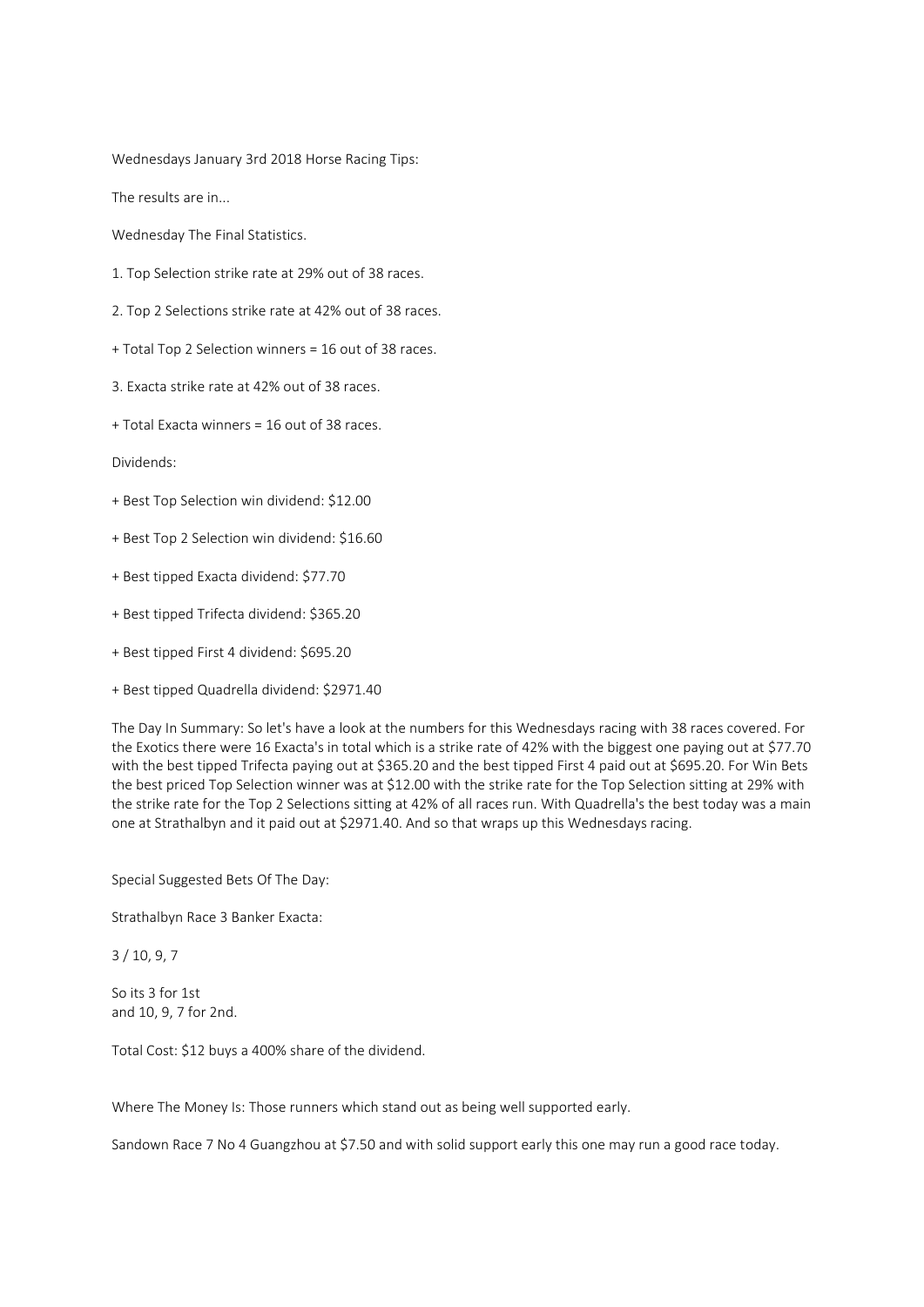Wednesdays January 3rd 2018 Horse Racing Tips:

The results are in...

Wednesday The Final Statistics.

1. Top Selection strike rate at 29% out of 38 races.

2. Top 2 Selections strike rate at 42% out of 38 races.

+ Total Top 2 Selection winners = 16 out of 38 races.

3. Exacta strike rate at 42% out of 38 races.

+ Total Exacta winners = 16 out of 38 races.

Dividends:

+ Best Top Selection win dividend: $12.00

+ Best Top 2 Selection win dividend: $16.60

+ Best tipped Exacta dividend: $77.70

+ Best tipped Trifecta dividend: $365.20

+ Best tipped First 4 dividend: $695.20

+ Best tipped Quadrella dividend: $2971.40

The Day In Summary: So let's have a look at the numbers for this Wednesdays racing with 38 races covered. For the Exotics there were 16 Exacta's in total which is a strike rate of 42% with the biggest one paying out at $77.70 with the best tipped Trifecta paying out at $365.20 and the best tipped First 4 paid out at $695.20. For Win Bets the best priced Top Selection winner was at $12.00 with the strike rate for the Top Selection sitting at 29% with the strike rate for the Top 2 Selections sitting at 42% of all races run. With Quadrella's the best today was a main one at Strathalbyn and it paid out at $2971.40. And so that wraps up this Wednesdays racing.

Special Suggested Bets Of The Day:

Strathalbyn Race 3 Banker Exacta:

3 / 10, 9, 7

So its 3 for 1st
and 10, 9, 7 for 2nd.

Total Cost: $12 buys a 400% share of the dividend.

Where The Money Is: Those runners which stand out as being well supported early.

Sandown Race 7 No 4 Guangzhou at $7.50 and with solid support early this one may run a good race today.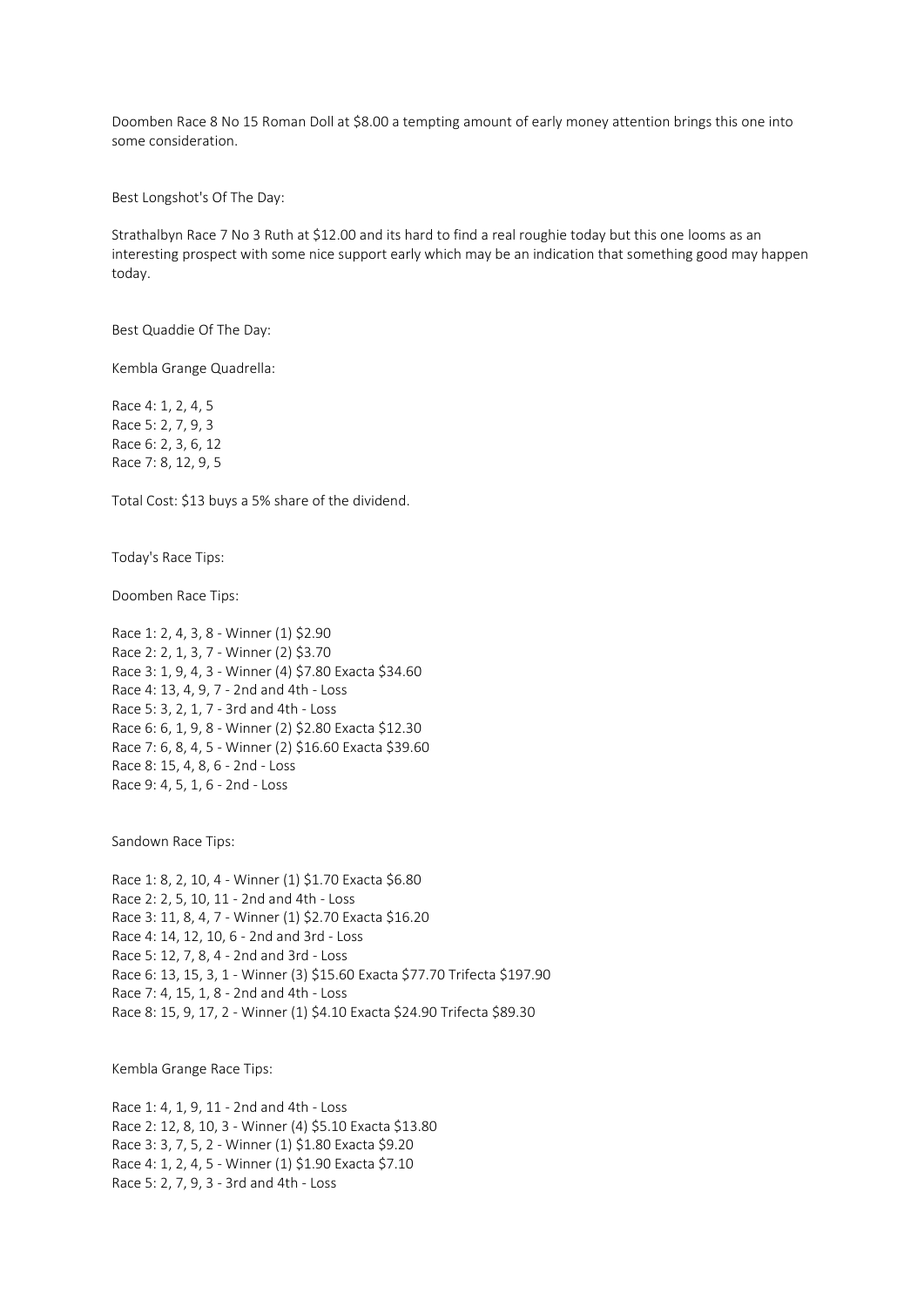Doomben Race 8 No 15 Roman Doll at $8.00 a tempting amount of early money attention brings this one into some consideration.

Best Longshot's Of The Day:

Strathalbyn Race 7 No 3 Ruth at $12.00 and its hard to find a real roughie today but this one looms as an interesting prospect with some nice support early which may be an indication that something good may happen today.

Best Quaddie Of The Day:

Kembla Grange Quadrella:

Race 4: 1, 2, 4, 5
Race 5: 2, 7, 9, 3
Race 6: 2, 3, 6, 12
Race 7: 8, 12, 9, 5

Total Cost: $13 buys a 5% share of the dividend.

Today's Race Tips:

Doomben Race Tips:

Race 1: 2, 4, 3, 8 - Winner (1) $2.90
Race 2: 2, 1, 3, 7 - Winner (2) $3.70
Race 3: 1, 9, 4, 3 - Winner (4) $7.80 Exacta $34.60
Race 4: 13, 4, 9, 7 - 2nd and 4th - Loss
Race 5: 3, 2, 1, 7 - 3rd and 4th - Loss
Race 6: 6, 1, 9, 8 - Winner (2) $2.80 Exacta $12.30
Race 7: 6, 8, 4, 5 - Winner (2) $16.60 Exacta $39.60
Race 8: 15, 4, 8, 6 - 2nd - Loss
Race 9: 4, 5, 1, 6 - 2nd - Loss

Sandown Race Tips:

Race 1: 8, 2, 10, 4 - Winner (1) $1.70 Exacta $6.80
Race 2: 2, 5, 10, 11 - 2nd and 4th - Loss
Race 3: 11, 8, 4, 7 - Winner (1) $2.70 Exacta $16.20
Race 4: 14, 12, 10, 6 - 2nd and 3rd - Loss
Race 5: 12, 7, 8, 4 - 2nd and 3rd - Loss
Race 6: 13, 15, 3, 1 - Winner (3) $15.60 Exacta $77.70 Trifecta $197.90
Race 7: 4, 15, 1, 8 - 2nd and 4th - Loss
Race 8: 15, 9, 17, 2 - Winner (1) $4.10 Exacta $24.90 Trifecta $89.30

Kembla Grange Race Tips:

Race 1: 4, 1, 9, 11 - 2nd and 4th - Loss
Race 2: 12, 8, 10, 3 - Winner (4) $5.10 Exacta $13.80
Race 3: 3, 7, 5, 2 - Winner (1) $1.80 Exacta $9.20
Race 4: 1, 2, 4, 5 - Winner (1) $1.90 Exacta $7.10
Race 5: 2, 7, 9, 3 - 3rd and 4th - Loss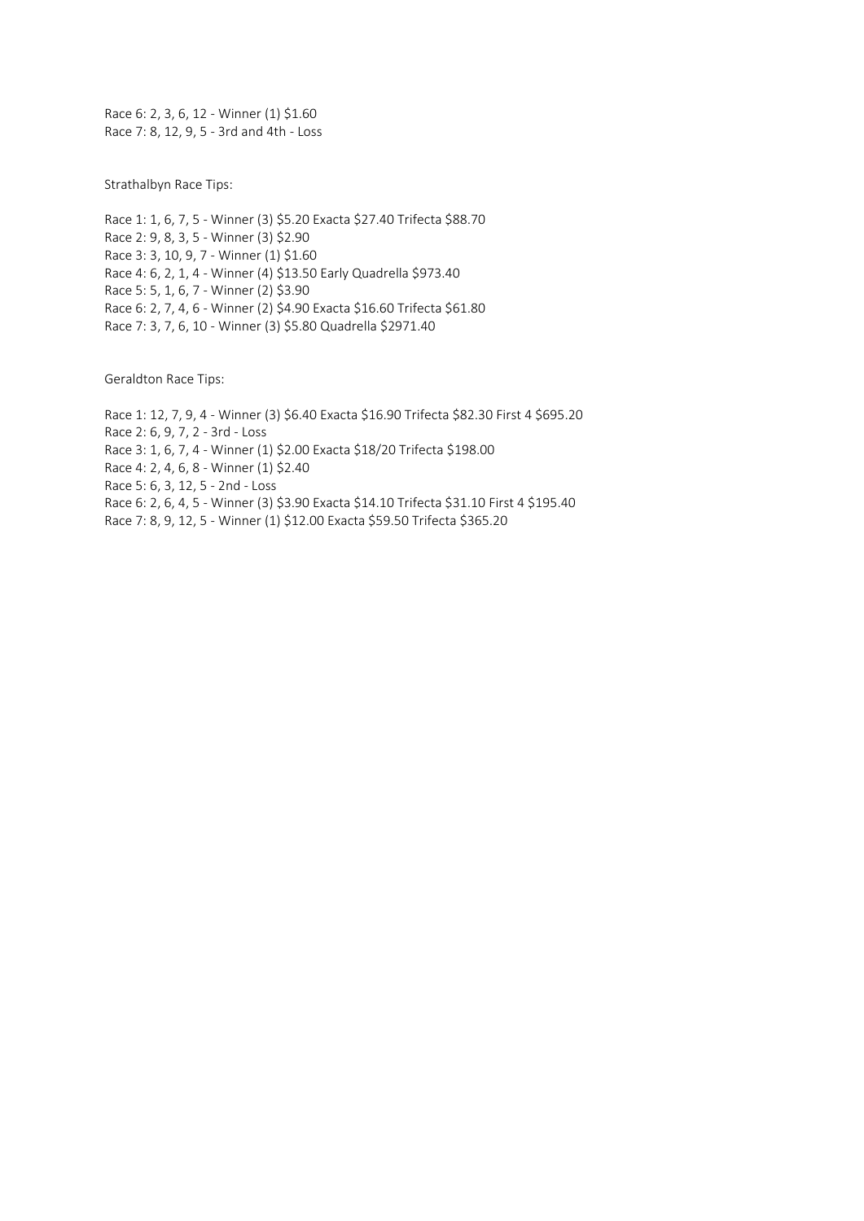Race 6: 2, 3, 6, 12 - Winner (1) $1.60
Race 7: 8, 12, 9, 5 - 3rd and 4th - Loss

Strathalbyn Race Tips:

Race 1: 1, 6, 7, 5 - Winner (3) $5.20 Exacta $27.40 Trifecta $88.70
Race 2: 9, 8, 3, 5 - Winner (3) $2.90
Race 3: 3, 10, 9, 7 - Winner (1) $1.60
Race 4: 6, 2, 1, 4 - Winner (4) $13.50 Early Quadrella $973.40
Race 5: 5, 1, 6, 7 - Winner (2) $3.90
Race 6: 2, 7, 4, 6 - Winner (2) $4.90 Exacta $16.60 Trifecta $61.80
Race 7: 3, 7, 6, 10 - Winner (3) $5.80 Quadrella $2971.40

Geraldton Race Tips:

Race 1: 12, 7, 9, 4 - Winner (3) $6.40 Exacta $16.90 Trifecta $82.30 First 4 $695.20
Race 2: 6, 9, 7, 2 - 3rd - Loss
Race 3: 1, 6, 7, 4 - Winner (1) $2.00 Exacta $18/20 Trifecta $198.00
Race 4: 2, 4, 6, 8 - Winner (1) $2.40
Race 5: 6, 3, 12, 5 - 2nd - Loss
Race 6: 2, 6, 4, 5 - Winner (3) $3.90 Exacta $14.10 Trifecta $31.10 First 4 $195.40
Race 7: 8, 9, 12, 5 - Winner (1) $12.00 Exacta $59.50 Trifecta $365.20